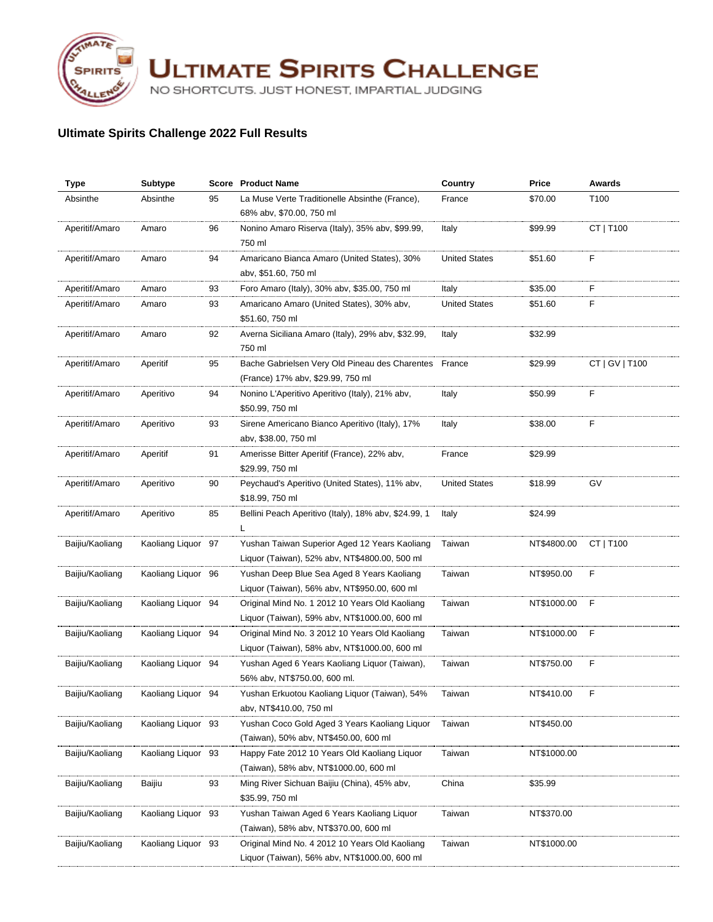# Ultimate Spirits Challenge

NO SHORTCUTS. JUST HONEST, IMPARTIAL JUDGING

## Ultimate Spirits Challenge 2022 Full Results

| Type | Subtype | Score | Product Name | Country | Price | Awards |
|---|---|---|---|---|---|---|
| Absinthe | Absinthe | 95 | La Muse Verte Traditionelle Absinthe (France), 68% abv, $70.00, 750 ml | France | $70.00 | T100 |
| Aperitif/Amaro | Amaro | 96 | Nonino Amaro Riserva (Italy), 35% abv, $99.99, 750 ml | Italy | $99.99 | CT \| T100 |
| Aperitif/Amaro | Amaro | 94 | Americano Bianca Amaro (United States), 30% abv, $51.60, 750 ml | United States | $51.60 | F |
| Aperitif/Amaro | Amaro | 93 | Foro Amaro (Italy), 30% abv, $35.00, 750 ml | Italy | $35.00 | F |
| Aperitif/Amaro | Amaro | 93 | Amaricano Amaro (United States), 30% abv, $51.60, 750 ml | United States | $51.60 | F |
| Aperitif/Amaro | Amaro | 92 | Averna Siciliana Amaro (Italy), 29% abv, $32.99, 750 ml | Italy | $32.99 | |
| Aperitif/Amaro | Aperitif | 95 | Bache Gabrielsen Very Old Pineau des Charentes (France) 17% abv, $29.99, 750 ml | France | $29.99 | CT \| GV \| T100 |
| Aperitif/Amaro | Aperitivo | 94 | Nonino L'Aperitivo Aperitivo (Italy), 21% abv, $50.99, 750 ml | Italy | $50.99 | F |
| Aperitif/Amaro | Aperitivo | 93 | Sirene Americano Bianco Aperitivo (Italy), 17% abv, $38.00, 750 ml | Italy | $38.00 | F |
| Aperitif/Amaro | Aperitif | 91 | Amerisse Bitter Aperitif (France), 22% abv, $29.99, 750 ml | France | $29.99 | |
| Aperitif/Amaro | Aperitivo | 90 | Peychaud's Aperitivo (United States), 11% abv, $18.99, 750 ml | United States | $18.99 | GV |
| Aperitif/Amaro | Aperitivo | 85 | Bellini Peach Aperitivo (Italy), 18% abv, $24.99, 1 L | Italy | $24.99 | |
| Baijiu/Kaoliang | Kaoliang Liquor | 97 | Yushan Taiwan Superior Aged 12 Years Kaoliang Liquor (Taiwan), 52% abv, NT$4800.00, 500 ml | Taiwan | NT$4800.00 | CT \| T100 |
| Baijiu/Kaoliang | Kaoliang Liquor | 96 | Yushan Deep Blue Sea Aged 8 Years Kaoliang Liquor (Taiwan), 56% abv, NT$950.00, 600 ml | Taiwan | NT$950.00 | F |
| Baijiu/Kaoliang | Kaoliang Liquor | 94 | Original Mind No. 1 2012 10 Years Old Kaoliang Liquor (Taiwan), 59% abv, NT$1000.00, 600 ml | Taiwan | NT$1000.00 | F |
| Baijiu/Kaoliang | Kaoliang Liquor | 94 | Original Mind No. 3 2012 10 Years Old Kaoliang Liquor (Taiwan), 58% abv, NT$1000.00, 600 ml | Taiwan | NT$1000.00 | F |
| Baijiu/Kaoliang | Kaoliang Liquor | 94 | Yushan Aged 6 Years Kaoliang Liquor (Taiwan), 56% abv, NT$750.00, 600 ml. | Taiwan | NT$750.00 | F |
| Baijiu/Kaoliang | Kaoliang Liquor | 94 | Yushan Erkuotou Kaoliang Liquor (Taiwan), 54% abv, NT$410.00, 750 ml | Taiwan | NT$410.00 | F |
| Baijiu/Kaoliang | Kaoliang Liquor | 93 | Yushan Coco Gold Aged 3 Years Kaoliang Liquor (Taiwan), 50% abv, NT$450.00, 600 ml | Taiwan | NT$450.00 | |
| Baijiu/Kaoliang | Kaoliang Liquor | 93 | Happy Fate 2012 10 Years Old Kaoliang Liquor (Taiwan), 58% abv, NT$1000.00, 600 ml | Taiwan | NT$1000.00 | |
| Baijiu/Kaoliang | Baijiu | 93 | Ming River Sichuan Baijiu (China), 45% abv, $35.99, 750 ml | China | $35.99 | |
| Baijiu/Kaoliang | Kaoliang Liquor | 93 | Yushan Taiwan Aged 6 Years Kaoliang Liquor (Taiwan), 58% abv, NT$370.00, 600 ml | Taiwan | NT$370.00 | |
| Baijiu/Kaoliang | Kaoliang Liquor | 93 | Original Mind No. 4 2012 10 Years Old Kaoliang Liquor (Taiwan), 56% abv, NT$1000.00, 600 ml | Taiwan | NT$1000.00 | |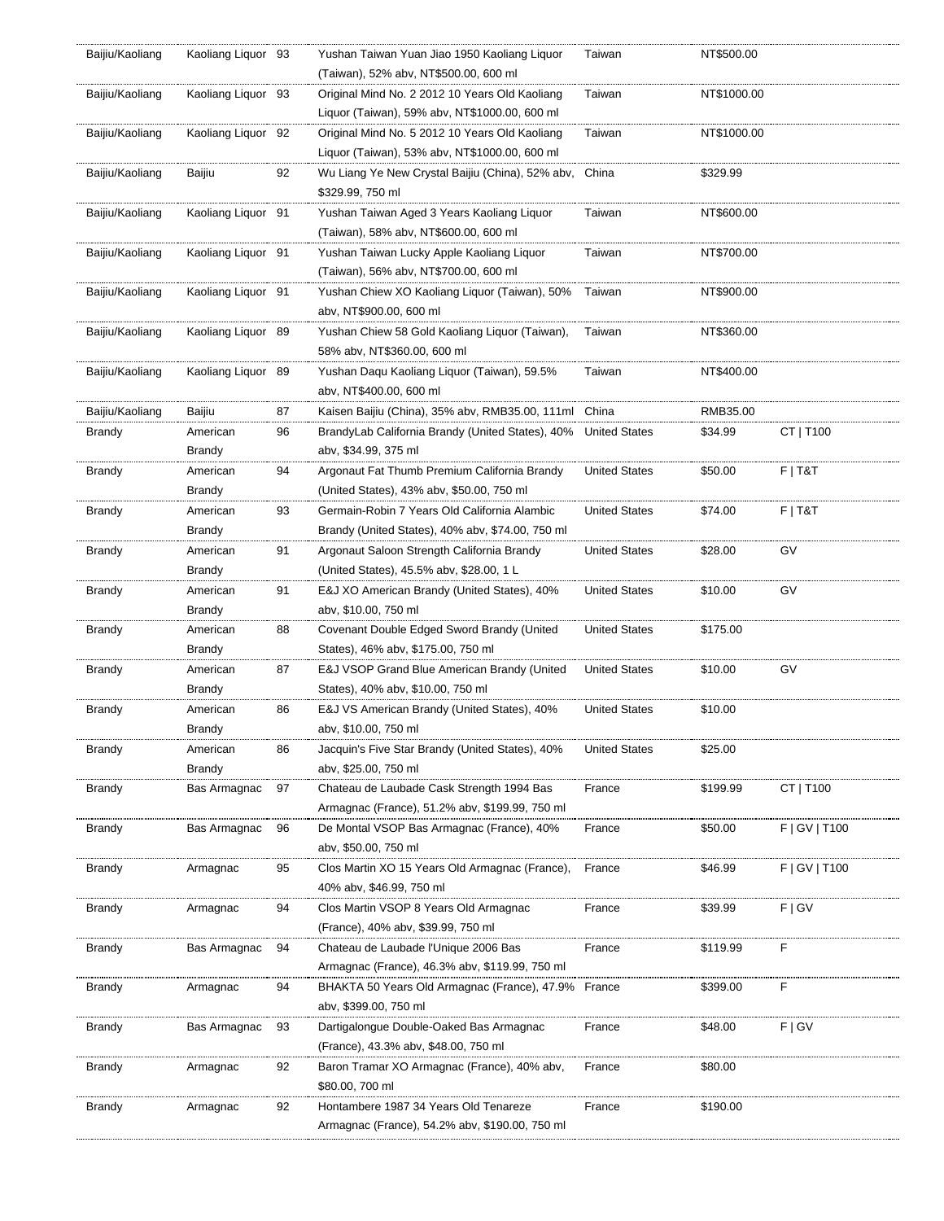| Baijiu/Kaoliang | Kaoliang Liquor | 93 | Yushan Taiwan Yuan Jiao 1950 Kaoliang Liquor (Taiwan), 52% abv, NT$500.00, 600 ml | Taiwan | NT$500.00 | |
|---|---|---|---|---|---|---|
| Baijiu/Kaoliang | Kaoliang Liquor | 93 | Original Mind No. 2 2012 10 Years Old Kaoliang Liquor (Taiwan), 59% abv, NT$1000.00, 600 ml | Taiwan | NT$1000.00 | |
| Baijiu/Kaoliang | Kaoliang Liquor | 92 | Original Mind No. 5 2012 10 Years Old Kaoliang Liquor (Taiwan), 53% abv, NT$1000.00, 600 ml | Taiwan | NT$1000.00 | |
| Baijiu/Kaoliang | Baijiu | 92 | Wu Liang Ye New Crystal Baijiu (China), 52% abv, $329.99, 750 ml | China | $329.99 | |
| Baijiu/Kaoliang | Kaoliang Liquor | 91 | Yushan Taiwan Aged 3 Years Kaoliang Liquor (Taiwan), 58% abv, NT$600.00, 600 ml | Taiwan | NT$600.00 | |
| Baijiu/Kaoliang | Kaoliang Liquor | 91 | Yushan Taiwan Lucky Apple Kaoliang Liquor (Taiwan), 56% abv, NT$700.00, 600 ml | Taiwan | NT$700.00 | |
| Baijiu/Kaoliang | Kaoliang Liquor | 91 | Yushan Chiew XO Kaoliang Liquor (Taiwan), 50% abv, NT$900.00, 600 ml | Taiwan | NT$900.00 | |
| Baijiu/Kaoliang | Kaoliang Liquor | 89 | Yushan Chiew 58 Gold Kaoliang Liquor (Taiwan), 58% abv, NT$360.00, 600 ml | Taiwan | NT$360.00 | |
| Baijiu/Kaoliang | Kaoliang Liquor | 89 | Yushan Daqu Kaoliang Liquor (Taiwan), 59.5% abv, NT$400.00, 600 ml | Taiwan | NT$400.00 | |
| Baijiu/Kaoliang | Baijiu | 87 | Kaisen Baijiu (China), 35% abv, RMB35.00, 111ml | China | RMB35.00 | |
| Brandy | American Brandy | 96 | BrandyLab California Brandy (United States), 40% abv, $34.99, 375 ml | United States | $34.99 | CT \| T100 |
| Brandy | American Brandy | 94 | Argonaut Fat Thumb Premium California Brandy (United States), 43% abv, $50.00, 750 ml | United States | $50.00 | F \| T&T |
| Brandy | American Brandy | 93 | Germain-Robin 7 Years Old California Alambic Brandy (United States), 40% abv, $74.00, 750 ml | United States | $74.00 | F \| T&T |
| Brandy | American Brandy | 91 | Argonaut Saloon Strength California Brandy (United States), 45.5% abv, $28.00, 1 L | United States | $28.00 | GV |
| Brandy | American Brandy | 91 | E&J XO American Brandy (United States), 40% abv, $10.00, 750 ml | United States | $10.00 | GV |
| Brandy | American Brandy | 88 | Covenant Double Edged Sword Brandy (United States), 46% abv, $175.00, 750 ml | United States | $175.00 | |
| Brandy | American Brandy | 87 | E&J VSOP Grand Blue American Brandy (United States), 40% abv, $10.00, 750 ml | United States | $10.00 | GV |
| Brandy | American Brandy | 86 | E&J VS American Brandy (United States), 40% abv, $10.00, 750 ml | United States | $10.00 | |
| Brandy | American Brandy | 86 | Jacquin's Five Star Brandy (United States), 40% abv, $25.00, 750 ml | United States | $25.00 | |
| Brandy | Bas Armagnac | 97 | Chateau de Laubade Cask Strength 1994 Bas Armagnac (France), 51.2% abv, $199.99, 750 ml | France | $199.99 | CT \| T100 |
| Brandy | Bas Armagnac | 96 | De Montal VSOP Bas Armagnac (France), 40% abv, $50.00, 750 ml | France | $50.00 | F \| GV \| T100 |
| Brandy | Armagnac | 95 | Clos Martin XO 15 Years Old Armagnac (France), 40% abv, $46.99, 750 ml | France | $46.99 | F \| GV \| T100 |
| Brandy | Armagnac | 94 | Clos Martin VSOP 8 Years Old Armagnac (France), 40% abv, $39.99, 750 ml | France | $39.99 | F \| GV |
| Brandy | Bas Armagnac | 94 | Chateau de Laubade l'Unique 2006 Bas Armagnac (France), 46.3% abv, $119.99, 750 ml | France | $119.99 | F |
| Brandy | Armagnac | 94 | BHAKTA 50 Years Old Armagnac (France), 47.9% abv, $399.00, 750 ml | France | $399.00 | F |
| Brandy | Bas Armagnac | 93 | Dartigalongue Double-Oaked Bas Armagnac (France), 43.3% abv, $48.00, 750 ml | France | $48.00 | F \| GV |
| Brandy | Armagnac | 92 | Baron Tramar XO Armagnac (France), 40% abv, $80.00, 700 ml | France | $80.00 | |
| Brandy | Armagnac | 92 | Hontambere 1987 34 Years Old Tenareze Armagnac (France), 54.2% abv, $190.00, 750 ml | France | $190.00 | |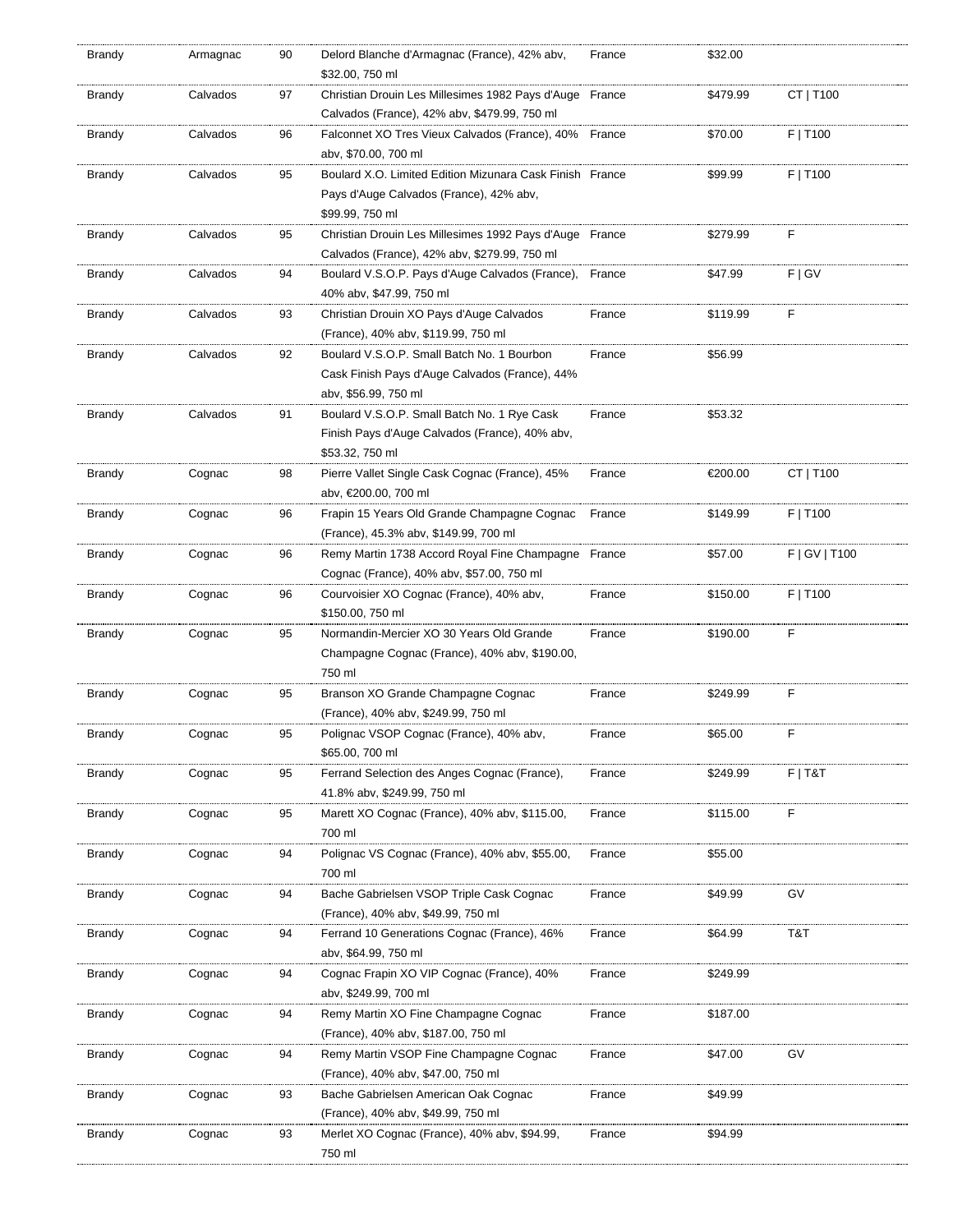| Brandy | Armagnac | 90 | Delord Blanche d'Armagnac (France), 42% abv, $32.00, 750 ml | France | $32.00 | |
|---|---|---|---|---|---|---|
| Brandy | Calvados | 97 | Christian Drouin Les Millesimes 1982 Pays d'Auge Calvados (France), 42% abv, $479.99, 750 ml | France | $479.99 | CT \| T100 |
| Brandy | Calvados | 96 | Falconnet XO Tres Vieux Calvados (France), 40% abv, $70.00, 700 ml | France | $70.00 | F \| T100 |
| Brandy | Calvados | 95 | Boulard X.O. Limited Edition Mizunara Cask Finish Pays d'Auge Calvados (France), 42% abv, $99.99, 750 ml | France | $99.99 | F \| T100 |
| Brandy | Calvados | 95 | Christian Drouin Les Millesimes 1992 Pays d'Auge Calvados (France), 42% abv, $279.99, 750 ml | France | $279.99 | F |
| Brandy | Calvados | 94 | Boulard V.S.O.P. Pays d'Auge Calvados (France), 40% abv, $47.99, 750 ml | France | $47.99 | F \| GV |
| Brandy | Calvados | 93 | Christian Drouin XO Pays d'Auge Calvados (France), 40% abv, $119.99, 750 ml | France | $119.99 | F |
| Brandy | Calvados | 92 | Boulard V.S.O.P. Small Batch No. 1 Bourbon Cask Finish Pays d'Auge Calvados (France), 44% abv, $56.99, 750 ml | France | $56.99 | |
| Brandy | Calvados | 91 | Boulard V.S.O.P. Small Batch No. 1 Rye Cask Finish Pays d'Auge Calvados (France), 40% abv, $53.32, 750 ml | France | $53.32 | |
| Brandy | Cognac | 98 | Pierre Vallet Single Cask Cognac (France), 45% abv, €200.00, 700 ml | France | €200.00 | CT \| T100 |
| Brandy | Cognac | 96 | Frapin 15 Years Old Grande Champagne Cognac (France), 45.3% abv, $149.99, 700 ml | France | $149.99 | F \| T100 |
| Brandy | Cognac | 96 | Remy Martin 1738 Accord Royal Fine Champagne Cognac (France), 40% abv, $57.00, 750 ml | France | $57.00 | F \| GV \| T100 |
| Brandy | Cognac | 96 | Courvoisier XO Cognac (France), 40% abv, $150.00, 750 ml | France | $150.00 | F \| T100 |
| Brandy | Cognac | 95 | Normandin-Mercier XO 30 Years Old Grande Champagne Cognac (France), 40% abv, $190.00, 750 ml | France | $190.00 | F |
| Brandy | Cognac | 95 | Branson XO Grande Champagne Cognac (France), 40% abv, $249.99, 750 ml | France | $249.99 | F |
| Brandy | Cognac | 95 | Polignac VSOP Cognac (France), 40% abv, $65.00, 700 ml | France | $65.00 | F |
| Brandy | Cognac | 95 | Ferrand Selection des Anges Cognac (France), 41.8% abv, $249.99, 750 ml | France | $249.99 | F \| T&T |
| Brandy | Cognac | 95 | Marett XO Cognac (France), 40% abv, $115.00, 700 ml | France | $115.00 | F |
| Brandy | Cognac | 94 | Polignac VS Cognac (France), 40% abv, $55.00, 700 ml | France | $55.00 | |
| Brandy | Cognac | 94 | Bache Gabrielsen VSOP Triple Cask Cognac (France), 40% abv, $49.99, 750 ml | France | $49.99 | GV |
| Brandy | Cognac | 94 | Ferrand 10 Generations Cognac (France), 46% abv, $64.99, 750 ml | France | $64.99 | T&T |
| Brandy | Cognac | 94 | Cognac Frapin XO VIP Cognac (France), 40% abv, $249.99, 700 ml | France | $249.99 | |
| Brandy | Cognac | 94 | Remy Martin XO Fine Champagne Cognac (France), 40% abv, $187.00, 750 ml | France | $187.00 | |
| Brandy | Cognac | 94 | Remy Martin VSOP Fine Champagne Cognac (France), 40% abv, $47.00, 750 ml | France | $47.00 | GV |
| Brandy | Cognac | 93 | Bache Gabrielsen American Oak Cognac (France), 40% abv, $49.99, 750 ml | France | $49.99 | |
| Brandy | Cognac | 93 | Merlet XO Cognac (France), 40% abv, $94.99, 750 ml | France | $94.99 | |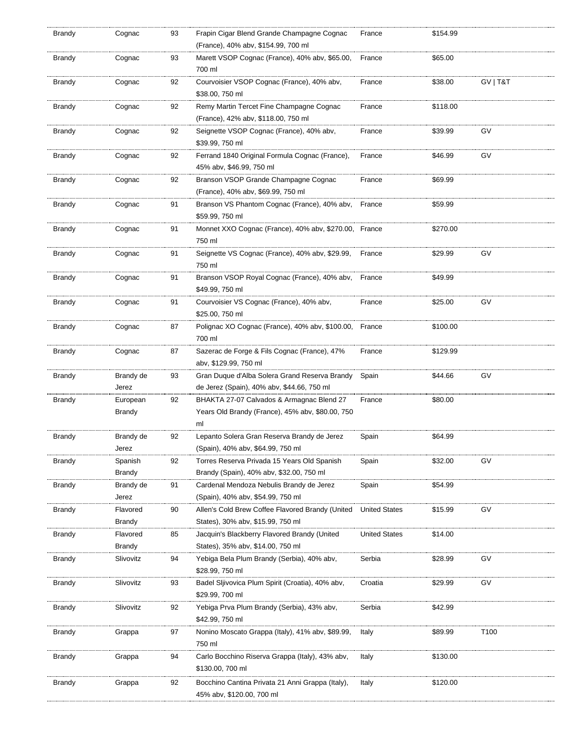| | | | | | | |
|---|---|---|---|---|---|---|
| Brandy | Cognac | 93 | Frapin Cigar Blend Grande Champagne Cognac (France), 40% abv, $154.99, 700 ml | France | $154.99 | |
| Brandy | Cognac | 93 | Marett VSOP Cognac (France), 40% abv, $65.00, 700 ml | France | $65.00 | |
| Brandy | Cognac | 92 | Courvoisier VSOP Cognac (France), 40% abv, $38.00, 750 ml | France | $38.00 | GV \| T&T |
| Brandy | Cognac | 92 | Remy Martin Tercet Fine Champagne Cognac (France), 42% abv, $118.00, 750 ml | France | $118.00 | |
| Brandy | Cognac | 92 | Seignette VSOP Cognac (France), 40% abv, $39.99, 750 ml | France | $39.99 | GV |
| Brandy | Cognac | 92 | Ferrand 1840 Original Formula Cognac (France), 45% abv, $46.99, 750 ml | France | $46.99 | GV |
| Brandy | Cognac | 92 | Branson VSOP Grande Champagne Cognac (France), 40% abv, $69.99, 750 ml | France | $69.99 | |
| Brandy | Cognac | 91 | Branson VS Phantom Cognac (France), 40% abv, $59.99, 750 ml | France | $59.99 | |
| Brandy | Cognac | 91 | Monnet XXO Cognac (France), 40% abv, $270.00, 750 ml | France | $270.00 | |
| Brandy | Cognac | 91 | Seignette VS Cognac (France), 40% abv, $29.99, 750 ml | France | $29.99 | GV |
| Brandy | Cognac | 91 | Branson VSOP Royal Cognac (France), 40% abv, $49.99, 750 ml | France | $49.99 | |
| Brandy | Cognac | 91 | Courvoisier VS Cognac (France), 40% abv, $25.00, 750 ml | France | $25.00 | GV |
| Brandy | Cognac | 87 | Polignac XO Cognac (France), 40% abv, $100.00, 700 ml | France | $100.00 | |
| Brandy | Cognac | 87 | Sazerac de Forge & Fils Cognac (France), 47% abv, $129.99, 750 ml | France | $129.99 | |
| Brandy | Brandy de Jerez | 93 | Gran Duque d'Alba Solera Grand Reserva Brandy de Jerez (Spain), 40% abv, $44.66, 750 ml | Spain | $44.66 | GV |
| Brandy | European Brandy | 92 | BHAKTA 27-07 Calvados & Armagnac Blend 27 Years Old Brandy (France), 45% abv, $80.00, 750 ml | France | $80.00 | |
| Brandy | Brandy de Jerez | 92 | Lepanto Solera Gran Reserva Brandy de Jerez (Spain), 40% abv, $64.99, 750 ml | Spain | $64.99 | |
| Brandy | Spanish Brandy | 92 | Torres Reserva Privada 15 Years Old Spanish Brandy (Spain), 40% abv, $32.00, 750 ml | Spain | $32.00 | GV |
| Brandy | Brandy de Jerez | 91 | Cardenal Mendoza Nebulis Brandy de Jerez (Spain), 40% abv, $54.99, 750 ml | Spain | $54.99 | |
| Brandy | Flavored Brandy | 90 | Allen's Cold Brew Coffee Flavored Brandy (United States), 30% abv, $15.99, 750 ml | United States | $15.99 | GV |
| Brandy | Flavored Brandy | 85 | Jacquin's Blackberry Flavored Brandy (United States), 35% abv, $14.00, 750 ml | United States | $14.00 | |
| Brandy | Slivovitz | 94 | Yebiga Bela Plum Brandy (Serbia), 40% abv, $28.99, 750 ml | Serbia | $28.99 | GV |
| Brandy | Slivovitz | 93 | Badel Sljivovica Plum Spirit (Croatia), 40% abv, $29.99, 700 ml | Croatia | $29.99 | GV |
| Brandy | Slivovitz | 92 | Yebiga Prva Plum Brandy (Serbia), 43% abv, $42.99, 750 ml | Serbia | $42.99 | |
| Brandy | Grappa | 97 | Nonino Moscato Grappa (Italy), 41% abv, $89.99, 750 ml | Italy | $89.99 | T100 |
| Brandy | Grappa | 94 | Carlo Bocchino Riserva Grappa (Italy), 43% abv, $130.00, 700 ml | Italy | $130.00 | |
| Brandy | Grappa | 92 | Bocchino Cantina Privata 21 Anni Grappa (Italy), 45% abv, $120.00, 700 ml | Italy | $120.00 | |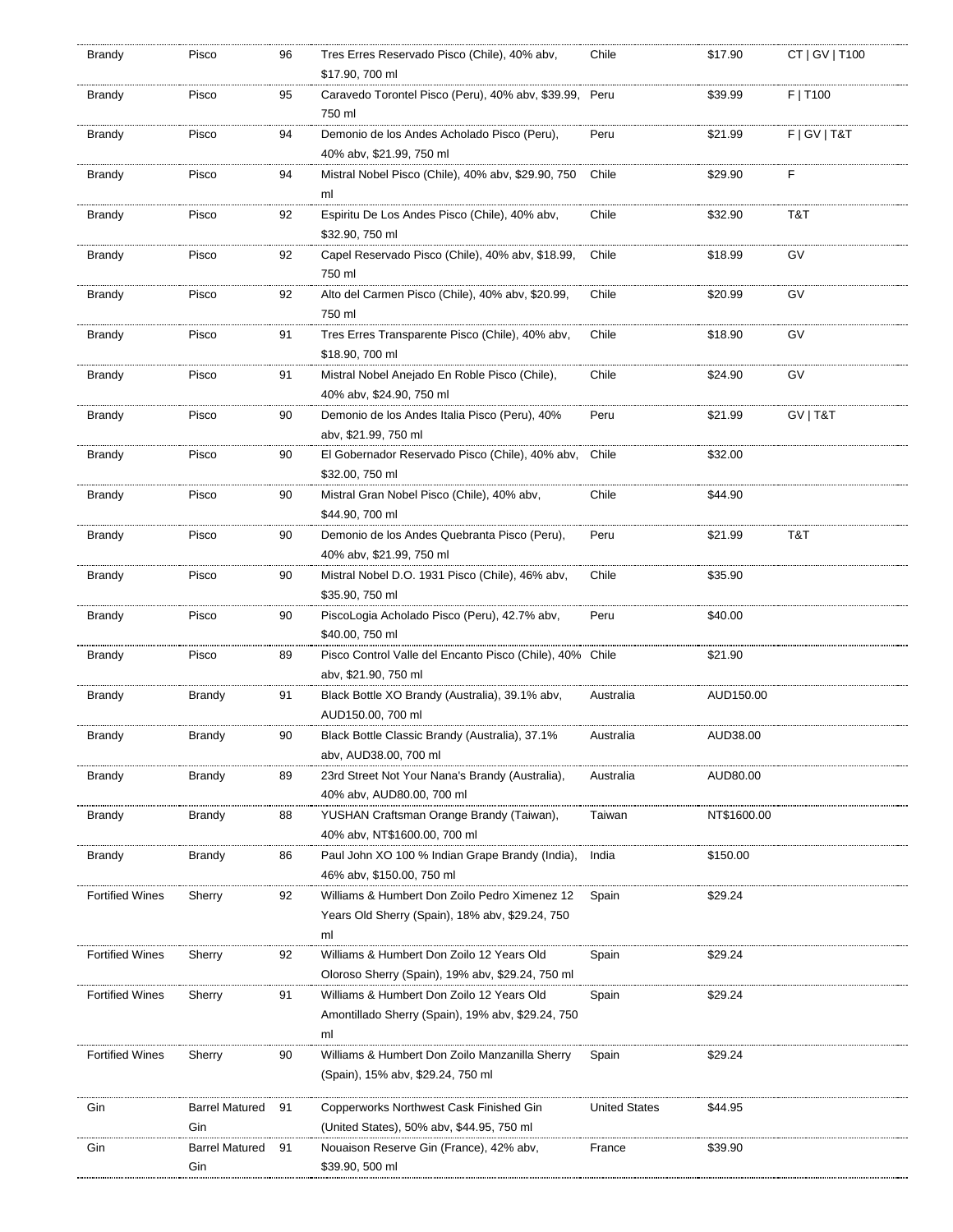| Brandy | Pisco | 96 | Tres Erres Reservado Pisco (Chile), 40% abv, $17.90, 700 ml | Chile | $17.90 | CT \| GV \| T100 |
|---|---|---|---|---|---|---|
| Brandy | Pisco | 95 | Caravedo Torontel Pisco (Peru), 40% abv, $39.99, 750 ml | Peru | $39.99 | F \| T100 |
| Brandy | Pisco | 94 | Demonio de los Andes Acholado Pisco (Peru), 40% abv, $21.99, 750 ml | Peru | $21.99 | F \| GV \| T&T |
| Brandy | Pisco | 94 | Mistral Nobel Pisco (Chile), 40% abv, $29.90, 750 ml | Chile | $29.90 | F |
| Brandy | Pisco | 92 | Espiritu De Los Andes Pisco (Chile), 40% abv, $32.90, 750 ml | Chile | $32.90 | T&T |
| Brandy | Pisco | 92 | Capel Reservado Pisco (Chile), 40% abv, $18.99, 750 ml | Chile | $18.99 | GV |
| Brandy | Pisco | 92 | Alto del Carmen Pisco (Chile), 40% abv, $20.99, 750 ml | Chile | $20.99 | GV |
| Brandy | Pisco | 91 | Tres Erres Transparente Pisco (Chile), 40% abv, $18.90, 700 ml | Chile | $18.90 | GV |
| Brandy | Pisco | 91 | Mistral Nobel Anejado En Roble Pisco (Chile), 40% abv, $24.90, 750 ml | Chile | $24.90 | GV |
| Brandy | Pisco | 90 | Demonio de los Andes Italia Pisco (Peru), 40% abv, $21.99, 750 ml | Peru | $21.99 | GV \| T&T |
| Brandy | Pisco | 90 | El Gobernador Reservado Pisco (Chile), 40% abv, $32.00, 750 ml | Chile | $32.00 | |
| Brandy | Pisco | 90 | Mistral Gran Nobel Pisco (Chile), 40% abv, $44.90, 700 ml | Chile | $44.90 | |
| Brandy | Pisco | 90 | Demonio de los Andes Quebranta Pisco (Peru), 40% abv, $21.99, 750 ml | Peru | $21.99 | T&T |
| Brandy | Pisco | 90 | Mistral Nobel D.O. 1931 Pisco (Chile), 46% abv, $35.90, 750 ml | Chile | $35.90 | |
| Brandy | Pisco | 90 | PiscoLogia Acholado Pisco (Peru), 42.7% abv, $40.00, 750 ml | Peru | $40.00 | |
| Brandy | Pisco | 89 | Pisco Control Valle del Encanto Pisco (Chile), 40% abv, $21.90, 750 ml | Chile | $21.90 | |
| Brandy | Brandy | 91 | Black Bottle XO Brandy (Australia), 39.1% abv, AUD150.00, 700 ml | Australia | AUD150.00 | |
| Brandy | Brandy | 90 | Black Bottle Classic Brandy (Australia), 37.1% abv, AUD38.00, 700 ml | Australia | AUD38.00 | |
| Brandy | Brandy | 89 | 23rd Street Not Your Nana's Brandy (Australia), 40% abv, AUD80.00, 700 ml | Australia | AUD80.00 | |
| Brandy | Brandy | 88 | YUSHAN Craftsman Orange Brandy (Taiwan), 40% abv, NT$1600.00, 700 ml | Taiwan | NT$1600.00 | |
| Brandy | Brandy | 86 | Paul John XO 100 % Indian Grape Brandy (India), 46% abv, $150.00, 750 ml | India | $150.00 | |
| Fortified Wines | Sherry | 92 | Williams & Humbert Don Zoilo Pedro Ximenez 12 Years Old Sherry (Spain), 18% abv, $29.24, 750 ml | Spain | $29.24 | |
| Fortified Wines | Sherry | 92 | Williams & Humbert Don Zoilo 12 Years Old Oloroso Sherry (Spain), 19% abv, $29.24, 750 ml | Spain | $29.24 | |
| Fortified Wines | Sherry | 91 | Williams & Humbert Don Zoilo 12 Years Old Amontillado Sherry (Spain), 19% abv, $29.24, 750 ml | Spain | $29.24 | |
| Fortified Wines | Sherry | 90 | Williams & Humbert Don Zoilo Manzanilla Sherry (Spain), 15% abv, $29.24, 750 ml | Spain | $29.24 | |
| Gin | Barrel Matured Gin | 91 | Copperworks Northwest Cask Finished Gin (United States), 50% abv, $44.95, 750 ml | United States | $44.95 | |
| Gin | Barrel Matured Gin | 91 | Nouaison Reserve Gin (France), 42% abv, $39.90, 500 ml | France | $39.90 | |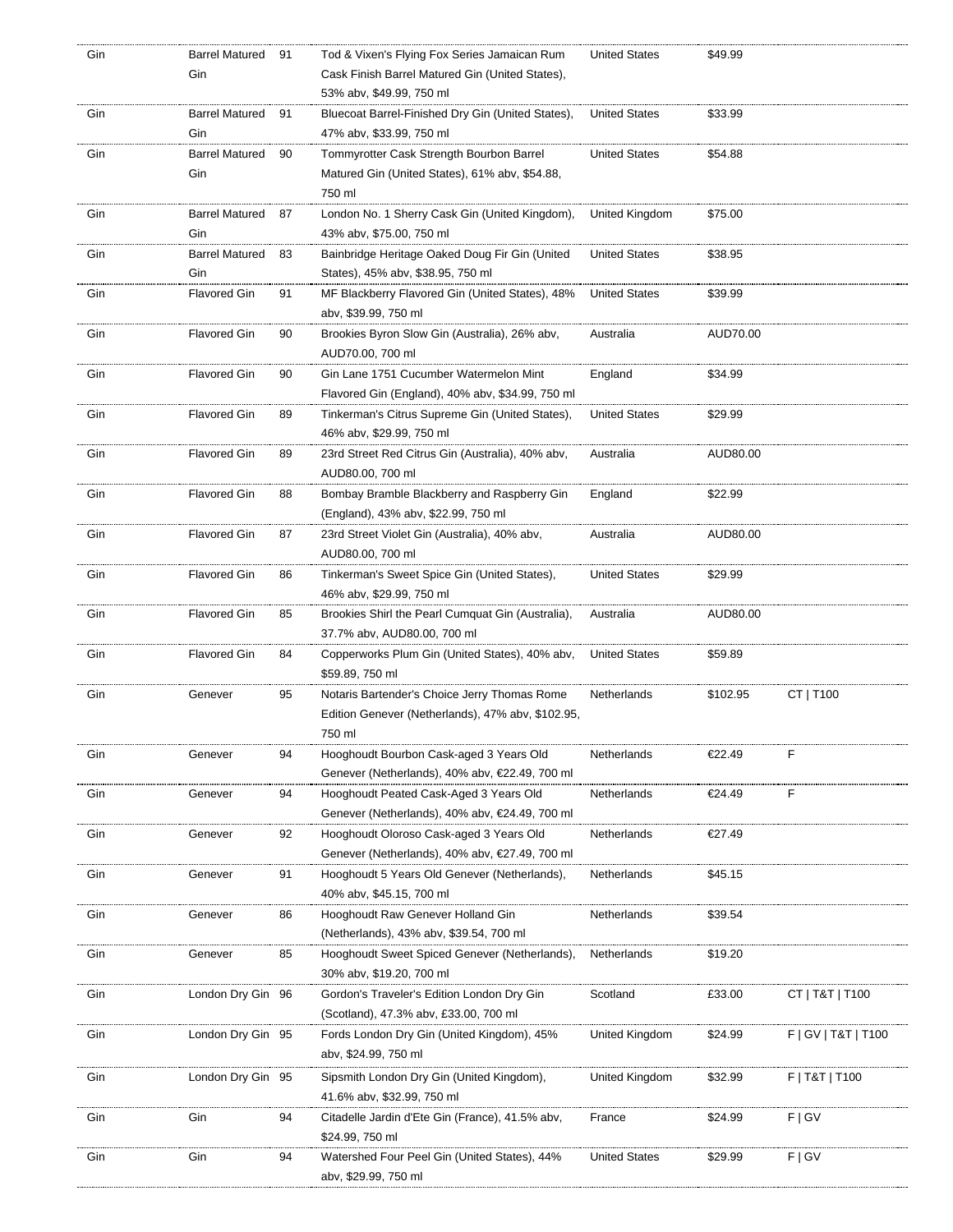| | | | | | | |
|---|---|---|---|---|---|---|
| Gin | Barrel Matured Gin | 91 | Tod & Vixen's Flying Fox Series Jamaican Rum Cask Finish Barrel Matured Gin (United States), 53% abv, $49.99, 750 ml | United States | $49.99 | |
| Gin | Barrel Matured Gin | 91 | Bluecoat Barrel-Finished Dry Gin (United States), 47% abv, $33.99, 750 ml | United States | $33.99 | |
| Gin | Barrel Matured Gin | 90 | Tommyrotter Cask Strength Bourbon Barrel Matured Gin (United States), 61% abv, $54.88, 750 ml | United States | $54.88 | |
| Gin | Barrel Matured Gin | 87 | London No. 1 Sherry Cask Gin (United Kingdom), 43% abv, $75.00, 750 ml | United Kingdom | $75.00 | |
| Gin | Barrel Matured Gin | 83 | Bainbridge Heritage Oaked Doug Fir Gin (United States), 45% abv, $38.95, 750 ml | United States | $38.95 | |
| Gin | Flavored Gin | 91 | MF Blackberry Flavored Gin (United States), 48% abv, $39.99, 750 ml | United States | $39.99 | |
| Gin | Flavored Gin | 90 | Brookies Byron Slow Gin (Australia), 26% abv, AUD70.00, 700 ml | Australia | AUD70.00 | |
| Gin | Flavored Gin | 90 | Gin Lane 1751 Cucumber Watermelon Mint Flavored Gin (England), 40% abv, $34.99, 750 ml | England | $34.99 | |
| Gin | Flavored Gin | 89 | Tinkerman's Citrus Supreme Gin (United States), 46% abv, $29.99, 750 ml | United States | $29.99 | |
| Gin | Flavored Gin | 89 | 23rd Street Red Citrus Gin (Australia), 40% abv, AUD80.00, 700 ml | Australia | AUD80.00 | |
| Gin | Flavored Gin | 88 | Bombay Bramble Blackberry and Raspberry Gin (England), 43% abv, $22.99, 750 ml | England | $22.99 | |
| Gin | Flavored Gin | 87 | 23rd Street Violet Gin (Australia), 40% abv, AUD80.00, 700 ml | Australia | AUD80.00 | |
| Gin | Flavored Gin | 86 | Tinkerman's Sweet Spice Gin (United States), 46% abv, $29.99, 750 ml | United States | $29.99 | |
| Gin | Flavored Gin | 85 | Brookies Shirl the Pearl Cumquat Gin (Australia), 37.7% abv, AUD80.00, 700 ml | Australia | AUD80.00 | |
| Gin | Flavored Gin | 84 | Copperworks Plum Gin (United States), 40% abv, $59.89, 750 ml | United States | $59.89 | |
| Gin | Genever | 95 | Notaris Bartender's Choice Jerry Thomas Rome Edition Genever (Netherlands), 47% abv, $102.95, 750 ml | Netherlands | $102.95 | CT \| T100 |
| Gin | Genever | 94 | Hooghoudt Bourbon Cask-aged 3 Years Old Genever (Netherlands), 40% abv, €22.49, 700 ml | Netherlands | €22.49 | F |
| Gin | Genever | 94 | Hooghoudt Peated Cask-Aged 3 Years Old Genever (Netherlands), 40% abv, €24.49, 700 ml | Netherlands | €24.49 | F |
| Gin | Genever | 92 | Hooghoudt Oloroso Cask-aged 3 Years Old Genever (Netherlands), 40% abv, €27.49, 700 ml | Netherlands | €27.49 | |
| Gin | Genever | 91 | Hooghoudt 5 Years Old Genever (Netherlands), 40% abv, $45.15, 700 ml | Netherlands | $45.15 | |
| Gin | Genever | 86 | Hooghoudt Raw Genever Holland Gin (Netherlands), 43% abv, $39.54, 700 ml | Netherlands | $39.54 | |
| Gin | Genever | 85 | Hooghoudt Sweet Spiced Genever (Netherlands), 30% abv, $19.20, 700 ml | Netherlands | $19.20 | |
| Gin | London Dry Gin | 96 | Gordon's Traveler's Edition London Dry Gin (Scotland), 47.3% abv, £33.00, 700 ml | Scotland | £33.00 | CT \| T&T \| T100 |
| Gin | London Dry Gin | 95 | Fords London Dry Gin (United Kingdom), 45% abv, $24.99, 750 ml | United Kingdom | $24.99 | F \| GV \| T&T \| T100 |
| Gin | London Dry Gin | 95 | Sipsmith London Dry Gin (United Kingdom), 41.6% abv, $32.99, 750 ml | United Kingdom | $32.99 | F \| T&T \| T100 |
| Gin | Gin | 94 | Citadelle Jardin d'Ete Gin (France), 41.5% abv, $24.99, 750 ml | France | $24.99 | F \| GV |
| Gin | Gin | 94 | Watershed Four Peel Gin (United States), 44% abv, $29.99, 750 ml | United States | $29.99 | F \| GV |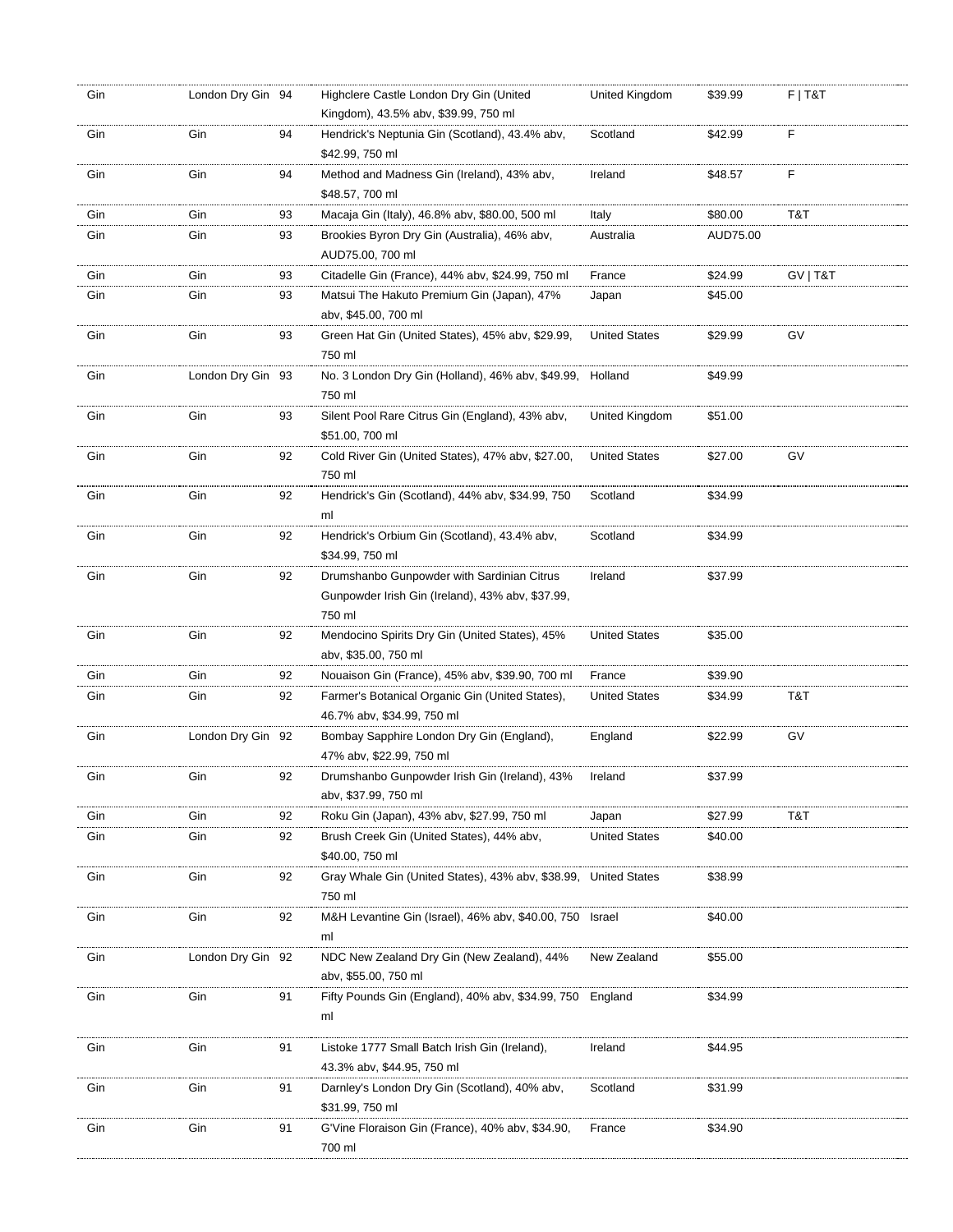| Gin | London Dry Gin | 94 | Highclere Castle London Dry Gin (United Kingdom), 43.5% abv, $39.99, 750 ml | United Kingdom | $39.99 | F \| T&T |
|---|---|---|---|---|---|---|
| Gin | Gin | 94 | Hendrick's Neptunia Gin (Scotland), 43.4% abv, $42.99, 750 ml | Scotland | $42.99 | F |
| Gin | Gin | 94 | Method and Madness Gin (Ireland), 43% abv, $48.57, 700 ml | Ireland | $48.57 | F |
| Gin | Gin | 93 | Macaja Gin (Italy), 46.8% abv, $80.00, 500 ml | Italy | $80.00 | T&T |
| Gin | Gin | 93 | Brookies Byron Dry Gin (Australia), 46% abv, AUD75.00, 700 ml | Australia | AUD75.00 | |
| Gin | Gin | 93 | Citadelle Gin (France), 44% abv, $24.99, 750 ml | France | $24.99 | GV \| T&T |
| Gin | Gin | 93 | Matsui The Hakuto Premium Gin (Japan), 47% abv, $45.00, 700 ml | Japan | $45.00 | |
| Gin | Gin | 93 | Green Hat Gin (United States), 45% abv, $29.99, 750 ml | United States | $29.99 | GV |
| Gin | London Dry Gin | 93 | No. 3 London Dry Gin (Holland), 46% abv, $49.99, 750 ml | Holland | $49.99 | |
| Gin | Gin | 93 | Silent Pool Rare Citrus Gin (England), 43% abv, $51.00, 700 ml | United Kingdom | $51.00 | |
| Gin | Gin | 92 | Cold River Gin (United States), 47% abv, $27.00, 750 ml | United States | $27.00 | GV |
| Gin | Gin | 92 | Hendrick's Gin (Scotland), 44% abv, $34.99, 750 ml | Scotland | $34.99 | |
| Gin | Gin | 92 | Hendrick's Orbium Gin (Scotland), 43.4% abv, $34.99, 750 ml | Scotland | $34.99 | |
| Gin | Gin | 92 | Drumshanbo Gunpowder with Sardinian Citrus Gunpowder Irish Gin (Ireland), 43% abv, $37.99, 750 ml | Ireland | $37.99 | |
| Gin | Gin | 92 | Mendocino Spirits Dry Gin (United States), 45% abv, $35.00, 750 ml | United States | $35.00 | |
| Gin | Gin | 92 | Nouaison Gin (France), 45% abv, $39.90, 700 ml | France | $39.90 | |
| Gin | Gin | 92 | Farmer's Botanical Organic Gin (United States), 46.7% abv, $34.99, 750 ml | United States | $34.99 | T&T |
| Gin | London Dry Gin | 92 | Bombay Sapphire London Dry Gin (England), 47% abv, $22.99, 750 ml | England | $22.99 | GV |
| Gin | Gin | 92 | Drumshanbo Gunpowder Irish Gin (Ireland), 43% abv, $37.99, 750 ml | Ireland | $37.99 | |
| Gin | Gin | 92 | Roku Gin (Japan), 43% abv, $27.99, 750 ml | Japan | $27.99 | T&T |
| Gin | Gin | 92 | Brush Creek Gin (United States), 44% abv, $40.00, 750 ml | United States | $40.00 | |
| Gin | Gin | 92 | Gray Whale Gin (United States), 43% abv, $38.99, 750 ml | United States | $38.99 | |
| Gin | Gin | 92 | M&H Levantine Gin (Israel), 46% abv, $40.00, 750 ml | Israel | $40.00 | |
| Gin | London Dry Gin | 92 | NDC New Zealand Dry Gin (New Zealand), 44% abv, $55.00, 750 ml | New Zealand | $55.00 | |
| Gin | Gin | 91 | Fifty Pounds Gin (England), 40% abv, $34.99, 750 ml | England | $34.99 | |
| Gin | Gin | 91 | Listoke 1777 Small Batch Irish Gin (Ireland), 43.3% abv, $44.95, 750 ml | Ireland | $44.95 | |
| Gin | Gin | 91 | Darnley's London Dry Gin (Scotland), 40% abv, $31.99, 750 ml | Scotland | $31.99 | |
| Gin | Gin | 91 | G'Vine Floraison Gin (France), 40% abv, $34.90, 700 ml | France | $34.90 | |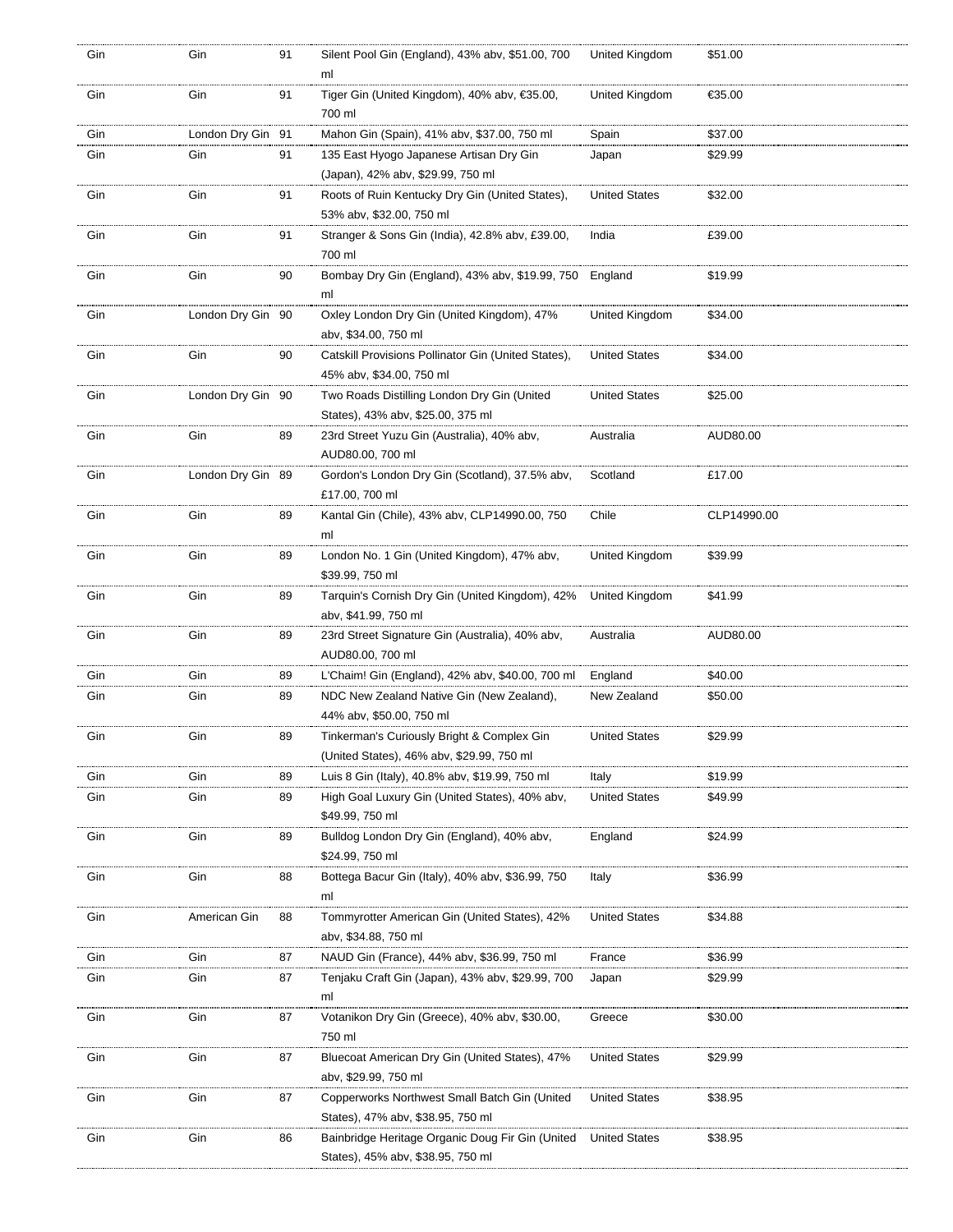| | | | | | |
|---|---|---|---|---|---|
| Gin | Gin | 91 | Silent Pool Gin (England), 43% abv, $51.00, 700 ml | United Kingdom | $51.00 |
| Gin | Gin | 91 | Tiger Gin (United Kingdom), 40% abv, €35.00, 700 ml | United Kingdom | €35.00 |
| Gin | London Dry Gin | 91 | Mahon Gin (Spain), 41% abv, $37.00, 750 ml | Spain | $37.00 |
| Gin | Gin | 91 | 135 East Hyogo Japanese Artisan Dry Gin (Japan), 42% abv, $29.99, 750 ml | Japan | $29.99 |
| Gin | Gin | 91 | Roots of Ruin Kentucky Dry Gin (United States), 53% abv, $32.00, 750 ml | United States | $32.00 |
| Gin | Gin | 91 | Stranger & Sons Gin (India), 42.8% abv, £39.00, 700 ml | India | £39.00 |
| Gin | Gin | 90 | Bombay Dry Gin (England), 43% abv, $19.99, 750 ml | England | $19.99 |
| Gin | London Dry Gin | 90 | Oxley London Dry Gin (United Kingdom), 47% abv, $34.00, 750 ml | United Kingdom | $34.00 |
| Gin | Gin | 90 | Catskill Provisions Pollinator Gin (United States), 45% abv, $34.00, 750 ml | United States | $34.00 |
| Gin | London Dry Gin | 90 | Two Roads Distilling London Dry Gin (United States), 43% abv, $25.00, 375 ml | United States | $25.00 |
| Gin | Gin | 89 | 23rd Street Yuzu Gin (Australia), 40% abv, AUD80.00, 700 ml | Australia | AUD80.00 |
| Gin | London Dry Gin | 89 | Gordon's London Dry Gin (Scotland), 37.5% abv, £17.00, 700 ml | Scotland | £17.00 |
| Gin | Gin | 89 | Kantal Gin (Chile), 43% abv, CLP14990.00, 750 ml | Chile | CLP14990.00 |
| Gin | Gin | 89 | London No. 1 Gin (United Kingdom), 47% abv, $39.99, 750 ml | United Kingdom | $39.99 |
| Gin | Gin | 89 | Tarquin's Cornish Dry Gin (United Kingdom), 42% abv, $41.99, 750 ml | United Kingdom | $41.99 |
| Gin | Gin | 89 | 23rd Street Signature Gin (Australia), 40% abv, AUD80.00, 700 ml | Australia | AUD80.00 |
| Gin | Gin | 89 | L'Chaim! Gin (England), 42% abv, $40.00, 700 ml | England | $40.00 |
| Gin | Gin | 89 | NDC New Zealand Native Gin (New Zealand), 44% abv, $50.00, 750 ml | New Zealand | $50.00 |
| Gin | Gin | 89 | Tinkerman's Curiously Bright & Complex Gin (United States), 46% abv, $29.99, 750 ml | United States | $29.99 |
| Gin | Gin | 89 | Luis 8 Gin (Italy), 40.8% abv, $19.99, 750 ml | Italy | $19.99 |
| Gin | Gin | 89 | High Goal Luxury Gin (United States), 40% abv, $49.99, 750 ml | United States | $49.99 |
| Gin | Gin | 89 | Bulldog London Dry Gin (England), 40% abv, $24.99, 750 ml | England | $24.99 |
| Gin | Gin | 88 | Bottega Bacur Gin (Italy), 40% abv, $36.99, 750 ml | Italy | $36.99 |
| Gin | American Gin | 88 | Tommyrotter American Gin (United States), 42% abv, $34.88, 750 ml | United States | $34.88 |
| Gin | Gin | 87 | NAUD Gin (France), 44% abv, $36.99, 750 ml | France | $36.99 |
| Gin | Gin | 87 | Tenjaku Craft Gin (Japan), 43% abv, $29.99, 700 ml | Japan | $29.99 |
| Gin | Gin | 87 | Votanikon Dry Gin (Greece), 40% abv, $30.00, 750 ml | Greece | $30.00 |
| Gin | Gin | 87 | Bluecoat American Dry Gin (United States), 47% abv, $29.99, 750 ml | United States | $29.99 |
| Gin | Gin | 87 | Copperworks Northwest Small Batch Gin (United States), 47% abv, $38.95, 750 ml | United States | $38.95 |
| Gin | Gin | 86 | Bainbridge Heritage Organic Doug Fir Gin (United States), 45% abv, $38.95, 750 ml | United States | $38.95 |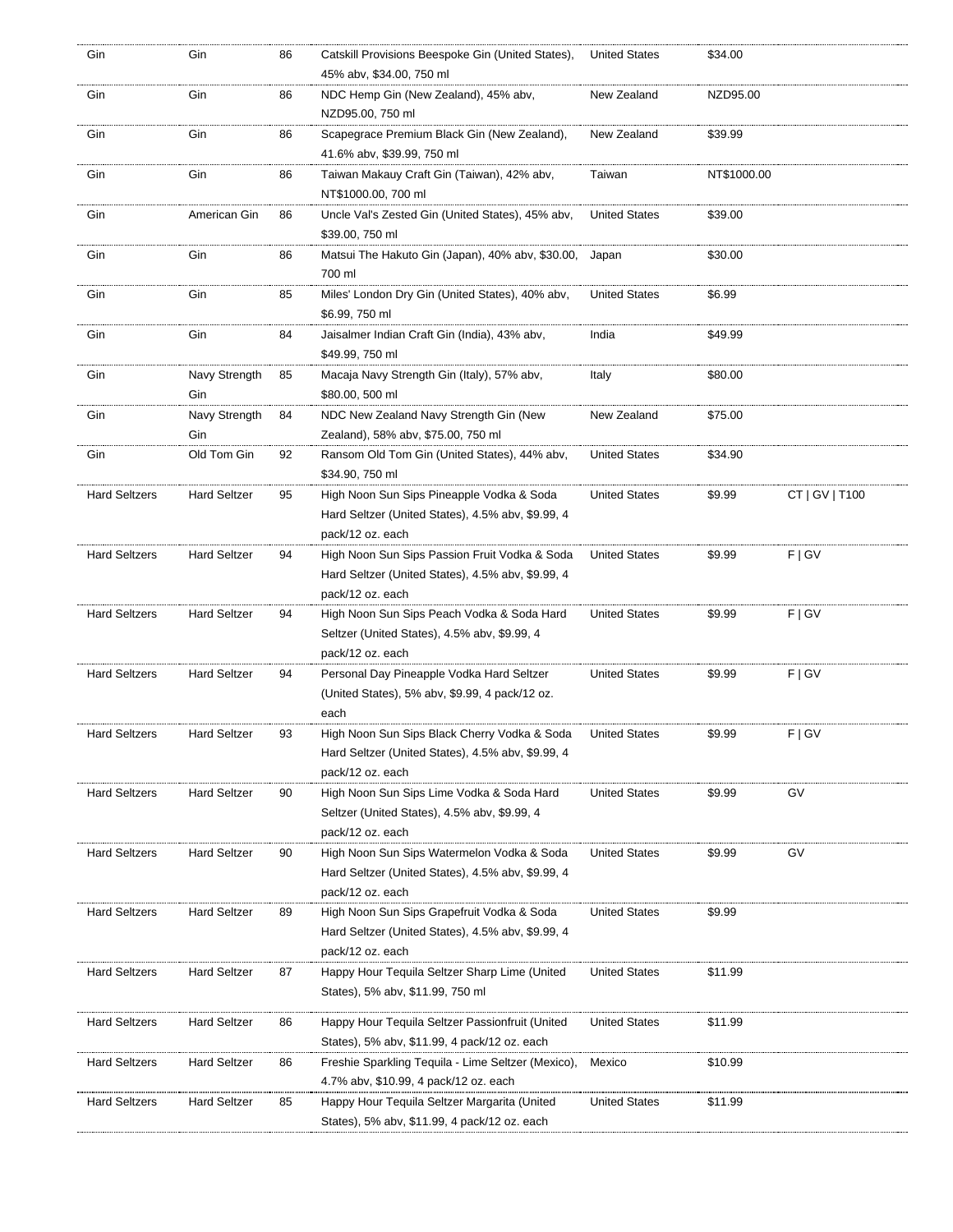| | | | | | | |
|---|---|---|---|---|---|---|
| Gin | Gin | 86 | Catskill Provisions Beespoke Gin (United States), 45% abv, $34.00, 750 ml | United States | $34.00 | |
| Gin | Gin | 86 | NDC Hemp Gin (New Zealand), 45% abv, NZD95.00, 750 ml | New Zealand | NZD95.00 | |
| Gin | Gin | 86 | Scapegrace Premium Black Gin (New Zealand), 41.6% abv, $39.99, 750 ml | New Zealand | $39.99 | |
| Gin | Gin | 86 | Taiwan Makauy Craft Gin (Taiwan), 42% abv, NT$1000.00, 700 ml | Taiwan | NT$1000.00 | |
| Gin | American Gin | 86 | Uncle Val's Zested Gin (United States), 45% abv, $39.00, 750 ml | United States | $39.00 | |
| Gin | Gin | 86 | Matsui The Hakuto Gin (Japan), 40% abv, $30.00, 700 ml | Japan | $30.00 | |
| Gin | Gin | 85 | Miles' London Dry Gin (United States), 40% abv, $6.99, 750 ml | United States | $6.99 | |
| Gin | Gin | 84 | Jaisalmer Indian Craft Gin (India), 43% abv, $49.99, 750 ml | India | $49.99 | |
| Gin | Navy Strength Gin | 85 | Macaja Navy Strength Gin (Italy), 57% abv, $80.00, 500 ml | Italy | $80.00 | |
| Gin | Navy Strength Gin | 84 | NDC New Zealand Navy Strength Gin (New Zealand), 58% abv, $75.00, 750 ml | New Zealand | $75.00 | |
| Gin | Old Tom Gin | 92 | Ransom Old Tom Gin (United States), 44% abv, $34.90, 750 ml | United States | $34.90 | |
| Hard Seltzers | Hard Seltzer | 95 | High Noon Sun Sips Pineapple Vodka & Soda Hard Seltzer (United States), 4.5% abv, $9.99, 4 pack/12 oz. each | United States | $9.99 | CT \| GV \| T100 |
| Hard Seltzers | Hard Seltzer | 94 | High Noon Sun Sips Passion Fruit Vodka & Soda Hard Seltzer (United States), 4.5% abv, $9.99, 4 pack/12 oz. each | United States | $9.99 | F \| GV |
| Hard Seltzers | Hard Seltzer | 94 | High Noon Sun Sips Peach Vodka & Soda Hard Seltzer (United States), 4.5% abv, $9.99, 4 pack/12 oz. each | United States | $9.99 | F \| GV |
| Hard Seltzers | Hard Seltzer | 94 | Personal Day Pineapple Vodka Hard Seltzer (United States), 5% abv, $9.99, 4 pack/12 oz. each | United States | $9.99 | F \| GV |
| Hard Seltzers | Hard Seltzer | 93 | High Noon Sun Sips Black Cherry Vodka & Soda Hard Seltzer (United States), 4.5% abv, $9.99, 4 pack/12 oz. each | United States | $9.99 | F \| GV |
| Hard Seltzers | Hard Seltzer | 90 | High Noon Sun Sips Lime Vodka & Soda Hard Seltzer (United States), 4.5% abv, $9.99, 4 pack/12 oz. each | United States | $9.99 | GV |
| Hard Seltzers | Hard Seltzer | 90 | High Noon Sun Sips Watermelon Vodka & Soda Hard Seltzer (United States), 4.5% abv, $9.99, 4 pack/12 oz. each | United States | $9.99 | GV |
| Hard Seltzers | Hard Seltzer | 89 | High Noon Sun Sips Grapefruit Vodka & Soda Hard Seltzer (United States), 4.5% abv, $9.99, 4 pack/12 oz. each | United States | $9.99 | |
| Hard Seltzers | Hard Seltzer | 87 | Happy Hour Tequila Seltzer Sharp Lime (United States), 5% abv, $11.99, 750 ml | United States | $11.99 | |
| Hard Seltzers | Hard Seltzer | 86 | Happy Hour Tequila Seltzer Passionfruit (United States), 5% abv, $11.99, 4 pack/12 oz. each | United States | $11.99 | |
| Hard Seltzers | Hard Seltzer | 86 | Freshie Sparkling Tequila - Lime Seltzer (Mexico), 4.7% abv, $10.99, 4 pack/12 oz. each | Mexico | $10.99 | |
| Hard Seltzers | Hard Seltzer | 85 | Happy Hour Tequila Seltzer Margarita (United States), 5% abv, $11.99, 4 pack/12 oz. each | United States | $11.99 | |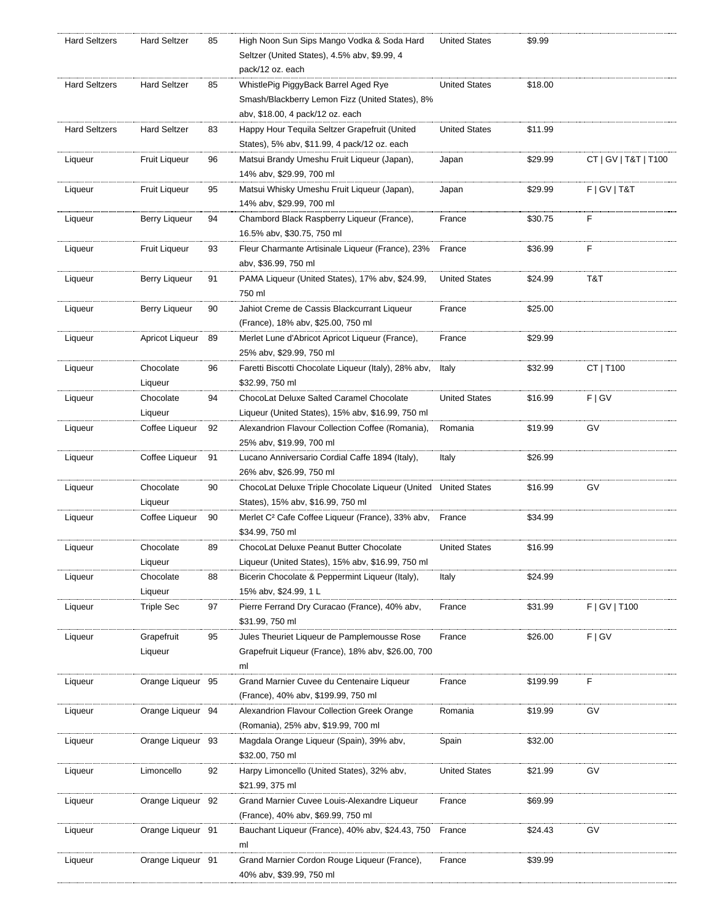| Hard Seltzers | Hard Seltzer | 85 | High Noon Sun Sips Mango Vodka & Soda Hard Seltzer (United States), 4.5% abv, $9.99, 4 pack/12 oz. each | United States | $9.99 | |
|---|---|---|---|---|---|---|
| Hard Seltzers | Hard Seltzer | 85 | WhistlePig PiggyBack Barrel Aged Rye Smash/Blackberry Lemon Fizz (United States), 8% abv, $18.00, 4 pack/12 oz. each | United States | $18.00 | |
| Hard Seltzers | Hard Seltzer | 83 | Happy Hour Tequila Seltzer Grapefruit (United States), 5% abv, $11.99, 4 pack/12 oz. each | United States | $11.99 | |
| Liqueur | Fruit Liqueur | 96 | Matsui Brandy Umeshu Fruit Liqueur (Japan), 14% abv, $29.99, 700 ml | Japan | $29.99 | CT \| GV \| T&T \| T100 |
| Liqueur | Fruit Liqueur | 95 | Matsui Whisky Umeshu Fruit Liqueur (Japan), 14% abv, $29.99, 700 ml | Japan | $29.99 | F \| GV \| T&T |
| Liqueur | Berry Liqueur | 94 | Chambord Black Raspberry Liqueur (France), 16.5% abv, $30.75, 750 ml | France | $30.75 | F |
| Liqueur | Fruit Liqueur | 93 | Fleur Charmante Artisinale Liqueur (France), 23% abv, $36.99, 750 ml | France | $36.99 | F |
| Liqueur | Berry Liqueur | 91 | PAMA Liqueur (United States), 17% abv, $24.99, 750 ml | United States | $24.99 | T&T |
| Liqueur | Berry Liqueur | 90 | Jahiot Creme de Cassis Blackcurrant Liqueur (France), 18% abv, $25.00, 750 ml | France | $25.00 | |
| Liqueur | Apricot Liqueur | 89 | Merlet Lune d'Abricot Apricot Liqueur (France), 25% abv, $29.99, 750 ml | France | $29.99 | |
| Liqueur | Chocolate Liqueur | 96 | Faretti Biscotti Chocolate Liqueur (Italy), 28% abv, $32.99, 750 ml | Italy | $32.99 | CT \| T100 |
| Liqueur | Chocolate Liqueur | 94 | ChocoLat Deluxe Salted Caramel Chocolate Liqueur (United States), 15% abv, $16.99, 750 ml | United States | $16.99 | F \| GV |
| Liqueur | Coffee Liqueur | 92 | Alexandrion Flavour Collection Coffee (Romania), 25% abv, $19.99, 700 ml | Romania | $19.99 | GV |
| Liqueur | Coffee Liqueur | 91 | Lucano Anniversario Cordial Caffe 1894 (Italy), 26% abv, $26.99, 750 ml | Italy | $26.99 | |
| Liqueur | Chocolate Liqueur | 90 | ChocoLat Deluxe Triple Chocolate Liqueur (United States), 15% abv, $16.99, 750 ml | United States | $16.99 | GV |
| Liqueur | Coffee Liqueur | 90 | Merlet C² Cafe Coffee Liqueur (France), 33% abv, $34.99, 750 ml | France | $34.99 | |
| Liqueur | Chocolate Liqueur | 89 | ChocoLat Deluxe Peanut Butter Chocolate Liqueur (United States), 15% abv, $16.99, 750 ml | United States | $16.99 | |
| Liqueur | Chocolate Liqueur | 88 | Bicerin Chocolate & Peppermint Liqueur (Italy), 15% abv, $24.99, 1 L | Italy | $24.99 | |
| Liqueur | Triple Sec | 97 | Pierre Ferrand Dry Curacao (France), 40% abv, $31.99, 750 ml | France | $31.99 | F \| GV \| T100 |
| Liqueur | Grapefruit Liqueur | 95 | Jules Theuriet Liqueur de Pamplemousse Rose Grapefruit Liqueur (France), 18% abv, $26.00, 700 ml | France | $26.00 | F \| GV |
| Liqueur | Orange Liqueur | 95 | Grand Marnier Cuvee du Centenaire Liqueur (France), 40% abv, $199.99, 750 ml | France | $199.99 | F |
| Liqueur | Orange Liqueur | 94 | Alexandrion Flavour Collection Greek Orange (Romania), 25% abv, $19.99, 700 ml | Romania | $19.99 | GV |
| Liqueur | Orange Liqueur | 93 | Magdala Orange Liqueur (Spain), 39% abv, $32.00, 750 ml | Spain | $32.00 | |
| Liqueur | Limoncello | 92 | Harpy Limoncello (United States), 32% abv, $21.99, 375 ml | United States | $21.99 | GV |
| Liqueur | Orange Liqueur | 92 | Grand Marnier Cuvee Louis-Alexandre Liqueur (France), 40% abv, $69.99, 750 ml | France | $69.99 | |
| Liqueur | Orange Liqueur | 91 | Bauchant Liqueur (France), 40% abv, $24.43, 750 ml | France | $24.43 | GV |
| Liqueur | Orange Liqueur | 91 | Grand Marnier Cordon Rouge Liqueur (France), 40% abv, $39.99, 750 ml | France | $39.99 | |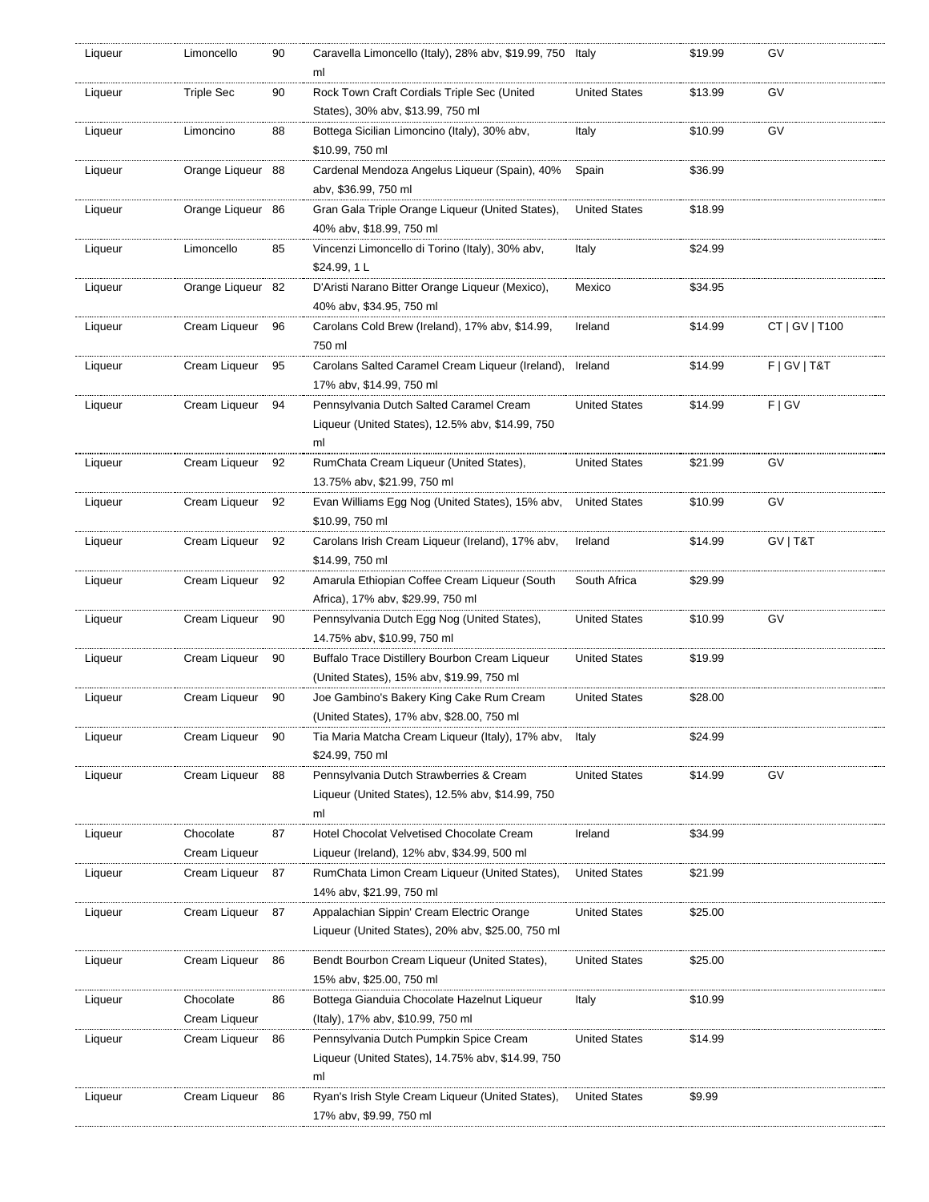| | | | | | | |
|---|---|---|---|---|---|---|
| Liqueur | Limoncello | 90 | Caravella Limoncello (Italy), 28% abv, $19.99, 750 ml | Italy | $19.99 | GV |
| Liqueur | Triple Sec | 90 | Rock Town Craft Cordials Triple Sec (United States), 30% abv, $13.99, 750 ml | United States | $13.99 | GV |
| Liqueur | Limoncino | 88 | Bottega Sicilian Limoncino (Italy), 30% abv, $10.99, 750 ml | Italy | $10.99 | GV |
| Liqueur | Orange Liqueur | 88 | Cardenal Mendoza Angelus Liqueur (Spain), 40% abv, $36.99, 750 ml | Spain | $36.99 | |
| Liqueur | Orange Liqueur | 86 | Gran Gala Triple Orange Liqueur (United States), 40% abv, $18.99, 750 ml | United States | $18.99 | |
| Liqueur | Limoncello | 85 | Vincenzi Limoncello di Torino (Italy), 30% abv, $24.99, 1 L | Italy | $24.99 | |
| Liqueur | Orange Liqueur | 82 | D'Aristi Narano Bitter Orange Liqueur (Mexico), 40% abv, $34.95, 750 ml | Mexico | $34.95 | |
| Liqueur | Cream Liqueur | 96 | Carolans Cold Brew (Ireland), 17% abv, $14.99, 750 ml | Ireland | $14.99 | CT \| GV \| T100 |
| Liqueur | Cream Liqueur | 95 | Carolans Salted Caramel Cream Liqueur (Ireland), 17% abv, $14.99, 750 ml | Ireland | $14.99 | F \| GV \| T&T |
| Liqueur | Cream Liqueur | 94 | Pennsylvania Dutch Salted Caramel Cream Liqueur (United States), 12.5% abv, $14.99, 750 ml | United States | $14.99 | F \| GV |
| Liqueur | Cream Liqueur | 92 | RumChata Cream Liqueur (United States), 13.75% abv, $21.99, 750 ml | United States | $21.99 | GV |
| Liqueur | Cream Liqueur | 92 | Evan Williams Egg Nog (United States), 15% abv, $10.99, 750 ml | United States | $10.99 | GV |
| Liqueur | Cream Liqueur | 92 | Carolans Irish Cream Liqueur (Ireland), 17% abv, $14.99, 750 ml | Ireland | $14.99 | GV \| T&T |
| Liqueur | Cream Liqueur | 92 | Amarula Ethiopian Coffee Cream Liqueur (South Africa), 17% abv, $29.99, 750 ml | South Africa | $29.99 | |
| Liqueur | Cream Liqueur | 90 | Pennsylvania Dutch Egg Nog (United States), 14.75% abv, $10.99, 750 ml | United States | $10.99 | GV |
| Liqueur | Cream Liqueur | 90 | Buffalo Trace Distillery Bourbon Cream Liqueur (United States), 15% abv, $19.99, 750 ml | United States | $19.99 | |
| Liqueur | Cream Liqueur | 90 | Joe Gambino's Bakery King Cake Rum Cream (United States), 17% abv, $28.00, 750 ml | United States | $28.00 | |
| Liqueur | Cream Liqueur | 90 | Tia Maria Matcha Cream Liqueur (Italy), 17% abv, $24.99, 750 ml | Italy | $24.99 | |
| Liqueur | Cream Liqueur | 88 | Pennsylvania Dutch Strawberries & Cream Liqueur (United States), 12.5% abv, $14.99, 750 ml | United States | $14.99 | GV |
| Liqueur | Chocolate Cream Liqueur | 87 | Hotel Chocolat Velvetised Chocolate Cream Liqueur (Ireland), 12% abv, $34.99, 500 ml | Ireland | $34.99 | |
| Liqueur | Cream Liqueur | 87 | RumChata Limon Cream Liqueur (United States), 14% abv, $21.99, 750 ml | United States | $21.99 | |
| Liqueur | Cream Liqueur | 87 | Appalachian Sippin' Cream Electric Orange Liqueur (United States), 20% abv, $25.00, 750 ml | United States | $25.00 | |
| Liqueur | Cream Liqueur | 86 | Bendt Bourbon Cream Liqueur (United States), 15% abv, $25.00, 750 ml | United States | $25.00 | |
| Liqueur | Chocolate Cream Liqueur | 86 | Bottega Gianduia Chocolate Hazelnut Liqueur (Italy), 17% abv, $10.99, 750 ml | Italy | $10.99 | |
| Liqueur | Cream Liqueur | 86 | Pennsylvania Dutch Pumpkin Spice Cream Liqueur (United States), 14.75% abv, $14.99, 750 ml | United States | $14.99 | |
| Liqueur | Cream Liqueur | 86 | Ryan's Irish Style Cream Liqueur (United States), 17% abv, $9.99, 750 ml | United States | $9.99 | |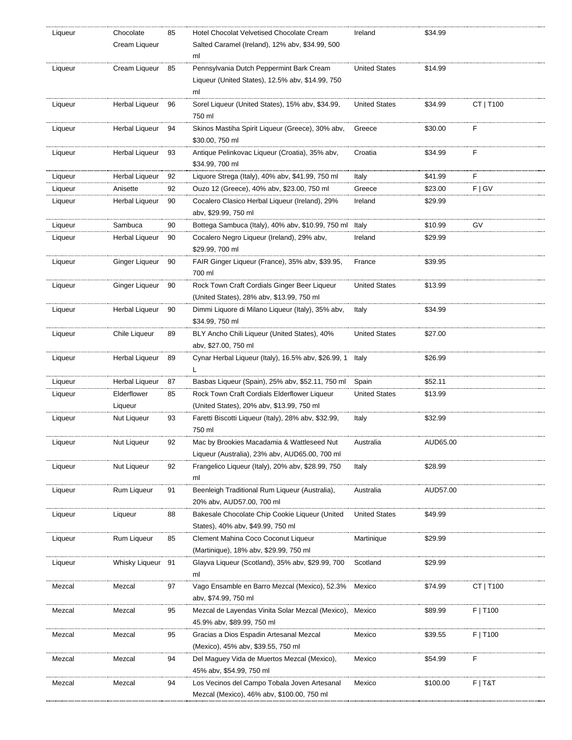| | | | | | | |
|---|---|---|---|---|---|---|
| Liqueur | Chocolate Cream Liqueur | 85 | Hotel Chocolat Velvetised Chocolate Cream Salted Caramel (Ireland), 12% abv, $34.99, 500 ml | Ireland | $34.99 | |
| Liqueur | Cream Liqueur | 85 | Pennsylvania Dutch Peppermint Bark Cream Liqueur (United States), 12.5% abv, $14.99, 750 ml | United States | $14.99 | |
| Liqueur | Herbal Liqueur | 96 | Sorel Liqueur (United States), 15% abv, $34.99, 750 ml | United States | $34.99 | CT \| T100 |
| Liqueur | Herbal Liqueur | 94 | Skinos Mastiha Spirit Liqueur (Greece), 30% abv, $30.00, 750 ml | Greece | $30.00 | F |
| Liqueur | Herbal Liqueur | 93 | Antique Pelinkovac Liqueur (Croatia), 35% abv, $34.99, 700 ml | Croatia | $34.99 | F |
| Liqueur | Herbal Liqueur | 92 | Liquore Strega (Italy), 40% abv, $41.99, 750 ml | Italy | $41.99 | F |
| Liqueur | Anisette | 92 | Ouzo 12 (Greece), 40% abv, $23.00, 750 ml | Greece | $23.00 | F \| GV |
| Liqueur | Herbal Liqueur | 90 | Cocalero Clasico Herbal Liqueur (Ireland), 29% abv, $29.99, 750 ml | Ireland | $29.99 | |
| Liqueur | Sambuca | 90 | Bottega Sambuca (Italy), 40% abv, $10.99, 750 ml | Italy | $10.99 | GV |
| Liqueur | Herbal Liqueur | 90 | Cocalero Negro Liqueur (Ireland), 29% abv, $29.99, 700 ml | Ireland | $29.99 | |
| Liqueur | Ginger Liqueur | 90 | FAIR Ginger Liqueur (France), 35% abv, $39.95, 700 ml | France | $39.95 | |
| Liqueur | Ginger Liqueur | 90 | Rock Town Craft Cordials Ginger Beer Liqueur (United States), 28% abv, $13.99, 750 ml | United States | $13.99 | |
| Liqueur | Herbal Liqueur | 90 | Dimmi Liquore di Milano Liqueur (Italy), 35% abv, $34.99, 750 ml | Italy | $34.99 | |
| Liqueur | Chile Liqueur | 89 | BLY Ancho Chili Liqueur (United States), 40% abv, $27.00, 750 ml | United States | $27.00 | |
| Liqueur | Herbal Liqueur | 89 | Cynar Herbal Liqueur (Italy), 16.5% abv, $26.99, 1 L | Italy | $26.99 | |
| Liqueur | Herbal Liqueur | 87 | Basbas Liqueur (Spain), 25% abv, $52.11, 750 ml | Spain | $52.11 | |
| Liqueur | Elderflower Liqueur | 85 | Rock Town Craft Cordials Elderflower Liqueur (United States), 20% abv, $13.99, 750 ml | United States | $13.99 | |
| Liqueur | Nut Liqueur | 93 | Faretti Biscotti Liqueur (Italy), 28% abv, $32.99, 750 ml | Italy | $32.99 | |
| Liqueur | Nut Liqueur | 92 | Mac by Brookies Macadamia & Wattleseed Nut Liqueur (Australia), 23% abv, AUD65.00, 700 ml | Australia | AUD65.00 | |
| Liqueur | Nut Liqueur | 92 | Frangelico Liqueur (Italy), 20% abv, $28.99, 750 ml | Italy | $28.99 | |
| Liqueur | Rum Liqueur | 91 | Beenleigh Traditional Rum Liqueur (Australia), 20% abv, AUD57.00, 700 ml | Australia | AUD57.00 | |
| Liqueur | Liqueur | 88 | Bakesale Chocolate Chip Cookie Liqueur (United States), 40% abv, $49.99, 750 ml | United States | $49.99 | |
| Liqueur | Rum Liqueur | 85 | Clement Mahina Coco Coconut Liqueur (Martinique), 18% abv, $29.99, 750 ml | Martinique | $29.99 | |
| Liqueur | Whisky Liqueur | 91 | Glayva Liqueur (Scotland), 35% abv, $29.99, 700 ml | Scotland | $29.99 | |
| Mezcal | Mezcal | 97 | Vago Ensamble en Barro Mezcal (Mexico), 52.3% abv, $74.99, 750 ml | Mexico | $74.99 | CT \| T100 |
| Mezcal | Mezcal | 95 | Mezcal de Layendas Vinita Solar Mezcal (Mexico), 45.9% abv, $89.99, 750 ml | Mexico | $89.99 | F \| T100 |
| Mezcal | Mezcal | 95 | Gracias a Dios Espadin Artesanal Mezcal (Mexico), 45% abv, $39.55, 750 ml | Mexico | $39.55 | F \| T100 |
| Mezcal | Mezcal | 94 | Del Maguey Vida de Muertos Mezcal (Mexico), 45% abv, $54.99, 750 ml | Mexico | $54.99 | F |
| Mezcal | Mezcal | 94 | Los Vecinos del Campo Tobala Joven Artesanal Mezcal (Mexico), 46% abv, $100.00, 750 ml | Mexico | $100.00 | F \| T&T |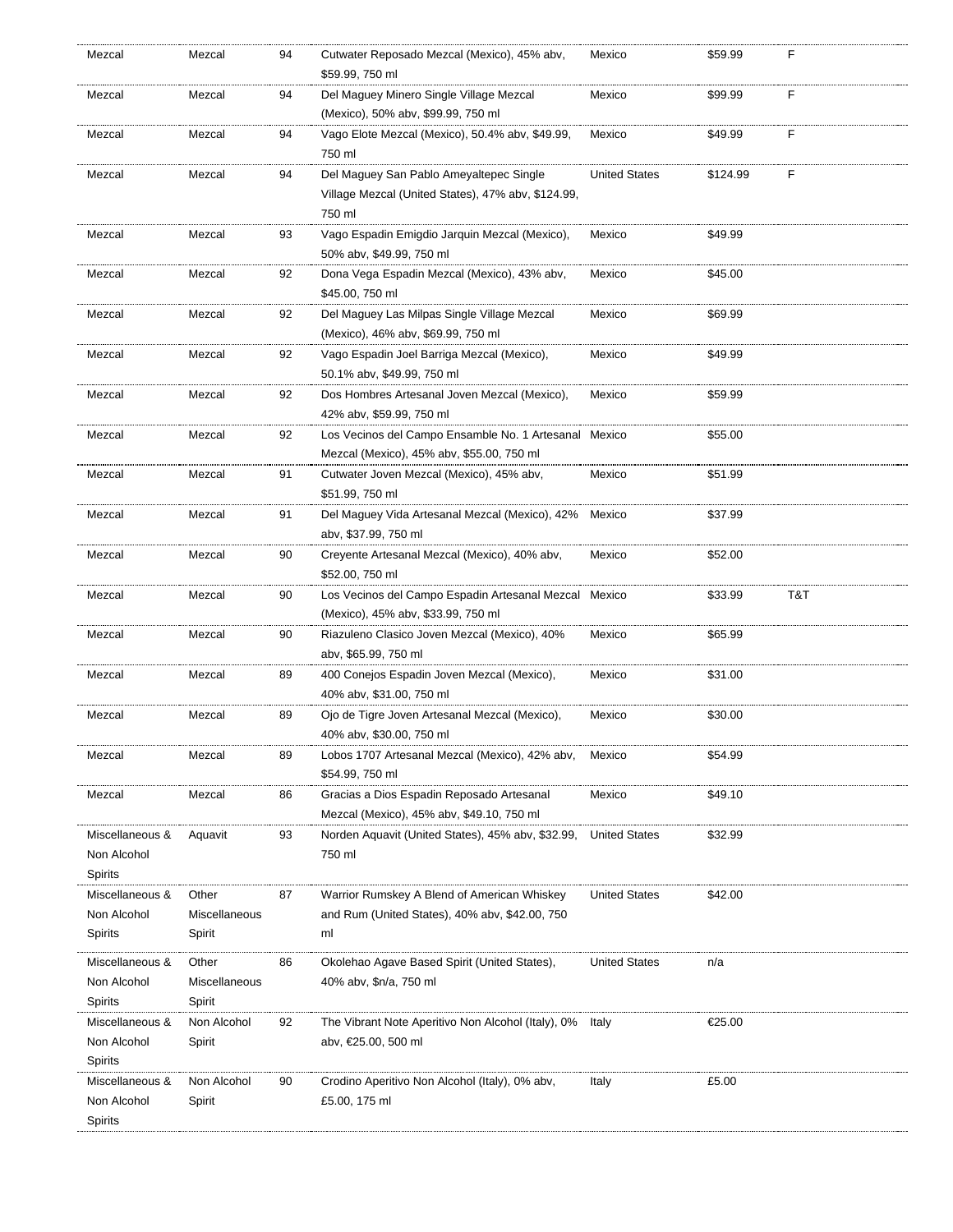| Mezcal | Mezcal | 94 | Cutwater Reposado Mezcal (Mexico), 45% abv, $59.99, 750 ml | Mexico | $59.99 | F |
|---|---|---|---|---|---|---|
| Mezcal | Mezcal | 94 | Del Maguey Minero Single Village Mezcal (Mexico), 50% abv, $99.99, 750 ml | Mexico | $99.99 | F |
| Mezcal | Mezcal | 94 | Vago Elote Mezcal (Mexico), 50.4% abv, $49.99, 750 ml | Mexico | $49.99 | F |
| Mezcal | Mezcal | 94 | Del Maguey San Pablo Ameyaltepec Single Village Mezcal (United States), 47% abv, $124.99, 750 ml | United States | $124.99 | F |
| Mezcal | Mezcal | 93 | Vago Espadin Emigdio Jarquin Mezcal (Mexico), 50% abv, $49.99, 750 ml | Mexico | $49.99 | |
| Mezcal | Mezcal | 92 | Dona Vega Espadin Mezcal (Mexico), 43% abv, $45.00, 750 ml | Mexico | $45.00 | |
| Mezcal | Mezcal | 92 | Del Maguey Las Milpas Single Village Mezcal (Mexico), 46% abv, $69.99, 750 ml | Mexico | $69.99 | |
| Mezcal | Mezcal | 92 | Vago Espadin Joel Barriga Mezcal (Mexico), 50.1% abv, $49.99, 750 ml | Mexico | $49.99 | |
| Mezcal | Mezcal | 92 | Dos Hombres Artesanal Joven Mezcal (Mexico), 42% abv, $59.99, 750 ml | Mexico | $59.99 | |
| Mezcal | Mezcal | 92 | Los Vecinos del Campo Ensamble No. 1 Artesanal Mezcal (Mexico), 45% abv, $55.00, 750 ml | Mexico | $55.00 | |
| Mezcal | Mezcal | 91 | Cutwater Joven Mezcal (Mexico), 45% abv, $51.99, 750 ml | Mexico | $51.99 | |
| Mezcal | Mezcal | 91 | Del Maguey Vida Artesanal Mezcal (Mexico), 42% abv, $37.99, 750 ml | Mexico | $37.99 | |
| Mezcal | Mezcal | 90 | Creyente Artesanal Mezcal (Mexico), 40% abv, $52.00, 750 ml | Mexico | $52.00 | |
| Mezcal | Mezcal | 90 | Los Vecinos del Campo Espadin Artesanal Mezcal (Mexico), 45% abv, $33.99, 750 ml | Mexico | $33.99 | T&T |
| Mezcal | Mezcal | 90 | Riazuleno Clasico Joven Mezcal (Mexico), 40% abv, $65.99, 750 ml | Mexico | $65.99 | |
| Mezcal | Mezcal | 89 | 400 Conejos Espadin Joven Mezcal (Mexico), 40% abv, $31.00, 750 ml | Mexico | $31.00 | |
| Mezcal | Mezcal | 89 | Ojo de Tigre Joven Artesanal Mezcal (Mexico), 40% abv, $30.00, 750 ml | Mexico | $30.00 | |
| Mezcal | Mezcal | 89 | Lobos 1707 Artesanal Mezcal (Mexico), 42% abv, $54.99, 750 ml | Mexico | $54.99 | |
| Mezcal | Mezcal | 86 | Gracias a Dios Espadin Reposado Artesanal Mezcal (Mexico), 45% abv, $49.10, 750 ml | Mexico | $49.10 | |
| Miscellaneous & Non Alcohol Spirits | Aquavit | 93 | Norden Aquavit (United States), 45% abv, $32.99, 750 ml | United States | $32.99 | |
| Miscellaneous & Non Alcohol Spirits | Other Miscellaneous Spirit | 87 | Warrior Rumskey A Blend of American Whiskey and Rum (United States), 40% abv, $42.00, 750 ml | United States | $42.00 | |
| Miscellaneous & Non Alcohol Spirits | Other Miscellaneous Spirit | 86 | Okolehao Agave Based Spirit (United States), 40% abv, $n/a, 750 ml | United States | n/a | |
| Miscellaneous & Non Alcohol Spirits | Non Alcohol Spirit | 92 | The Vibrant Note Aperitivo Non Alcohol (Italy), 0% abv, €25.00, 500 ml | Italy | €25.00 | |
| Miscellaneous & Non Alcohol Spirits | Non Alcohol Spirit | 90 | Crodino Aperitivo Non Alcohol (Italy), 0% abv, £5.00, 175 ml | Italy | £5.00 | |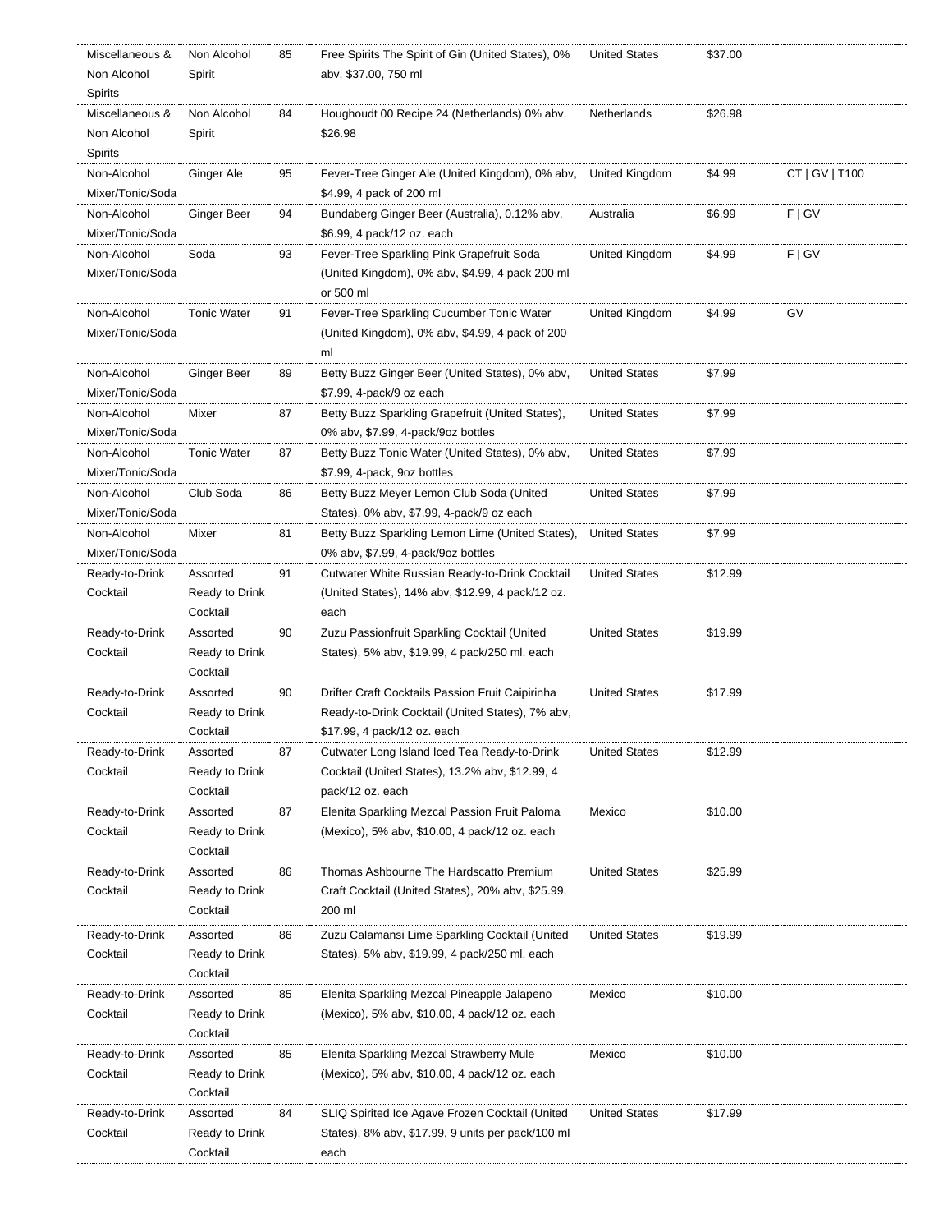| | | | | | | |
|---|---|---|---|---|---|---|
| Miscellaneous & Non Alcohol Spirits | Non Alcohol Spirit | 85 | Free Spirits The Spirit of Gin (United States), 0% abv, $37.00, 750 ml | United States | $37.00 | |
| Miscellaneous & Non Alcohol Spirits | Non Alcohol Spirit | 84 | Houghoudt 00 Recipe 24 (Netherlands) 0% abv, $26.98 | Netherlands | $26.98 | |
| Non-Alcohol Mixer/Tonic/Soda | Ginger Ale | 95 | Fever-Tree Ginger Ale (United Kingdom), 0% abv, $4.99, 4 pack of 200 ml | United Kingdom | $4.99 | CT \| GV \| T100 |
| Non-Alcohol Mixer/Tonic/Soda | Ginger Beer | 94 | Bundaberg Ginger Beer (Australia), 0.12% abv, $6.99, 4 pack/12 oz. each | Australia | $6.99 | F \| GV |
| Non-Alcohol Mixer/Tonic/Soda | Soda | 93 | Fever-Tree Sparkling Pink Grapefruit Soda (United Kingdom), 0% abv, $4.99, 4 pack 200 ml or 500 ml | United Kingdom | $4.99 | F \| GV |
| Non-Alcohol Mixer/Tonic/Soda | Tonic Water | 91 | Fever-Tree Sparkling Cucumber Tonic Water (United Kingdom), 0% abv, $4.99, 4 pack of 200 ml | United Kingdom | $4.99 | GV |
| Non-Alcohol Mixer/Tonic/Soda | Ginger Beer | 89 | Betty Buzz Ginger Beer (United States), 0% abv, $7.99, 4-pack/9 oz each | United States | $7.99 | |
| Non-Alcohol Mixer/Tonic/Soda | Mixer | 87 | Betty Buzz Sparkling Grapefruit (United States), 0% abv, $7.99, 4-pack/9oz bottles | United States | $7.99 | |
| Non-Alcohol Mixer/Tonic/Soda | Tonic Water | 87 | Betty Buzz Tonic Water (United States), 0% abv, $7.99, 4-pack, 9oz bottles | United States | $7.99 | |
| Non-Alcohol Mixer/Tonic/Soda | Club Soda | 86 | Betty Buzz Meyer Lemon Club Soda (United States), 0% abv, $7.99, 4-pack/9 oz each | United States | $7.99 | |
| Non-Alcohol Mixer/Tonic/Soda | Mixer | 81 | Betty Buzz Sparkling Lemon Lime (United States), 0% abv, $7.99, 4-pack/9oz bottles | United States | $7.99 | |
| Ready-to-Drink Cocktail | Assorted Ready to Drink Cocktail | 91 | Cutwater White Russian Ready-to-Drink Cocktail (United States), 14% abv, $12.99, 4 pack/12 oz. each | United States | $12.99 | |
| Ready-to-Drink Cocktail | Assorted Ready to Drink Cocktail | 90 | Zuzu Passionfruit Sparkling Cocktail (United States), 5% abv, $19.99, 4 pack/250 ml. each | United States | $19.99 | |
| Ready-to-Drink Cocktail | Assorted Ready to Drink Cocktail | 90 | Drifter Craft Cocktails Passion Fruit Caipirinha Ready-to-Drink Cocktail (United States), 7% abv, $17.99, 4 pack/12 oz. each | United States | $17.99 | |
| Ready-to-Drink Cocktail | Assorted Ready to Drink Cocktail | 87 | Cutwater Long Island Iced Tea Ready-to-Drink Cocktail (United States), 13.2% abv, $12.99, 4 pack/12 oz. each | United States | $12.99 | |
| Ready-to-Drink Cocktail | Assorted Ready to Drink Cocktail | 87 | Elenita Sparkling Mezcal Passion Fruit Paloma (Mexico), 5% abv, $10.00, 4 pack/12 oz. each | Mexico | $10.00 | |
| Ready-to-Drink Cocktail | Assorted Ready to Drink Cocktail | 86 | Thomas Ashbourne The Hardscatto Premium Craft Cocktail (United States), 20% abv, $25.99, 200 ml | United States | $25.99 | |
| Ready-to-Drink Cocktail | Assorted Ready to Drink Cocktail | 86 | Zuzu Calamansi Lime Sparkling Cocktail (United States), 5% abv, $19.99, 4 pack/250 ml. each | United States | $19.99 | |
| Ready-to-Drink Cocktail | Assorted Ready to Drink Cocktail | 85 | Elenita Sparkling Mezcal Pineapple Jalapeno (Mexico), 5% abv, $10.00, 4 pack/12 oz. each | Mexico | $10.00 | |
| Ready-to-Drink Cocktail | Assorted Ready to Drink Cocktail | 85 | Elenita Sparkling Mezcal Strawberry Mule (Mexico), 5% abv, $10.00, 4 pack/12 oz. each | Mexico | $10.00 | |
| Ready-to-Drink Cocktail | Assorted Ready to Drink Cocktail | 84 | SLIQ Spirited Ice Agave Frozen Cocktail (United States), 8% abv, $17.99, 9 units per pack/100 ml each | United States | $17.99 | |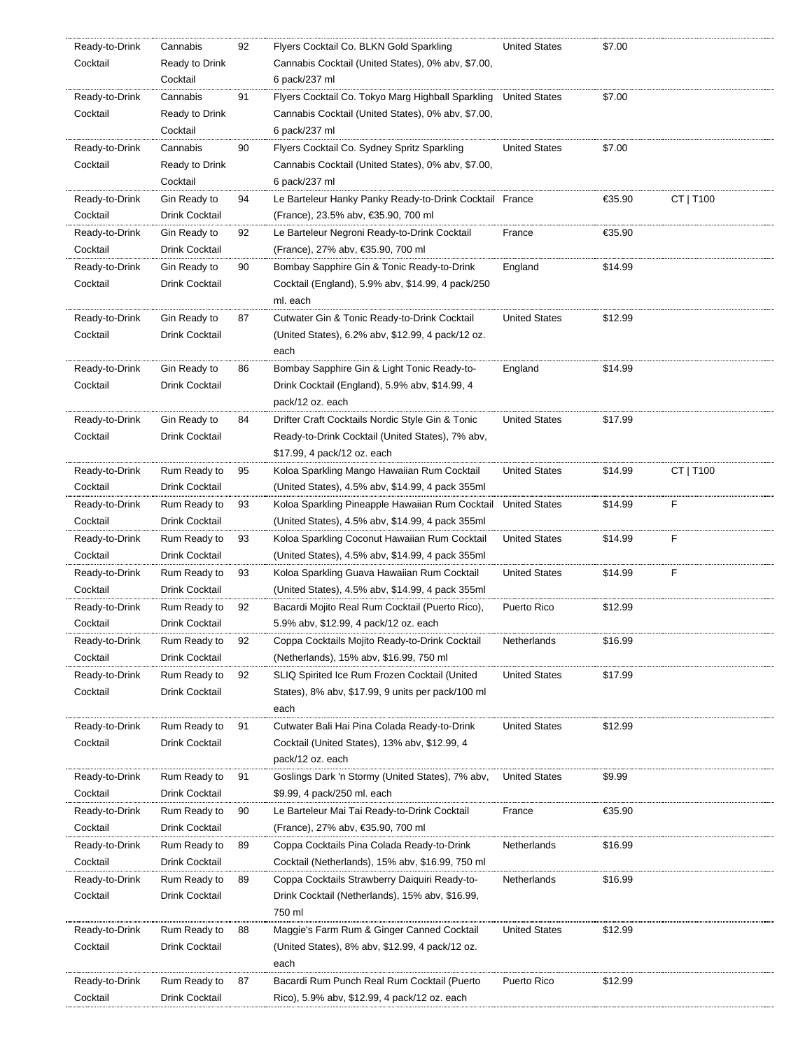| Ready-to-Drink Cocktail | Cannabis Ready to Drink Cocktail | 92 | Flyers Cocktail Co. BLKN Gold Sparkling Cannabis Cocktail (United States), 0% abv, $7.00, 6 pack/237 ml | United States | $7.00 | |
|---|---|---|---|---|---|---|
| Ready-to-Drink Cocktail | Cannabis Ready to Drink Cocktail | 91 | Flyers Cocktail Co. Tokyo Marg Highball Sparkling Cannabis Cocktail (United States), 0% abv, $7.00, 6 pack/237 ml | United States | $7.00 | |
| Ready-to-Drink Cocktail | Cannabis Ready to Drink Cocktail | 90 | Flyers Cocktail Co. Sydney Spritz Sparkling Cannabis Cocktail (United States), 0% abv, $7.00, 6 pack/237 ml | United States | $7.00 | |
| Ready-to-Drink Cocktail | Gin Ready to Drink Cocktail | 94 | Le Barteleur Hanky Panky Ready-to-Drink Cocktail (France), 23.5% abv, €35.90, 700 ml | France | €35.90 | CT \| T100 |
| Ready-to-Drink Cocktail | Gin Ready to Drink Cocktail | 92 | Le Barteleur Negroni Ready-to-Drink Cocktail (France), 27% abv, €35.90, 700 ml | France | €35.90 | |
| Ready-to-Drink Cocktail | Gin Ready to Drink Cocktail | 90 | Bombay Sapphire Gin & Tonic Ready-to-Drink Cocktail (England), 5.9% abv, $14.99, 4 pack/250 ml. each | England | $14.99 | |
| Ready-to-Drink Cocktail | Gin Ready to Drink Cocktail | 87 | Cutwater Gin & Tonic Ready-to-Drink Cocktail (United States), 6.2% abv, $12.99, 4 pack/12 oz. each | United States | $12.99 | |
| Ready-to-Drink Cocktail | Gin Ready to Drink Cocktail | 86 | Bombay Sapphire Gin & Light Tonic Ready-to-Drink Cocktail (England), 5.9% abv, $14.99, 4 pack/12 oz. each | England | $14.99 | |
| Ready-to-Drink Cocktail | Gin Ready to Drink Cocktail | 84 | Drifter Craft Cocktails Nordic Style Gin & Tonic Ready-to-Drink Cocktail (United States), 7% abv, $17.99, 4 pack/12 oz. each | United States | $17.99 | |
| Ready-to-Drink Cocktail | Rum Ready to Drink Cocktail | 95 | Koloa Sparkling Mango Hawaiian Rum Cocktail (United States), 4.5% abv, $14.99, 4 pack 355ml | United States | $14.99 | CT \| T100 |
| Ready-to-Drink Cocktail | Rum Ready to Drink Cocktail | 93 | Koloa Sparkling Pineapple Hawaiian Rum Cocktail (United States), 4.5% abv, $14.99, 4 pack 355ml | United States | $14.99 | F |
| Ready-to-Drink Cocktail | Rum Ready to Drink Cocktail | 93 | Koloa Sparkling Coconut Hawaiian Rum Cocktail (United States), 4.5% abv, $14.99, 4 pack 355ml | United States | $14.99 | F |
| Ready-to-Drink Cocktail | Rum Ready to Drink Cocktail | 93 | Koloa Sparkling Guava Hawaiian Rum Cocktail (United States), 4.5% abv, $14.99, 4 pack 355ml | United States | $14.99 | F |
| Ready-to-Drink Cocktail | Rum Ready to Drink Cocktail | 92 | Bacardi Mojito Real Rum Cocktail (Puerto Rico), 5.9% abv, $12.99, 4 pack/12 oz. each | Puerto Rico | $12.99 | |
| Ready-to-Drink Cocktail | Rum Ready to Drink Cocktail | 92 | Coppa Cocktails Mojito Ready-to-Drink Cocktail (Netherlands), 15% abv, $16.99, 750 ml | Netherlands | $16.99 | |
| Ready-to-Drink Cocktail | Rum Ready to Drink Cocktail | 92 | SLIQ Spirited Ice Rum Frozen Cocktail (United States), 8% abv, $17.99, 9 units per pack/100 ml each | United States | $17.99 | |
| Ready-to-Drink Cocktail | Rum Ready to Drink Cocktail | 91 | Cutwater Bali Hai Pina Colada Ready-to-Drink Cocktail (United States), 13% abv, $12.99, 4 pack/12 oz. each | United States | $12.99 | |
| Ready-to-Drink Cocktail | Rum Ready to Drink Cocktail | 91 | Goslings Dark 'n Stormy (United States), 7% abv, $9.99, 4 pack/250 ml. each | United States | $9.99 | |
| Ready-to-Drink Cocktail | Rum Ready to Drink Cocktail | 90 | Le Barteleur Mai Tai Ready-to-Drink Cocktail (France), 27% abv, €35.90, 700 ml | France | €35.90 | |
| Ready-to-Drink Cocktail | Rum Ready to Drink Cocktail | 89 | Coppa Cocktails Pina Colada Ready-to-Drink Cocktail (Netherlands), 15% abv, $16.99, 750 ml | Netherlands | $16.99 | |
| Ready-to-Drink Cocktail | Rum Ready to Drink Cocktail | 89 | Coppa Cocktails Strawberry Daiquiri Ready-to-Drink Cocktail (Netherlands), 15% abv, $16.99, 750 ml | Netherlands | $16.99 | |
| Ready-to-Drink Cocktail | Rum Ready to Drink Cocktail | 88 | Maggie's Farm Rum & Ginger Canned Cocktail (United States), 8% abv, $12.99, 4 pack/12 oz. each | United States | $12.99 | |
| Ready-to-Drink Cocktail | Rum Ready to Drink Cocktail | 87 | Bacardi Rum Punch Real Rum Cocktail (Puerto Rico), 5.9% abv, $12.99, 4 pack/12 oz. each | Puerto Rico | $12.99 | |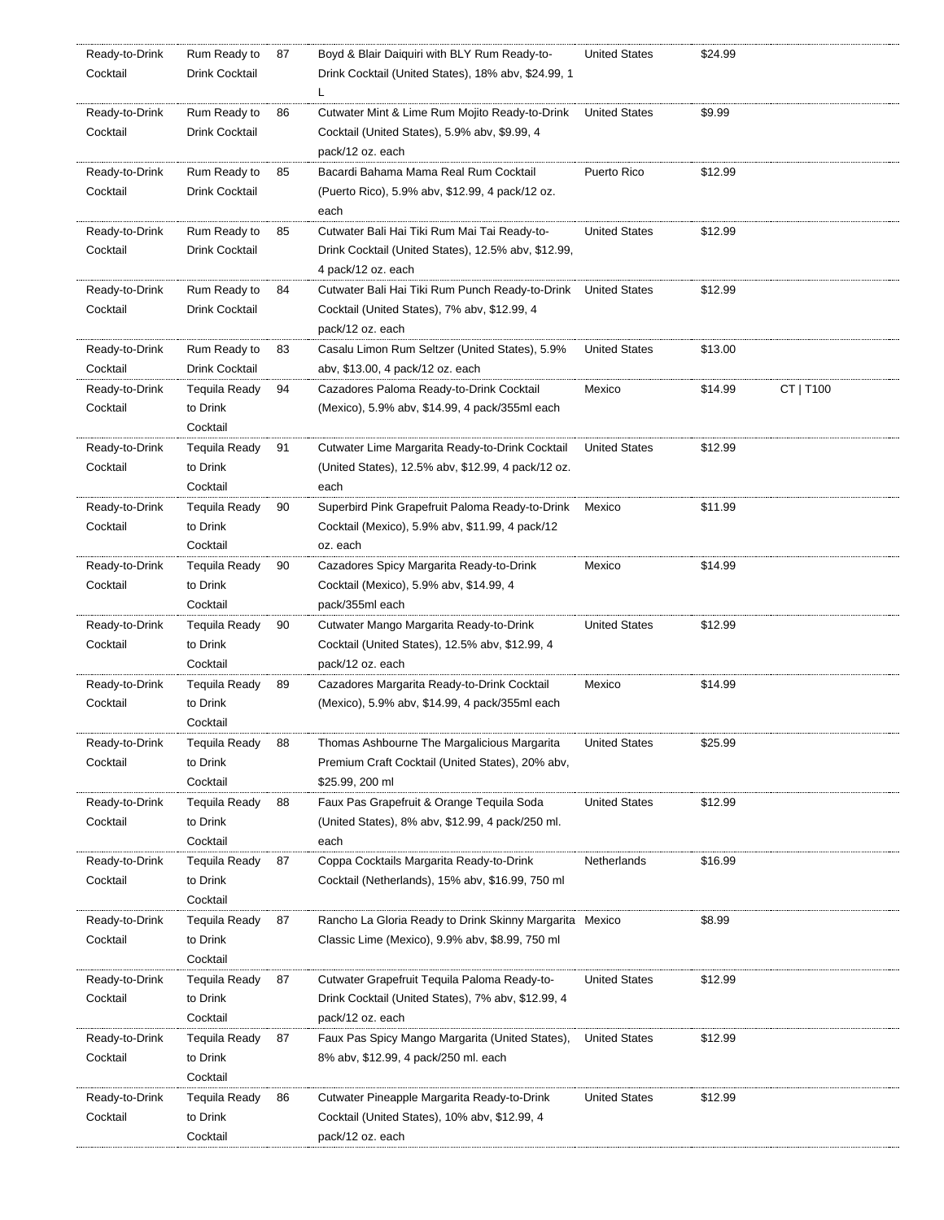| | | | | | | |
|---|---|---|---|---|---|---|
| Ready-to-Drink Cocktail | Rum Ready to Drink Cocktail | 87 | Boyd & Blair Daiquiri with BLY Rum Ready-to-Drink Cocktail (United States), 18% abv, $24.99, 1 L | United States | $24.99 | |
| Ready-to-Drink Cocktail | Rum Ready to Drink Cocktail | 86 | Cutwater Mint & Lime Rum Mojito Ready-to-Drink Cocktail (United States), 5.9% abv, $9.99, 4 pack/12 oz. each | United States | $9.99 | |
| Ready-to-Drink Cocktail | Rum Ready to Drink Cocktail | 85 | Bacardi Bahama Mama Real Rum Cocktail (Puerto Rico), 5.9% abv, $12.99, 4 pack/12 oz. each | Puerto Rico | $12.99 | |
| Ready-to-Drink Cocktail | Rum Ready to Drink Cocktail | 85 | Cutwater Bali Hai Tiki Rum Mai Tai Ready-to-Drink Cocktail (United States), 12.5% abv, $12.99, 4 pack/12 oz. each | United States | $12.99 | |
| Ready-to-Drink Cocktail | Rum Ready to Drink Cocktail | 84 | Cutwater Bali Hai Tiki Rum Punch Ready-to-Drink Cocktail (United States), 7% abv, $12.99, 4 pack/12 oz. each | United States | $12.99 | |
| Ready-to-Drink Cocktail | Rum Ready to Drink Cocktail | 83 | Casalu Limon Rum Seltzer (United States), 5.9% abv, $13.00, 4 pack/12 oz. each | United States | $13.00 | |
| Ready-to-Drink Cocktail | Tequila Ready to Drink Cocktail | 94 | Cazadores Paloma Ready-to-Drink Cocktail (Mexico), 5.9% abv, $14.99, 4 pack/355ml each | Mexico | $14.99 | CT \| T100 |
| Ready-to-Drink Cocktail | Tequila Ready to Drink Cocktail | 91 | Cutwater Lime Margarita Ready-to-Drink Cocktail (United States), 12.5% abv, $12.99, 4 pack/12 oz. each | United States | $12.99 | |
| Ready-to-Drink Cocktail | Tequila Ready to Drink Cocktail | 90 | Superbird Pink Grapefruit Paloma Ready-to-Drink Cocktail (Mexico), 5.9% abv, $11.99, 4 pack/12 oz. each | Mexico | $11.99 | |
| Ready-to-Drink Cocktail | Tequila Ready to Drink Cocktail | 90 | Cazadores Spicy Margarita Ready-to-Drink Cocktail (Mexico), 5.9% abv, $14.99, 4 pack/355ml each | Mexico | $14.99 | |
| Ready-to-Drink Cocktail | Tequila Ready to Drink Cocktail | 90 | Cutwater Mango Margarita Ready-to-Drink Cocktail (United States), 12.5% abv, $12.99, 4 pack/12 oz. each | United States | $12.99 | |
| Ready-to-Drink Cocktail | Tequila Ready to Drink Cocktail | 89 | Cazadores Margarita Ready-to-Drink Cocktail (Mexico), 5.9% abv, $14.99, 4 pack/355ml each | Mexico | $14.99 | |
| Ready-to-Drink Cocktail | Tequila Ready to Drink Cocktail | 88 | Thomas Ashbourne The Margalicious Margarita Premium Craft Cocktail (United States), 20% abv, $25.99, 200 ml | United States | $25.99 | |
| Ready-to-Drink Cocktail | Tequila Ready to Drink Cocktail | 88 | Faux Pas Grapefruit & Orange Tequila Soda (United States), 8% abv, $12.99, 4 pack/250 ml. each | United States | $12.99 | |
| Ready-to-Drink Cocktail | Tequila Ready to Drink Cocktail | 87 | Coppa Cocktails Margarita Ready-to-Drink Cocktail (Netherlands), 15% abv, $16.99, 750 ml | Netherlands | $16.99 | |
| Ready-to-Drink Cocktail | Tequila Ready to Drink Cocktail | 87 | Rancho La Gloria Ready to Drink Skinny Margarita Classic Lime (Mexico), 9.9% abv, $8.99, 750 ml | Mexico | $8.99 | |
| Ready-to-Drink Cocktail | Tequila Ready to Drink Cocktail | 87 | Cutwater Grapefruit Tequila Paloma Ready-to-Drink Cocktail (United States), 7% abv, $12.99, 4 pack/12 oz. each | United States | $12.99 | |
| Ready-to-Drink Cocktail | Tequila Ready to Drink Cocktail | 87 | Faux Pas Spicy Mango Margarita (United States), 8% abv, $12.99, 4 pack/250 ml. each | United States | $12.99 | |
| Ready-to-Drink Cocktail | Tequila Ready to Drink Cocktail | 86 | Cutwater Pineapple Margarita Ready-to-Drink Cocktail (United States), 10% abv, $12.99, 4 pack/12 oz. each | United States | $12.99 | |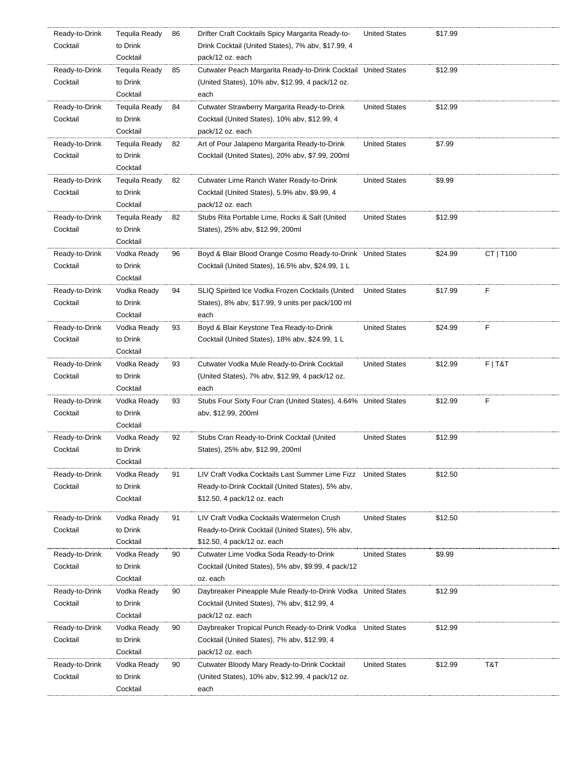| | | | | | | |
|---|---|---|---|---|---|---|
| Ready-to-Drink Cocktail | Tequila Ready to Drink Cocktail | 86 | Drifter Craft Cocktails Spicy Margarita Ready-to-Drink Cocktail (United States), 7% abv, $17.99, 4 pack/12 oz. each | United States | $17.99 | |
| Ready-to-Drink Cocktail | Tequila Ready to Drink Cocktail | 85 | Cutwater Peach Margarita Ready-to-Drink Cocktail (United States), 10% abv, $12.99, 4 pack/12 oz. each | United States | $12.99 | |
| Ready-to-Drink Cocktail | Tequila Ready to Drink Cocktail | 84 | Cutwater Strawberry Margarita Ready-to-Drink Cocktail (United States), 10% abv, $12.99, 4 pack/12 oz. each | United States | $12.99 | |
| Ready-to-Drink Cocktail | Tequila Ready to Drink Cocktail | 82 | Art of Pour Jalapeno Margarita Ready-to-Drink Cocktail (United States), 20% abv, $7.99, 200ml | United States | $7.99 | |
| Ready-to-Drink Cocktail | Tequila Ready to Drink Cocktail | 82 | Cutwater Lime Ranch Water Ready-to-Drink Cocktail (United States), 5.9% abv, $9.99, 4 pack/12 oz. each | United States | $9.99 | |
| Ready-to-Drink Cocktail | Tequila Ready to Drink Cocktail | 82 | Stubs Rita Portable Lime, Rocks & Salt (United States), 25% abv, $12.99, 200ml | United States | $12.99 | |
| Ready-to-Drink Cocktail | Vodka Ready to Drink Cocktail | 96 | Boyd & Blair Blood Orange Cosmo Ready-to-Drink Cocktail (United States), 16.5% abv, $24.99, 1 L | United States | $24.99 | CT \| T100 |
| Ready-to-Drink Cocktail | Vodka Ready to Drink Cocktail | 94 | SLIQ Spirited Ice Vodka Frozen Cocktails (United States), 8% abv, $17.99, 9 units per pack/100 ml each | United States | $17.99 | F |
| Ready-to-Drink Cocktail | Vodka Ready to Drink Cocktail | 93 | Boyd & Blair Keystone Tea Ready-to-Drink Cocktail (United States), 18% abv, $24.99, 1 L | United States | $24.99 | F |
| Ready-to-Drink Cocktail | Vodka Ready to Drink Cocktail | 93 | Cutwater Vodka Mule Ready-to-Drink Cocktail (United States), 7% abv, $12.99, 4 pack/12 oz. each | United States | $12.99 | F \| T&T |
| Ready-to-Drink Cocktail | Vodka Ready to Drink Cocktail | 93 | Stubs Four Sixty Four Cran (United States), 4.64% abv, $12.99, 200ml | United States | $12.99 | F |
| Ready-to-Drink Cocktail | Vodka Ready to Drink Cocktail | 92 | Stubs Cran Ready-to-Drink Cocktail (United States), 25% abv, $12.99, 200ml | United States | $12.99 | |
| Ready-to-Drink Cocktail | Vodka Ready to Drink Cocktail | 91 | LIV Craft Vodka Cocktails Last Summer Lime Fizz Ready-to-Drink Cocktail (United States), 5% abv, $12.50, 4 pack/12 oz. each | United States | $12.50 | |
| Ready-to-Drink Cocktail | Vodka Ready to Drink Cocktail | 91 | LIV Craft Vodka Cocktails Watermelon Crush Ready-to-Drink Cocktail (United States), 5% abv, $12.50, 4 pack/12 oz. each | United States | $12.50 | |
| Ready-to-Drink Cocktail | Vodka Ready to Drink Cocktail | 90 | Cutwater Lime Vodka Soda Ready-to-Drink Cocktail (United States), 5% abv, $9.99, 4 pack/12 oz. each | United States | $9.99 | |
| Ready-to-Drink Cocktail | Vodka Ready to Drink Cocktail | 90 | Daybreaker Pineapple Mule Ready-to-Drink Vodka Cocktail (United States), 7% abv, $12.99, 4 pack/12 oz. each | United States | $12.99 | |
| Ready-to-Drink Cocktail | Vodka Ready to Drink Cocktail | 90 | Daybreaker Tropical Punch Ready-to-Drink Vodka Cocktail (United States), 7% abv, $12.99, 4 pack/12 oz. each | United States | $12.99 | |
| Ready-to-Drink Cocktail | Vodka Ready to Drink Cocktail | 90 | Cutwater Bloody Mary Ready-to-Drink Cocktail (United States), 10% abv, $12.99, 4 pack/12 oz. each | United States | $12.99 | T&T |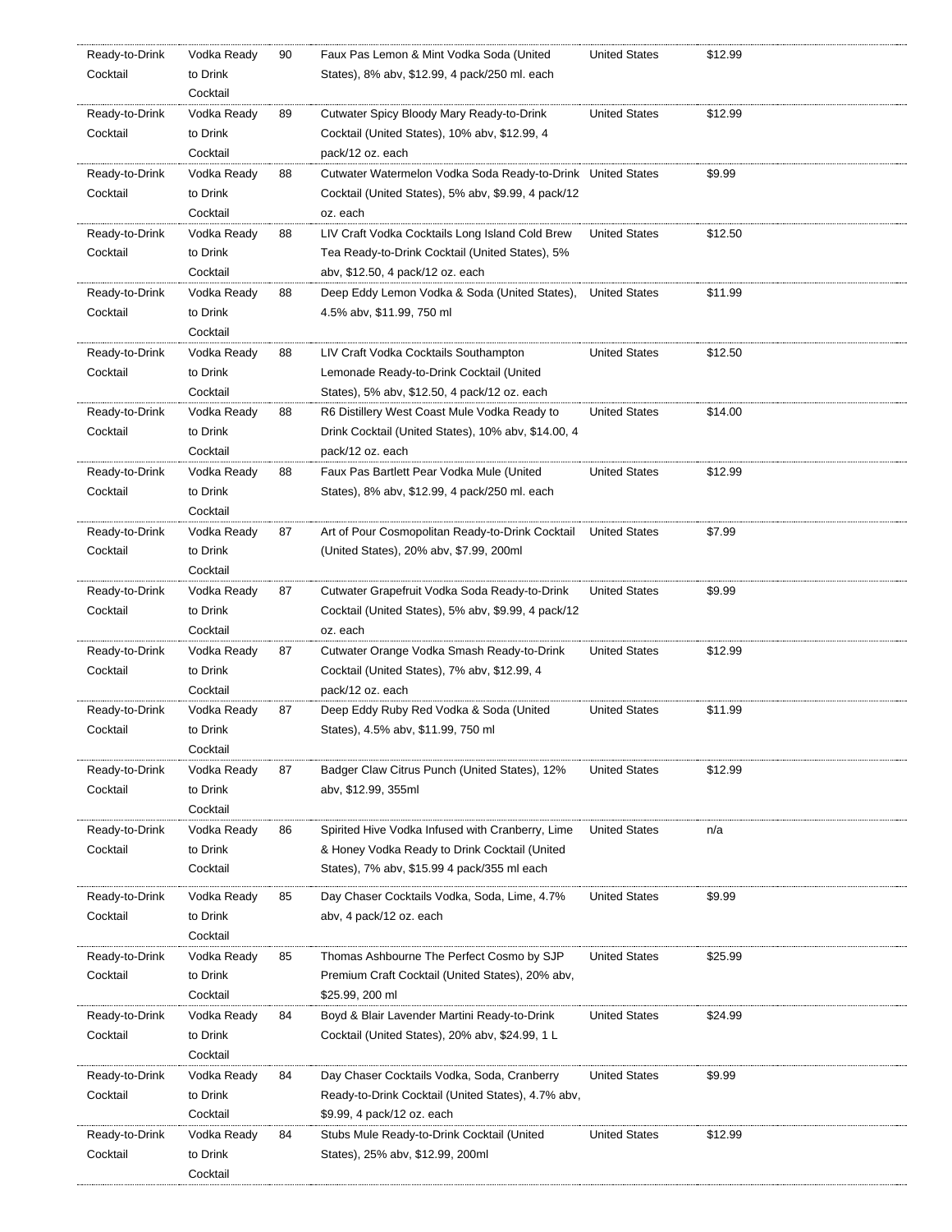| Ready-to-Drink Cocktail | Vodka Ready to Drink Cocktail | 90 | Faux Pas Lemon & Mint Vodka Soda (United States), 8% abv, $12.99, 4 pack/250 ml. each | United States | $12.99 |
|---|---|---|---|---|---|
| Ready-to-Drink Cocktail | Vodka Ready to Drink Cocktail | 89 | Cutwater Spicy Bloody Mary Ready-to-Drink Cocktail (United States), 10% abv, $12.99, 4 pack/12 oz. each | United States | $12.99 |
| Ready-to-Drink Cocktail | Vodka Ready to Drink Cocktail | 88 | Cutwater Watermelon Vodka Soda Ready-to-Drink Cocktail (United States), 5% abv, $9.99, 4 pack/12 oz. each | United States | $9.99 |
| Ready-to-Drink Cocktail | Vodka Ready to Drink Cocktail | 88 | LIV Craft Vodka Cocktails Long Island Cold Brew Tea Ready-to-Drink Cocktail (United States), 5% abv, $12.50, 4 pack/12 oz. each | United States | $12.50 |
| Ready-to-Drink Cocktail | Vodka Ready to Drink Cocktail | 88 | Deep Eddy Lemon Vodka & Soda (United States), 4.5% abv, $11.99, 750 ml | United States | $11.99 |
| Ready-to-Drink Cocktail | Vodka Ready to Drink Cocktail | 88 | LIV Craft Vodka Cocktails Southampton Lemonade Ready-to-Drink Cocktail (United States), 5% abv, $12.50, 4 pack/12 oz. each | United States | $12.50 |
| Ready-to-Drink Cocktail | Vodka Ready to Drink Cocktail | 88 | R6 Distillery West Coast Mule Vodka Ready to Drink Cocktail (United States), 10% abv, $14.00, 4 pack/12 oz. each | United States | $14.00 |
| Ready-to-Drink Cocktail | Vodka Ready to Drink Cocktail | 88 | Faux Pas Bartlett Pear Vodka Mule (United States), 8% abv, $12.99, 4 pack/250 ml. each | United States | $12.99 |
| Ready-to-Drink Cocktail | Vodka Ready to Drink Cocktail | 87 | Art of Pour Cosmopolitan Ready-to-Drink Cocktail (United States), 20% abv, $7.99, 200ml | United States | $7.99 |
| Ready-to-Drink Cocktail | Vodka Ready to Drink Cocktail | 87 | Cutwater Grapefruit Vodka Soda Ready-to-Drink Cocktail (United States), 5% abv, $9.99, 4 pack/12 oz. each | United States | $9.99 |
| Ready-to-Drink Cocktail | Vodka Ready to Drink Cocktail | 87 | Cutwater Orange Vodka Smash Ready-to-Drink Cocktail (United States), 7% abv, $12.99, 4 pack/12 oz. each | United States | $12.99 |
| Ready-to-Drink Cocktail | Vodka Ready to Drink Cocktail | 87 | Deep Eddy Ruby Red Vodka & Soda (United States), 4.5% abv, $11.99, 750 ml | United States | $11.99 |
| Ready-to-Drink Cocktail | Vodka Ready to Drink Cocktail | 87 | Badger Claw Citrus Punch (United States), 12% abv, $12.99, 355ml | United States | $12.99 |
| Ready-to-Drink Cocktail | Vodka Ready to Drink Cocktail | 86 | Spirited Hive Vodka Infused with Cranberry, Lime & Honey Vodka Ready to Drink Cocktail (United States), 7% abv, $15.99 4 pack/355 ml each | United States | n/a |
| Ready-to-Drink Cocktail | Vodka Ready to Drink Cocktail | 85 | Day Chaser Cocktails Vodka, Soda, Lime, 4.7% abv, 4 pack/12 oz. each | United States | $9.99 |
| Ready-to-Drink Cocktail | Vodka Ready to Drink Cocktail | 85 | Thomas Ashbourne The Perfect Cosmo by SJP Premium Craft Cocktail (United States), 20% abv, $25.99, 200 ml | United States | $25.99 |
| Ready-to-Drink Cocktail | Vodka Ready to Drink Cocktail | 84 | Boyd & Blair Lavender Martini Ready-to-Drink Cocktail (United States), 20% abv, $24.99, 1 L | United States | $24.99 |
| Ready-to-Drink Cocktail | Vodka Ready to Drink Cocktail | 84 | Day Chaser Cocktails Vodka, Soda, Cranberry Ready-to-Drink Cocktail (United States), 4.7% abv, $9.99, 4 pack/12 oz. each | United States | $9.99 |
| Ready-to-Drink Cocktail | Vodka Ready to Drink Cocktail | 84 | Stubs Mule Ready-to-Drink Cocktail (United States), 25% abv, $12.99, 200ml | United States | $12.99 |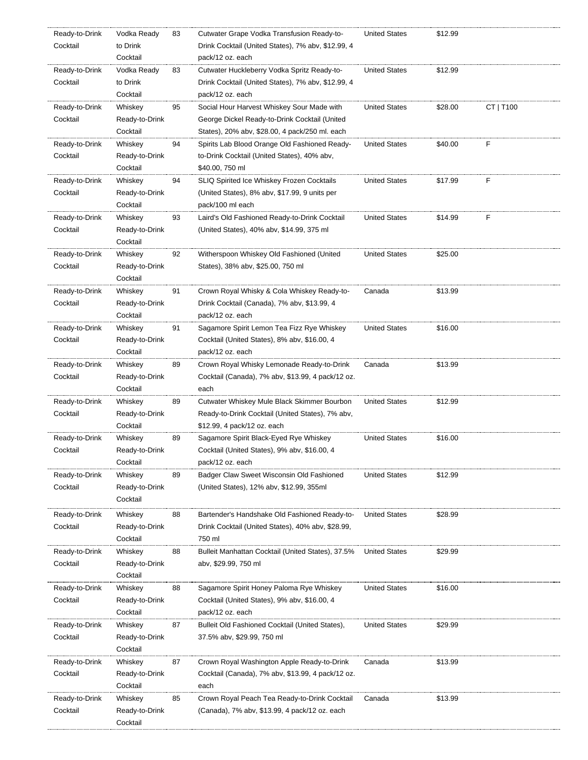| | | | | | | |
|---|---|---|---|---|---|---|
| Ready-to-Drink Cocktail | Vodka Ready to Drink Cocktail | 83 | Cutwater Grape Vodka Transfusion Ready-to-Drink Cocktail (United States), 7% abv, $12.99, 4 pack/12 oz. each | United States | $12.99 | |
| Ready-to-Drink Cocktail | Vodka Ready to Drink Cocktail | 83 | Cutwater Huckleberry Vodka Spritz Ready-to-Drink Cocktail (United States), 7% abv, $12.99, 4 pack/12 oz. each | United States | $12.99 | |
| Ready-to-Drink Cocktail | Whiskey Ready-to-Drink Cocktail | 95 | Social Hour Harvest Whiskey Sour Made with George Dickel Ready-to-Drink Cocktail (United States), 20% abv, $28.00, 4 pack/250 ml. each | United States | $28.00 | CT \| T100 |
| Ready-to-Drink Cocktail | Whiskey Ready-to-Drink Cocktail | 94 | Spirits Lab Blood Orange Old Fashioned Ready-to-Drink Cocktail (United States), 40% abv, $40.00, 750 ml | United States | $40.00 | F |
| Ready-to-Drink Cocktail | Whiskey Ready-to-Drink Cocktail | 94 | SLIQ Spirited Ice Whiskey Frozen Cocktails (United States), 8% abv, $17.99, 9 units per pack/100 ml each | United States | $17.99 | F |
| Ready-to-Drink Cocktail | Whiskey Ready-to-Drink Cocktail | 93 | Laird's Old Fashioned Ready-to-Drink Cocktail (United States), 40% abv, $14.99, 375 ml | United States | $14.99 | F |
| Ready-to-Drink Cocktail | Whiskey Ready-to-Drink Cocktail | 92 | Witherspoon Whiskey Old Fashioned (United States), 38% abv, $25.00, 750 ml | United States | $25.00 | |
| Ready-to-Drink Cocktail | Whiskey Ready-to-Drink Cocktail | 91 | Crown Royal Whisky & Cola Whiskey Ready-to-Drink Cocktail (Canada), 7% abv, $13.99, 4 pack/12 oz. each | Canada | $13.99 | |
| Ready-to-Drink Cocktail | Whiskey Ready-to-Drink Cocktail | 91 | Sagamore Spirit Lemon Tea Fizz Rye Whiskey Cocktail (United States), 8% abv, $16.00, 4 pack/12 oz. each | United States | $16.00 | |
| Ready-to-Drink Cocktail | Whiskey Ready-to-Drink Cocktail | 89 | Crown Royal Whisky Lemonade Ready-to-Drink Cocktail (Canada), 7% abv, $13.99, 4 pack/12 oz. each | Canada | $13.99 | |
| Ready-to-Drink Cocktail | Whiskey Ready-to-Drink Cocktail | 89 | Cutwater Whiskey Mule Black Skimmer Bourbon Ready-to-Drink Cocktail (United States), 7% abv, $12.99, 4 pack/12 oz. each | United States | $12.99 | |
| Ready-to-Drink Cocktail | Whiskey Ready-to-Drink Cocktail | 89 | Sagamore Spirit Black-Eyed Rye Whiskey Cocktail (United States), 9% abv, $16.00, 4 pack/12 oz. each | United States | $16.00 | |
| Ready-to-Drink Cocktail | Whiskey Ready-to-Drink Cocktail | 89 | Badger Claw Sweet Wisconsin Old Fashioned (United States), 12% abv, $12.99, 355ml | United States | $12.99 | |
| Ready-to-Drink Cocktail | Whiskey Ready-to-Drink Cocktail | 88 | Bartender's Handshake Old Fashioned Ready-to-Drink Cocktail (United States), 40% abv, $28.99, 750 ml | United States | $28.99 | |
| Ready-to-Drink Cocktail | Whiskey Ready-to-Drink Cocktail | 88 | Bulleit Manhattan Cocktail (United States), 37.5% abv, $29.99, 750 ml | United States | $29.99 | |
| Ready-to-Drink Cocktail | Whiskey Ready-to-Drink Cocktail | 88 | Sagamore Spirit Honey Paloma Rye Whiskey Cocktail (United States), 9% abv, $16.00, 4 pack/12 oz. each | United States | $16.00 | |
| Ready-to-Drink Cocktail | Whiskey Ready-to-Drink Cocktail | 87 | Bulleit Old Fashioned Cocktail (United States), 37.5% abv, $29.99, 750 ml | United States | $29.99 | |
| Ready-to-Drink Cocktail | Whiskey Ready-to-Drink Cocktail | 87 | Crown Royal Washington Apple Ready-to-Drink Cocktail (Canada), 7% abv, $13.99, 4 pack/12 oz. each | Canada | $13.99 | |
| Ready-to-Drink Cocktail | Whiskey Ready-to-Drink Cocktail | 85 | Crown Royal Peach Tea Ready-to-Drink Cocktail (Canada), 7% abv, $13.99, 4 pack/12 oz. each | Canada | $13.99 | |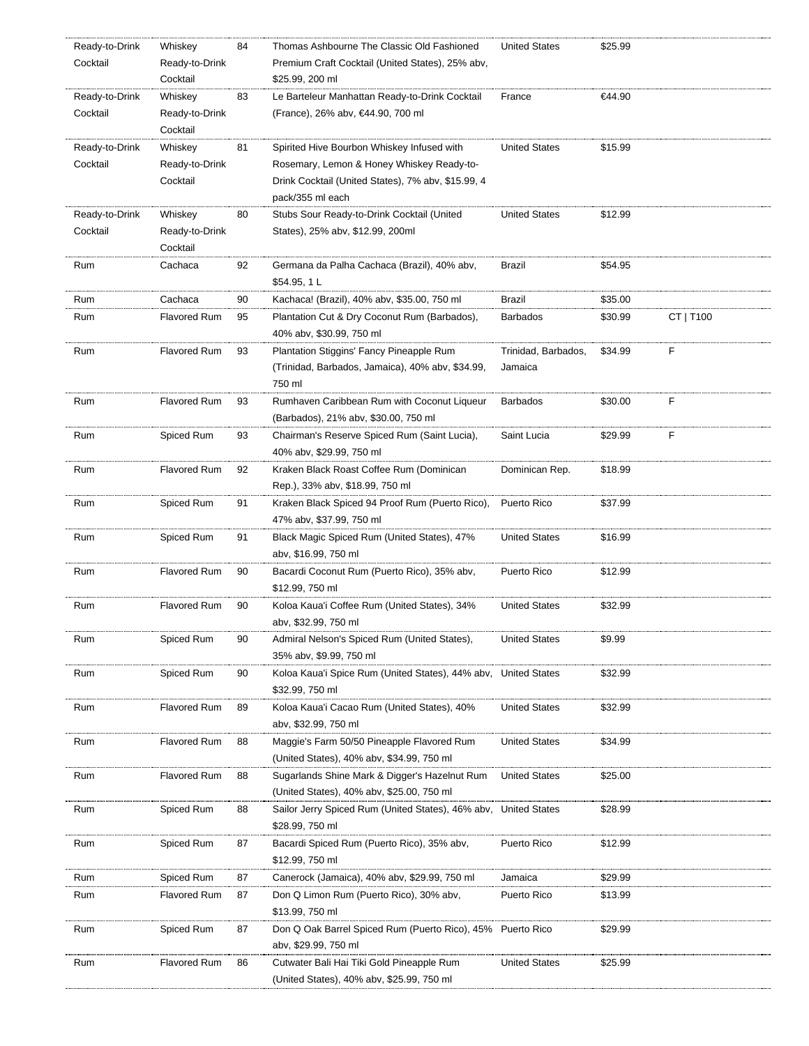| | | | | | | |
|---|---|---|---|---|---|---|
| Ready-to-Drink Cocktail | Whiskey Ready-to-Drink Cocktail | 84 | Thomas Ashbourne The Classic Old Fashioned Premium Craft Cocktail (United States), 25% abv, $25.99, 200 ml | United States | $25.99 | |
| Ready-to-Drink Cocktail | Whiskey Ready-to-Drink Cocktail | 83 | Le Barteleur Manhattan Ready-to-Drink Cocktail (France), 26% abv, €44.90, 700 ml | France | €44.90 | |
| Ready-to-Drink Cocktail | Whiskey Ready-to-Drink Cocktail | 81 | Spirited Hive Bourbon Whiskey Infused with Rosemary, Lemon & Honey Whiskey Ready-to-Drink Cocktail (United States), 7% abv, $15.99, 4 pack/355 ml each | United States | $15.99 | |
| Ready-to-Drink Cocktail | Whiskey Ready-to-Drink Cocktail | 80 | Stubs Sour Ready-to-Drink Cocktail (United States), 25% abv, $12.99, 200ml | United States | $12.99 | |
| Rum | Cachaca | 92 | Germana da Palha Cachaca (Brazil), 40% abv, $54.95, 1 L | Brazil | $54.95 | |
| Rum | Cachaca | 90 | Kachaca! (Brazil), 40% abv, $35.00, 750 ml | Brazil | $35.00 | |
| Rum | Flavored Rum | 95 | Plantation Cut & Dry Coconut Rum (Barbados), 40% abv, $30.99, 750 ml | Barbados | $30.99 | CT \| T100 |
| Rum | Flavored Rum | 93 | Plantation Stiggins' Fancy Pineapple Rum (Trinidad, Barbados, Jamaica), 40% abv, $34.99, 750 ml | Trinidad, Barbados, Jamaica | $34.99 | F |
| Rum | Flavored Rum | 93 | Rumhaven Caribbean Rum with Coconut Liqueur (Barbados), 21% abv, $30.00, 750 ml | Barbados | $30.00 | F |
| Rum | Spiced Rum | 93 | Chairman's Reserve Spiced Rum (Saint Lucia), 40% abv, $29.99, 750 ml | Saint Lucia | $29.99 | F |
| Rum | Flavored Rum | 92 | Kraken Black Roast Coffee Rum (Dominican Rep.), 33% abv, $18.99, 750 ml | Dominican Rep. | $18.99 | |
| Rum | Spiced Rum | 91 | Kraken Black Spiced 94 Proof Rum (Puerto Rico), 47% abv, $37.99, 750 ml | Puerto Rico | $37.99 | |
| Rum | Spiced Rum | 91 | Black Magic Spiced Rum (United States), 47% abv, $16.99, 750 ml | United States | $16.99 | |
| Rum | Flavored Rum | 90 | Bacardi Coconut Rum (Puerto Rico), 35% abv, $12.99, 750 ml | Puerto Rico | $12.99 | |
| Rum | Flavored Rum | 90 | Koloa Kaua'i Coffee Rum (United States), 34% abv, $32.99, 750 ml | United States | $32.99 | |
| Rum | Spiced Rum | 90 | Admiral Nelson's Spiced Rum (United States), 35% abv, $9.99, 750 ml | United States | $9.99 | |
| Rum | Spiced Rum | 90 | Koloa Kaua'i Spice Rum (United States), 44% abv, $32.99, 750 ml | United States | $32.99 | |
| Rum | Flavored Rum | 89 | Koloa Kaua'i Cacao Rum (United States), 40% abv, $32.99, 750 ml | United States | $32.99 | |
| Rum | Flavored Rum | 88 | Maggie's Farm 50/50 Pineapple Flavored Rum (United States), 40% abv, $34.99, 750 ml | United States | $34.99 | |
| Rum | Flavored Rum | 88 | Sugarlands Shine Mark & Digger's Hazelnut Rum (United States), 40% abv, $25.00, 750 ml | United States | $25.00 | |
| Rum | Spiced Rum | 88 | Sailor Jerry Spiced Rum (United States), 46% abv, $28.99, 750 ml | United States | $28.99 | |
| Rum | Spiced Rum | 87 | Bacardi Spiced Rum (Puerto Rico), 35% abv, $12.99, 750 ml | Puerto Rico | $12.99 | |
| Rum | Spiced Rum | 87 | Canerock (Jamaica), 40% abv, $29.99, 750 ml | Jamaica | $29.99 | |
| Rum | Flavored Rum | 87 | Don Q Limon Rum (Puerto Rico), 30% abv, $13.99, 750 ml | Puerto Rico | $13.99 | |
| Rum | Spiced Rum | 87 | Don Q Oak Barrel Spiced Rum (Puerto Rico), 45% abv, $29.99, 750 ml | Puerto Rico | $29.99 | |
| Rum | Flavored Rum | 86 | Cutwater Bali Hai Tiki Gold Pineapple Rum (United States), 40% abv, $25.99, 750 ml | United States | $25.99 | |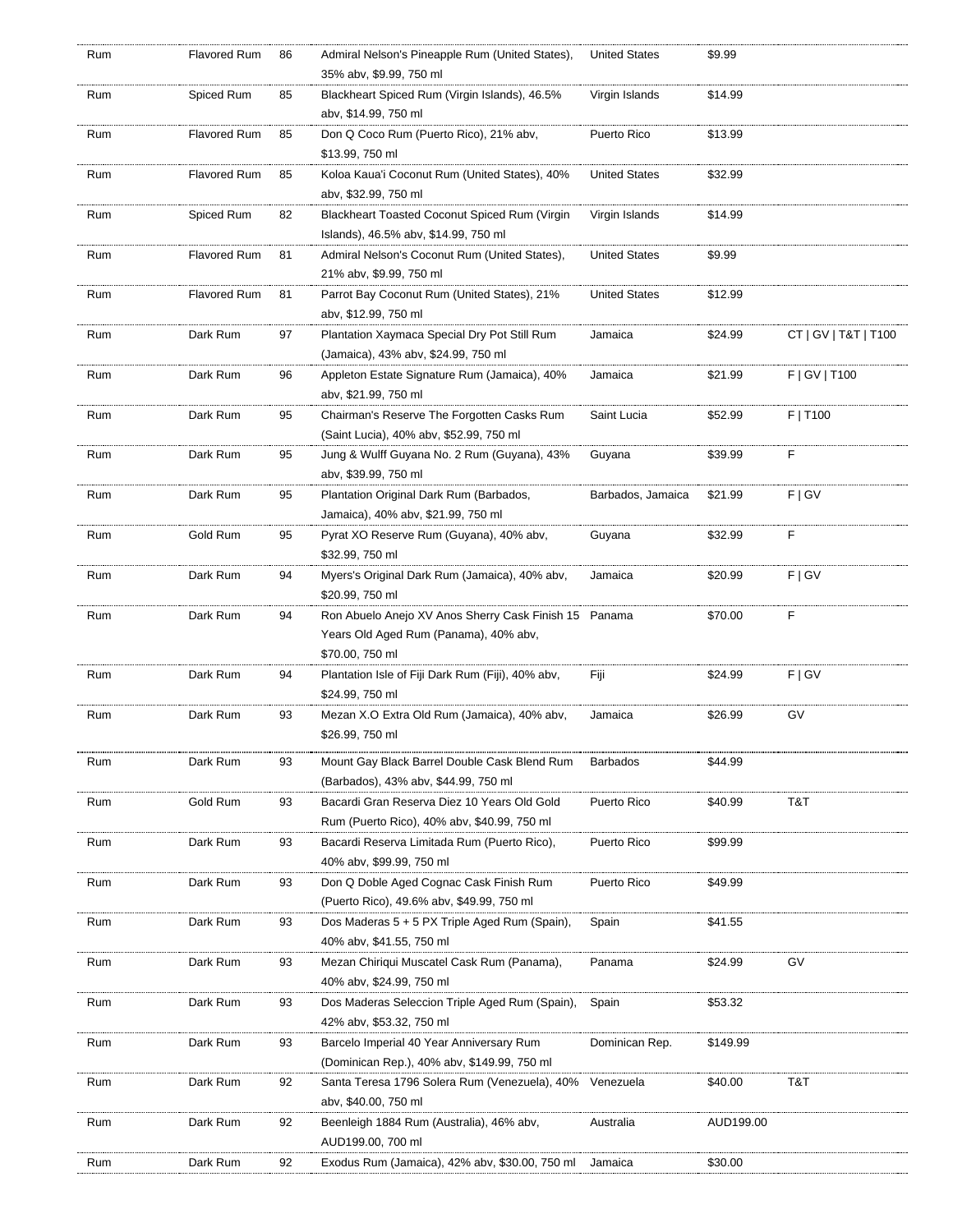| Rum | Flavored Rum | 86 | Admiral Nelson's Pineapple Rum (United States), 35% abv, $9.99, 750 ml | United States | $9.99 | |
|---|---|---|---|---|---|---|
| Rum | Spiced Rum | 85 | Blackheart Spiced Rum (Virgin Islands), 46.5% abv, $14.99, 750 ml | Virgin Islands | $14.99 | |
| Rum | Flavored Rum | 85 | Don Q Coco Rum (Puerto Rico), 21% abv, $13.99, 750 ml | Puerto Rico | $13.99 | |
| Rum | Flavored Rum | 85 | Koloa Kaua'i Coconut Rum (United States), 40% abv, $32.99, 750 ml | United States | $32.99 | |
| Rum | Spiced Rum | 82 | Blackheart Toasted Coconut Spiced Rum (Virgin Islands), 46.5% abv, $14.99, 750 ml | Virgin Islands | $14.99 | |
| Rum | Flavored Rum | 81 | Admiral Nelson's Coconut Rum (United States), 21% abv, $9.99, 750 ml | United States | $9.99 | |
| Rum | Flavored Rum | 81 | Parrot Bay Coconut Rum (United States), 21% abv, $12.99, 750 ml | United States | $12.99 | |
| Rum | Dark Rum | 97 | Plantation Xaymaca Special Dry Pot Still Rum (Jamaica), 43% abv, $24.99, 750 ml | Jamaica | $24.99 | CT \| GV \| T&T \| T100 |
| Rum | Dark Rum | 96 | Appleton Estate Signature Rum (Jamaica), 40% abv, $21.99, 750 ml | Jamaica | $21.99 | F \| GV \| T100 |
| Rum | Dark Rum | 95 | Chairman's Reserve The Forgotten Casks Rum (Saint Lucia), 40% abv, $52.99, 750 ml | Saint Lucia | $52.99 | F \| T100 |
| Rum | Dark Rum | 95 | Jung & Wulff Guyana No. 2 Rum (Guyana), 43% abv, $39.99, 750 ml | Guyana | $39.99 | F |
| Rum | Dark Rum | 95 | Plantation Original Dark Rum (Barbados, Jamaica), 40% abv, $21.99, 750 ml | Barbados, Jamaica | $21.99 | F \| GV |
| Rum | Gold Rum | 95 | Pyrat XO Reserve Rum (Guyana), 40% abv, $32.99, 750 ml | Guyana | $32.99 | F |
| Rum | Dark Rum | 94 | Myers's Original Dark Rum (Jamaica), 40% abv, $20.99, 750 ml | Jamaica | $20.99 | F \| GV |
| Rum | Dark Rum | 94 | Ron Abuelo Anejo XV Anos Sherry Cask Finish 15 Years Old Aged Rum (Panama), 40% abv, $70.00, 750 ml | Panama | $70.00 | F |
| Rum | Dark Rum | 94 | Plantation Isle of Fiji Dark Rum (Fiji), 40% abv, $24.99, 750 ml | Fiji | $24.99 | F \| GV |
| Rum | Dark Rum | 93 | Mezan X.O Extra Old Rum (Jamaica), 40% abv, $26.99, 750 ml | Jamaica | $26.99 | GV |
| Rum | Dark Rum | 93 | Mount Gay Black Barrel Double Cask Blend Rum (Barbados), 43% abv, $44.99, 750 ml | Barbados | $44.99 | |
| Rum | Gold Rum | 93 | Bacardi Gran Reserva Diez 10 Years Old Gold Rum (Puerto Rico), 40% abv, $40.99, 750 ml | Puerto Rico | $40.99 | T&T |
| Rum | Dark Rum | 93 | Bacardi Reserva Limitada Rum (Puerto Rico), 40% abv, $99.99, 750 ml | Puerto Rico | $99.99 | |
| Rum | Dark Rum | 93 | Don Q Doble Aged Cognac Cask Finish Rum (Puerto Rico), 49.6% abv, $49.99, 750 ml | Puerto Rico | $49.99 | |
| Rum | Dark Rum | 93 | Dos Maderas 5 + 5 PX Triple Aged Rum (Spain), 40% abv, $41.55, 750 ml | Spain | $41.55 | |
| Rum | Dark Rum | 93 | Mezan Chiriqui Muscatel Cask Rum (Panama), 40% abv, $24.99, 750 ml | Panama | $24.99 | GV |
| Rum | Dark Rum | 93 | Dos Maderas Seleccion Triple Aged Rum (Spain), 42% abv, $53.32, 750 ml | Spain | $53.32 | |
| Rum | Dark Rum | 93 | Barcelo Imperial 40 Year Anniversary Rum (Dominican Rep.), 40% abv, $149.99, 750 ml | Dominican Rep. | $149.99 | |
| Rum | Dark Rum | 92 | Santa Teresa 1796 Solera Rum (Venezuela), 40% abv, $40.00, 750 ml | Venezuela | $40.00 | T&T |
| Rum | Dark Rum | 92 | Beenleigh 1884 Rum (Australia), 46% abv, AUD199.00, 700 ml | Australia | AUD199.00 | |
| Rum | Dark Rum | 92 | Exodus Rum (Jamaica), 42% abv, $30.00, 750 ml | Jamaica | $30.00 | |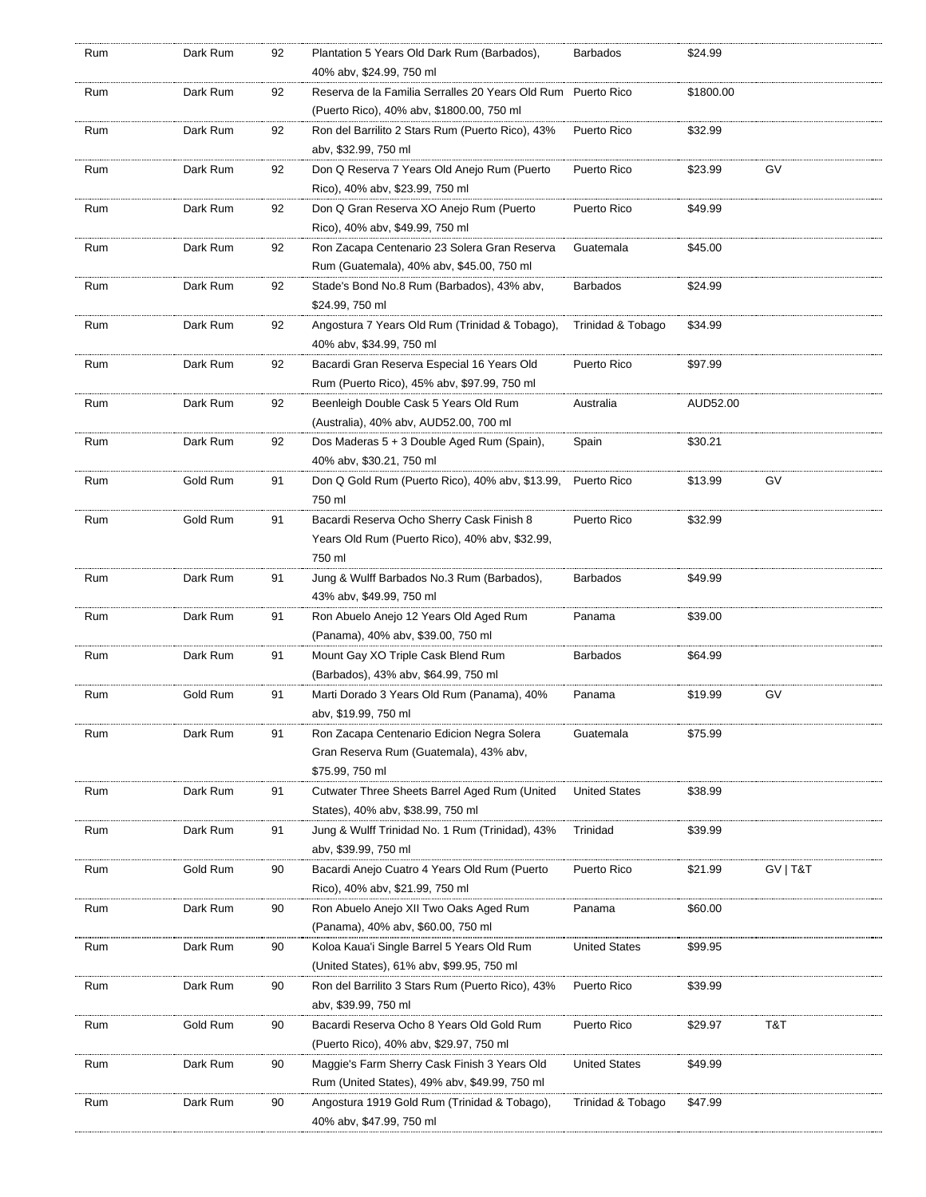| | | | | | | |
|---|---|---|---|---|---|---|
| Rum | Dark Rum | 92 | Plantation 5 Years Old Dark Rum (Barbados), 40% abv, $24.99, 750 ml | Barbados | $24.99 | |
| Rum | Dark Rum | 92 | Reserva de la Familia Serralles 20 Years Old Rum (Puerto Rico), 40% abv, $1800.00, 750 ml | Puerto Rico | $1800.00 | |
| Rum | Dark Rum | 92 | Ron del Barrilito 2 Stars Rum (Puerto Rico), 43% abv, $32.99, 750 ml | Puerto Rico | $32.99 | |
| Rum | Dark Rum | 92 | Don Q Reserva 7 Years Old Anejo Rum (Puerto Rico), 40% abv, $23.99, 750 ml | Puerto Rico | $23.99 | GV |
| Rum | Dark Rum | 92 | Don Q Gran Reserva XO Anejo Rum (Puerto Rico), 40% abv, $49.99, 750 ml | Puerto Rico | $49.99 | |
| Rum | Dark Rum | 92 | Ron Zacapa Centenario 23 Solera Gran Reserva Rum (Guatemala), 40% abv, $45.00, 750 ml | Guatemala | $45.00 | |
| Rum | Dark Rum | 92 | Stade's Bond No.8 Rum (Barbados), 43% abv, $24.99, 750 ml | Barbados | $24.99 | |
| Rum | Dark Rum | 92 | Angostura 7 Years Old Rum (Trinidad & Tobago), 40% abv, $34.99, 750 ml | Trinidad & Tobago | $34.99 | |
| Rum | Dark Rum | 92 | Bacardi Gran Reserva Especial 16 Years Old Rum (Puerto Rico), 45% abv, $97.99, 750 ml | Puerto Rico | $97.99 | |
| Rum | Dark Rum | 92 | Beenleigh Double Cask 5 Years Old Rum (Australia), 40% abv, AUD52.00, 700 ml | Australia | AUD52.00 | |
| Rum | Dark Rum | 92 | Dos Maderas 5 + 3 Double Aged Rum (Spain), 40% abv, $30.21, 750 ml | Spain | $30.21 | |
| Rum | Gold Rum | 91 | Don Q Gold Rum (Puerto Rico), 40% abv, $13.99, 750 ml | Puerto Rico | $13.99 | GV |
| Rum | Gold Rum | 91 | Bacardi Reserva Ocho Sherry Cask Finish 8 Years Old Rum (Puerto Rico), 40% abv, $32.99, 750 ml | Puerto Rico | $32.99 | |
| Rum | Dark Rum | 91 | Jung & Wulff Barbados No.3 Rum (Barbados), 43% abv, $49.99, 750 ml | Barbados | $49.99 | |
| Rum | Dark Rum | 91 | Ron Abuelo Anejo 12 Years Old Aged Rum (Panama), 40% abv, $39.00, 750 ml | Panama | $39.00 | |
| Rum | Dark Rum | 91 | Mount Gay XO Triple Cask Blend Rum (Barbados), 43% abv, $64.99, 750 ml | Barbados | $64.99 | |
| Rum | Gold Rum | 91 | Marti Dorado 3 Years Old Rum (Panama), 40% abv, $19.99, 750 ml | Panama | $19.99 | GV |
| Rum | Dark Rum | 91 | Ron Zacapa Centenario Edicion Negra Solera Gran Reserva Rum (Guatemala), 43% abv, $75.99, 750 ml | Guatemala | $75.99 | |
| Rum | Dark Rum | 91 | Cutwater Three Sheets Barrel Aged Rum (United States), 40% abv, $38.99, 750 ml | United States | $38.99 | |
| Rum | Dark Rum | 91 | Jung & Wulff Trinidad No. 1 Rum (Trinidad), 43% abv, $39.99, 750 ml | Trinidad | $39.99 | |
| Rum | Gold Rum | 90 | Bacardi Anejo Cuatro 4 Years Old Rum (Puerto Rico), 40% abv, $21.99, 750 ml | Puerto Rico | $21.99 | GV \| T&T |
| Rum | Dark Rum | 90 | Ron Abuelo Anejo XII Two Oaks Aged Rum (Panama), 40% abv, $60.00, 750 ml | Panama | $60.00 | |
| Rum | Dark Rum | 90 | Koloa Kaua'i Single Barrel 5 Years Old Rum (United States), 61% abv, $99.95, 750 ml | United States | $99.95 | |
| Rum | Dark Rum | 90 | Ron del Barrilito 3 Stars Rum (Puerto Rico), 43% abv, $39.99, 750 ml | Puerto Rico | $39.99 | |
| Rum | Gold Rum | 90 | Bacardi Reserva Ocho 8 Years Old Gold Rum (Puerto Rico), 40% abv, $29.97, 750 ml | Puerto Rico | $29.97 | T&T |
| Rum | Dark Rum | 90 | Maggie's Farm Sherry Cask Finish 3 Years Old Rum (United States), 49% abv, $49.99, 750 ml | United States | $49.99 | |
| Rum | Dark Rum | 90 | Angostura 1919 Gold Rum (Trinidad & Tobago), 40% abv, $47.99, 750 ml | Trinidad & Tobago | $47.99 | |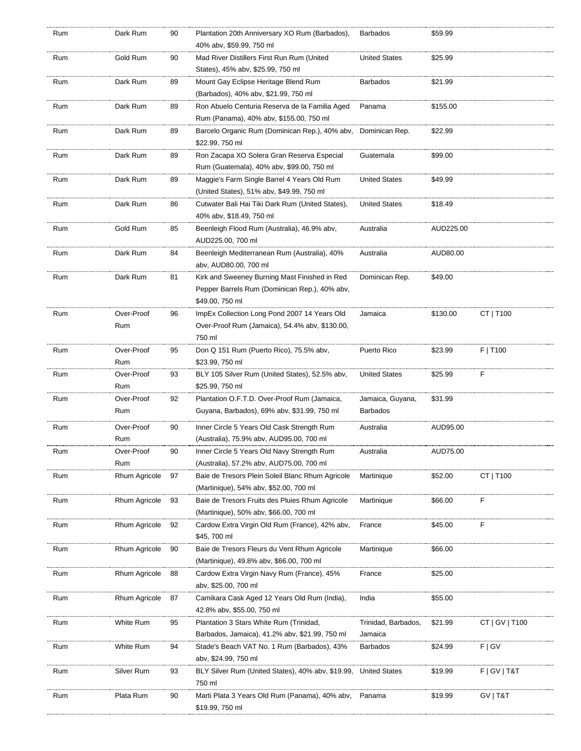| | | | | | | |
|---|---|---|---|---|---|---|
| Rum | Dark Rum | 90 | Plantation 20th Anniversary XO Rum (Barbados), 40% abv, $59.99, 750 ml | Barbados | $59.99 | |
| Rum | Gold Rum | 90 | Mad River Distillers First Run Rum (United States), 45% abv, $25.99, 750 ml | United States | $25.99 | |
| Rum | Dark Rum | 89 | Mount Gay Eclipse Heritage Blend Rum (Barbados), 40% abv, $21.99, 750 ml | Barbados | $21.99 | |
| Rum | Dark Rum | 89 | Ron Abuelo Centuria Reserva de la Familia Aged Rum (Panama), 40% abv, $155.00, 750 ml | Panama | $155.00 | |
| Rum | Dark Rum | 89 | Barcelo Organic Rum (Dominican Rep.), 40% abv, $22.99, 750 ml | Dominican Rep. | $22.99 | |
| Rum | Dark Rum | 89 | Ron Zacapa XO Solera Gran Reserva Especial Rum (Guatemala), 40% abv, $99.00, 750 ml | Guatemala | $99.00 | |
| Rum | Dark Rum | 89 | Maggie's Farm Single Barrel 4 Years Old Rum (United States), 51% abv, $49.99, 750 ml | United States | $49.99 | |
| Rum | Dark Rum | 86 | Cutwater Bali Hai Tiki Dark Rum (United States), 40% abv, $18.49, 750 ml | United States | $18.49 | |
| Rum | Gold Rum | 85 | Beenleigh Flood Rum (Australia), 46.9% abv, AUD225.00, 700 ml | Australia | AUD225.00 | |
| Rum | Dark Rum | 84 | Beenleigh Mediterranean Rum (Australia), 40% abv, AUD80.00, 700 ml | Australia | AUD80.00 | |
| Rum | Dark Rum | 81 | Kirk and Sweeney Burning Mast Finished in Red Pepper Barrels Rum (Dominican Rep.), 40% abv, $49.00, 750 ml | Dominican Rep. | $49.00 | |
| Rum | Over-Proof Rum | 96 | ImpEx Collection Long Pond 2007 14 Years Old Over-Proof Rum (Jamaica), 54.4% abv, $130.00, 750 ml | Jamaica | $130.00 | CT \| T100 |
| Rum | Over-Proof Rum | 95 | Don Q 151 Rum (Puerto Rico), 75.5% abv, $23.99, 750 ml | Puerto Rico | $23.99 | F \| T100 |
| Rum | Over-Proof Rum | 93 | BLY 105 Silver Rum (United States), 52.5% abv, $25.99, 750 ml | United States | $25.99 | F |
| Rum | Over-Proof Rum | 92 | Plantation O.F.T.D. Over-Proof Rum (Jamaica, Guyana, Barbados), 69% abv, $31.99, 750 ml | Jamaica, Guyana, Barbados | $31.99 | |
| Rum | Over-Proof Rum | 90 | Inner Circle 5 Years Old Cask Strength Rum (Australia), 75.9% abv, AUD95.00, 700 ml | Australia | AUD95.00 | |
| Rum | Over-Proof Rum | 90 | Inner Circle 5 Years Old Navy Strength Rum (Australia), 57.2% abv, AUD75.00, 700 ml | Australia | AUD75.00 | |
| Rum | Rhum Agricole | 97 | Baie de Tresors Plein Soleil Blanc Rhum Agricole (Martinique), 54% abv, $52.00, 700 ml | Martinique | $52.00 | CT \| T100 |
| Rum | Rhum Agricole | 93 | Baie de Tresors Fruits des Pluies Rhum Agricole (Martinique), 50% abv, $66.00, 700 ml | Martinique | $66.00 | F |
| Rum | Rhum Agricole | 92 | Cardow Extra Virgin Old Rum (France), 42% abv, $45, 700 ml | France | $45.00 | F |
| Rum | Rhum Agricole | 90 | Baie de Tresors Fleurs du Vent Rhum Agricole (Martinique), 49.8% abv, $66.00, 700 ml | Martinique | $66.00 | |
| Rum | Rhum Agricole | 88 | Cardow Extra Virgin Navy Rum (France), 45% abv, $25.00, 700 ml | France | $25.00 | |
| Rum | Rhum Agricole | 87 | Camikara Cask Aged 12 Years Old Rum (India), 42.8% abv, $55.00, 750 ml | India | $55.00 | |
| Rum | White Rum | 95 | Plantation 3 Stars White Rum (Trinidad, Barbados, Jamaica), 41.2% abv, $21.99, 750 ml | Trinidad, Barbados, Jamaica | $21.99 | CT \| GV \| T100 |
| Rum | White Rum | 94 | Stade's Beach VAT No. 1 Rum (Barbados), 43% abv, $24.99, 750 ml | Barbados | $24.99 | F \| GV |
| Rum | Silver Rum | 93 | BLY Silver Rum (United States), 40% abv, $19.99, 750 ml | United States | $19.99 | F \| GV \| T&T |
| Rum | Plata Rum | 90 | Marti Plata 3 Years Old Rum (Panama), 40% abv, $19.99, 750 ml | Panama | $19.99 | GV \| T&T |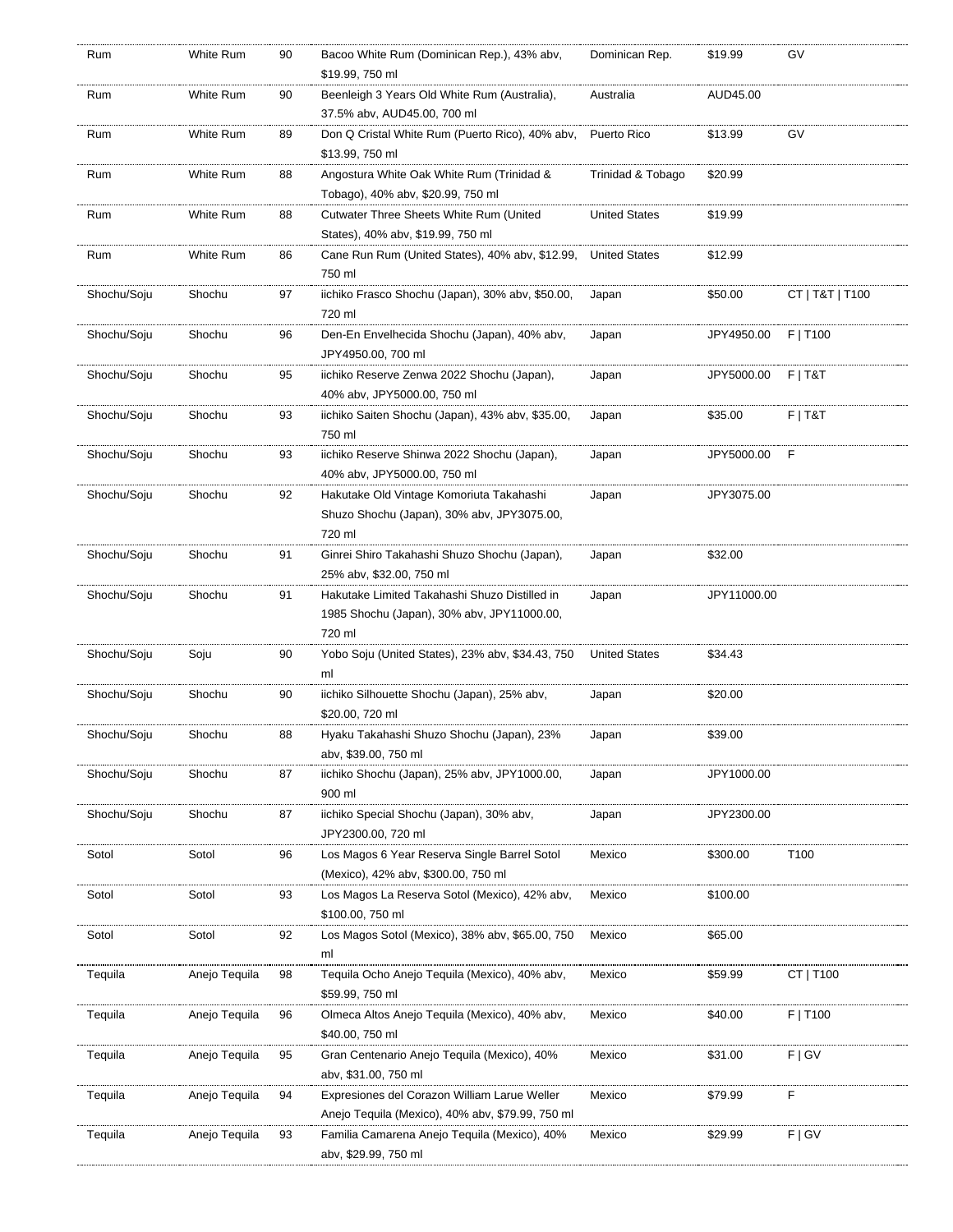| Rum | White Rum | 90 | Bacoo White Rum (Dominican Rep.), 43% abv, $19.99, 750 ml | Dominican Rep. | $19.99 | GV |
|---|---|---|---|---|---|---|
| Rum | White Rum | 90 | Beenleigh 3 Years Old White Rum (Australia), 37.5% abv, AUD45.00, 700 ml | Australia | AUD45.00 | |
| Rum | White Rum | 89 | Don Q Cristal White Rum (Puerto Rico), 40% abv, $13.99, 750 ml | Puerto Rico | $13.99 | GV |
| Rum | White Rum | 88 | Angostura White Oak White Rum (Trinidad & Tobago), 40% abv, $20.99, 750 ml | Trinidad & Tobago | $20.99 | |
| Rum | White Rum | 88 | Cutwater Three Sheets White Rum (United States), 40% abv, $19.99, 750 ml | United States | $19.99 | |
| Rum | White Rum | 86 | Cane Run Rum (United States), 40% abv, $12.99, 750 ml | United States | $12.99 | |
| Shochu/Soju | Shochu | 97 | iichiko Frasco Shochu (Japan), 30% abv, $50.00, 720 ml | Japan | $50.00 | CT \| T&T \| T100 |
| Shochu/Soju | Shochu | 96 | Den-En Envelhecida Shochu (Japan), 40% abv, JPY4950.00, 700 ml | Japan | JPY4950.00 | F \| T100 |
| Shochu/Soju | Shochu | 95 | iichiko Reserve Zenwa 2022 Shochu (Japan), 40% abv, JPY5000.00, 750 ml | Japan | JPY5000.00 | F \| T&T |
| Shochu/Soju | Shochu | 93 | iichiko Saiten Shochu (Japan), 43% abv, $35.00, 750 ml | Japan | $35.00 | F \| T&T |
| Shochu/Soju | Shochu | 93 | iichiko Reserve Shinwa 2022 Shochu (Japan), 40% abv, JPY5000.00, 750 ml | Japan | JPY5000.00 | F |
| Shochu/Soju | Shochu | 92 | Hakutake Old Vintage Komoriuta Takahashi Shuzo Shochu (Japan), 30% abv, JPY3075.00, 720 ml | Japan | JPY3075.00 | |
| Shochu/Soju | Shochu | 91 | Ginrei Shiro Takahashi Shuzo Shochu (Japan), 25% abv, $32.00, 750 ml | Japan | $32.00 | |
| Shochu/Soju | Shochu | 91 | Hakutake Limited Takahashi Shuzo Distilled in 1985 Shochu (Japan), 30% abv, JPY11000.00, 720 ml | Japan | JPY11000.00 | |
| Shochu/Soju | Soju | 90 | Yobo Soju (United States), 23% abv, $34.43, 750 ml | United States | $34.43 | |
| Shochu/Soju | Shochu | 90 | iichiko Silhouette Shochu (Japan), 25% abv, $20.00, 720 ml | Japan | $20.00 | |
| Shochu/Soju | Shochu | 88 | Hyaku Takahashi Shuzo Shochu (Japan), 23% abv, $39.00, 750 ml | Japan | $39.00 | |
| Shochu/Soju | Shochu | 87 | iichiko Shochu (Japan), 25% abv, JPY1000.00, 900 ml | Japan | JPY1000.00 | |
| Shochu/Soju | Shochu | 87 | iichiko Special Shochu (Japan), 30% abv, JPY2300.00, 720 ml | Japan | JPY2300.00 | |
| Sotol | Sotol | 96 | Los Magos 6 Year Reserva Single Barrel Sotol (Mexico), 42% abv, $300.00, 750 ml | Mexico | $300.00 | T100 |
| Sotol | Sotol | 93 | Los Magos La Reserva Sotol (Mexico), 42% abv, $100.00, 750 ml | Mexico | $100.00 | |
| Sotol | Sotol | 92 | Los Magos Sotol (Mexico), 38% abv, $65.00, 750 ml | Mexico | $65.00 | |
| Tequila | Anejo Tequila | 98 | Tequila Ocho Anejo Tequila (Mexico), 40% abv, $59.99, 750 ml | Mexico | $59.99 | CT \| T100 |
| Tequila | Anejo Tequila | 96 | Olmeca Altos Anejo Tequila (Mexico), 40% abv, $40.00, 750 ml | Mexico | $40.00 | F \| T100 |
| Tequila | Anejo Tequila | 95 | Gran Centenario Anejo Tequila (Mexico), 40% abv, $31.00, 750 ml | Mexico | $31.00 | F \| GV |
| Tequila | Anejo Tequila | 94 | Expresiones del Corazon William Larue Weller Anejo Tequila (Mexico), 40% abv, $79.99, 750 ml | Mexico | $79.99 | F |
| Tequila | Anejo Tequila | 93 | Familia Camarena Anejo Tequila (Mexico), 40% abv, $29.99, 750 ml | Mexico | $29.99 | F \| GV |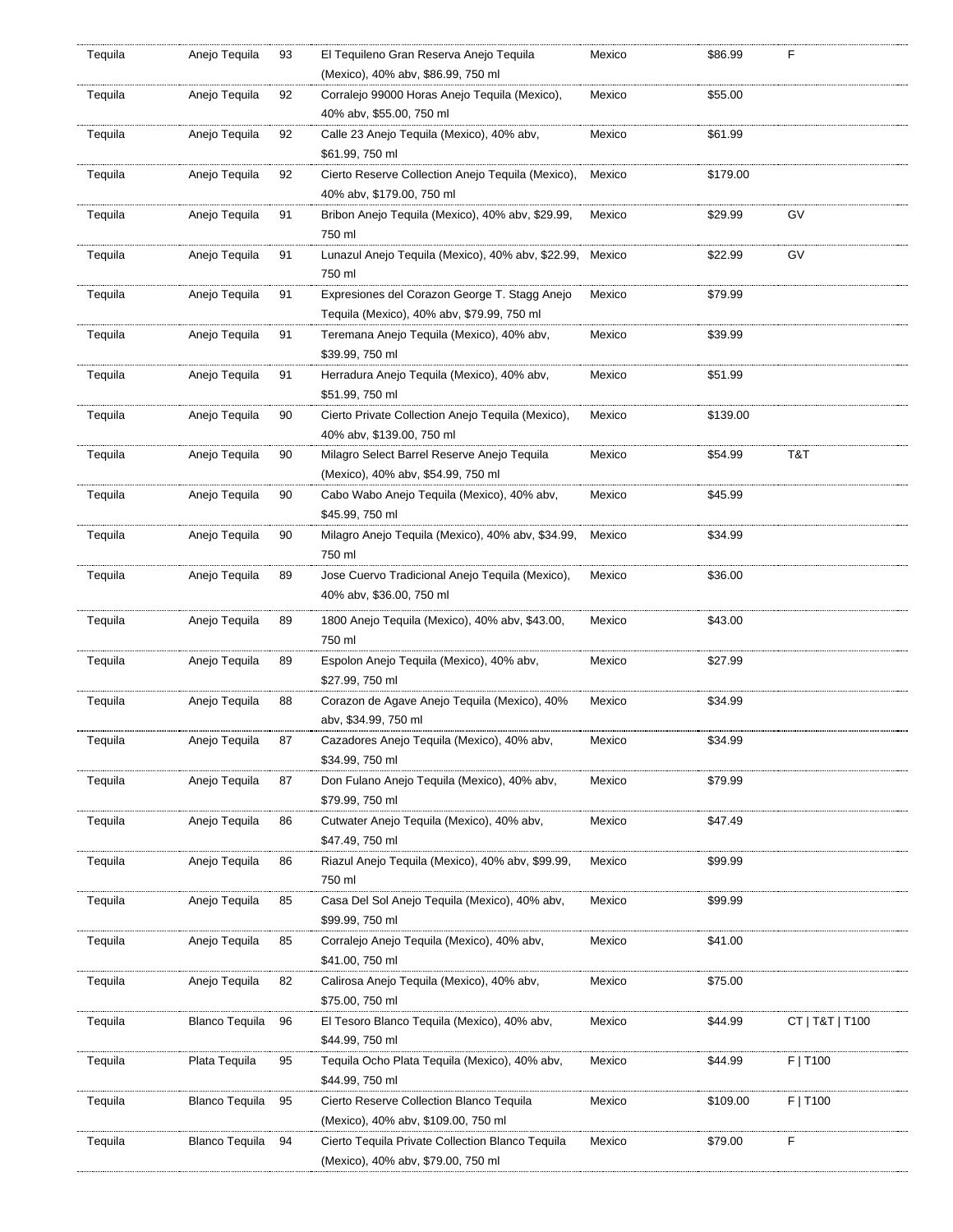| | | | | | | |
|---|---|---|---|---|---|---|
| Tequila | Anejo Tequila | 93 | El Tequileno Gran Reserva Anejo Tequila (Mexico), 40% abv, $86.99, 750 ml | Mexico | $86.99 | F |
| Tequila | Anejo Tequila | 92 | Corralejo 99000 Horas Anejo Tequila (Mexico), 40% abv, $55.00, 750 ml | Mexico | $55.00 | |
| Tequila | Anejo Tequila | 92 | Calle 23 Anejo Tequila (Mexico), 40% abv, $61.99, 750 ml | Mexico | $61.99 | |
| Tequila | Anejo Tequila | 92 | Cierto Reserve Collection Anejo Tequila (Mexico), 40% abv, $179.00, 750 ml | Mexico | $179.00 | |
| Tequila | Anejo Tequila | 91 | Bribon Anejo Tequila (Mexico), 40% abv, $29.99, 750 ml | Mexico | $29.99 | GV |
| Tequila | Anejo Tequila | 91 | Lunazul Anejo Tequila (Mexico), 40% abv, $22.99, 750 ml | Mexico | $22.99 | GV |
| Tequila | Anejo Tequila | 91 | Expresiones del Corazon George T. Stagg Anejo Tequila (Mexico), 40% abv, $79.99, 750 ml | Mexico | $79.99 | |
| Tequila | Anejo Tequila | 91 | Teremana Anejo Tequila (Mexico), 40% abv, $39.99, 750 ml | Mexico | $39.99 | |
| Tequila | Anejo Tequila | 91 | Herradura Anejo Tequila (Mexico), 40% abv, $51.99, 750 ml | Mexico | $51.99 | |
| Tequila | Anejo Tequila | 90 | Cierto Private Collection Anejo Tequila (Mexico), 40% abv, $139.00, 750 ml | Mexico | $139.00 | |
| Tequila | Anejo Tequila | 90 | Milagro Select Barrel Reserve Anejo Tequila (Mexico), 40% abv, $54.99, 750 ml | Mexico | $54.99 | T&T |
| Tequila | Anejo Tequila | 90 | Cabo Wabo Anejo Tequila (Mexico), 40% abv, $45.99, 750 ml | Mexico | $45.99 | |
| Tequila | Anejo Tequila | 90 | Milagro Anejo Tequila (Mexico), 40% abv, $34.99, 750 ml | Mexico | $34.99 | |
| Tequila | Anejo Tequila | 89 | Jose Cuervo Tradicional Anejo Tequila (Mexico), 40% abv, $36.00, 750 ml | Mexico | $36.00 | |
| Tequila | Anejo Tequila | 89 | 1800 Anejo Tequila (Mexico), 40% abv, $43.00, 750 ml | Mexico | $43.00 | |
| Tequila | Anejo Tequila | 89 | Espolon Anejo Tequila (Mexico), 40% abv, $27.99, 750 ml | Mexico | $27.99 | |
| Tequila | Anejo Tequila | 88 | Corazon de Agave Anejo Tequila (Mexico), 40% abv, $34.99, 750 ml | Mexico | $34.99 | |
| Tequila | Anejo Tequila | 87 | Cazadores Anejo Tequila (Mexico), 40% abv, $34.99, 750 ml | Mexico | $34.99 | |
| Tequila | Anejo Tequila | 87 | Don Fulano Anejo Tequila (Mexico), 40% abv, $79.99, 750 ml | Mexico | $79.99 | |
| Tequila | Anejo Tequila | 86 | Cutwater Anejo Tequila (Mexico), 40% abv, $47.49, 750 ml | Mexico | $47.49 | |
| Tequila | Anejo Tequila | 86 | Riazul Anejo Tequila (Mexico), 40% abv, $99.99, 750 ml | Mexico | $99.99 | |
| Tequila | Anejo Tequila | 85 | Casa Del Sol Anejo Tequila (Mexico), 40% abv, $99.99, 750 ml | Mexico | $99.99 | |
| Tequila | Anejo Tequila | 85 | Corralejo Anejo Tequila (Mexico), 40% abv, $41.00, 750 ml | Mexico | $41.00 | |
| Tequila | Anejo Tequila | 82 | Calirosa Anejo Tequila (Mexico), 40% abv, $75.00, 750 ml | Mexico | $75.00 | |
| Tequila | Blanco Tequila | 96 | El Tesoro Blanco Tequila (Mexico), 40% abv, $44.99, 750 ml | Mexico | $44.99 | CT \| T&T \| T100 |
| Tequila | Plata Tequila | 95 | Tequila Ocho Plata Tequila (Mexico), 40% abv, $44.99, 750 ml | Mexico | $44.99 | F \| T100 |
| Tequila | Blanco Tequila | 95 | Cierto Reserve Collection Blanco Tequila (Mexico), 40% abv, $109.00, 750 ml | Mexico | $109.00 | F \| T100 |
| Tequila | Blanco Tequila | 94 | Cierto Tequila Private Collection Blanco Tequila (Mexico), 40% abv, $79.00, 750 ml | Mexico | $79.00 | F |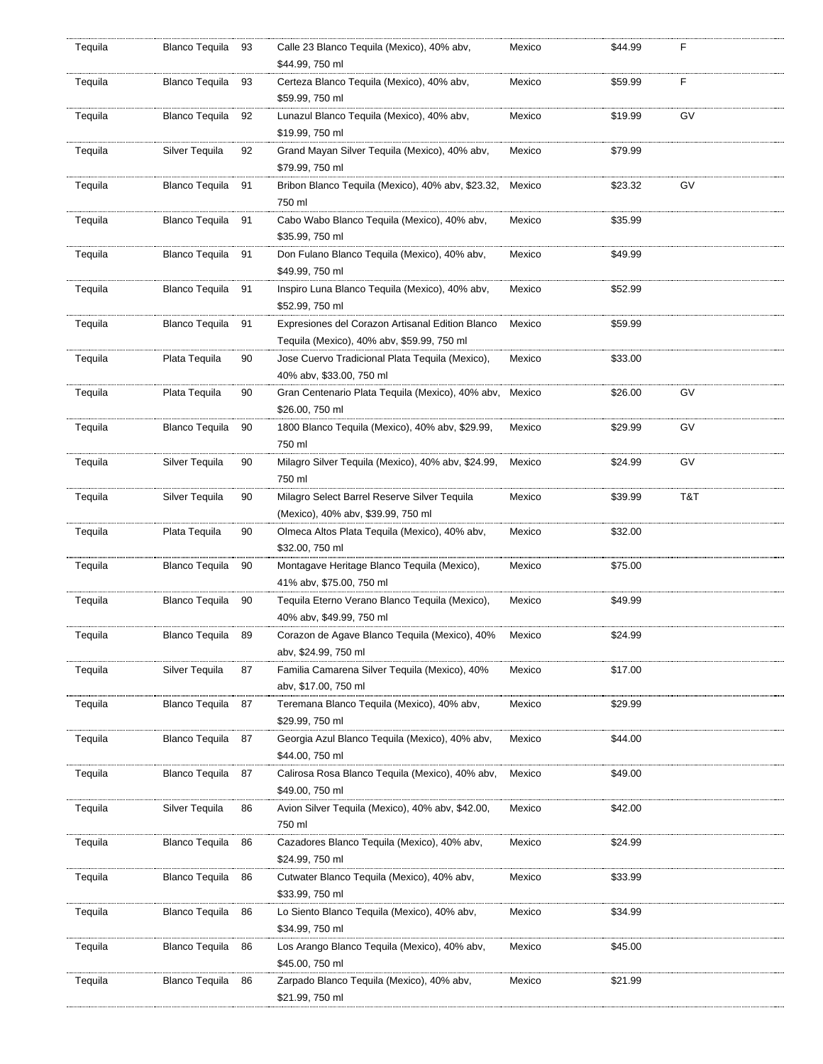| | | | | | | |
|---|---|---|---|---|---|---|
| Tequila | Blanco Tequila | 93 | Calle 23 Blanco Tequila (Mexico), 40% abv, $44.99, 750 ml | Mexico | $44.99 | F |
| Tequila | Blanco Tequila | 93 | Certeza Blanco Tequila (Mexico), 40% abv, $59.99, 750 ml | Mexico | $59.99 | F |
| Tequila | Blanco Tequila | 92 | Lunazul Blanco Tequila (Mexico), 40% abv, $19.99, 750 ml | Mexico | $19.99 | GV |
| Tequila | Silver Tequila | 92 | Grand Mayan Silver Tequila (Mexico), 40% abv, $79.99, 750 ml | Mexico | $79.99 | |
| Tequila | Blanco Tequila | 91 | Bribon Blanco Tequila (Mexico), 40% abv, $23.32, 750 ml | Mexico | $23.32 | GV |
| Tequila | Blanco Tequila | 91 | Cabo Wabo Blanco Tequila (Mexico), 40% abv, $35.99, 750 ml | Mexico | $35.99 | |
| Tequila | Blanco Tequila | 91 | Don Fulano Blanco Tequila (Mexico), 40% abv, $49.99, 750 ml | Mexico | $49.99 | |
| Tequila | Blanco Tequila | 91 | Inspiro Luna Blanco Tequila (Mexico), 40% abv, $52.99, 750 ml | Mexico | $52.99 | |
| Tequila | Blanco Tequila | 91 | Expresiones del Corazon Artisanal Edition Blanco Tequila (Mexico), 40% abv, $59.99, 750 ml | Mexico | $59.99 | |
| Tequila | Plata Tequila | 90 | Jose Cuervo Tradicional Plata Tequila (Mexico), 40% abv, $33.00, 750 ml | Mexico | $33.00 | |
| Tequila | Plata Tequila | 90 | Gran Centenario Plata Tequila (Mexico), 40% abv, $26.00, 750 ml | Mexico | $26.00 | GV |
| Tequila | Blanco Tequila | 90 | 1800 Blanco Tequila (Mexico), 40% abv, $29.99, 750 ml | Mexico | $29.99 | GV |
| Tequila | Silver Tequila | 90 | Milagro Silver Tequila (Mexico), 40% abv, $24.99, 750 ml | Mexico | $24.99 | GV |
| Tequila | Silver Tequila | 90 | Milagro Select Barrel Reserve Silver Tequila (Mexico), 40% abv, $39.99, 750 ml | Mexico | $39.99 | T&T |
| Tequila | Plata Tequila | 90 | Olmeca Altos Plata Tequila (Mexico), 40% abv, $32.00, 750 ml | Mexico | $32.00 | |
| Tequila | Blanco Tequila | 90 | Montagave Heritage Blanco Tequila (Mexico), 41% abv, $75.00, 750 ml | Mexico | $75.00 | |
| Tequila | Blanco Tequila | 90 | Tequila Eterno Verano Blanco Tequila (Mexico), 40% abv, $49.99, 750 ml | Mexico | $49.99 | |
| Tequila | Blanco Tequila | 89 | Corazon de Agave Blanco Tequila (Mexico), 40% abv, $24.99, 750 ml | Mexico | $24.99 | |
| Tequila | Silver Tequila | 87 | Familia Camarena Silver Tequila (Mexico), 40% abv, $17.00, 750 ml | Mexico | $17.00 | |
| Tequila | Blanco Tequila | 87 | Teremana Blanco Tequila (Mexico), 40% abv, $29.99, 750 ml | Mexico | $29.99 | |
| Tequila | Blanco Tequila | 87 | Georgia Azul Blanco Tequila (Mexico), 40% abv, $44.00, 750 ml | Mexico | $44.00 | |
| Tequila | Blanco Tequila | 87 | Calirosa Rosa Blanco Tequila (Mexico), 40% abv, $49.00, 750 ml | Mexico | $49.00 | |
| Tequila | Silver Tequila | 86 | Avion Silver Tequila (Mexico), 40% abv, $42.00, 750 ml | Mexico | $42.00 | |
| Tequila | Blanco Tequila | 86 | Cazadores Blanco Tequila (Mexico), 40% abv, $24.99, 750 ml | Mexico | $24.99 | |
| Tequila | Blanco Tequila | 86 | Cutwater Blanco Tequila (Mexico), 40% abv, $33.99, 750 ml | Mexico | $33.99 | |
| Tequila | Blanco Tequila | 86 | Lo Siento Blanco Tequila (Mexico), 40% abv, $34.99, 750 ml | Mexico | $34.99 | |
| Tequila | Blanco Tequila | 86 | Los Arango Blanco Tequila (Mexico), 40% abv, $45.00, 750 ml | Mexico | $45.00 | |
| Tequila | Blanco Tequila | 86 | Zarpado Blanco Tequila (Mexico), 40% abv, $21.99, 750 ml | Mexico | $21.99 | |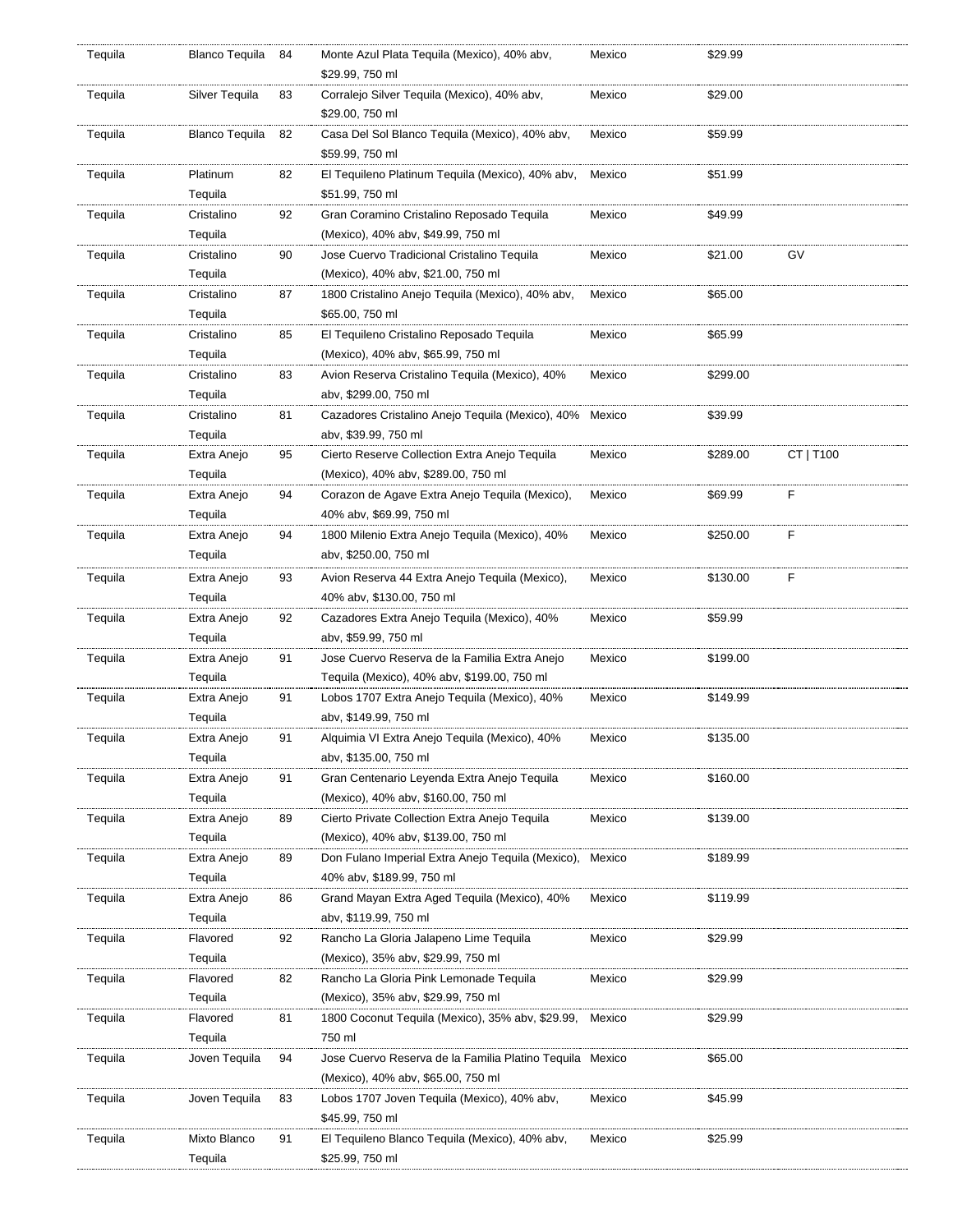| Tequila | Blanco Tequila | 84 | Monte Azul Plata Tequila (Mexico), 40% abv, $29.99, 750 ml | Mexico | $29.99 | |
|---|---|---|---|---|---|---|
| Tequila | Silver Tequila | 83 | Corralejo Silver Tequila (Mexico), 40% abv, $29.00, 750 ml | Mexico | $29.00 | |
| Tequila | Blanco Tequila | 82 | Casa Del Sol Blanco Tequila (Mexico), 40% abv, $59.99, 750 ml | Mexico | $59.99 | |
| Tequila | Platinum Tequila | 82 | El Tequileno Platinum Tequila (Mexico), 40% abv, $51.99, 750 ml | Mexico | $51.99 | |
| Tequila | Cristalino Tequila | 92 | Gran Coramino Cristalino Reposado Tequila (Mexico), 40% abv, $49.99, 750 ml | Mexico | $49.99 | |
| Tequila | Cristalino Tequila | 90 | Jose Cuervo Tradicional Cristalino Tequila (Mexico), 40% abv, $21.00, 750 ml | Mexico | $21.00 | GV |
| Tequila | Cristalino Tequila | 87 | 1800 Cristalino Anejo Tequila (Mexico), 40% abv, $65.00, 750 ml | Mexico | $65.00 | |
| Tequila | Cristalino Tequila | 85 | El Tequileno Cristalino Reposado Tequila (Mexico), 40% abv, $65.99, 750 ml | Mexico | $65.99 | |
| Tequila | Cristalino Tequila | 83 | Avion Reserva Cristalino Tequila (Mexico), 40% abv, $299.00, 750 ml | Mexico | $299.00 | |
| Tequila | Cristalino Tequila | 81 | Cazadores Cristalino Anejo Tequila (Mexico), 40% abv, $39.99, 750 ml | Mexico | $39.99 | |
| Tequila | Extra Anejo Tequila | 95 | Cierto Reserve Collection Extra Anejo Tequila (Mexico), 40% abv, $289.00, 750 ml | Mexico | $289.00 | CT \| T100 |
| Tequila | Extra Anejo Tequila | 94 | Corazon de Agave Extra Anejo Tequila (Mexico), 40% abv, $69.99, 750 ml | Mexico | $69.99 | F |
| Tequila | Extra Anejo Tequila | 94 | 1800 Milenio Extra Anejo Tequila (Mexico), 40% abv, $250.00, 750 ml | Mexico | $250.00 | F |
| Tequila | Extra Anejo Tequila | 93 | Avion Reserva 44 Extra Anejo Tequila (Mexico), 40% abv, $130.00, 750 ml | Mexico | $130.00 | F |
| Tequila | Extra Anejo Tequila | 92 | Cazadores Extra Anejo Tequila (Mexico), 40% abv, $59.99, 750 ml | Mexico | $59.99 | |
| Tequila | Extra Anejo Tequila | 91 | Jose Cuervo Reserva de la Familia Extra Anejo Tequila (Mexico), 40% abv, $199.00, 750 ml | Mexico | $199.00 | |
| Tequila | Extra Anejo Tequila | 91 | Lobos 1707 Extra Anejo Tequila (Mexico), 40% abv, $149.99, 750 ml | Mexico | $149.99 | |
| Tequila | Extra Anejo Tequila | 91 | Alquimia VI Extra Anejo Tequila (Mexico), 40% abv, $135.00, 750 ml | Mexico | $135.00 | |
| Tequila | Extra Anejo Tequila | 91 | Gran Centenario Leyenda Extra Anejo Tequila (Mexico), 40% abv, $160.00, 750 ml | Mexico | $160.00 | |
| Tequila | Extra Anejo Tequila | 89 | Cierto Private Collection Extra Anejo Tequila (Mexico), 40% abv, $139.00, 750 ml | Mexico | $139.00 | |
| Tequila | Extra Anejo Tequila | 89 | Don Fulano Imperial Extra Anejo Tequila (Mexico), 40% abv, $189.99, 750 ml | Mexico | $189.99 | |
| Tequila | Extra Anejo Tequila | 86 | Grand Mayan Extra Aged Tequila (Mexico), 40% abv, $119.99, 750 ml | Mexico | $119.99 | |
| Tequila | Flavored Tequila | 92 | Rancho La Gloria Jalapeno Lime Tequila (Mexico), 35% abv, $29.99, 750 ml | Mexico | $29.99 | |
| Tequila | Flavored Tequila | 82 | Rancho La Gloria Pink Lemonade Tequila (Mexico), 35% abv, $29.99, 750 ml | Mexico | $29.99 | |
| Tequila | Flavored Tequila | 81 | 1800 Coconut Tequila (Mexico), 35% abv, $29.99, 750 ml | Mexico | $29.99 | |
| Tequila | Joven Tequila | 94 | Jose Cuervo Reserva de la Familia Platino Tequila (Mexico), 40% abv, $65.00, 750 ml | Mexico | $65.00 | |
| Tequila | Joven Tequila | 83 | Lobos 1707 Joven Tequila (Mexico), 40% abv, $45.99, 750 ml | Mexico | $45.99 | |
| Tequila | Mixto Blanco Tequila | 91 | El Tequileno Blanco Tequila (Mexico), 40% abv, $25.99, 750 ml | Mexico | $25.99 | |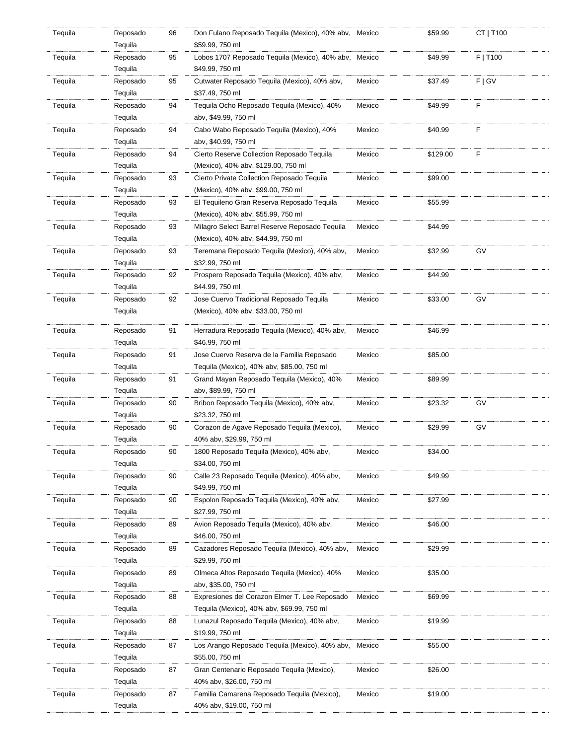| | | | | | | |
|---|---|---|---|---|---|---|
| Tequila | Reposado Tequila | 96 | Don Fulano Reposado Tequila (Mexico), 40% abv, $59.99, 750 ml | Mexico | $59.99 | CT \| T100 |
| Tequila | Reposado Tequila | 95 | Lobos 1707 Reposado Tequila (Mexico), 40% abv, $49.99, 750 ml | Mexico | $49.99 | F \| T100 |
| Tequila | Reposado Tequila | 95 | Cutwater Reposado Tequila (Mexico), 40% abv, $37.49, 750 ml | Mexico | $37.49 | F \| GV |
| Tequila | Reposado Tequila | 94 | Tequila Ocho Reposado Tequila (Mexico), 40% abv, $49.99, 750 ml | Mexico | $49.99 | F |
| Tequila | Reposado Tequila | 94 | Cabo Wabo Reposado Tequila (Mexico), 40% abv, $40.99, 750 ml | Mexico | $40.99 | F |
| Tequila | Reposado Tequila | 94 | Cierto Reserve Collection Reposado Tequila (Mexico), 40% abv, $129.00, 750 ml | Mexico | $129.00 | F |
| Tequila | Reposado Tequila | 93 | Cierto Private Collection Reposado Tequila (Mexico), 40% abv, $99.00, 750 ml | Mexico | $99.00 | |
| Tequila | Reposado Tequila | 93 | El Tequileno Gran Reserva Reposado Tequila (Mexico), 40% abv, $55.99, 750 ml | Mexico | $55.99 | |
| Tequila | Reposado Tequila | 93 | Milagro Select Barrel Reserve Reposado Tequila (Mexico), 40% abv, $44.99, 750 ml | Mexico | $44.99 | |
| Tequila | Reposado Tequila | 93 | Teremana Reposado Tequila (Mexico), 40% abv, $32.99, 750 ml | Mexico | $32.99 | GV |
| Tequila | Reposado Tequila | 92 | Prospero Reposado Tequila (Mexico), 40% abv, $44.99, 750 ml | Mexico | $44.99 | |
| Tequila | Reposado Tequila | 92 | Jose Cuervo Tradicional Reposado Tequila (Mexico), 40% abv, $33.00, 750 ml | Mexico | $33.00 | GV |
| Tequila | Reposado Tequila | 91 | Herradura Reposado Tequila (Mexico), 40% abv, $46.99, 750 ml | Mexico | $46.99 | |
| Tequila | Reposado Tequila | 91 | Jose Cuervo Reserva de la Familia Reposado Tequila (Mexico), 40% abv, $85.00, 750 ml | Mexico | $85.00 | |
| Tequila | Reposado Tequila | 91 | Grand Mayan Reposado Tequila (Mexico), 40% abv, $89.99, 750 ml | Mexico | $89.99 | |
| Tequila | Reposado Tequila | 90 | Bribon Reposado Tequila (Mexico), 40% abv, $23.32, 750 ml | Mexico | $23.32 | GV |
| Tequila | Reposado Tequila | 90 | Corazon de Agave Reposado Tequila (Mexico), 40% abv, $29.99, 750 ml | Mexico | $29.99 | GV |
| Tequila | Reposado Tequila | 90 | 1800 Reposado Tequila (Mexico), 40% abv, $34.00, 750 ml | Mexico | $34.00 | |
| Tequila | Reposado Tequila | 90 | Calle 23 Reposado Tequila (Mexico), 40% abv, $49.99, 750 ml | Mexico | $49.99 | |
| Tequila | Reposado Tequila | 90 | Espolon Reposado Tequila (Mexico), 40% abv, $27.99, 750 ml | Mexico | $27.99 | |
| Tequila | Reposado Tequila | 89 | Avion Reposado Tequila (Mexico), 40% abv, $46.00, 750 ml | Mexico | $46.00 | |
| Tequila | Reposado Tequila | 89 | Cazadores Reposado Tequila (Mexico), 40% abv, $29.99, 750 ml | Mexico | $29.99 | |
| Tequila | Reposado Tequila | 89 | Olmeca Altos Reposado Tequila (Mexico), 40% abv, $35.00, 750 ml | Mexico | $35.00 | |
| Tequila | Reposado Tequila | 88 | Expresiones del Corazon Elmer T. Lee Reposado Tequila (Mexico), 40% abv, $69.99, 750 ml | Mexico | $69.99 | |
| Tequila | Reposado Tequila | 88 | Lunazul Reposado Tequila (Mexico), 40% abv, $19.99, 750 ml | Mexico | $19.99 | |
| Tequila | Reposado Tequila | 87 | Los Arango Reposado Tequila (Mexico), 40% abv, $55.00, 750 ml | Mexico | $55.00 | |
| Tequila | Reposado Tequila | 87 | Gran Centenario Reposado Tequila (Mexico), 40% abv, $26.00, 750 ml | Mexico | $26.00 | |
| Tequila | Reposado Tequila | 87 | Familia Camarena Reposado Tequila (Mexico), 40% abv, $19.00, 750 ml | Mexico | $19.00 | |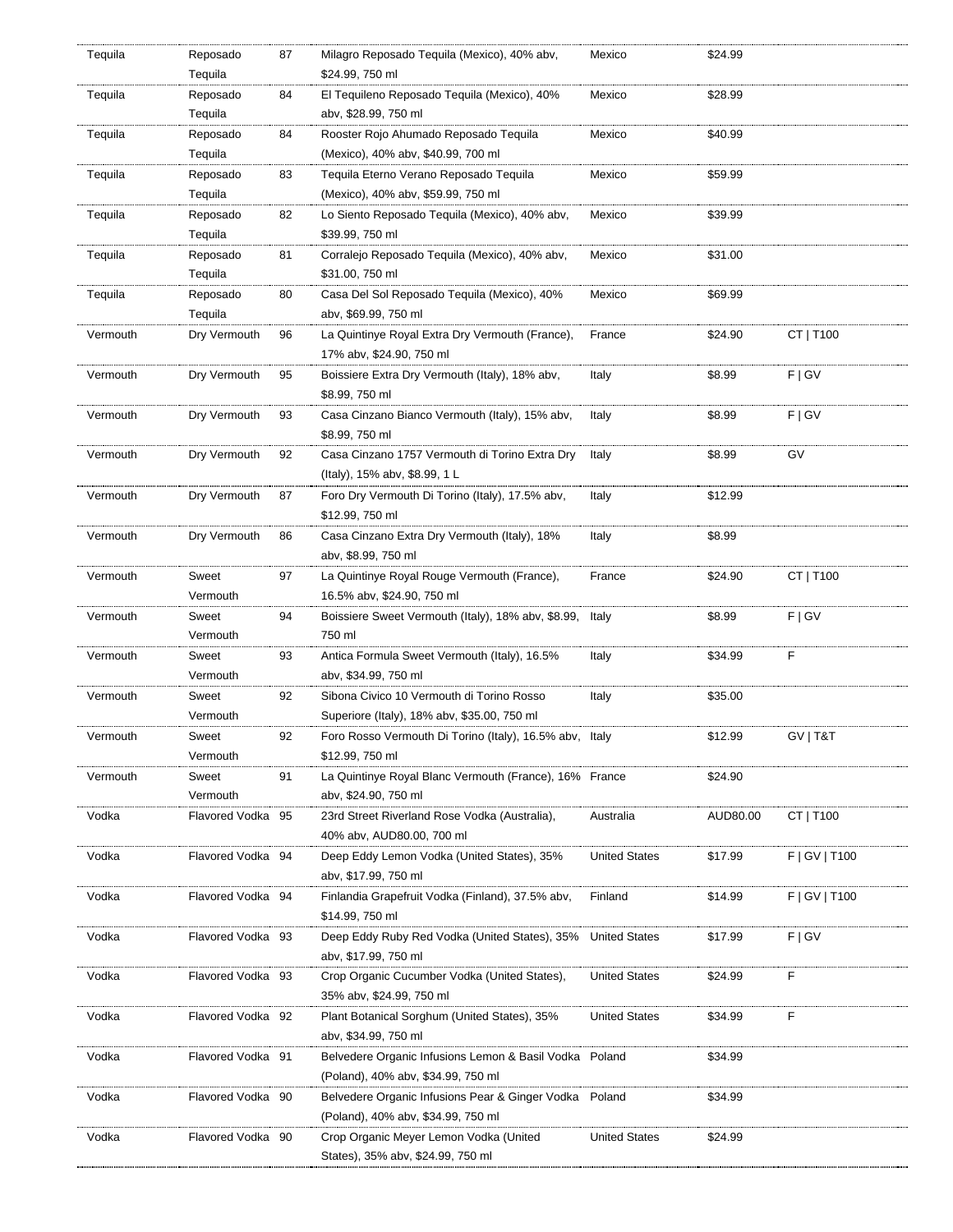| Tequila | Reposado Tequila | 87 | Milagro Reposado Tequila (Mexico), 40% abv, $24.99, 750 ml | Mexico | $24.99 | |
|---|---|---|---|---|---|---|
| Tequila | Reposado Tequila | 84 | El Tequileno Reposado Tequila (Mexico), 40% abv, $28.99, 750 ml | Mexico | $28.99 | |
| Tequila | Reposado Tequila | 84 | Rooster Rojo Ahumado Reposado Tequila (Mexico), 40% abv, $40.99, 700 ml | Mexico | $40.99 | |
| Tequila | Reposado Tequila | 83 | Tequila Eterno Verano Reposado Tequila (Mexico), 40% abv, $59.99, 750 ml | Mexico | $59.99 | |
| Tequila | Reposado Tequila | 82 | Lo Siento Reposado Tequila (Mexico), 40% abv, $39.99, 750 ml | Mexico | $39.99 | |
| Tequila | Reposado Tequila | 81 | Corralejo Reposado Tequila (Mexico), 40% abv, $31.00, 750 ml | Mexico | $31.00 | |
| Tequila | Reposado Tequila | 80 | Casa Del Sol Reposado Tequila (Mexico), 40% abv, $69.99, 750 ml | Mexico | $69.99 | |
| Vermouth | Dry Vermouth | 96 | La Quintinye Royal Extra Dry Vermouth (France), 17% abv, $24.90, 750 ml | France | $24.90 | CT \| T100 |
| Vermouth | Dry Vermouth | 95 | Boissiere Extra Dry Vermouth (Italy), 18% abv, $8.99, 750 ml | Italy | $8.99 | F \| GV |
| Vermouth | Dry Vermouth | 93 | Casa Cinzano Bianco Vermouth (Italy), 15% abv, $8.99, 750 ml | Italy | $8.99 | F \| GV |
| Vermouth | Dry Vermouth | 92 | Casa Cinzano 1757 Vermouth di Torino Extra Dry (Italy), 15% abv, $8.99, 1 L | Italy | $8.99 | GV |
| Vermouth | Dry Vermouth | 87 | Foro Dry Vermouth Di Torino (Italy), 17.5% abv, $12.99, 750 ml | Italy | $12.99 | |
| Vermouth | Dry Vermouth | 86 | Casa Cinzano Extra Dry Vermouth (Italy), 18% abv, $8.99, 750 ml | Italy | $8.99 | |
| Vermouth | Sweet Vermouth | 97 | La Quintinye Royal Rouge Vermouth (France), 16.5% abv, $24.90, 750 ml | France | $24.90 | CT \| T100 |
| Vermouth | Sweet Vermouth | 94 | Boissiere Sweet Vermouth (Italy), 18% abv, $8.99, 750 ml | Italy | $8.99 | F \| GV |
| Vermouth | Sweet Vermouth | 93 | Antica Formula Sweet Vermouth (Italy), 16.5% abv, $34.99, 750 ml | Italy | $34.99 | F |
| Vermouth | Sweet Vermouth | 92 | Sibona Civico 10 Vermouth di Torino Rosso Superiore (Italy), 18% abv, $35.00, 750 ml | Italy | $35.00 | |
| Vermouth | Sweet Vermouth | 92 | Foro Rosso Vermouth Di Torino (Italy), 16.5% abv, $12.99, 750 ml | Italy | $12.99 | GV \| T&T |
| Vermouth | Sweet Vermouth | 91 | La Quintinye Royal Blanc Vermouth (France), 16% abv, $24.90, 750 ml | France | $24.90 | |
| Vodka | Flavored Vodka | 95 | 23rd Street Riverland Rose Vodka (Australia), 40% abv, AUD80.00, 700 ml | Australia | AUD80.00 | CT \| T100 |
| Vodka | Flavored Vodka | 94 | Deep Eddy Lemon Vodka (United States), 35% abv, $17.99, 750 ml | United States | $17.99 | F \| GV \| T100 |
| Vodka | Flavored Vodka | 94 | Finlandia Grapefruit Vodka (Finland), 37.5% abv, $14.99, 750 ml | Finland | $14.99 | F \| GV \| T100 |
| Vodka | Flavored Vodka | 93 | Deep Eddy Ruby Red Vodka (United States), 35% abv, $17.99, 750 ml | United States | $17.99 | F \| GV |
| Vodka | Flavored Vodka | 93 | Crop Organic Cucumber Vodka (United States), 35% abv, $24.99, 750 ml | United States | $24.99 | F |
| Vodka | Flavored Vodka | 92 | Plant Botanical Sorghum (United States), 35% abv, $34.99, 750 ml | United States | $34.99 | F |
| Vodka | Flavored Vodka | 91 | Belvedere Organic Infusions Lemon & Basil Vodka (Poland), 40% abv, $34.99, 750 ml | Poland | $34.99 | |
| Vodka | Flavored Vodka | 90 | Belvedere Organic Infusions Pear & Ginger Vodka (Poland), 40% abv, $34.99, 750 ml | Poland | $34.99 | |
| Vodka | Flavored Vodka | 90 | Crop Organic Meyer Lemon Vodka (United States), 35% abv, $24.99, 750 ml | United States | $24.99 | |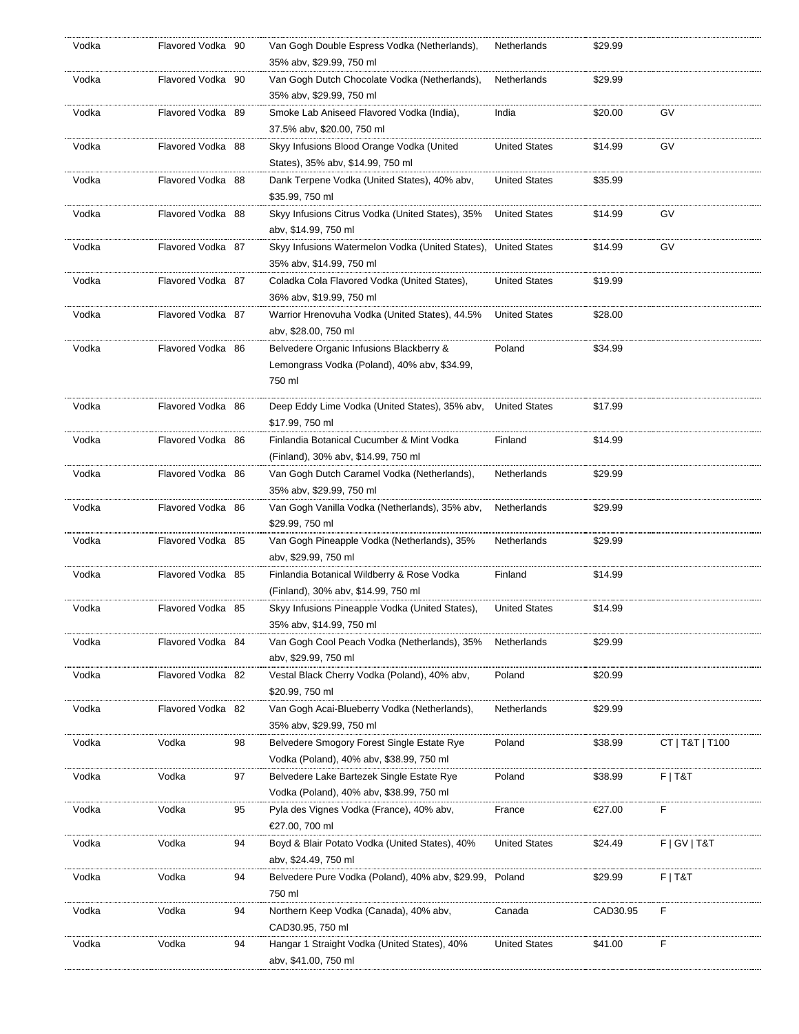| | | | | | | |
|---|---|---|---|---|---|---|
| Vodka | Flavored Vodka | 90 | Van Gogh Double Espress Vodka (Netherlands), 35% abv, $29.99, 750 ml | Netherlands | $29.99 | |
| Vodka | Flavored Vodka | 90 | Van Gogh Dutch Chocolate Vodka (Netherlands), 35% abv, $29.99, 750 ml | Netherlands | $29.99 | |
| Vodka | Flavored Vodka | 89 | Smoke Lab Aniseed Flavored Vodka (India), 37.5% abv, $20.00, 750 ml | India | $20.00 | GV |
| Vodka | Flavored Vodka | 88 | Skyy Infusions Blood Orange Vodka (United States), 35% abv, $14.99, 750 ml | United States | $14.99 | GV |
| Vodka | Flavored Vodka | 88 | Dank Terpene Vodka (United States), 40% abv, $35.99, 750 ml | United States | $35.99 | |
| Vodka | Flavored Vodka | 88 | Skyy Infusions Citrus Vodka (United States), 35% abv, $14.99, 750 ml | United States | $14.99 | GV |
| Vodka | Flavored Vodka | 87 | Skyy Infusions Watermelon Vodka (United States), 35% abv, $14.99, 750 ml | United States | $14.99 | GV |
| Vodka | Flavored Vodka | 87 | Coladka Cola Flavored Vodka (United States), 36% abv, $19.99, 750 ml | United States | $19.99 | |
| Vodka | Flavored Vodka | 87 | Warrior Hrenovuha Vodka (United States), 44.5% abv, $28.00, 750 ml | United States | $28.00 | |
| Vodka | Flavored Vodka | 86 | Belvedere Organic Infusions Blackberry & Lemongrass Vodka (Poland), 40% abv, $34.99, 750 ml | Poland | $34.99 | |
| Vodka | Flavored Vodka | 86 | Deep Eddy Lime Vodka (United States), 35% abv, $17.99, 750 ml | United States | $17.99 | |
| Vodka | Flavored Vodka | 86 | Finlandia Botanical Cucumber & Mint Vodka (Finland), 30% abv, $14.99, 750 ml | Finland | $14.99 | |
| Vodka | Flavored Vodka | 86 | Van Gogh Dutch Caramel Vodka (Netherlands), 35% abv, $29.99, 750 ml | Netherlands | $29.99 | |
| Vodka | Flavored Vodka | 86 | Van Gogh Vanilla Vodka (Netherlands), 35% abv, $29.99, 750 ml | Netherlands | $29.99 | |
| Vodka | Flavored Vodka | 85 | Van Gogh Pineapple Vodka (Netherlands), 35% abv, $29.99, 750 ml | Netherlands | $29.99 | |
| Vodka | Flavored Vodka | 85 | Finlandia Botanical Wildberry & Rose Vodka (Finland), 30% abv, $14.99, 750 ml | Finland | $14.99 | |
| Vodka | Flavored Vodka | 85 | Skyy Infusions Pineapple Vodka (United States), 35% abv, $14.99, 750 ml | United States | $14.99 | |
| Vodka | Flavored Vodka | 84 | Van Gogh Cool Peach Vodka (Netherlands), 35% abv, $29.99, 750 ml | Netherlands | $29.99 | |
| Vodka | Flavored Vodka | 82 | Vestal Black Cherry Vodka (Poland), 40% abv, $20.99, 750 ml | Poland | $20.99 | |
| Vodka | Flavored Vodka | 82 | Van Gogh Acai-Blueberry Vodka (Netherlands), 35% abv, $29.99, 750 ml | Netherlands | $29.99 | |
| Vodka | Vodka | 98 | Belvedere Smogory Forest Single Estate Rye Vodka (Poland), 40% abv, $38.99, 750 ml | Poland | $38.99 | CT \| T&T \| T100 |
| Vodka | Vodka | 97 | Belvedere Lake Bartezek Single Estate Rye Vodka (Poland), 40% abv, $38.99, 750 ml | Poland | $38.99 | F \| T&T |
| Vodka | Vodka | 95 | Pyla des Vignes Vodka (France), 40% abv, €27.00, 700 ml | France | €27.00 | F |
| Vodka | Vodka | 94 | Boyd & Blair Potato Vodka (United States), 40% abv, $24.49, 750 ml | United States | $24.49 | F \| GV \| T&T |
| Vodka | Vodka | 94 | Belvedere Pure Vodka (Poland), 40% abv, $29.99, 750 ml | Poland | $29.99 | F \| T&T |
| Vodka | Vodka | 94 | Northern Keep Vodka (Canada), 40% abv, CAD30.95, 750 ml | Canada | CAD30.95 | F |
| Vodka | Vodka | 94 | Hangar 1 Straight Vodka (United States), 40% abv, $41.00, 750 ml | United States | $41.00 | F |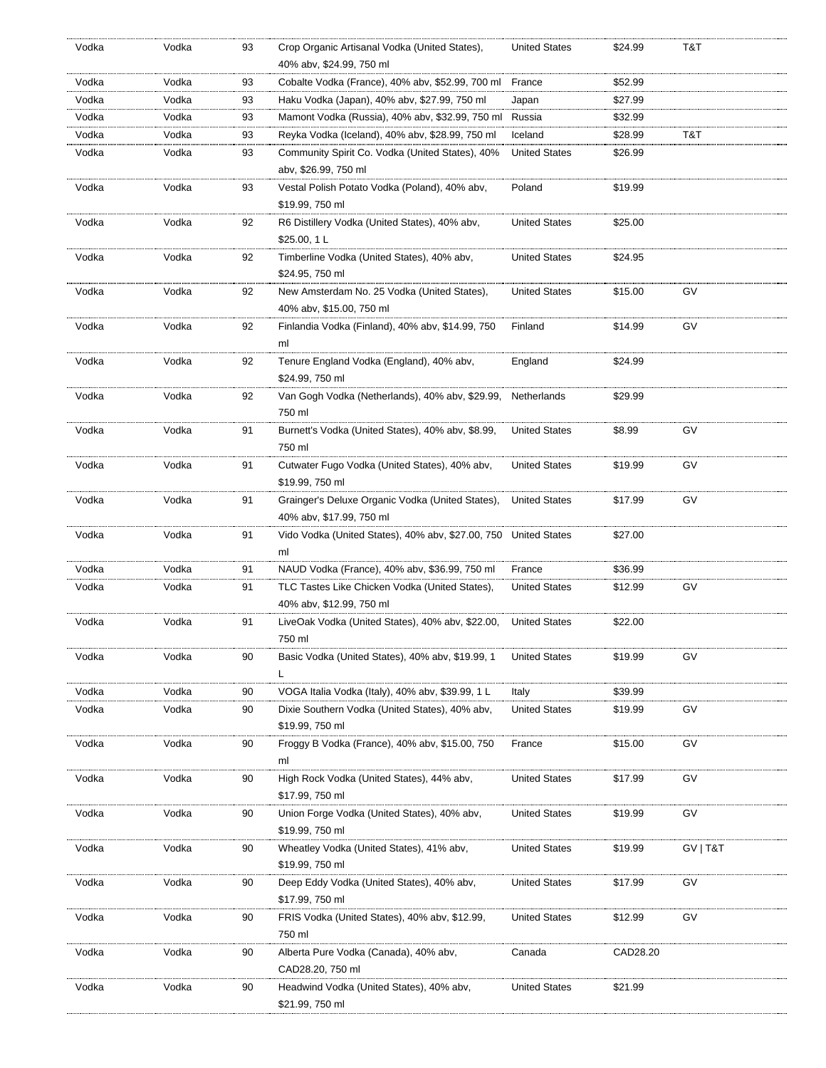| | | | | | | |
|---|---|---|---|---|---|---|
| Vodka | Vodka | 93 | Crop Organic Artisanal Vodka (United States), 40% abv, $24.99, 750 ml | United States | $24.99 | T&T |
| Vodka | Vodka | 93 | Cobalte Vodka (France), 40% abv, $52.99, 700 ml | France | $52.99 | |
| Vodka | Vodka | 93 | Haku Vodka (Japan), 40% abv, $27.99, 750 ml | Japan | $27.99 | |
| Vodka | Vodka | 93 | Mamont Vodka (Russia), 40% abv, $32.99, 750 ml | Russia | $32.99 | |
| Vodka | Vodka | 93 | Reyka Vodka (Iceland), 40% abv, $28.99, 750 ml | Iceland | $28.99 | T&T |
| Vodka | Vodka | 93 | Community Spirit Co. Vodka (United States), 40% abv, $26.99, 750 ml | United States | $26.99 | |
| Vodka | Vodka | 93 | Vestal Polish Potato Vodka (Poland), 40% abv, $19.99, 750 ml | Poland | $19.99 | |
| Vodka | Vodka | 92 | R6 Distillery Vodka (United States), 40% abv, $25.00, 1 L | United States | $25.00 | |
| Vodka | Vodka | 92 | Timberline Vodka (United States), 40% abv, $24.95, 750 ml | United States | $24.95 | |
| Vodka | Vodka | 92 | New Amsterdam No. 25 Vodka (United States), 40% abv, $15.00, 750 ml | United States | $15.00 | GV |
| Vodka | Vodka | 92 | Finlandia Vodka (Finland), 40% abv, $14.99, 750 ml | Finland | $14.99 | GV |
| Vodka | Vodka | 92 | Tenure England Vodka (England), 40% abv, $24.99, 750 ml | England | $24.99 | |
| Vodka | Vodka | 92 | Van Gogh Vodka (Netherlands), 40% abv, $29.99, 750 ml | Netherlands | $29.99 | |
| Vodka | Vodka | 91 | Burnett's Vodka (United States), 40% abv, $8.99, 750 ml | United States | $8.99 | GV |
| Vodka | Vodka | 91 | Cutwater Fugo Vodka (United States), 40% abv, $19.99, 750 ml | United States | $19.99 | GV |
| Vodka | Vodka | 91 | Grainger's Deluxe Organic Vodka (United States), 40% abv, $17.99, 750 ml | United States | $17.99 | GV |
| Vodka | Vodka | 91 | Vido Vodka (United States), 40% abv, $27.00, 750 ml | United States | $27.00 | |
| Vodka | Vodka | 91 | NAUD Vodka (France), 40% abv, $36.99, 750 ml | France | $36.99 | |
| Vodka | Vodka | 91 | TLC Tastes Like Chicken Vodka (United States), 40% abv, $12.99, 750 ml | United States | $12.99 | GV |
| Vodka | Vodka | 91 | LiveOak Vodka (United States), 40% abv, $22.00, 750 ml | United States | $22.00 | |
| Vodka | Vodka | 90 | Basic Vodka (United States), 40% abv, $19.99, 1 L | United States | $19.99 | GV |
| Vodka | Vodka | 90 | VOGA Italia Vodka (Italy), 40% abv, $39.99, 1 L | Italy | $39.99 | |
| Vodka | Vodka | 90 | Dixie Southern Vodka (United States), 40% abv, $19.99, 750 ml | United States | $19.99 | GV |
| Vodka | Vodka | 90 | Froggy B Vodka (France), 40% abv, $15.00, 750 ml | France | $15.00 | GV |
| Vodka | Vodka | 90 | High Rock Vodka (United States), 44% abv, $17.99, 750 ml | United States | $17.99 | GV |
| Vodka | Vodka | 90 | Union Forge Vodka (United States), 40% abv, $19.99, 750 ml | United States | $19.99 | GV |
| Vodka | Vodka | 90 | Wheatley Vodka (United States), 41% abv, $19.99, 750 ml | United States | $19.99 | GV \| T&T |
| Vodka | Vodka | 90 | Deep Eddy Vodka (United States), 40% abv, $17.99, 750 ml | United States | $17.99 | GV |
| Vodka | Vodka | 90 | FRIS Vodka (United States), 40% abv, $12.99, 750 ml | United States | $12.99 | GV |
| Vodka | Vodka | 90 | Alberta Pure Vodka (Canada), 40% abv, CAD28.20, 750 ml | Canada | CAD28.20 | |
| Vodka | Vodka | 90 | Headwind Vodka (United States), 40% abv, $21.99, 750 ml | United States | $21.99 | |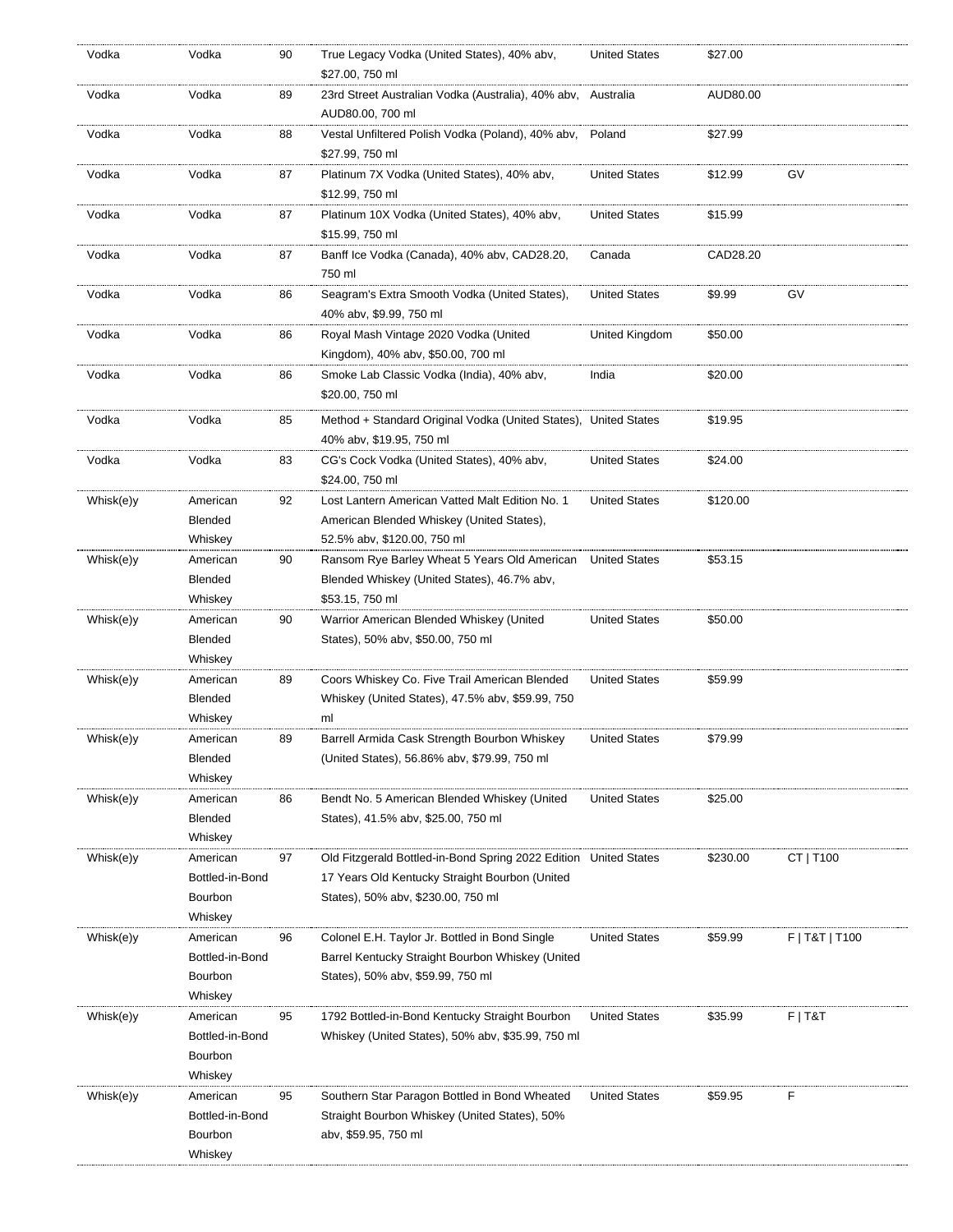| Vodka | Vodka | 90 | True Legacy Vodka (United States), 40% abv, $27.00, 750 ml | United States | $27.00 | |
|---|---|---|---|---|---|---|
| Vodka | Vodka | 89 | 23rd Street Australian Vodka (Australia), 40% abv, AUD80.00, 700 ml | Australia | AUD80.00 | |
| Vodka | Vodka | 88 | Vestal Unfiltered Polish Vodka (Poland), 40% abv, $27.99, 750 ml | Poland | $27.99 | |
| Vodka | Vodka | 87 | Platinum 7X Vodka (United States), 40% abv, $12.99, 750 ml | United States | $12.99 | GV |
| Vodka | Vodka | 87 | Platinum 10X Vodka (United States), 40% abv, $15.99, 750 ml | United States | $15.99 | |
| Vodka | Vodka | 87 | Banff Ice Vodka (Canada), 40% abv, CAD28.20, 750 ml | Canada | CAD28.20 | |
| Vodka | Vodka | 86 | Seagram's Extra Smooth Vodka (United States), 40% abv, $9.99, 750 ml | United States | $9.99 | GV |
| Vodka | Vodka | 86 | Royal Mash Vintage 2020 Vodka (United Kingdom), 40% abv, $50.00, 700 ml | United Kingdom | $50.00 | |
| Vodka | Vodka | 86 | Smoke Lab Classic Vodka (India), 40% abv, $20.00, 750 ml | India | $20.00 | |
| Vodka | Vodka | 85 | Method + Standard Original Vodka (United States), 40% abv, $19.95, 750 ml | United States | $19.95 | |
| Vodka | Vodka | 83 | CG's Cock Vodka (United States), 40% abv, $24.00, 750 ml | United States | $24.00 | |
| Whisk(e)y | American Blended Whiskey | 92 | Lost Lantern American Vatted Malt Edition No. 1 American Blended Whiskey (United States), 52.5% abv, $120.00, 750 ml | United States | $120.00 | |
| Whisk(e)y | American Blended Whiskey | 90 | Ransom Rye Barley Wheat 5 Years Old American Blended Whiskey (United States), 46.7% abv, $53.15, 750 ml | United States | $53.15 | |
| Whisk(e)y | American Blended Whiskey | 90 | Warrior American Blended Whiskey (United States), 50% abv, $50.00, 750 ml | United States | $50.00 | |
| Whisk(e)y | American Blended Whiskey | 89 | Coors Whiskey Co. Five Trail American Blended Whiskey (United States), 47.5% abv, $59.99, 750 ml | United States | $59.99 | |
| Whisk(e)y | American Blended Whiskey | 89 | Barrell Armida Cask Strength Bourbon Whiskey (United States), 56.86% abv, $79.99, 750 ml | United States | $79.99 | |
| Whisk(e)y | American Blended Whiskey | 86 | Bendt No. 5 American Blended Whiskey (United States), 41.5% abv, $25.00, 750 ml | United States | $25.00 | |
| Whisk(e)y | American Bottled-in-Bond Bourbon Whiskey | 97 | Old Fitzgerald Bottled-in-Bond Spring 2022 Edition 17 Years Old Kentucky Straight Bourbon (United States), 50% abv, $230.00, 750 ml | United States | $230.00 | CT \| T100 |
| Whisk(e)y | American Bottled-in-Bond Bourbon Whiskey | 96 | Colonel E.H. Taylor Jr. Bottled in Bond Single Barrel Kentucky Straight Bourbon Whiskey (United States), 50% abv, $59.99, 750 ml | United States | $59.99 | F \| T&T \| T100 |
| Whisk(e)y | American Bottled-in-Bond Bourbon Whiskey | 95 | 1792 Bottled-in-Bond Kentucky Straight Bourbon Whiskey (United States), 50% abv, $35.99, 750 ml | United States | $35.99 | F \| T&T |
| Whisk(e)y | American Bottled-in-Bond Bourbon Whiskey | 95 | Southern Star Paragon Bottled in Bond Wheated Straight Bourbon Whiskey (United States), 50% abv, $59.95, 750 ml | United States | $59.95 | F |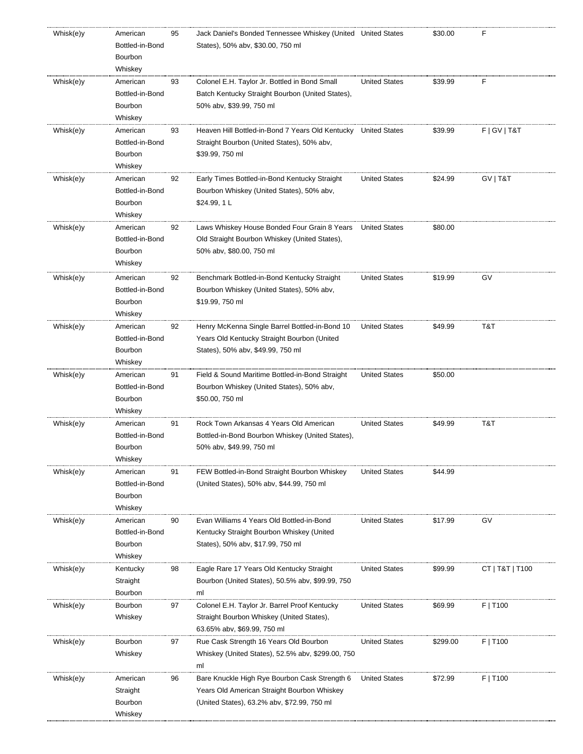| | | | | | | |
|---|---|---|---|---|---|---|
| Whisk(e)y | American Bottled-in-Bond Bourbon Whiskey | 95 | Jack Daniel's Bonded Tennessee Whiskey (United States), 50% abv, $30.00, 750 ml | United States | $30.00 | F |
| Whisk(e)y | American Bottled-in-Bond Bourbon Whiskey | 93 | Colonel E.H. Taylor Jr. Bottled in Bond Small Batch Kentucky Straight Bourbon (United States), 50% abv, $39.99, 750 ml | United States | $39.99 | F |
| Whisk(e)y | American Bottled-in-Bond Bourbon Whiskey | 93 | Heaven Hill Bottled-in-Bond 7 Years Old Kentucky Straight Bourbon (United States), 50% abv, $39.99, 750 ml | United States | $39.99 | F \| GV \| T&T |
| Whisk(e)y | American Bottled-in-Bond Bourbon Whiskey | 92 | Early Times Bottled-in-Bond Kentucky Straight Bourbon Whiskey (United States), 50% abv, $24.99, 1 L | United States | $24.99 | GV \| T&T |
| Whisk(e)y | American Bottled-in-Bond Bourbon Whiskey | 92 | Laws Whiskey House Bonded Four Grain 8 Years Old Straight Bourbon Whiskey (United States), 50% abv, $80.00, 750 ml | United States | $80.00 | |
| Whisk(e)y | American Bottled-in-Bond Bourbon Whiskey | 92 | Benchmark Bottled-in-Bond Kentucky Straight Bourbon Whiskey (United States), 50% abv, $19.99, 750 ml | United States | $19.99 | GV |
| Whisk(e)y | American Bottled-in-Bond Bourbon Whiskey | 92 | Henry McKenna Single Barrel Bottled-in-Bond 10 Years Old Kentucky Straight Bourbon (United States), 50% abv, $49.99, 750 ml | United States | $49.99 | T&T |
| Whisk(e)y | American Bottled-in-Bond Bourbon Whiskey | 91 | Field & Sound Maritime Bottled-in-Bond Straight Bourbon Whiskey (United States), 50% abv, $50.00, 750 ml | United States | $50.00 | |
| Whisk(e)y | American Bottled-in-Bond Bourbon Whiskey | 91 | Rock Town Arkansas 4 Years Old American Bottled-in-Bond Bourbon Whiskey (United States), 50% abv, $49.99, 750 ml | United States | $49.99 | T&T |
| Whisk(e)y | American Bottled-in-Bond Bourbon Whiskey | 91 | FEW Bottled-in-Bond Straight Bourbon Whiskey (United States), 50% abv, $44.99, 750 ml | United States | $44.99 | |
| Whisk(e)y | American Bottled-in-Bond Bourbon Whiskey | 90 | Evan Williams 4 Years Old Bottled-in-Bond Kentucky Straight Bourbon Whiskey (United States), 50% abv, $17.99, 750 ml | United States | $17.99 | GV |
| Whisk(e)y | Kentucky Straight Bourbon | 98 | Eagle Rare 17 Years Old Kentucky Straight Bourbon (United States), 50.5% abv, $99.99, 750 ml | United States | $99.99 | CT \| T&T \| T100 |
| Whisk(e)y | Bourbon Whiskey | 97 | Colonel E.H. Taylor Jr. Barrel Proof Kentucky Straight Bourbon Whiskey (United States), 63.65% abv, $69.99, 750 ml | United States | $69.99 | F \| T100 |
| Whisk(e)y | Bourbon Whiskey | 97 | Rue Cask Strength 16 Years Old Bourbon Whiskey (United States), 52.5% abv, $299.00, 750 ml | United States | $299.00 | F \| T100 |
| Whisk(e)y | American Straight Bourbon Whiskey | 96 | Bare Knuckle High Rye Bourbon Cask Strength 6 Years Old American Straight Bourbon Whiskey (United States), 63.2% abv, $72.99, 750 ml | United States | $72.99 | F \| T100 |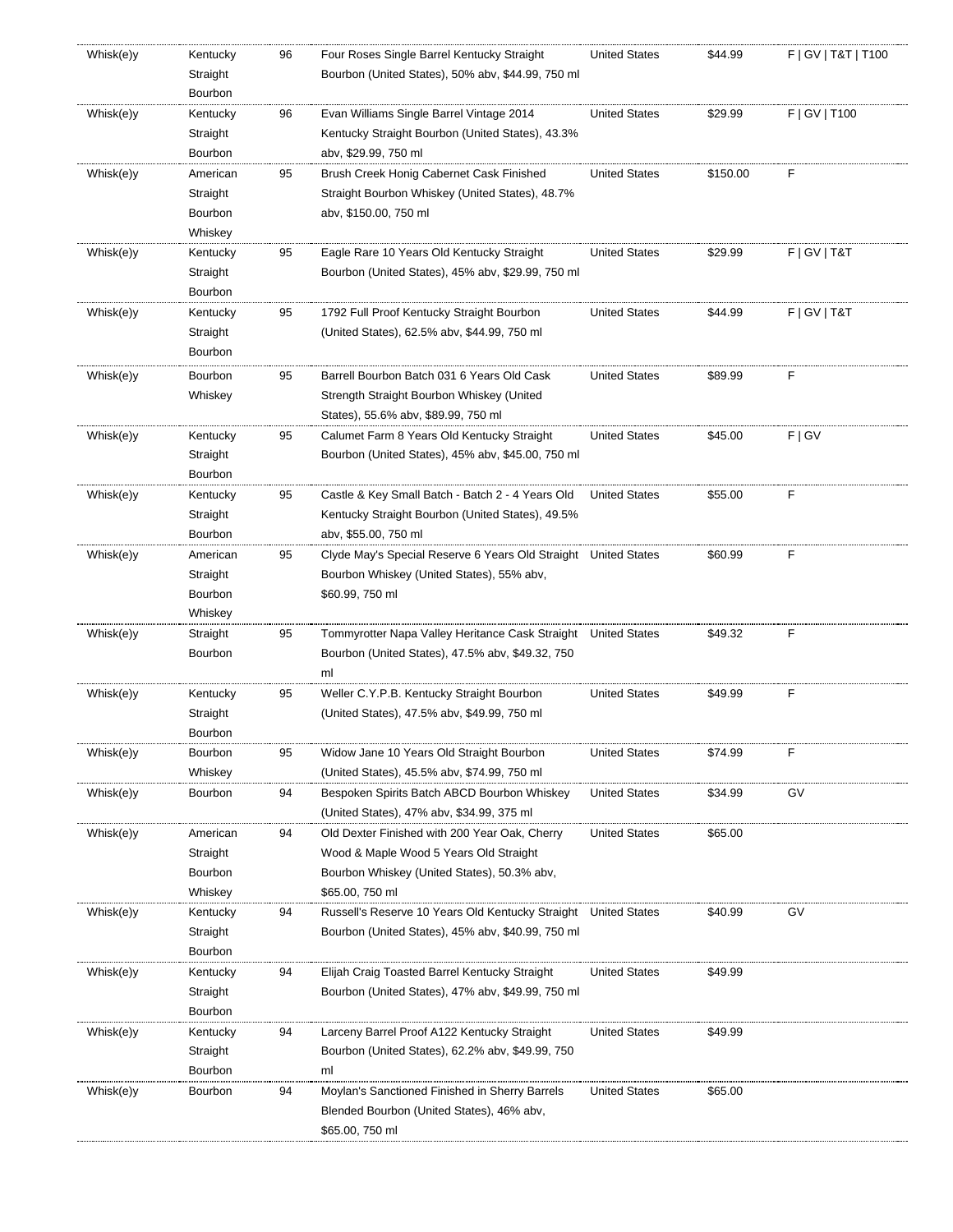| | | | | | | |
|---|---|---|---|---|---|---|
| Whisk(e)y | Kentucky Straight Bourbon | 96 | Four Roses Single Barrel Kentucky Straight Bourbon (United States), 50% abv, $44.99, 750 ml | United States | $44.99 | F \| GV \| T&T \| T100 |
| Whisk(e)y | Kentucky Straight Bourbon | 96 | Evan Williams Single Barrel Vintage 2014 Kentucky Straight Bourbon (United States), 43.3% abv, $29.99, 750 ml | United States | $29.99 | F \| GV \| T100 |
| Whisk(e)y | American Straight Bourbon Whiskey | 95 | Brush Creek Honig Cabernet Cask Finished Straight Bourbon Whiskey (United States), 48.7% abv, $150.00, 750 ml | United States | $150.00 | F |
| Whisk(e)y | Kentucky Straight Bourbon | 95 | Eagle Rare 10 Years Old Kentucky Straight Bourbon (United States), 45% abv, $29.99, 750 ml | United States | $29.99 | F \| GV \| T&T |
| Whisk(e)y | Kentucky Straight Bourbon | 95 | 1792 Full Proof Kentucky Straight Bourbon (United States), 62.5% abv, $44.99, 750 ml | United States | $44.99 | F \| GV \| T&T |
| Whisk(e)y | Bourbon Whiskey | 95 | Barrell Bourbon Batch 031 6 Years Old Cask Strength Straight Bourbon Whiskey (United States), 55.6% abv, $89.99, 750 ml | United States | $89.99 | F |
| Whisk(e)y | Kentucky Straight Bourbon | 95 | Calumet Farm 8 Years Old Kentucky Straight Bourbon (United States), 45% abv, $45.00, 750 ml | United States | $45.00 | F \| GV |
| Whisk(e)y | Kentucky Straight Bourbon | 95 | Castle & Key Small Batch - Batch 2 - 4 Years Old Kentucky Straight Bourbon (United States), 49.5% abv, $55.00, 750 ml | United States | $55.00 | F |
| Whisk(e)y | American Straight Bourbon Whiskey | 95 | Clyde May's Special Reserve 6 Years Old Straight Bourbon Whiskey (United States), 55% abv, $60.99, 750 ml | United States | $60.99 | F |
| Whisk(e)y | Straight Bourbon | 95 | Tommyrotter Napa Valley Heritance Cask Straight Bourbon (United States), 47.5% abv, $49.32, 750 ml | United States | $49.32 | F |
| Whisk(e)y | Kentucky Straight Bourbon | 95 | Weller C.Y.P.B. Kentucky Straight Bourbon (United States), 47.5% abv, $49.99, 750 ml | United States | $49.99 | F |
| Whisk(e)y | Bourbon Whiskey | 95 | Widow Jane 10 Years Old Straight Bourbon (United States), 45.5% abv, $74.99, 750 ml | United States | $74.99 | F |
| Whisk(e)y | Bourbon | 94 | Bespoken Spirits Batch ABCD Bourbon Whiskey (United States), 47% abv, $34.99, 375 ml | United States | $34.99 | GV |
| Whisk(e)y | American Straight Bourbon Whiskey | 94 | Old Dexter Finished with 200 Year Oak, Cherry Wood & Maple Wood 5 Years Old Straight Bourbon Whiskey (United States), 50.3% abv, $65.00, 750 ml | United States | $65.00 | |
| Whisk(e)y | Kentucky Straight Bourbon | 94 | Russell's Reserve 10 Years Old Kentucky Straight Bourbon (United States), 45% abv, $40.99, 750 ml | United States | $40.99 | GV |
| Whisk(e)y | Kentucky Straight Bourbon | 94 | Elijah Craig Toasted Barrel Kentucky Straight Bourbon (United States), 47% abv, $49.99, 750 ml | United States | $49.99 | |
| Whisk(e)y | Kentucky Straight Bourbon | 94 | Larceny Barrel Proof A122 Kentucky Straight Bourbon (United States), 62.2% abv, $49.99, 750 ml | United States | $49.99 | |
| Whisk(e)y | Bourbon | 94 | Moylan's Sanctioned Finished in Sherry Barrels Blended Bourbon (United States), 46% abv, $65.00, 750 ml | United States | $65.00 | |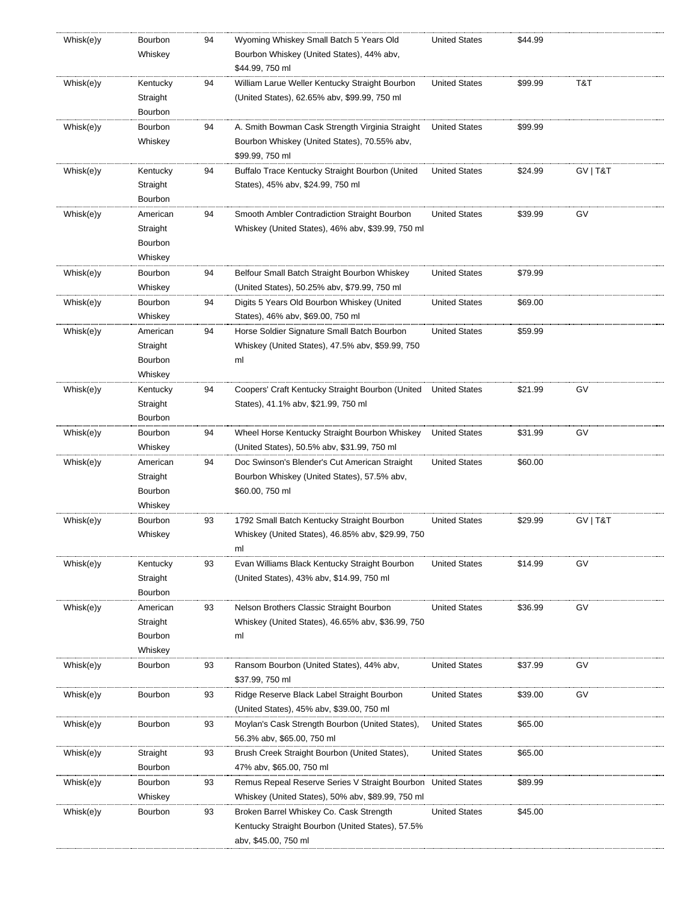| | | | | | | |
|---|---|---|---|---|---|---|
| Whisk(e)y | Bourbon Whiskey | 94 | Wyoming Whiskey Small Batch 5 Years Old Bourbon Whiskey (United States), 44% abv, $44.99, 750 ml | United States | $44.99 | |
| Whisk(e)y | Kentucky Straight Bourbon | 94 | William Larue Weller Kentucky Straight Bourbon (United States), 62.65% abv, $99.99, 750 ml | United States | $99.99 | T&T |
| Whisk(e)y | Bourbon Whiskey | 94 | A. Smith Bowman Cask Strength Virginia Straight Bourbon Whiskey (United States), 70.55% abv, $99.99, 750 ml | United States | $99.99 | |
| Whisk(e)y | Kentucky Straight Bourbon | 94 | Buffalo Trace Kentucky Straight Bourbon (United States), 45% abv, $24.99, 750 ml | United States | $24.99 | GV \| T&T |
| Whisk(e)y | American Straight Bourbon Whiskey | 94 | Smooth Ambler Contradiction Straight Bourbon Whiskey (United States), 46% abv, $39.99, 750 ml | United States | $39.99 | GV |
| Whisk(e)y | Bourbon Whiskey | 94 | Belfour Small Batch Straight Bourbon Whiskey (United States), 50.25% abv, $79.99, 750 ml | United States | $79.99 | |
| Whisk(e)y | Bourbon Whiskey | 94 | Digits 5 Years Old Bourbon Whiskey (United States), 46% abv, $69.00, 750 ml | United States | $69.00 | |
| Whisk(e)y | American Straight Bourbon Whiskey | 94 | Horse Soldier Signature Small Batch Bourbon Whiskey (United States), 47.5% abv, $59.99, 750 ml | United States | $59.99 | |
| Whisk(e)y | Kentucky Straight Bourbon | 94 | Coopers' Craft Kentucky Straight Bourbon (United States), 41.1% abv, $21.99, 750 ml | United States | $21.99 | GV |
| Whisk(e)y | Bourbon Whiskey | 94 | Wheel Horse Kentucky Straight Bourbon Whiskey (United States), 50.5% abv, $31.99, 750 ml | United States | $31.99 | GV |
| Whisk(e)y | American Straight Bourbon Whiskey | 94 | Doc Swinson's Blender's Cut American Straight Bourbon Whiskey (United States), 57.5% abv, $60.00, 750 ml | United States | $60.00 | |
| Whisk(e)y | Bourbon Whiskey | 93 | 1792 Small Batch Kentucky Straight Bourbon Whiskey (United States), 46.85% abv, $29.99, 750 ml | United States | $29.99 | GV \| T&T |
| Whisk(e)y | Kentucky Straight Bourbon | 93 | Evan Williams Black Kentucky Straight Bourbon (United States), 43% abv, $14.99, 750 ml | United States | $14.99 | GV |
| Whisk(e)y | American Straight Bourbon Whiskey | 93 | Nelson Brothers Classic Straight Bourbon Whiskey (United States), 46.65% abv, $36.99, 750 ml | United States | $36.99 | GV |
| Whisk(e)y | Bourbon | 93 | Ransom Bourbon (United States), 44% abv, $37.99, 750 ml | United States | $37.99 | GV |
| Whisk(e)y | Bourbon | 93 | Ridge Reserve Black Label Straight Bourbon (United States), 45% abv, $39.00, 750 ml | United States | $39.00 | GV |
| Whisk(e)y | Bourbon | 93 | Moylan's Cask Strength Bourbon (United States), 56.3% abv, $65.00, 750 ml | United States | $65.00 | |
| Whisk(e)y | Straight Bourbon | 93 | Brush Creek Straight Bourbon (United States), 47% abv, $65.00, 750 ml | United States | $65.00 | |
| Whisk(e)y | Bourbon Whiskey | 93 | Remus Repeal Reserve Series V Straight Bourbon Whiskey (United States), 50% abv, $89.99, 750 ml | United States | $89.99 | |
| Whisk(e)y | Bourbon | 93 | Broken Barrel Whiskey Co. Cask Strength Kentucky Straight Bourbon (United States), 57.5% abv, $45.00, 750 ml | United States | $45.00 | |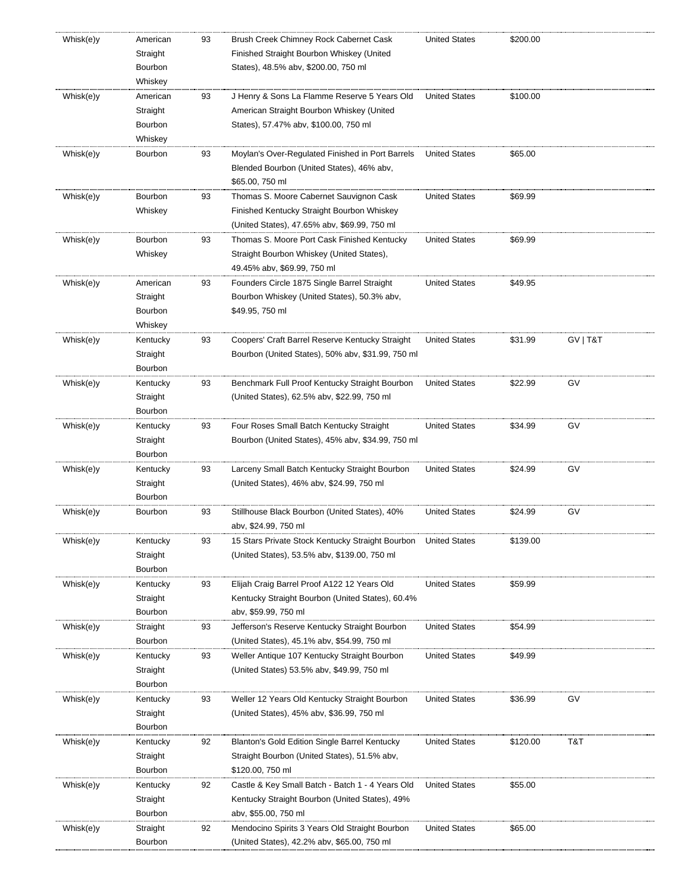| | | | | | | |
|---|---|---|---|---|---|---|
| Whisk(e)y | American Straight Bourbon Whiskey | 93 | Brush Creek Chimney Rock Cabernet Cask Finished Straight Bourbon Whiskey (United States), 48.5% abv, $200.00, 750 ml | United States | $200.00 | |
| Whisk(e)y | American Straight Bourbon Whiskey | 93 | J Henry & Sons La Flamme Reserve 5 Years Old American Straight Bourbon Whiskey (United States), 57.47% abv, $100.00, 750 ml | United States | $100.00 | |
| Whisk(e)y | Bourbon | 93 | Moylan's Over-Regulated Finished in Port Barrels Blended Bourbon (United States), 46% abv, $65.00, 750 ml | United States | $65.00 | |
| Whisk(e)y | Bourbon Whiskey | 93 | Thomas S. Moore Cabernet Sauvignon Cask Finished Kentucky Straight Bourbon Whiskey (United States), 47.65% abv, $69.99, 750 ml | United States | $69.99 | |
| Whisk(e)y | Bourbon Whiskey | 93 | Thomas S. Moore Port Cask Finished Kentucky Straight Bourbon Whiskey (United States), 49.45% abv, $69.99, 750 ml | United States | $69.99 | |
| Whisk(e)y | American Straight Bourbon Whiskey | 93 | Founders Circle 1875 Single Barrel Straight Bourbon Whiskey (United States), 50.3% abv, $49.95, 750 ml | United States | $49.95 | |
| Whisk(e)y | Kentucky Straight Bourbon | 93 | Coopers' Craft Barrel Reserve Kentucky Straight Bourbon (United States), 50% abv, $31.99, 750 ml | United States | $31.99 | GV \| T&T |
| Whisk(e)y | Kentucky Straight Bourbon | 93 | Benchmark Full Proof Kentucky Straight Bourbon (United States), 62.5% abv, $22.99, 750 ml | United States | $22.99 | GV |
| Whisk(e)y | Kentucky Straight Bourbon | 93 | Four Roses Small Batch Kentucky Straight Bourbon (United States), 45% abv, $34.99, 750 ml | United States | $34.99 | GV |
| Whisk(e)y | Kentucky Straight Bourbon | 93 | Larceny Small Batch Kentucky Straight Bourbon (United States), 46% abv, $24.99, 750 ml | United States | $24.99 | GV |
| Whisk(e)y | Bourbon | 93 | Stillhouse Black Bourbon (United States), 40% abv, $24.99, 750 ml | United States | $24.99 | GV |
| Whisk(e)y | Kentucky Straight Bourbon | 93 | 15 Stars Private Stock Kentucky Straight Bourbon (United States), 53.5% abv, $139.00, 750 ml | United States | $139.00 | |
| Whisk(e)y | Kentucky Straight Bourbon | 93 | Elijah Craig Barrel Proof A122 12 Years Old Kentucky Straight Bourbon (United States), 60.4% abv, $59.99, 750 ml | United States | $59.99 | |
| Whisk(e)y | Straight Bourbon | 93 | Jefferson's Reserve Kentucky Straight Bourbon (United States), 45.1% abv, $54.99, 750 ml | United States | $54.99 | |
| Whisk(e)y | Kentucky Straight Bourbon | 93 | Weller Antique 107 Kentucky Straight Bourbon (United States) 53.5% abv, $49.99, 750 ml | United States | $49.99 | |
| Whisk(e)y | Kentucky Straight Bourbon | 93 | Weller 12 Years Old Kentucky Straight Bourbon (United States), 45% abv, $36.99, 750 ml | United States | $36.99 | GV |
| Whisk(e)y | Kentucky Straight Bourbon | 92 | Blanton's Gold Edition Single Barrel Kentucky Straight Bourbon (United States), 51.5% abv, $120.00, 750 ml | United States | $120.00 | T&T |
| Whisk(e)y | Kentucky Straight Bourbon | 92 | Castle & Key Small Batch - Batch 1 - 4 Years Old Kentucky Straight Bourbon (United States), 49% abv, $55.00, 750 ml | United States | $55.00 | |
| Whisk(e)y | Straight Bourbon | 92 | Mendocino Spirits 3 Years Old Straight Bourbon (United States), 42.2% abv, $65.00, 750 ml | United States | $65.00 | |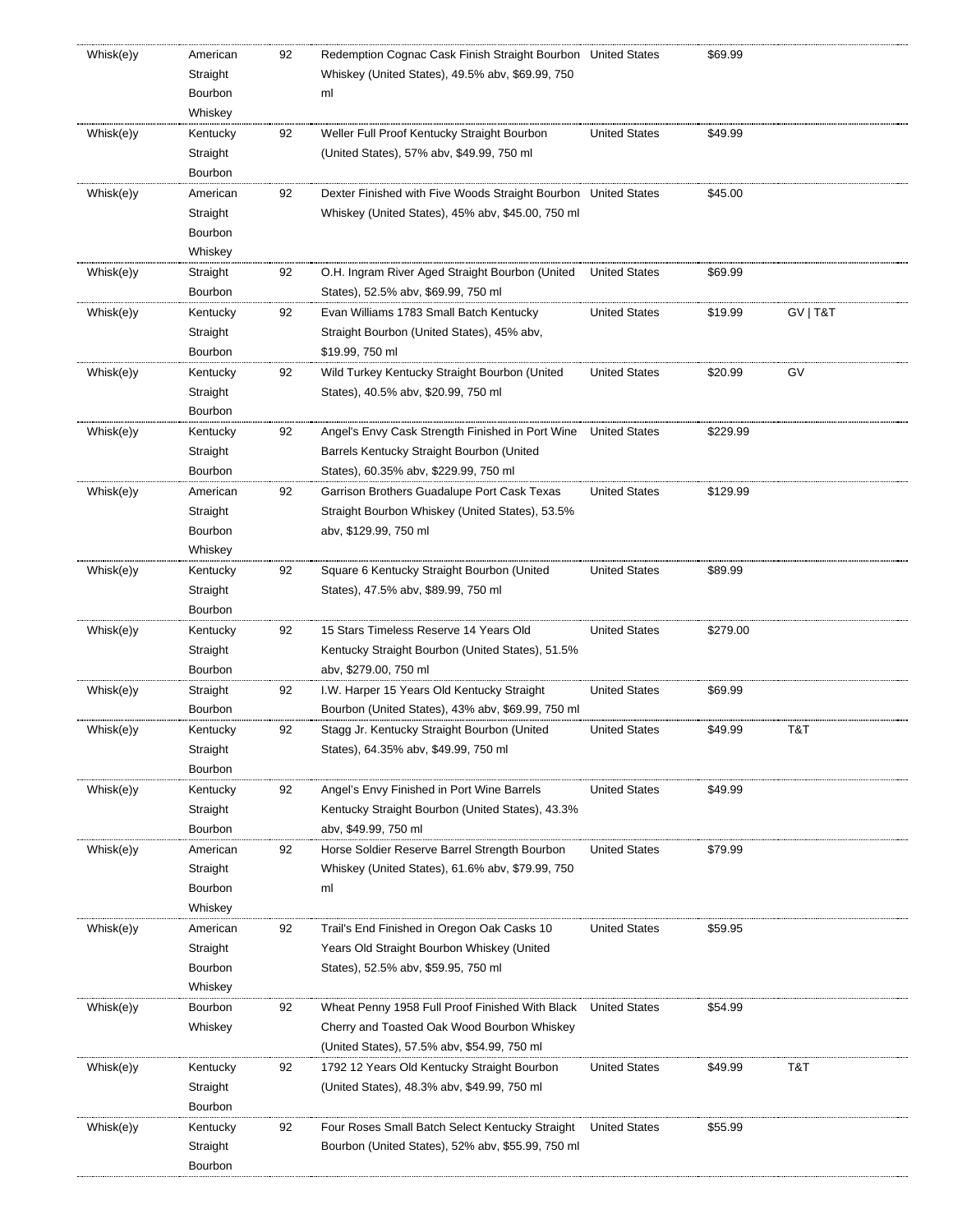| | | | | | | |
|---|---|---|---|---|---|---|
| Whisk(e)y | American Straight Bourbon Whiskey | 92 | Redemption Cognac Cask Finish Straight Bourbon Whiskey (United States), 49.5% abv, $69.99, 750 ml | United States | $69.99 | |
| Whisk(e)y | Kentucky Straight Bourbon | 92 | Weller Full Proof Kentucky Straight Bourbon (United States), 57% abv, $49.99, 750 ml | United States | $49.99 | |
| Whisk(e)y | American Straight Bourbon Whiskey | 92 | Dexter Finished with Five Woods Straight Bourbon Whiskey (United States), 45% abv, $45.00, 750 ml | United States | $45.00 | |
| Whisk(e)y | Straight Bourbon | 92 | O.H. Ingram River Aged Straight Bourbon (United States), 52.5% abv, $69.99, 750 ml | United States | $69.99 | |
| Whisk(e)y | Kentucky Straight Bourbon | 92 | Evan Williams 1783 Small Batch Kentucky Straight Bourbon (United States), 45% abv, $19.99, 750 ml | United States | $19.99 | GV \| T&T |
| Whisk(e)y | Kentucky Straight Bourbon | 92 | Wild Turkey Kentucky Straight Bourbon (United States), 40.5% abv, $20.99, 750 ml | United States | $20.99 | GV |
| Whisk(e)y | Kentucky Straight Bourbon | 92 | Angel's Envy Cask Strength Finished in Port Wine Barrels Kentucky Straight Bourbon (United States), 60.35% abv, $229.99, 750 ml | United States | $229.99 | |
| Whisk(e)y | American Straight Bourbon Whiskey | 92 | Garrison Brothers Guadalupe Port Cask Texas Straight Bourbon Whiskey (United States), 53.5% abv, $129.99, 750 ml | United States | $129.99 | |
| Whisk(e)y | Kentucky Straight Bourbon | 92 | Square 6 Kentucky Straight Bourbon (United States), 47.5% abv, $89.99, 750 ml | United States | $89.99 | |
| Whisk(e)y | Kentucky Straight Bourbon | 92 | 15 Stars Timeless Reserve 14 Years Old Kentucky Straight Bourbon (United States), 51.5% abv, $279.00, 750 ml | United States | $279.00 | |
| Whisk(e)y | Straight Bourbon | 92 | I.W. Harper 15 Years Old Kentucky Straight Bourbon (United States), 43% abv, $69.99, 750 ml | United States | $69.99 | |
| Whisk(e)y | Kentucky Straight Bourbon | 92 | Stagg Jr. Kentucky Straight Bourbon (United States), 64.35% abv, $49.99, 750 ml | United States | $49.99 | T&T |
| Whisk(e)y | Kentucky Straight Bourbon | 92 | Angel's Envy Finished in Port Wine Barrels Kentucky Straight Bourbon (United States), 43.3% abv, $49.99, 750 ml | United States | $49.99 | |
| Whisk(e)y | American Straight Bourbon Whiskey | 92 | Horse Soldier Reserve Barrel Strength Bourbon Whiskey (United States), 61.6% abv, $79.99, 750 ml | United States | $79.99 | |
| Whisk(e)y | American Straight Bourbon Whiskey | 92 | Trail's End Finished in Oregon Oak Casks 10 Years Old Straight Bourbon Whiskey (United States), 52.5% abv, $59.95, 750 ml | United States | $59.95 | |
| Whisk(e)y | Bourbon Whiskey | 92 | Wheat Penny 1958 Full Proof Finished With Black Cherry and Toasted Oak Wood Bourbon Whiskey (United States), 57.5% abv, $54.99, 750 ml | United States | $54.99 | |
| Whisk(e)y | Kentucky Straight Bourbon | 92 | 1792 12 Years Old Kentucky Straight Bourbon (United States), 48.3% abv, $49.99, 750 ml | United States | $49.99 | T&T |
| Whisk(e)y | Kentucky Straight Bourbon | 92 | Four Roses Small Batch Select Kentucky Straight Bourbon (United States), 52% abv, $55.99, 750 ml | United States | $55.99 | |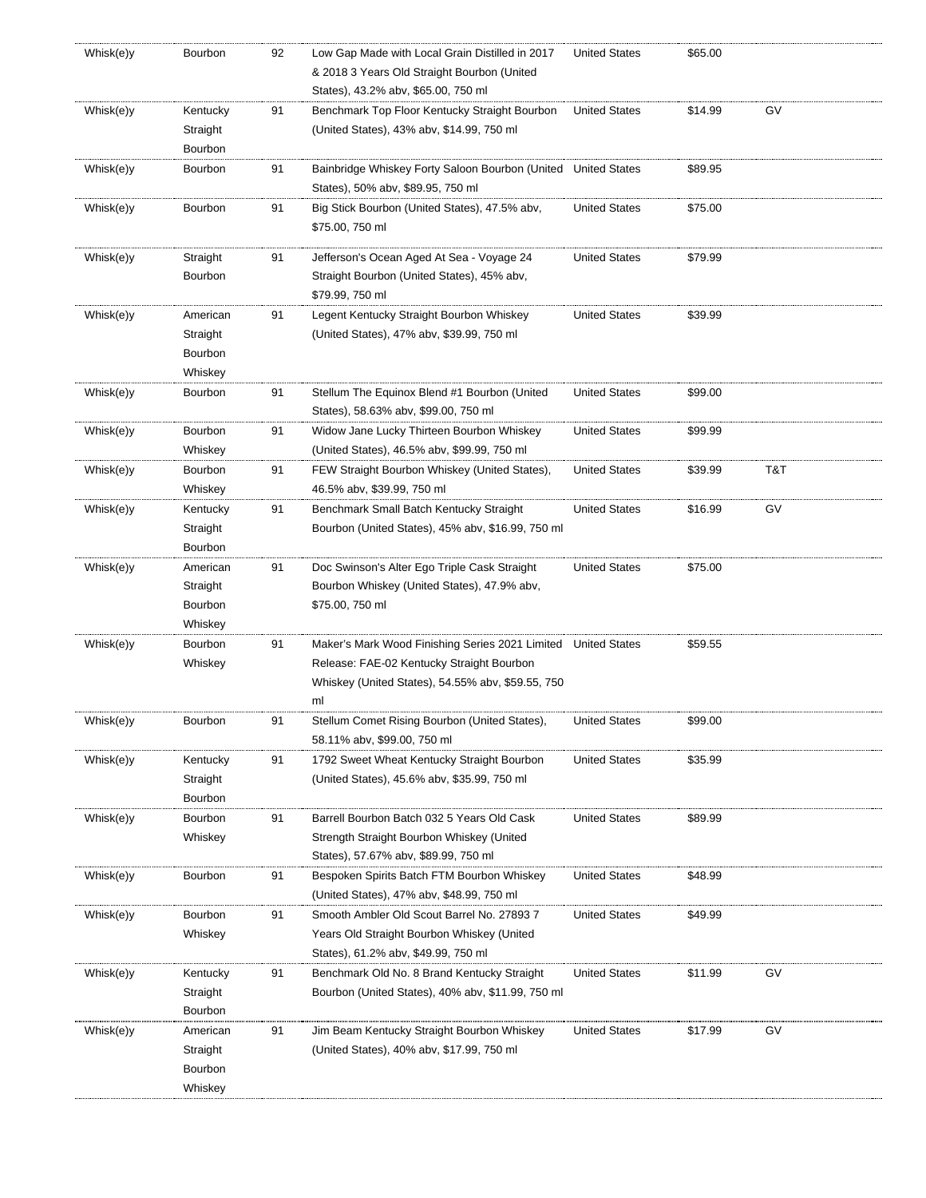| | | | | | | |
|---|---|---|---|---|---|---|
| Whisk(e)y | Bourbon | 92 | Low Gap Made with Local Grain Distilled in 2017 & 2018 3 Years Old Straight Bourbon (United States), 43.2% abv, $65.00, 750 ml | United States | $65.00 | |
| Whisk(e)y | Kentucky Straight Bourbon | 91 | Benchmark Top Floor Kentucky Straight Bourbon (United States), 43% abv, $14.99, 750 ml | United States | $14.99 | GV |
| Whisk(e)y | Bourbon | 91 | Bainbridge Whiskey Forty Saloon Bourbon (United States), 50% abv, $89.95, 750 ml | United States | $89.95 | |
| Whisk(e)y | Bourbon | 91 | Big Stick Bourbon (United States), 47.5% abv, $75.00, 750 ml | United States | $75.00 | |
| Whisk(e)y | Straight Bourbon | 91 | Jefferson's Ocean Aged At Sea - Voyage 24 Straight Bourbon (United States), 45% abv, $79.99, 750 ml | United States | $79.99 | |
| Whisk(e)y | American Straight Bourbon Whiskey | 91 | Legent Kentucky Straight Bourbon Whiskey (United States), 47% abv, $39.99, 750 ml | United States | $39.99 | |
| Whisk(e)y | Bourbon | 91 | Stellum The Equinox Blend #1 Bourbon (United States), 58.63% abv, $99.00, 750 ml | United States | $99.00 | |
| Whisk(e)y | Bourbon Whiskey | 91 | Widow Jane Lucky Thirteen Bourbon Whiskey (United States), 46.5% abv, $99.99, 750 ml | United States | $99.99 | |
| Whisk(e)y | Bourbon Whiskey | 91 | FEW Straight Bourbon Whiskey (United States), 46.5% abv, $39.99, 750 ml | United States | $39.99 | T&T |
| Whisk(e)y | Kentucky Straight Bourbon | 91 | Benchmark Small Batch Kentucky Straight Bourbon (United States), 45% abv, $16.99, 750 ml | United States | $16.99 | GV |
| Whisk(e)y | American Straight Bourbon Whiskey | 91 | Doc Swinson's Alter Ego Triple Cask Straight Bourbon Whiskey (United States), 47.9% abv, $75.00, 750 ml | United States | $75.00 | |
| Whisk(e)y | Bourbon Whiskey | 91 | Maker's Mark Wood Finishing Series 2021 Limited Release: FAE-02 Kentucky Straight Bourbon Whiskey (United States), 54.55% abv, $59.55, 750 ml | United States | $59.55 | |
| Whisk(e)y | Bourbon | 91 | Stellum Comet Rising Bourbon (United States), 58.11% abv, $99.00, 750 ml | United States | $99.00 | |
| Whisk(e)y | Kentucky Straight Bourbon | 91 | 1792 Sweet Wheat Kentucky Straight Bourbon (United States), 45.6% abv, $35.99, 750 ml | United States | $35.99 | |
| Whisk(e)y | Bourbon Whiskey | 91 | Barrell Bourbon Batch 032 5 Years Old Cask Strength Straight Bourbon Whiskey (United States), 57.67% abv, $89.99, 750 ml | United States | $89.99 | |
| Whisk(e)y | Bourbon | 91 | Bespoken Spirits Batch FTM Bourbon Whiskey (United States), 47% abv, $48.99, 750 ml | United States | $48.99 | |
| Whisk(e)y | Bourbon Whiskey | 91 | Smooth Ambler Old Scout Barrel No. 27893 7 Years Old Straight Bourbon Whiskey (United States), 61.2% abv, $49.99, 750 ml | United States | $49.99 | |
| Whisk(e)y | Kentucky Straight Bourbon | 91 | Benchmark Old No. 8 Brand Kentucky Straight Bourbon (United States), 40% abv, $11.99, 750 ml | United States | $11.99 | GV |
| Whisk(e)y | American Straight Bourbon Whiskey | 91 | Jim Beam Kentucky Straight Bourbon Whiskey (United States), 40% abv, $17.99, 750 ml | United States | $17.99 | GV |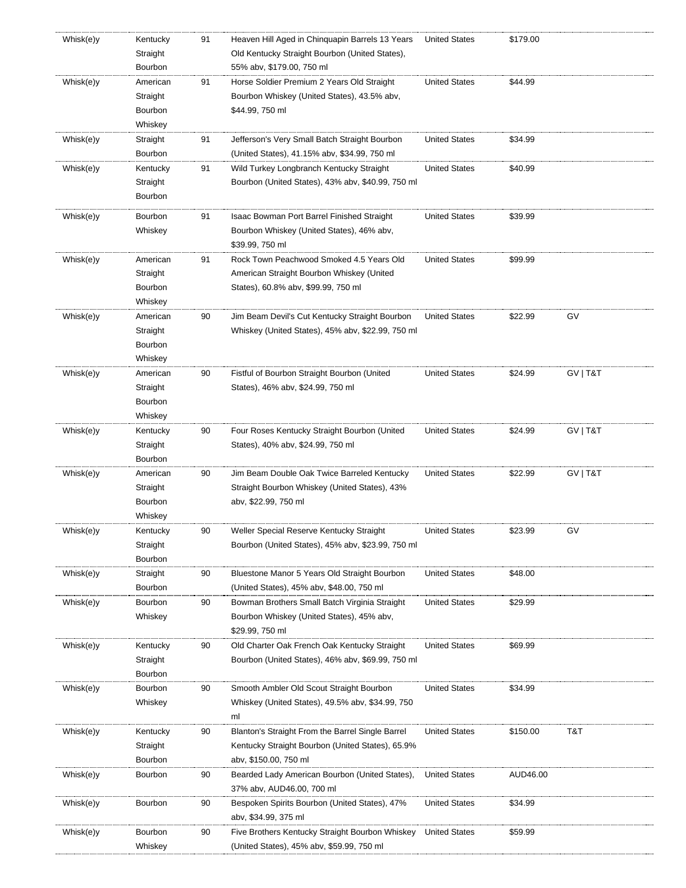| | | | | | | |
|---|---|---|---|---|---|---|
| Whisk(e)y | Kentucky Straight Bourbon | 91 | Heaven Hill Aged in Chinquapin Barrels 13 Years Old Kentucky Straight Bourbon (United States), 55% abv, $179.00, 750 ml | United States | $179.00 | |
| Whisk(e)y | American Straight Bourbon Whiskey | 91 | Horse Soldier Premium 2 Years Old Straight Bourbon Whiskey (United States), 43.5% abv, $44.99, 750 ml | United States | $44.99 | |
| Whisk(e)y | Straight Bourbon | 91 | Jefferson's Very Small Batch Straight Bourbon (United States), 41.15% abv, $34.99, 750 ml | United States | $34.99 | |
| Whisk(e)y | Kentucky Straight Bourbon | 91 | Wild Turkey Longbranch Kentucky Straight Bourbon (United States), 43% abv, $40.99, 750 ml | United States | $40.99 | |
| Whisk(e)y | Bourbon Whiskey | 91 | Isaac Bowman Port Barrel Finished Straight Bourbon Whiskey (United States), 46% abv, $39.99, 750 ml | United States | $39.99 | |
| Whisk(e)y | American Straight Bourbon Whiskey | 91 | Rock Town Peachwood Smoked 4.5 Years Old American Straight Bourbon Whiskey (United States), 60.8% abv, $99.99, 750 ml | United States | $99.99 | |
| Whisk(e)y | American Straight Bourbon Whiskey | 90 | Jim Beam Devil's Cut Kentucky Straight Bourbon Whiskey (United States), 45% abv, $22.99, 750 ml | United States | $22.99 | GV |
| Whisk(e)y | American Straight Bourbon Whiskey | 90 | Fistful of Bourbon Straight Bourbon (United States), 46% abv, $24.99, 750 ml | United States | $24.99 | GV \| T&T |
| Whisk(e)y | Kentucky Straight Bourbon | 90 | Four Roses Kentucky Straight Bourbon (United States), 40% abv, $24.99, 750 ml | United States | $24.99 | GV \| T&T |
| Whisk(e)y | American Straight Bourbon Whiskey | 90 | Jim Beam Double Oak Twice Barreled Kentucky Straight Bourbon Whiskey (United States), 43% abv, $22.99, 750 ml | United States | $22.99 | GV \| T&T |
| Whisk(e)y | Kentucky Straight Bourbon | 90 | Weller Special Reserve Kentucky Straight Bourbon (United States), 45% abv, $23.99, 750 ml | United States | $23.99 | GV |
| Whisk(e)y | Straight Bourbon | 90 | Bluestone Manor 5 Years Old Straight Bourbon (United States), 45% abv, $48.00, 750 ml | United States | $48.00 | |
| Whisk(e)y | Bourbon Whiskey | 90 | Bowman Brothers Small Batch Virginia Straight Bourbon Whiskey (United States), 45% abv, $29.99, 750 ml | United States | $29.99 | |
| Whisk(e)y | Kentucky Straight Bourbon | 90 | Old Charter Oak French Oak Kentucky Straight Bourbon (United States), 46% abv, $69.99, 750 ml | United States | $69.99 | |
| Whisk(e)y | Bourbon Whiskey | 90 | Smooth Ambler Old Scout Straight Bourbon Whiskey (United States), 49.5% abv, $34.99, 750 ml | United States | $34.99 | |
| Whisk(e)y | Kentucky Straight Bourbon | 90 | Blanton's Straight From the Barrel Single Barrel Kentucky Straight Bourbon (United States), 65.9% abv, $150.00, 750 ml | United States | $150.00 | T&T |
| Whisk(e)y | Bourbon | 90 | Bearded Lady American Bourbon (United States), 37% abv, AUD46.00, 700 ml | United States | AUD46.00 | |
| Whisk(e)y | Bourbon | 90 | Bespoken Spirits Bourbon (United States), 47% abv, $34.99, 375 ml | United States | $34.99 | |
| Whisk(e)y | Bourbon Whiskey | 90 | Five Brothers Kentucky Straight Bourbon Whiskey (United States), 45% abv, $59.99, 750 ml | United States | $59.99 | |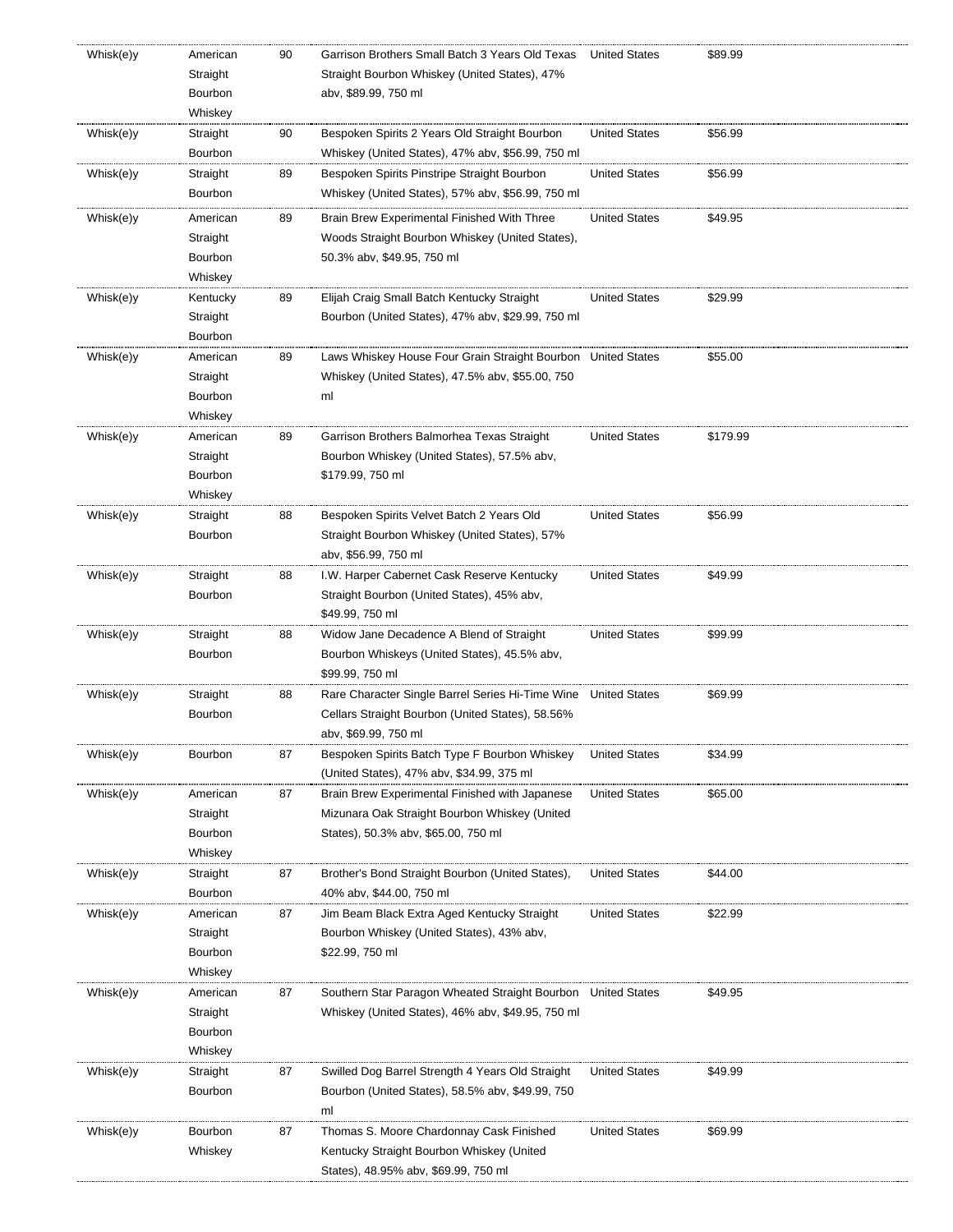| Whisk(e)y | American Straight Bourbon Whiskey | 90 | Garrison Brothers Small Batch 3 Years Old Texas Straight Bourbon Whiskey (United States), 47% abv, $89.99, 750 ml | United States | $89.99 |
|---|---|---|---|---|---|
| Whisk(e)y | Straight Bourbon | 90 | Bespoken Spirits 2 Years Old Straight Bourbon Whiskey (United States), 47% abv, $56.99, 750 ml | United States | $56.99 |
| Whisk(e)y | Straight Bourbon | 89 | Bespoken Spirits Pinstripe Straight Bourbon Whiskey (United States), 57% abv, $56.99, 750 ml | United States | $56.99 |
| Whisk(e)y | American Straight Bourbon Whiskey | 89 | Brain Brew Experimental Finished With Three Woods Straight Bourbon Whiskey (United States), 50.3% abv, $49.95, 750 ml | United States | $49.95 |
| Whisk(e)y | Kentucky Straight Bourbon | 89 | Elijah Craig Small Batch Kentucky Straight Bourbon (United States), 47% abv, $29.99, 750 ml | United States | $29.99 |
| Whisk(e)y | American Straight Bourbon Whiskey | 89 | Laws Whiskey House Four Grain Straight Bourbon Whiskey (United States), 47.5% abv, $55.00, 750 ml | United States | $55.00 |
| Whisk(e)y | American Straight Bourbon Whiskey | 89 | Garrison Brothers Balmorhea Texas Straight Bourbon Whiskey (United States), 57.5% abv, $179.99, 750 ml | United States | $179.99 |
| Whisk(e)y | Straight Bourbon | 88 | Bespoken Spirits Velvet Batch 2 Years Old Straight Bourbon Whiskey (United States), 57% abv, $56.99, 750 ml | United States | $56.99 |
| Whisk(e)y | Straight Bourbon | 88 | I.W. Harper Cabernet Cask Reserve Kentucky Straight Bourbon (United States), 45% abv, $49.99, 750 ml | United States | $49.99 |
| Whisk(e)y | Straight Bourbon | 88 | Widow Jane Decadence A Blend of Straight Bourbon Whiskeys (United States), 45.5% abv, $99.99, 750 ml | United States | $99.99 |
| Whisk(e)y | Straight Bourbon | 88 | Rare Character Single Barrel Series Hi-Time Wine Cellars Straight Bourbon (United States), 58.56% abv, $69.99, 750 ml | United States | $69.99 |
| Whisk(e)y | Bourbon | 87 | Bespoken Spirits Batch Type F Bourbon Whiskey (United States), 47% abv, $34.99, 375 ml | United States | $34.99 |
| Whisk(e)y | American Straight Bourbon Whiskey | 87 | Brain Brew Experimental Finished with Japanese Mizunara Oak Straight Bourbon Whiskey (United States), 50.3% abv, $65.00, 750 ml | United States | $65.00 |
| Whisk(e)y | Straight Bourbon | 87 | Brother's Bond Straight Bourbon (United States), 40% abv, $44.00, 750 ml | United States | $44.00 |
| Whisk(e)y | American Straight Bourbon Whiskey | 87 | Jim Beam Black Extra Aged Kentucky Straight Bourbon Whiskey (United States), 43% abv, $22.99, 750 ml | United States | $22.99 |
| Whisk(e)y | American Straight Bourbon Whiskey | 87 | Southern Star Paragon Wheated Straight Bourbon Whiskey (United States), 46% abv, $49.95, 750 ml | United States | $49.95 |
| Whisk(e)y | Straight Bourbon | 87 | Swilled Dog Barrel Strength 4 Years Old Straight Bourbon (United States), 58.5% abv, $49.99, 750 ml | United States | $49.99 |
| Whisk(e)y | Bourbon Whiskey | 87 | Thomas S. Moore Chardonnay Cask Finished Kentucky Straight Bourbon Whiskey (United States), 48.95% abv, $69.99, 750 ml | United States | $69.99 |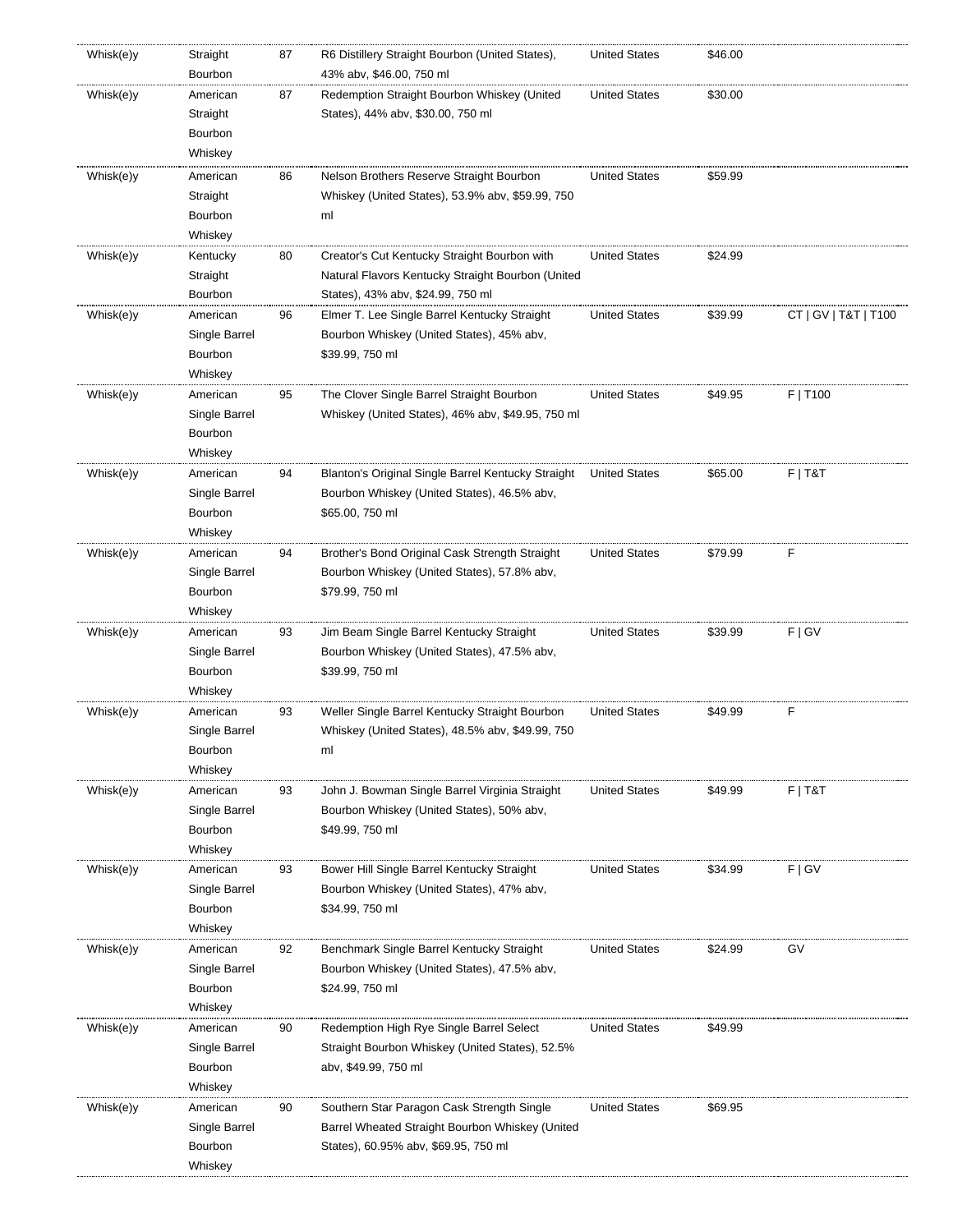| | | | | | | |
|---|---|---|---|---|---|---|
| Whisk(e)y | Straight Bourbon | 87 | R6 Distillery Straight Bourbon (United States), 43% abv, $46.00, 750 ml | United States | $46.00 | |
| Whisk(e)y | American Straight Bourbon Whiskey | 87 | Redemption Straight Bourbon Whiskey (United States), 44% abv, $30.00, 750 ml | United States | $30.00 | |
| Whisk(e)y | American Straight Bourbon Whiskey | 86 | Nelson Brothers Reserve Straight Bourbon Whiskey (United States), 53.9% abv, $59.99, 750 ml | United States | $59.99 | |
| Whisk(e)y | Kentucky Straight Bourbon | 80 | Creator's Cut Kentucky Straight Bourbon with Natural Flavors Kentucky Straight Bourbon (United States), 43% abv, $24.99, 750 ml | United States | $24.99 | |
| Whisk(e)y | American Single Barrel Bourbon Whiskey | 96 | Elmer T. Lee Single Barrel Kentucky Straight Bourbon Whiskey (United States), 45% abv, $39.99, 750 ml | United States | $39.99 | CT \| GV \| T&T \| T100 |
| Whisk(e)y | American Single Barrel Bourbon Whiskey | 95 | The Clover Single Barrel Straight Bourbon Whiskey (United States), 46% abv, $49.95, 750 ml | United States | $49.95 | F \| T100 |
| Whisk(e)y | American Single Barrel Bourbon Whiskey | 94 | Blanton's Original Single Barrel Kentucky Straight Bourbon Whiskey (United States), 46.5% abv, $65.00, 750 ml | United States | $65.00 | F \| T&T |
| Whisk(e)y | American Single Barrel Bourbon Whiskey | 94 | Brother's Bond Original Cask Strength Straight Bourbon Whiskey (United States), 57.8% abv, $79.99, 750 ml | United States | $79.99 | F |
| Whisk(e)y | American Single Barrel Bourbon Whiskey | 93 | Jim Beam Single Barrel Kentucky Straight Bourbon Whiskey (United States), 47.5% abv, $39.99, 750 ml | United States | $39.99 | F \| GV |
| Whisk(e)y | American Single Barrel Bourbon Whiskey | 93 | Weller Single Barrel Kentucky Straight Bourbon Whiskey (United States), 48.5% abv, $49.99, 750 ml | United States | $49.99 | F |
| Whisk(e)y | American Single Barrel Bourbon Whiskey | 93 | John J. Bowman Single Barrel Virginia Straight Bourbon Whiskey (United States), 50% abv, $49.99, 750 ml | United States | $49.99 | F \| T&T |
| Whisk(e)y | American Single Barrel Bourbon Whiskey | 93 | Bower Hill Single Barrel Kentucky Straight Bourbon Whiskey (United States), 47% abv, $34.99, 750 ml | United States | $34.99 | F \| GV |
| Whisk(e)y | American Single Barrel Bourbon Whiskey | 92 | Benchmark Single Barrel Kentucky Straight Bourbon Whiskey (United States), 47.5% abv, $24.99, 750 ml | United States | $24.99 | GV |
| Whisk(e)y | American Single Barrel Bourbon Whiskey | 90 | Redemption High Rye Single Barrel Select Straight Bourbon Whiskey (United States), 52.5% abv, $49.99, 750 ml | United States | $49.99 | |
| Whisk(e)y | American Single Barrel Bourbon Whiskey | 90 | Southern Star Paragon Cask Strength Single Barrel Wheated Straight Bourbon Whiskey (United States), 60.95% abv, $69.95, 750 ml | United States | $69.95 | |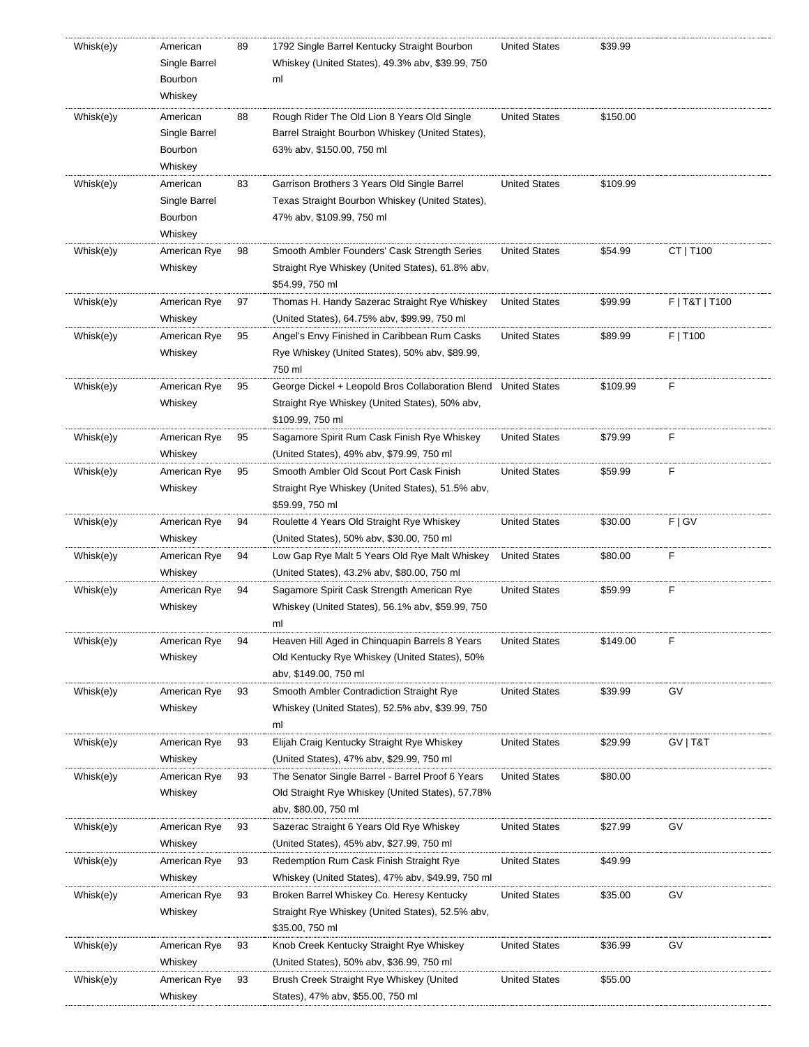| | | | | | | |
|---|---|---|---|---|---|---|
| Whisk(e)y | American Single Barrel Bourbon Whiskey | 89 | 1792 Single Barrel Kentucky Straight Bourbon Whiskey (United States), 49.3% abv, $39.99, 750 ml | United States | $39.99 | |
| Whisk(e)y | American Single Barrel Bourbon Whiskey | 88 | Rough Rider The Old Lion 8 Years Old Single Barrel Straight Bourbon Whiskey (United States), 63% abv, $150.00, 750 ml | United States | $150.00 | |
| Whisk(e)y | American Single Barrel Bourbon Whiskey | 83 | Garrison Brothers 3 Years Old Single Barrel Texas Straight Bourbon Whiskey (United States), 47% abv, $109.99, 750 ml | United States | $109.99 | |
| Whisk(e)y | American Rye Whiskey | 98 | Smooth Ambler Founders' Cask Strength Series Straight Rye Whiskey (United States), 61.8% abv, $54.99, 750 ml | United States | $54.99 | CT \| T100 |
| Whisk(e)y | American Rye Whiskey | 97 | Thomas H. Handy Sazerac Straight Rye Whiskey (United States), 64.75% abv, $99.99, 750 ml | United States | $99.99 | F \| T&T \| T100 |
| Whisk(e)y | American Rye Whiskey | 95 | Angel's Envy Finished in Caribbean Rum Casks Rye Whiskey (United States), 50% abv, $89.99, 750 ml | United States | $89.99 | F \| T100 |
| Whisk(e)y | American Rye Whiskey | 95 | George Dickel + Leopold Bros Collaboration Blend Straight Rye Whiskey (United States), 50% abv, $109.99, 750 ml | United States | $109.99 | F |
| Whisk(e)y | American Rye Whiskey | 95 | Sagamore Spirit Rum Cask Finish Rye Whiskey (United States), 49% abv, $79.99, 750 ml | United States | $79.99 | F |
| Whisk(e)y | American Rye Whiskey | 95 | Smooth Ambler Old Scout Port Cask Finish Straight Rye Whiskey (United States), 51.5% abv, $59.99, 750 ml | United States | $59.99 | F |
| Whisk(e)y | American Rye Whiskey | 94 | Roulette 4 Years Old Straight Rye Whiskey (United States), 50% abv, $30.00, 750 ml | United States | $30.00 | F \| GV |
| Whisk(e)y | American Rye Whiskey | 94 | Low Gap Rye Malt 5 Years Old Rye Malt Whiskey (United States), 43.2% abv, $80.00, 750 ml | United States | $80.00 | F |
| Whisk(e)y | American Rye Whiskey | 94 | Sagamore Spirit Cask Strength American Rye Whiskey (United States), 56.1% abv, $59.99, 750 ml | United States | $59.99 | F |
| Whisk(e)y | American Rye Whiskey | 94 | Heaven Hill Aged in Chinquapin Barrels 8 Years Old Kentucky Rye Whiskey (United States), 50% abv, $149.00, 750 ml | United States | $149.00 | F |
| Whisk(e)y | American Rye Whiskey | 93 | Smooth Ambler Contradiction Straight Rye Whiskey (United States), 52.5% abv, $39.99, 750 ml | United States | $39.99 | GV |
| Whisk(e)y | American Rye Whiskey | 93 | Elijah Craig Kentucky Straight Rye Whiskey (United States), 47% abv, $29.99, 750 ml | United States | $29.99 | GV \| T&T |
| Whisk(e)y | American Rye Whiskey | 93 | The Senator Single Barrel - Barrel Proof 6 Years Old Straight Rye Whiskey (United States), 57.78% abv, $80.00, 750 ml | United States | $80.00 | |
| Whisk(e)y | American Rye Whiskey | 93 | Sazerac Straight 6 Years Old Rye Whiskey (United States), 45% abv, $27.99, 750 ml | United States | $27.99 | GV |
| Whisk(e)y | American Rye Whiskey | 93 | Redemption Rum Cask Finish Straight Rye Whiskey (United States), 47% abv, $49.99, 750 ml | United States | $49.99 | |
| Whisk(e)y | American Rye Whiskey | 93 | Broken Barrel Whiskey Co. Heresy Kentucky Straight Rye Whiskey (United States), 52.5% abv, $35.00, 750 ml | United States | $35.00 | GV |
| Whisk(e)y | American Rye Whiskey | 93 | Knob Creek Kentucky Straight Rye Whiskey (United States), 50% abv, $36.99, 750 ml | United States | $36.99 | GV |
| Whisk(e)y | American Rye Whiskey | 93 | Brush Creek Straight Rye Whiskey (United States), 47% abv, $55.00, 750 ml | United States | $55.00 | |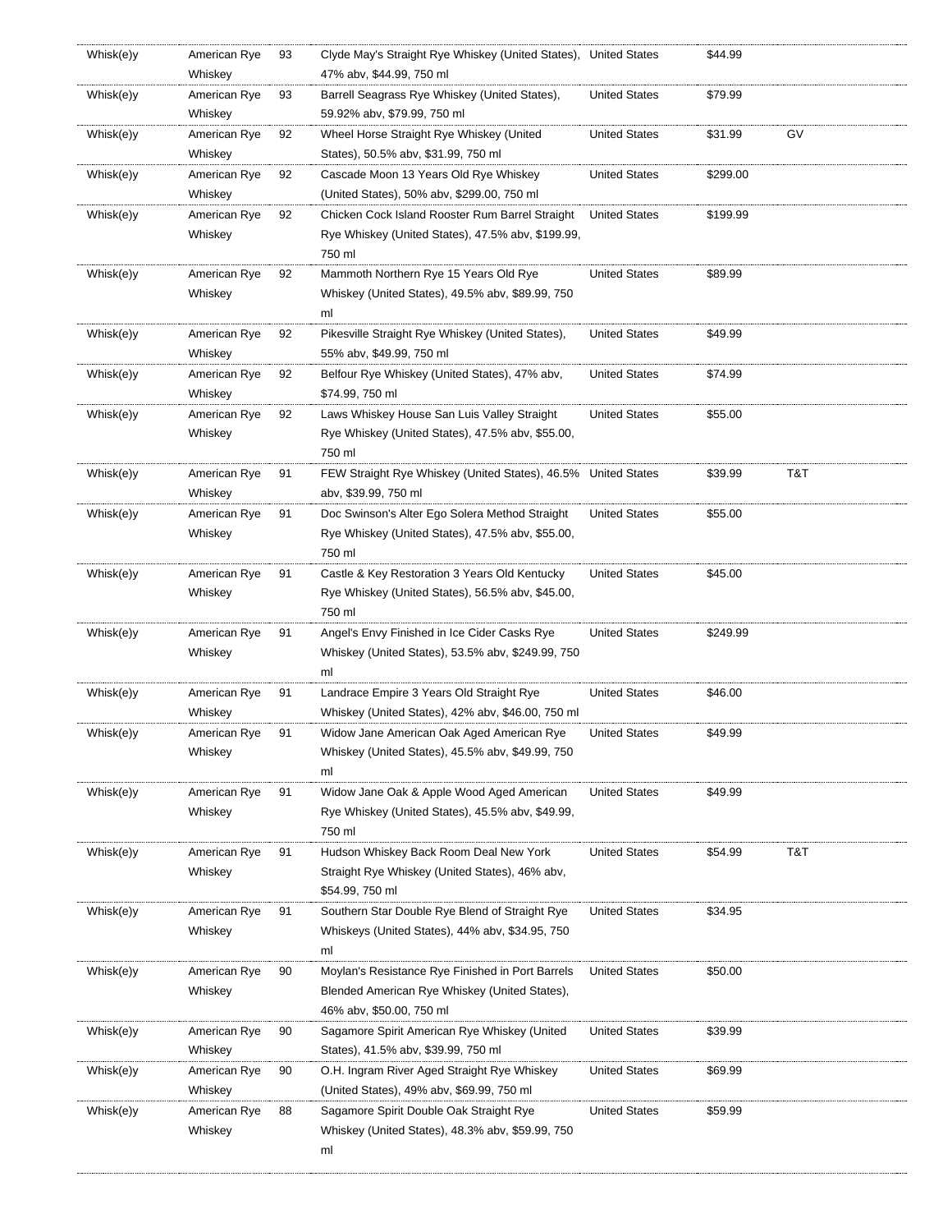| | | | | | | |
|---|---|---|---|---|---|---|
| Whisk(e)y | American Rye Whiskey | 93 | Clyde May's Straight Rye Whiskey (United States), 47% abv, $44.99, 750 ml | United States | $44.99 | |
| Whisk(e)y | American Rye Whiskey | 93 | Barrell Seagrass Rye Whiskey (United States), 59.92% abv, $79.99, 750 ml | United States | $79.99 | |
| Whisk(e)y | American Rye Whiskey | 92 | Wheel Horse Straight Rye Whiskey (United States), 50.5% abv, $31.99, 750 ml | United States | $31.99 | GV |
| Whisk(e)y | American Rye Whiskey | 92 | Cascade Moon 13 Years Old Rye Whiskey (United States), 50% abv, $299.00, 750 ml | United States | $299.00 | |
| Whisk(e)y | American Rye Whiskey | 92 | Chicken Cock Island Rooster Rum Barrel Straight Rye Whiskey (United States), 47.5% abv, $199.99, 750 ml | United States | $199.99 | |
| Whisk(e)y | American Rye Whiskey | 92 | Mammoth Northern Rye 15 Years Old Rye Whiskey (United States), 49.5% abv, $89.99, 750 ml | United States | $89.99 | |
| Whisk(e)y | American Rye Whiskey | 92 | Pikesville Straight Rye Whiskey (United States), 55% abv, $49.99, 750 ml | United States | $49.99 | |
| Whisk(e)y | American Rye Whiskey | 92 | Belfour Rye Whiskey (United States), 47% abv, $74.99, 750 ml | United States | $74.99 | |
| Whisk(e)y | American Rye Whiskey | 92 | Laws Whiskey House San Luis Valley Straight Rye Whiskey (United States), 47.5% abv, $55.00, 750 ml | United States | $55.00 | |
| Whisk(e)y | American Rye Whiskey | 91 | FEW Straight Rye Whiskey (United States), 46.5% abv, $39.99, 750 ml | United States | $39.99 | T&T |
| Whisk(e)y | American Rye Whiskey | 91 | Doc Swinson's Alter Ego Solera Method Straight Rye Whiskey (United States), 47.5% abv, $55.00, 750 ml | United States | $55.00 | |
| Whisk(e)y | American Rye Whiskey | 91 | Castle & Key Restoration 3 Years Old Kentucky Rye Whiskey (United States), 56.5% abv, $45.00, 750 ml | United States | $45.00 | |
| Whisk(e)y | American Rye Whiskey | 91 | Angel's Envy Finished in Ice Cider Casks Rye Whiskey (United States), 53.5% abv, $249.99, 750 ml | United States | $249.99 | |
| Whisk(e)y | American Rye Whiskey | 91 | Landrace Empire 3 Years Old Straight Rye Whiskey (United States), 42% abv, $46.00, 750 ml | United States | $46.00 | |
| Whisk(e)y | American Rye Whiskey | 91 | Widow Jane American Oak Aged American Rye Whiskey (United States), 45.5% abv, $49.99, 750 ml | United States | $49.99 | |
| Whisk(e)y | American Rye Whiskey | 91 | Widow Jane Oak & Apple Wood Aged American Rye Whiskey (United States), 45.5% abv, $49.99, 750 ml | United States | $49.99 | |
| Whisk(e)y | American Rye Whiskey | 91 | Hudson Whiskey Back Room Deal New York Straight Rye Whiskey (United States), 46% abv, $54.99, 750 ml | United States | $54.99 | T&T |
| Whisk(e)y | American Rye Whiskey | 91 | Southern Star Double Rye Blend of Straight Rye Whiskeys (United States), 44% abv, $34.95, 750 ml | United States | $34.95 | |
| Whisk(e)y | American Rye Whiskey | 90 | Moylan's Resistance Rye Finished in Port Barrels Blended American Rye Whiskey (United States), 46% abv, $50.00, 750 ml | United States | $50.00 | |
| Whisk(e)y | American Rye Whiskey | 90 | Sagamore Spirit American Rye Whiskey (United States), 41.5% abv, $39.99, 750 ml | United States | $39.99 | |
| Whisk(e)y | American Rye Whiskey | 90 | O.H. Ingram River Aged Straight Rye Whiskey (United States), 49% abv, $69.99, 750 ml | United States | $69.99 | |
| Whisk(e)y | American Rye Whiskey | 88 | Sagamore Spirit Double Oak Straight Rye Whiskey (United States), 48.3% abv, $59.99, 750 ml | United States | $59.99 | |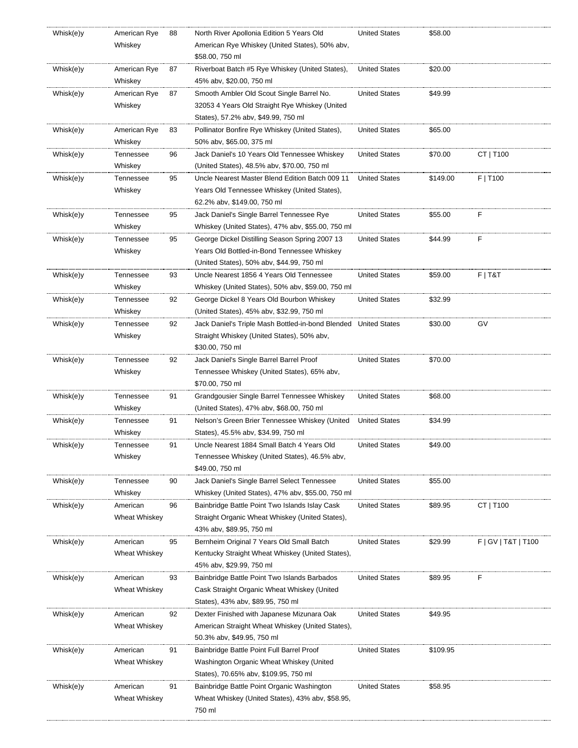| | | | | | | |
|---|---|---|---|---|---|---|
| Whisk(e)y | American Rye Whiskey | 88 | North River Apollonia Edition 5 Years Old American Rye Whiskey (United States), 50% abv, $58.00, 750 ml | United States | $58.00 | |
| Whisk(e)y | American Rye Whiskey | 87 | Riverboat Batch #5 Rye Whiskey (United States), 45% abv, $20.00, 750 ml | United States | $20.00 | |
| Whisk(e)y | American Rye Whiskey | 87 | Smooth Ambler Old Scout Single Barrel No. 32053 4 Years Old Straight Rye Whiskey (United States), 57.2% abv, $49.99, 750 ml | United States | $49.99 | |
| Whisk(e)y | American Rye Whiskey | 83 | Pollinator Bonfire Rye Whiskey (United States), 50% abv, $65.00, 375 ml | United States | $65.00 | |
| Whisk(e)y | Tennessee Whiskey | 96 | Jack Daniel's 10 Years Old Tennessee Whiskey (United States), 48.5% abv, $70.00, 750 ml | United States | $70.00 | CT \| T100 |
| Whisk(e)y | Tennessee Whiskey | 95 | Uncle Nearest Master Blend Edition Batch 009 11 Years Old Tennessee Whiskey (United States), 62.2% abv, $149.00, 750 ml | United States | $149.00 | F \| T100 |
| Whisk(e)y | Tennessee Whiskey | 95 | Jack Daniel's Single Barrel Tennessee Rye Whiskey (United States), 47% abv, $55.00, 750 ml | United States | $55.00 | F |
| Whisk(e)y | Tennessee Whiskey | 95 | George Dickel Distilling Season Spring 2007 13 Years Old Bottled-in-Bond Tennessee Whiskey (United States), 50% abv, $44.99, 750 ml | United States | $44.99 | F |
| Whisk(e)y | Tennessee Whiskey | 93 | Uncle Nearest 1856 4 Years Old Tennessee Whiskey (United States), 50% abv, $59.00, 750 ml | United States | $59.00 | F \| T&T |
| Whisk(e)y | Tennessee Whiskey | 92 | George Dickel 8 Years Old Bourbon Whiskey (United States), 45% abv, $32.99, 750 ml | United States | $32.99 | |
| Whisk(e)y | Tennessee Whiskey | 92 | Jack Daniel's Triple Mash Bottled-in-bond Blended Straight Whiskey (United States), 50% abv, $30.00, 750 ml | United States | $30.00 | GV |
| Whisk(e)y | Tennessee Whiskey | 92 | Jack Daniel's Single Barrel Barrel Proof Tennessee Whiskey (United States), 65% abv, $70.00, 750 ml | United States | $70.00 | |
| Whisk(e)y | Tennessee Whiskey | 91 | Grandgousier Single Barrel Tennessee Whiskey (United States), 47% abv, $68.00, 750 ml | United States | $68.00 | |
| Whisk(e)y | Tennessee Whiskey | 91 | Nelson's Green Brier Tennessee Whiskey (United States), 45.5% abv, $34.99, 750 ml | United States | $34.99 | |
| Whisk(e)y | Tennessee Whiskey | 91 | Uncle Nearest 1884 Small Batch 4 Years Old Tennessee Whiskey (United States), 46.5% abv, $49.00, 750 ml | United States | $49.00 | |
| Whisk(e)y | Tennessee Whiskey | 90 | Jack Daniel's Single Barrel Select Tennessee Whiskey (United States), 47% abv, $55.00, 750 ml | United States | $55.00 | |
| Whisk(e)y | American Wheat Whiskey | 96 | Bainbridge Battle Point Two Islands Islay Cask Straight Organic Wheat Whiskey (United States), 43% abv, $89.95, 750 ml | United States | $89.95 | CT \| T100 |
| Whisk(e)y | American Wheat Whiskey | 95 | Bernheim Original 7 Years Old Small Batch Kentucky Straight Wheat Whiskey (United States), 45% abv, $29.99, 750 ml | United States | $29.99 | F \| GV \| T&T \| T100 |
| Whisk(e)y | American Wheat Whiskey | 93 | Bainbridge Battle Point Two Islands Barbados Cask Straight Organic Wheat Whiskey (United States), 43% abv, $89.95, 750 ml | United States | $89.95 | F |
| Whisk(e)y | American Wheat Whiskey | 92 | Dexter Finished with Japanese Mizunara Oak American Straight Wheat Whiskey (United States), 50.3% abv, $49.95, 750 ml | United States | $49.95 | |
| Whisk(e)y | American Wheat Whiskey | 91 | Bainbridge Battle Point Full Barrel Proof Washington Organic Wheat Whiskey (United States), 70.65% abv, $109.95, 750 ml | United States | $109.95 | |
| Whisk(e)y | American Wheat Whiskey | 91 | Bainbridge Battle Point Organic Washington Wheat Whiskey (United States), 43% abv, $58.95, 750 ml | United States | $58.95 | |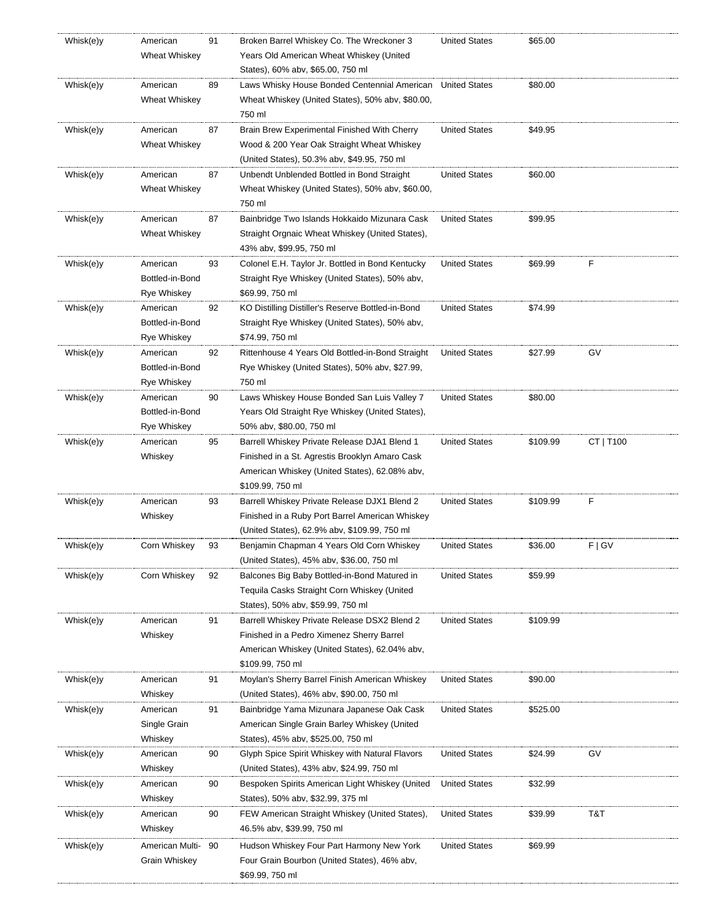| | | | | | | |
|---|---|---|---|---|---|---|
| Whisk(e)y | American Wheat Whiskey | 91 | Broken Barrel Whiskey Co. The Wreckoner 3 Years Old American Wheat Whiskey (United States), 60% abv, $65.00, 750 ml | United States | $65.00 | |
| Whisk(e)y | American Wheat Whiskey | 89 | Laws Whisky House Bonded Centennial American Wheat Whiskey (United States), 50% abv, $80.00, 750 ml | United States | $80.00 | |
| Whisk(e)y | American Wheat Whiskey | 87 | Brain Brew Experimental Finished With Cherry Wood & 200 Year Oak Straight Wheat Whiskey (United States), 50.3% abv, $49.95, 750 ml | United States | $49.95 | |
| Whisk(e)y | American Wheat Whiskey | 87 | Unbendt Unblended Bottled in Bond Straight Wheat Whiskey (United States), 50% abv, $60.00, 750 ml | United States | $60.00 | |
| Whisk(e)y | American Wheat Whiskey | 87 | Bainbridge Two Islands Hokkaido Mizunara Cask Straight Orgnaic Wheat Whiskey (United States), 43% abv, $99.95, 750 ml | United States | $99.95 | |
| Whisk(e)y | American Bottled-in-Bond Rye Whiskey | 93 | Colonel E.H. Taylor Jr. Bottled in Bond Kentucky Straight Rye Whiskey (United States), 50% abv, $69.99, 750 ml | United States | $69.99 | F |
| Whisk(e)y | American Bottled-in-Bond Rye Whiskey | 92 | KO Distilling Distiller's Reserve Bottled-in-Bond Straight Rye Whiskey (United States), 50% abv, $74.99, 750 ml | United States | $74.99 | |
| Whisk(e)y | American Bottled-in-Bond Rye Whiskey | 92 | Rittenhouse 4 Years Old Bottled-in-Bond Straight Rye Whiskey (United States), 50% abv, $27.99, 750 ml | United States | $27.99 | GV |
| Whisk(e)y | American Bottled-in-Bond Rye Whiskey | 90 | Laws Whiskey House Bonded San Luis Valley 7 Years Old Straight Rye Whiskey (United States), 50% abv, $80.00, 750 ml | United States | $80.00 | |
| Whisk(e)y | American Whiskey | 95 | Barrell Whiskey Private Release DJA1 Blend 1 Finished in a St. Agrestis Brooklyn Amaro Cask American Whiskey (United States), 62.08% abv, $109.99, 750 ml | United States | $109.99 | CT \| T100 |
| Whisk(e)y | American Whiskey | 93 | Barrell Whiskey Private Release DJX1 Blend 2 Finished in a Ruby Port Barrel American Whiskey (United States), 62.9% abv, $109.99, 750 ml | United States | $109.99 | F |
| Whisk(e)y | Corn Whiskey | 93 | Benjamin Chapman 4 Years Old Corn Whiskey (United States), 45% abv, $36.00, 750 ml | United States | $36.00 | F \| GV |
| Whisk(e)y | Corn Whiskey | 92 | Balcones Big Baby Bottled-in-Bond Matured in Tequila Casks Straight Corn Whiskey (United States), 50% abv, $59.99, 750 ml | United States | $59.99 | |
| Whisk(e)y | American Whiskey | 91 | Barrell Whiskey Private Release DSX2 Blend 2 Finished in a Pedro Ximenez Sherry Barrel American Whiskey (United States), 62.04% abv, $109.99, 750 ml | United States | $109.99 | |
| Whisk(e)y | American Whiskey | 91 | Moylan's Sherry Barrel Finish American Whiskey (United States), 46% abv, $90.00, 750 ml | United States | $90.00 | |
| Whisk(e)y | American Single Grain Whiskey | 91 | Bainbridge Yama Mizunara Japanese Oak Cask American Single Grain Barley Whiskey (United States), 45% abv, $525.00, 750 ml | United States | $525.00 | |
| Whisk(e)y | American Whiskey | 90 | Glyph Spice Spirit Whiskey with Natural Flavors (United States), 43% abv, $24.99, 750 ml | United States | $24.99 | GV |
| Whisk(e)y | American Whiskey | 90 | Bespoken Spirits American Light Whiskey (United States), 50% abv, $32.99, 375 ml | United States | $32.99 | |
| Whisk(e)y | American Whiskey | 90 | FEW American Straight Whiskey (United States), 46.5% abv, $39.99, 750 ml | United States | $39.99 | T&T |
| Whisk(e)y | American Multi-Grain Whiskey | 90 | Hudson Whiskey Four Part Harmony New York Four Grain Bourbon (United States), 46% abv, $69.99, 750 ml | United States | $69.99 | |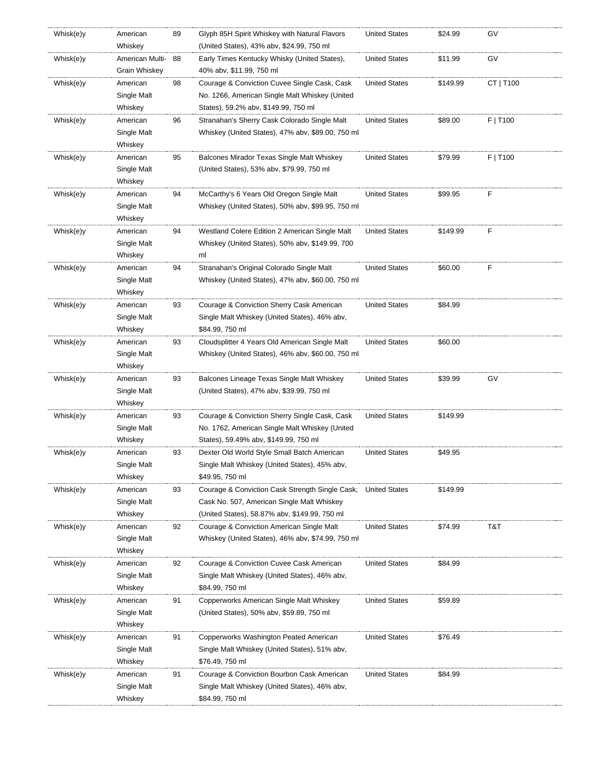| | | | | | | |
|---|---|---|---|---|---|---|
| Whisk(e)y | American Whiskey | 89 | Glyph 85H Spirit Whiskey with Natural Flavors (United States), 43% abv, $24.99, 750 ml | United States | $24.99 | GV |
| Whisk(e)y | American Multi-Grain Whiskey | 88 | Early Times Kentucky Whisky (United States), 40% abv, $11.99, 750 ml | United States | $11.99 | GV |
| Whisk(e)y | American Single Malt Whiskey | 98 | Courage & Conviction Cuvee Single Cask, Cask No. 1266, American Single Malt Whiskey (United States), 59.2% abv, $149.99, 750 ml | United States | $149.99 | CT \| T100 |
| Whisk(e)y | American Single Malt Whiskey | 96 | Stranahan's Sherry Cask Colorado Single Malt Whiskey (United States), 47% abv, $89.00, 750 ml | United States | $89.00 | F \| T100 |
| Whisk(e)y | American Single Malt Whiskey | 95 | Balcones Mirador Texas Single Malt Whiskey (United States), 53% abv, $79.99, 750 ml | United States | $79.99 | F \| T100 |
| Whisk(e)y | American Single Malt Whiskey | 94 | McCarthy's 6 Years Old Oregon Single Malt Whiskey (United States), 50% abv, $99.95, 750 ml | United States | $99.95 | F |
| Whisk(e)y | American Single Malt Whiskey | 94 | Westland Colere Edition 2 American Single Malt Whiskey (United States), 50% abv, $149.99, 700 ml | United States | $149.99 | F |
| Whisk(e)y | American Single Malt Whiskey | 94 | Stranahan's Original Colorado Single Malt Whiskey (United States), 47% abv, $60.00, 750 ml | United States | $60.00 | F |
| Whisk(e)y | American Single Malt Whiskey | 93 | Courage & Conviction Sherry Cask American Single Malt Whiskey (United States), 46% abv, $84.99, 750 ml | United States | $84.99 | |
| Whisk(e)y | American Single Malt Whiskey | 93 | Cloudsplitter 4 Years Old American Single Malt Whiskey (United States), 46% abv, $60.00, 750 ml | United States | $60.00 | |
| Whisk(e)y | American Single Malt Whiskey | 93 | Balcones Lineage Texas Single Malt Whiskey (United States), 47% abv, $39.99, 750 ml | United States | $39.99 | GV |
| Whisk(e)y | American Single Malt Whiskey | 93 | Courage & Conviction Sherry Single Cask, Cask No. 1762, American Single Malt Whiskey (United States), 59.49% abv, $149.99, 750 ml | United States | $149.99 | |
| Whisk(e)y | American Single Malt Whiskey | 93 | Dexter Old World Style Small Batch American Single Malt Whiskey (United States), 45% abv, $49.95, 750 ml | United States | $49.95 | |
| Whisk(e)y | American Single Malt Whiskey | 93 | Courage & Conviction Cask Strength Single Cask, Cask No. 507, American Single Malt Whiskey (United States), 58.87% abv, $149.99, 750 ml | United States | $149.99 | |
| Whisk(e)y | American Single Malt Whiskey | 92 | Courage & Conviction American Single Malt Whiskey (United States), 46% abv, $74.99, 750 ml | United States | $74.99 | T&T |
| Whisk(e)y | American Single Malt Whiskey | 92 | Courage & Conviction Cuvee Cask American Single Malt Whiskey (United States), 46% abv, $84.99, 750 ml | United States | $84.99 | |
| Whisk(e)y | American Single Malt Whiskey | 91 | Copperworks American Single Malt Whiskey (United States), 50% abv, $59.89, 750 ml | United States | $59.89 | |
| Whisk(e)y | American Single Malt Whiskey | 91 | Copperworks Washington Peated American Single Malt Whiskey (United States), 51% abv, $76.49, 750 ml | United States | $76.49 | |
| Whisk(e)y | American Single Malt Whiskey | 91 | Courage & Conviction Bourbon Cask American Single Malt Whiskey (United States), 46% abv, $84.99, 750 ml | United States | $84.99 | |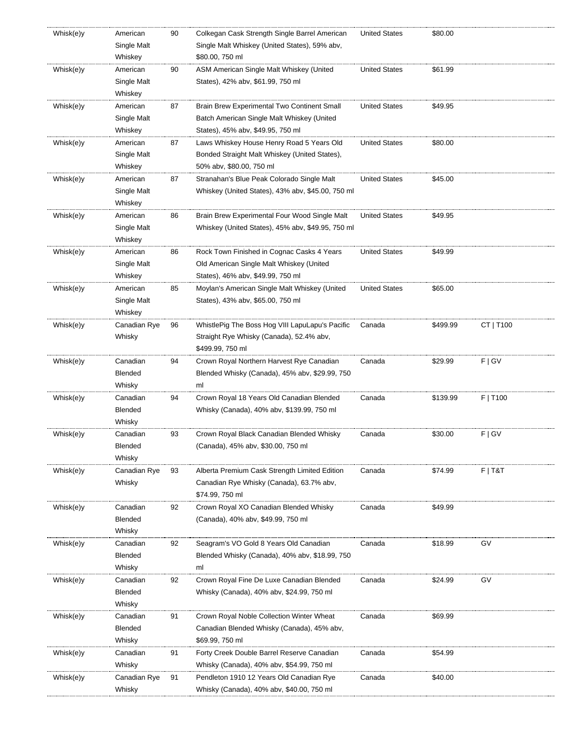| | | | | | | |
|---|---|---|---|---|---|---|
| Whisk(e)y | American Single Malt Whiskey | 90 | Colkegan Cask Strength Single Barrel American Single Malt Whiskey (United States), 59% abv, $80.00, 750 ml | United States | $80.00 | |
| Whisk(e)y | American Single Malt Whiskey | 90 | ASM American Single Malt Whiskey (United States), 42% abv, $61.99, 750 ml | United States | $61.99 | |
| Whisk(e)y | American Single Malt Whiskey | 87 | Brain Brew Experimental Two Continent Small Batch American Single Malt Whiskey (United States), 45% abv, $49.95, 750 ml | United States | $49.95 | |
| Whisk(e)y | American Single Malt Whiskey | 87 | Laws Whiskey House Henry Road 5 Years Old Bonded Straight Malt Whiskey (United States), 50% abv, $80.00, 750 ml | United States | $80.00 | |
| Whisk(e)y | American Single Malt Whiskey | 87 | Stranahan's Blue Peak Colorado Single Malt Whiskey (United States), 43% abv, $45.00, 750 ml | United States | $45.00 | |
| Whisk(e)y | American Single Malt Whiskey | 86 | Brain Brew Experimental Four Wood Single Malt Whiskey (United States), 45% abv, $49.95, 750 ml | United States | $49.95 | |
| Whisk(e)y | American Single Malt Whiskey | 86 | Rock Town Finished in Cognac Casks 4 Years Old American Single Malt Whiskey (United States), 46% abv, $49.99, 750 ml | United States | $49.99 | |
| Whisk(e)y | American Single Malt Whiskey | 85 | Moylan's American Single Malt Whiskey (United States), 43% abv, $65.00, 750 ml | United States | $65.00 | |
| Whisk(e)y | Canadian Rye Whisky | 96 | WhistlePig The Boss Hog VIII LapuLapu's Pacific Straight Rye Whisky (Canada), 52.4% abv, $499.99, 750 ml | Canada | $499.99 | CT \| T100 |
| Whisk(e)y | Canadian Blended Whisky | 94 | Crown Royal Northern Harvest Rye Canadian Blended Whisky (Canada), 45% abv, $29.99, 750 ml | Canada | $29.99 | F \| GV |
| Whisk(e)y | Canadian Blended Whisky | 94 | Crown Royal 18 Years Old Canadian Blended Whisky (Canada), 40% abv, $139.99, 750 ml | Canada | $139.99 | F \| T100 |
| Whisk(e)y | Canadian Blended Whisky | 93 | Crown Royal Black Canadian Blended Whisky (Canada), 45% abv, $30.00, 750 ml | Canada | $30.00 | F \| GV |
| Whisk(e)y | Canadian Rye Whisky | 93 | Alberta Premium Cask Strength Limited Edition Canadian Rye Whisky (Canada), 63.7% abv, $74.99, 750 ml | Canada | $74.99 | F \| T&T |
| Whisk(e)y | Canadian Blended Whisky | 92 | Crown Royal XO Canadian Blended Whisky (Canada), 40% abv, $49.99, 750 ml | Canada | $49.99 | |
| Whisk(e)y | Canadian Blended Whisky | 92 | Seagram's VO Gold 8 Years Old Canadian Blended Whisky (Canada), 40% abv, $18.99, 750 ml | Canada | $18.99 | GV |
| Whisk(e)y | Canadian Blended Whisky | 92 | Crown Royal Fine De Luxe Canadian Blended Whisky (Canada), 40% abv, $24.99, 750 ml | Canada | $24.99 | GV |
| Whisk(e)y | Canadian Blended Whisky | 91 | Crown Royal Noble Collection Winter Wheat Canadian Blended Whisky (Canada), 45% abv, $69.99, 750 ml | Canada | $69.99 | |
| Whisk(e)y | Canadian Whisky | 91 | Forty Creek Double Barrel Reserve Canadian Whisky (Canada), 40% abv, $54.99, 750 ml | Canada | $54.99 | |
| Whisk(e)y | Canadian Rye Whisky | 91 | Pendleton 1910 12 Years Old Canadian Rye Whisky (Canada), 40% abv, $40.00, 750 ml | Canada | $40.00 | |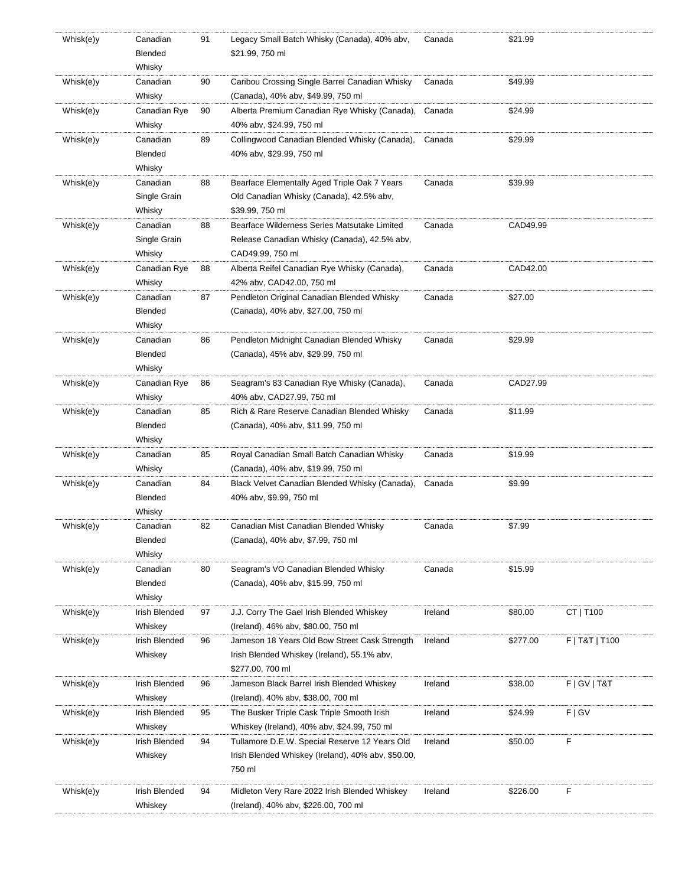| | | | | | | |
|---|---|---|---|---|---|---|
| Whisk(e)y | Canadian Blended Whisky | 91 | Legacy Small Batch Whisky (Canada), 40% abv, $21.99, 750 ml | Canada | $21.99 | |
| Whisk(e)y | Canadian Whisky | 90 | Caribou Crossing Single Barrel Canadian Whisky (Canada), 40% abv, $49.99, 750 ml | Canada | $49.99 | |
| Whisk(e)y | Canadian Rye Whisky | 90 | Alberta Premium Canadian Rye Whisky (Canada), 40% abv, $24.99, 750 ml | Canada | $24.99 | |
| Whisk(e)y | Canadian Blended Whisky | 89 | Collingwood Canadian Blended Whisky (Canada), 40% abv, $29.99, 750 ml | Canada | $29.99 | |
| Whisk(e)y | Canadian Single Grain Whisky | 88 | Bearface Elementally Aged Triple Oak 7 Years Old Canadian Whisky (Canada), 42.5% abv, $39.99, 750 ml | Canada | $39.99 | |
| Whisk(e)y | Canadian Single Grain Whisky | 88 | Bearface Wilderness Series Matsutake Limited Release Canadian Whisky (Canada), 42.5% abv, CAD49.99, 750 ml | Canada | CAD49.99 | |
| Whisk(e)y | Canadian Rye Whisky | 88 | Alberta Reifel Canadian Rye Whisky (Canada), 42% abv, CAD42.00, 750 ml | Canada | CAD42.00 | |
| Whisk(e)y | Canadian Blended Whisky | 87 | Pendleton Original Canadian Blended Whisky (Canada), 40% abv, $27.00, 750 ml | Canada | $27.00 | |
| Whisk(e)y | Canadian Blended Whisky | 86 | Pendleton Midnight Canadian Blended Whisky (Canada), 45% abv, $29.99, 750 ml | Canada | $29.99 | |
| Whisk(e)y | Canadian Rye Whisky | 86 | Seagram's 83 Canadian Rye Whisky (Canada), 40% abv, CAD27.99, 750 ml | Canada | CAD27.99 | |
| Whisk(e)y | Canadian Blended Whisky | 85 | Rich & Rare Reserve Canadian Blended Whisky (Canada), 40% abv, $11.99, 750 ml | Canada | $11.99 | |
| Whisk(e)y | Canadian Whisky | 85 | Royal Canadian Small Batch Canadian Whisky (Canada), 40% abv, $19.99, 750 ml | Canada | $19.99 | |
| Whisk(e)y | Canadian Blended Whisky | 84 | Black Velvet Canadian Blended Whisky (Canada), 40% abv, $9.99, 750 ml | Canada | $9.99 | |
| Whisk(e)y | Canadian Blended Whisky | 82 | Canadian Mist Canadian Blended Whisky (Canada), 40% abv, $7.99, 750 ml | Canada | $7.99 | |
| Whisk(e)y | Canadian Blended Whisky | 80 | Seagram's VO Canadian Blended Whisky (Canada), 40% abv, $15.99, 750 ml | Canada | $15.99 | |
| Whisk(e)y | Irish Blended Whiskey | 97 | J.J. Corry The Gael Irish Blended Whiskey (Ireland), 46% abv, $80.00, 750 ml | Ireland | $80.00 | CT \| T100 |
| Whisk(e)y | Irish Blended Whiskey | 96 | Jameson 18 Years Old Bow Street Cask Strength Irish Blended Whiskey (Ireland), 55.1% abv, $277.00, 700 ml | Ireland | $277.00 | F \| T&T \| T100 |
| Whisk(e)y | Irish Blended Whiskey | 96 | Jameson Black Barrel Irish Blended Whiskey (Ireland), 40% abv, $38.00, 700 ml | Ireland | $38.00 | F \| GV \| T&T |
| Whisk(e)y | Irish Blended Whiskey | 95 | The Busker Triple Cask Triple Smooth Irish Whiskey (Ireland), 40% abv, $24.99, 750 ml | Ireland | $24.99 | F \| GV |
| Whisk(e)y | Irish Blended Whiskey | 94 | Tullamore D.E.W. Special Reserve 12 Years Old Irish Blended Whiskey (Ireland), 40% abv, $50.00, 750 ml | Ireland | $50.00 | F |
| Whisk(e)y | Irish Blended Whiskey | 94 | Midleton Very Rare 2022 Irish Blended Whiskey (Ireland), 40% abv, $226.00, 700 ml | Ireland | $226.00 | F |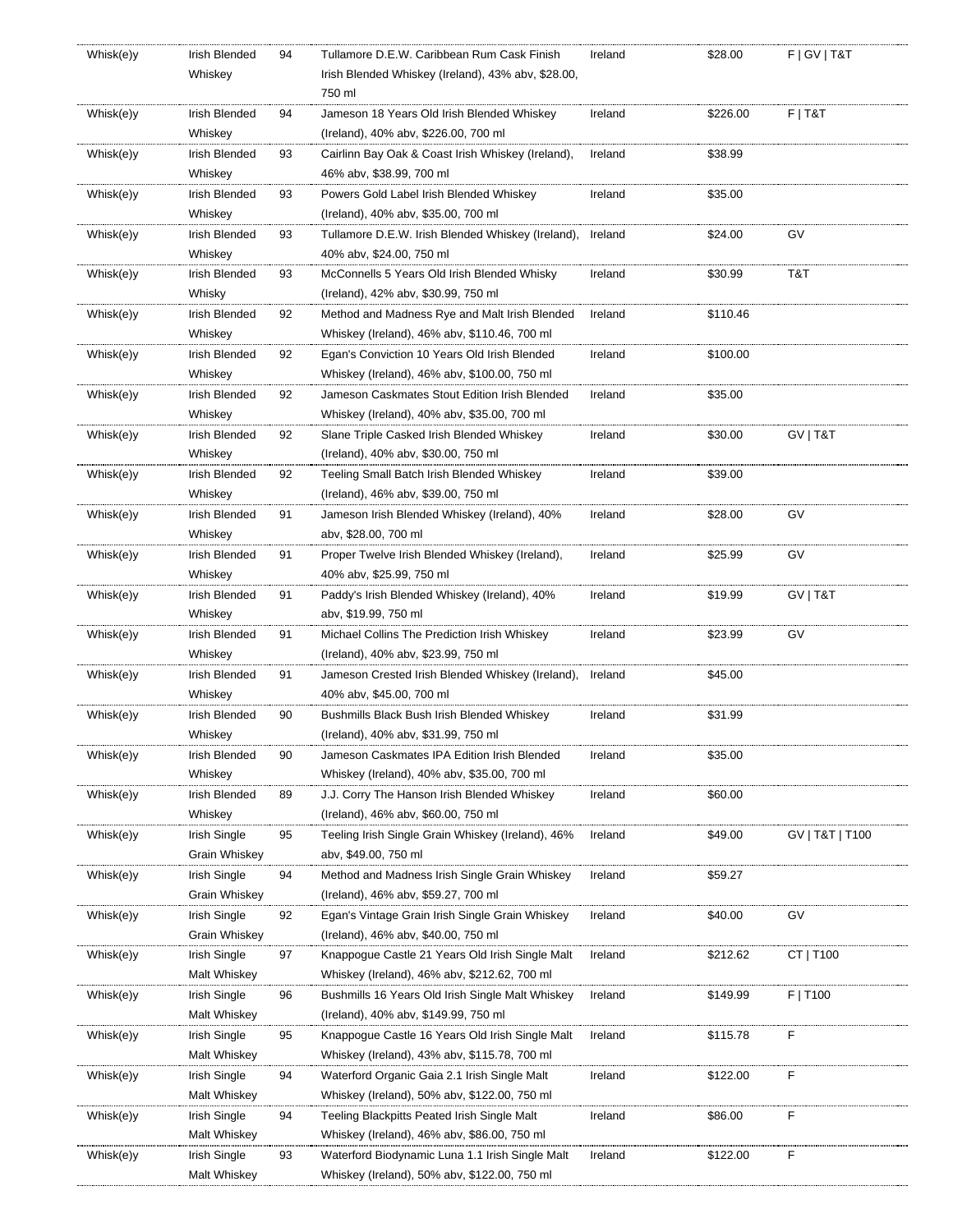| | | | | | | |
|---|---|---|---|---|---|---|
| Whisk(e)y | Irish Blended Whiskey | 94 | Tullamore D.E.W. Caribbean Rum Cask Finish Irish Blended Whiskey (Ireland), 43% abv, $28.00, 750 ml | Ireland | $28.00 | F \| GV \| T&T |
| Whisk(e)y | Irish Blended Whiskey | 94 | Jameson 18 Years Old Irish Blended Whiskey (Ireland), 40% abv, $226.00, 700 ml | Ireland | $226.00 | F \| T&T |
| Whisk(e)y | Irish Blended Whiskey | 93 | Cairlinn Bay Oak & Coast Irish Whiskey (Ireland), 46% abv, $38.99, 700 ml | Ireland | $38.99 | |
| Whisk(e)y | Irish Blended Whiskey | 93 | Powers Gold Label Irish Blended Whiskey (Ireland), 40% abv, $35.00, 700 ml | Ireland | $35.00 | |
| Whisk(e)y | Irish Blended Whiskey | 93 | Tullamore D.E.W. Irish Blended Whiskey (Ireland), 40% abv, $24.00, 750 ml | Ireland | $24.00 | GV |
| Whisk(e)y | Irish Blended Whisky | 93 | McConnells 5 Years Old Irish Blended Whisky (Ireland), 42% abv, $30.99, 750 ml | Ireland | $30.99 | T&T |
| Whisk(e)y | Irish Blended Whiskey | 92 | Method and Madness Rye and Malt Irish Blended Whiskey (Ireland), 46% abv, $110.46, 700 ml | Ireland | $110.46 | |
| Whisk(e)y | Irish Blended Whiskey | 92 | Egan's Conviction 10 Years Old Irish Blended Whiskey (Ireland), 46% abv, $100.00, 750 ml | Ireland | $100.00 | |
| Whisk(e)y | Irish Blended Whiskey | 92 | Jameson Caskmates Stout Edition Irish Blended Whiskey (Ireland), 40% abv, $35.00, 700 ml | Ireland | $35.00 | |
| Whisk(e)y | Irish Blended Whiskey | 92 | Slane Triple Casked Irish Blended Whiskey (Ireland), 40% abv, $30.00, 750 ml | Ireland | $30.00 | GV \| T&T |
| Whisk(e)y | Irish Blended Whiskey | 92 | Teeling Small Batch Irish Blended Whiskey (Ireland), 46% abv, $39.00, 750 ml | Ireland | $39.00 | |
| Whisk(e)y | Irish Blended Whiskey | 91 | Jameson Irish Blended Whiskey (Ireland), 40% abv, $28.00, 700 ml | Ireland | $28.00 | GV |
| Whisk(e)y | Irish Blended Whiskey | 91 | Proper Twelve Irish Blended Whiskey (Ireland), 40% abv, $25.99, 750 ml | Ireland | $25.99 | GV |
| Whisk(e)y | Irish Blended Whiskey | 91 | Paddy's Irish Blended Whiskey (Ireland), 40% abv, $19.99, 750 ml | Ireland | $19.99 | GV \| T&T |
| Whisk(e)y | Irish Blended Whiskey | 91 | Michael Collins The Prediction Irish Whiskey (Ireland), 40% abv, $23.99, 750 ml | Ireland | $23.99 | GV |
| Whisk(e)y | Irish Blended Whiskey | 91 | Jameson Crested Irish Blended Whiskey (Ireland), 40% abv, $45.00, 700 ml | Ireland | $45.00 | |
| Whisk(e)y | Irish Blended Whiskey | 90 | Bushmills Black Bush Irish Blended Whiskey (Ireland), 40% abv, $31.99, 750 ml | Ireland | $31.99 | |
| Whisk(e)y | Irish Blended Whiskey | 90 | Jameson Caskmates IPA Edition Irish Blended Whiskey (Ireland), 40% abv, $35.00, 700 ml | Ireland | $35.00 | |
| Whisk(e)y | Irish Blended Whiskey | 89 | J.J. Corry The Hanson Irish Blended Whiskey (Ireland), 46% abv, $60.00, 750 ml | Ireland | $60.00 | |
| Whisk(e)y | Irish Single Grain Whiskey | 95 | Teeling Irish Single Grain Whiskey (Ireland), 46% abv, $49.00, 750 ml | Ireland | $49.00 | GV \| T&T \| T100 |
| Whisk(e)y | Irish Single Grain Whiskey | 94 | Method and Madness Irish Single Grain Whiskey (Ireland), 46% abv, $59.27, 700 ml | Ireland | $59.27 | |
| Whisk(e)y | Irish Single Grain Whiskey | 92 | Egan's Vintage Grain Irish Single Grain Whiskey (Ireland), 46% abv, $40.00, 750 ml | Ireland | $40.00 | GV |
| Whisk(e)y | Irish Single Malt Whiskey | 97 | Knappogue Castle 21 Years Old Irish Single Malt Whiskey (Ireland), 46% abv, $212.62, 700 ml | Ireland | $212.62 | CT \| T100 |
| Whisk(e)y | Irish Single Malt Whiskey | 96 | Bushmills 16 Years Old Irish Single Malt Whiskey (Ireland), 40% abv, $149.99, 750 ml | Ireland | $149.99 | F \| T100 |
| Whisk(e)y | Irish Single Malt Whiskey | 95 | Knappogue Castle 16 Years Old Irish Single Malt Whiskey (Ireland), 43% abv, $115.78, 700 ml | Ireland | $115.78 | F |
| Whisk(e)y | Irish Single Malt Whiskey | 94 | Waterford Organic Gaia 2.1 Irish Single Malt Whiskey (Ireland), 50% abv, $122.00, 750 ml | Ireland | $122.00 | F |
| Whisk(e)y | Irish Single Malt Whiskey | 94 | Teeling Blackpitts Peated Irish Single Malt Whiskey (Ireland), 46% abv, $86.00, 750 ml | Ireland | $86.00 | F |
| Whisk(e)y | Irish Single Malt Whiskey | 93 | Waterford Biodynamic Luna 1.1 Irish Single Malt Whiskey (Ireland), 50% abv, $122.00, 750 ml | Ireland | $122.00 | F |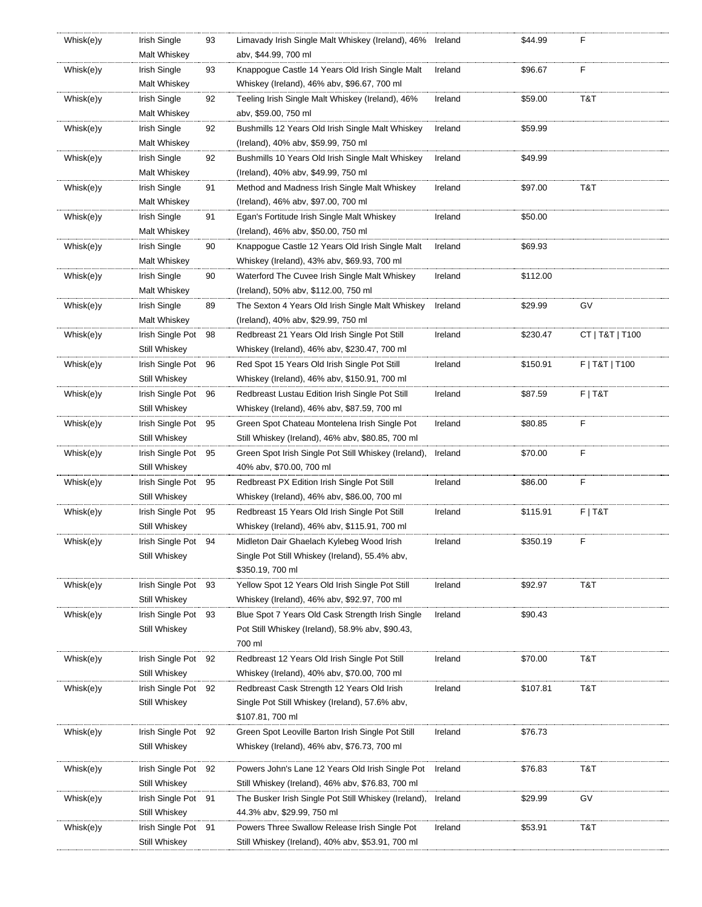| | | | | | | |
|---|---|---|---|---|---|---|
| Whisk(e)y | Irish Single Malt Whiskey | 93 | Limavady Irish Single Malt Whiskey (Ireland), 46% abv, $44.99, 700 ml | Ireland | $44.99 | F |
| Whisk(e)y | Irish Single Malt Whiskey | 93 | Knappogue Castle 14 Years Old Irish Single Malt Whiskey (Ireland), 46% abv, $96.67, 700 ml | Ireland | $96.67 | F |
| Whisk(e)y | Irish Single Malt Whiskey | 92 | Teeling Irish Single Malt Whiskey (Ireland), 46% abv, $59.00, 750 ml | Ireland | $59.00 | T&T |
| Whisk(e)y | Irish Single Malt Whiskey | 92 | Bushmills 12 Years Old Irish Single Malt Whiskey (Ireland), 40% abv, $59.99, 750 ml | Ireland | $59.99 | |
| Whisk(e)y | Irish Single Malt Whiskey | 92 | Bushmills 10 Years Old Irish Single Malt Whiskey (Ireland), 40% abv, $49.99, 750 ml | Ireland | $49.99 | |
| Whisk(e)y | Irish Single Malt Whiskey | 91 | Method and Madness Irish Single Malt Whiskey (Ireland), 46% abv, $97.00, 700 ml | Ireland | $97.00 | T&T |
| Whisk(e)y | Irish Single Malt Whiskey | 91 | Egan's Fortitude Irish Single Malt Whiskey (Ireland), 46% abv, $50.00, 750 ml | Ireland | $50.00 | |
| Whisk(e)y | Irish Single Malt Whiskey | 90 | Knappogue Castle 12 Years Old Irish Single Malt Whiskey (Ireland), 43% abv, $69.93, 700 ml | Ireland | $69.93 | |
| Whisk(e)y | Irish Single Malt Whiskey | 90 | Waterford The Cuvee Irish Single Malt Whiskey (Ireland), 50% abv, $112.00, 750 ml | Ireland | $112.00 | |
| Whisk(e)y | Irish Single Malt Whiskey | 89 | The Sexton 4 Years Old Irish Single Malt Whiskey (Ireland), 40% abv, $29.99, 750 ml | Ireland | $29.99 | GV |
| Whisk(e)y | Irish Single Pot Still Whiskey | 98 | Redbreast 21 Years Old Irish Single Pot Still Whiskey (Ireland), 46% abv, $230.47, 700 ml | Ireland | $230.47 | CT \| T&T \| T100 |
| Whisk(e)y | Irish Single Pot Still Whiskey | 96 | Red Spot 15 Years Old Irish Single Pot Still Whiskey (Ireland), 46% abv, $150.91, 700 ml | Ireland | $150.91 | F \| T&T \| T100 |
| Whisk(e)y | Irish Single Pot Still Whiskey | 96 | Redbreast Lustau Edition Irish Single Pot Still Whiskey (Ireland), 46% abv, $87.59, 700 ml | Ireland | $87.59 | F \| T&T |
| Whisk(e)y | Irish Single Pot Still Whiskey | 95 | Green Spot Chateau Montelena Irish Single Pot Still Whiskey (Ireland), 46% abv, $80.85, 700 ml | Ireland | $80.85 | F |
| Whisk(e)y | Irish Single Pot Still Whiskey | 95 | Green Spot Irish Single Pot Still Whiskey (Ireland), 40% abv, $70.00, 700 ml | Ireland | $70.00 | F |
| Whisk(e)y | Irish Single Pot Still Whiskey | 95 | Redbreast PX Edition Irish Single Pot Still Whiskey (Ireland), 46% abv, $86.00, 700 ml | Ireland | $86.00 | F |
| Whisk(e)y | Irish Single Pot Still Whiskey | 95 | Redbreast 15 Years Old Irish Single Pot Still Whiskey (Ireland), 46% abv, $115.91, 700 ml | Ireland | $115.91 | F \| T&T |
| Whisk(e)y | Irish Single Pot Still Whiskey | 94 | Midleton Dair Ghaelach Kylebeg Wood Irish Single Pot Still Whiskey (Ireland), 55.4% abv, $350.19, 700 ml | Ireland | $350.19 | F |
| Whisk(e)y | Irish Single Pot Still Whiskey | 93 | Yellow Spot 12 Years Old Irish Single Pot Still Whiskey (Ireland), 46% abv, $92.97, 700 ml | Ireland | $92.97 | T&T |
| Whisk(e)y | Irish Single Pot Still Whiskey | 93 | Blue Spot 7 Years Old Cask Strength Irish Single Pot Still Whiskey (Ireland), 58.9% abv, $90.43, 700 ml | Ireland | $90.43 | |
| Whisk(e)y | Irish Single Pot Still Whiskey | 92 | Redbreast 12 Years Old Irish Single Pot Still Whiskey (Ireland), 40% abv, $70.00, 700 ml | Ireland | $70.00 | T&T |
| Whisk(e)y | Irish Single Pot Still Whiskey | 92 | Redbreast Cask Strength 12 Years Old Irish Single Pot Still Whiskey (Ireland), 57.6% abv, $107.81, 700 ml | Ireland | $107.81 | T&T |
| Whisk(e)y | Irish Single Pot Still Whiskey | 92 | Green Spot Leoville Barton Irish Single Pot Still Whiskey (Ireland), 46% abv, $76.73, 700 ml | Ireland | $76.73 | |
| Whisk(e)y | Irish Single Pot Still Whiskey | 92 | Powers John's Lane 12 Years Old Irish Single Pot Still Whiskey (Ireland), 46% abv, $76.83, 700 ml | Ireland | $76.83 | T&T |
| Whisk(e)y | Irish Single Pot Still Whiskey | 91 | The Busker Irish Single Pot Still Whiskey (Ireland), 44.3% abv, $29.99, 750 ml | Ireland | $29.99 | GV |
| Whisk(e)y | Irish Single Pot Still Whiskey | 91 | Powers Three Swallow Release Irish Single Pot Still Whiskey (Ireland), 40% abv, $53.91, 700 ml | Ireland | $53.91 | T&T |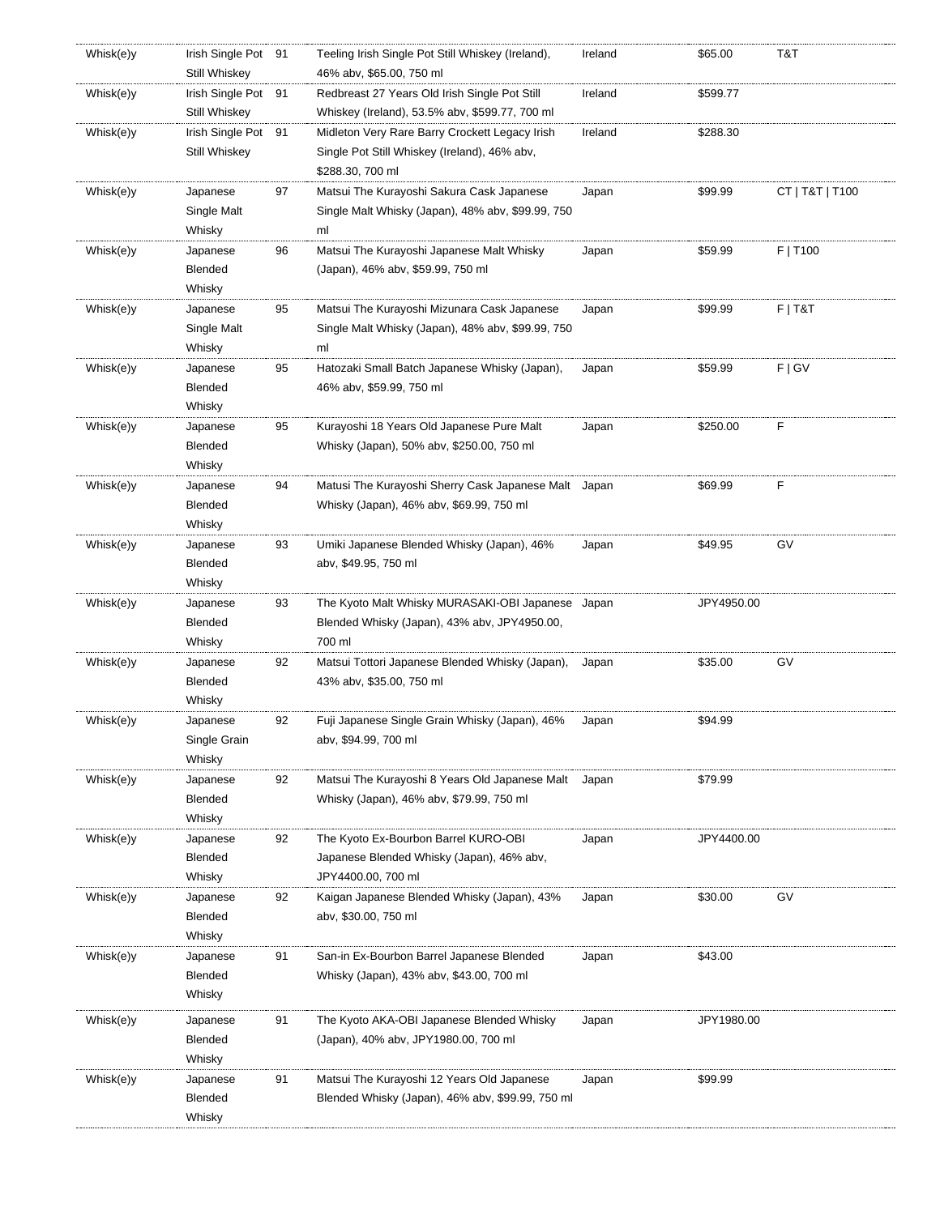| Whisk(e)y | Irish Single Pot Still Whiskey | 91 | Teeling Irish Single Pot Still Whiskey (Ireland), 46% abv, $65.00, 750 ml | Ireland | $65.00 | T&T |
|---|---|---|---|---|---|---|
| Whisk(e)y | Irish Single Pot Still Whiskey | 91 | Redbreast 27 Years Old Irish Single Pot Still Whiskey (Ireland), 53.5% abv, $599.77, 700 ml | Ireland | $599.77 | |
| Whisk(e)y | Irish Single Pot Still Whiskey | 91 | Midleton Very Rare Barry Crockett Legacy Irish Single Pot Still Whiskey (Ireland), 46% abv, $288.30, 700 ml | Ireland | $288.30 | |
| Whisk(e)y | Japanese Single Malt Whisky | 97 | Matsui The Kurayoshi Sakura Cask Japanese Single Malt Whisky (Japan), 48% abv, $99.99, 750 ml | Japan | $99.99 | CT \| T&T \| T100 |
| Whisk(e)y | Japanese Blended Whisky | 96 | Matsui The Kurayoshi Japanese Malt Whisky (Japan), 46% abv, $59.99, 750 ml | Japan | $59.99 | F \| T100 |
| Whisk(e)y | Japanese Single Malt Whisky | 95 | Matsui The Kurayoshi Mizunara Cask Japanese Single Malt Whisky (Japan), 48% abv, $99.99, 750 ml | Japan | $99.99 | F \| T&T |
| Whisk(e)y | Japanese Blended Whisky | 95 | Hatozaki Small Batch Japanese Whisky (Japan), 46% abv, $59.99, 750 ml | Japan | $59.99 | F \| GV |
| Whisk(e)y | Japanese Blended Whisky | 95 | Kurayoshi 18 Years Old Japanese Pure Malt Whisky (Japan), 50% abv, $250.00, 750 ml | Japan | $250.00 | F |
| Whisk(e)y | Japanese Blended Whisky | 94 | Matusi The Kurayoshi Sherry Cask Japanese Malt Whisky (Japan), 46% abv, $69.99, 750 ml | Japan | $69.99 | F |
| Whisk(e)y | Japanese Blended Whisky | 93 | Umiki Japanese Blended Whisky (Japan), 46% abv, $49.95, 750 ml | Japan | $49.95 | GV |
| Whisk(e)y | Japanese Blended Whisky | 93 | The Kyoto Malt Whisky MURASAKI-OBI Japanese Blended Whisky (Japan), 43% abv, JPY4950.00, 700 ml | Japan | JPY4950.00 | |
| Whisk(e)y | Japanese Blended Whisky | 92 | Matsui Tottori Japanese Blended Whisky (Japan), 43% abv, $35.00, 750 ml | Japan | $35.00 | GV |
| Whisk(e)y | Japanese Single Grain Whisky | 92 | Fuji Japanese Single Grain Whisky (Japan), 46% abv, $94.99, 700 ml | Japan | $94.99 | |
| Whisk(e)y | Japanese Blended Whisky | 92 | Matsui The Kurayoshi 8 Years Old Japanese Malt Whisky (Japan), 46% abv, $79.99, 750 ml | Japan | $79.99 | |
| Whisk(e)y | Japanese Blended Whisky | 92 | The Kyoto Ex-Bourbon Barrel KURO-OBI Japanese Blended Whisky (Japan), 46% abv, JPY4400.00, 700 ml | Japan | JPY4400.00 | |
| Whisk(e)y | Japanese Blended Whisky | 92 | Kaigan Japanese Blended Whisky (Japan), 43% abv, $30.00, 750 ml | Japan | $30.00 | GV |
| Whisk(e)y | Japanese Blended Whisky | 91 | San-in Ex-Bourbon Barrel Japanese Blended Whisky (Japan), 43% abv, $43.00, 700 ml | Japan | $43.00 | |
| Whisk(e)y | Japanese Blended Whisky | 91 | The Kyoto AKA-OBI Japanese Blended Whisky (Japan), 40% abv, JPY1980.00, 700 ml | Japan | JPY1980.00 | |
| Whisk(e)y | Japanese Blended Whisky | 91 | Matsui The Kurayoshi 12 Years Old Japanese Blended Whisky (Japan), 46% abv, $99.99, 750 ml | Japan | $99.99 | |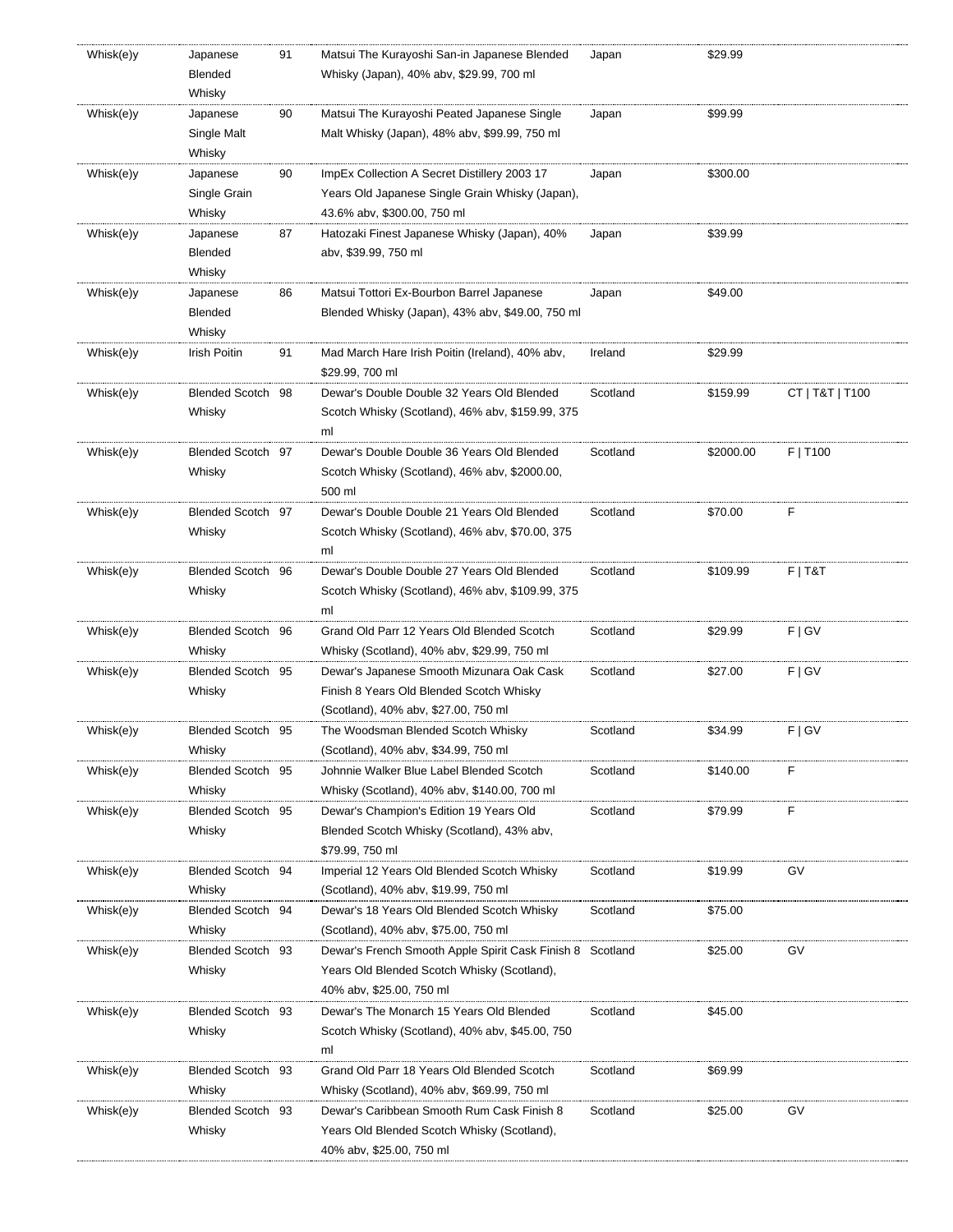| | | | | | | |
|---|---|---|---|---|---|---|
| Whisk(e)y | Japanese Blended Whisky | 91 | Matsui The Kurayoshi San-in Japanese Blended Whisky (Japan), 40% abv, $29.99, 700 ml | Japan | $29.99 | |
| Whisk(e)y | Japanese Single Malt Whisky | 90 | Matsui The Kurayoshi Peated Japanese Single Malt Whisky (Japan), 48% abv, $99.99, 750 ml | Japan | $99.99 | |
| Whisk(e)y | Japanese Single Grain Whisky | 90 | ImpEx Collection A Secret Distillery 2003 17 Years Old Japanese Single Grain Whisky (Japan), 43.6% abv, $300.00, 750 ml | Japan | $300.00 | |
| Whisk(e)y | Japanese Blended Whisky | 87 | Hatozaki Finest Japanese Whisky (Japan), 40% abv, $39.99, 750 ml | Japan | $39.99 | |
| Whisk(e)y | Japanese Blended Whisky | 86 | Matsui Tottori Ex-Bourbon Barrel Japanese Blended Whisky (Japan), 43% abv, $49.00, 750 ml | Japan | $49.00 | |
| Whisk(e)y | Irish Poitin | 91 | Mad March Hare Irish Poitin (Ireland), 40% abv, $29.99, 700 ml | Ireland | $29.99 | |
| Whisk(e)y | Blended Scotch Whisky | 98 | Dewar's Double Double 32 Years Old Blended Scotch Whisky (Scotland), 46% abv, $159.99, 375 ml | Scotland | $159.99 | CT \| T&T \| T100 |
| Whisk(e)y | Blended Scotch Whisky | 97 | Dewar's Double Double 36 Years Old Blended Scotch Whisky (Scotland), 46% abv, $2000.00, 500 ml | Scotland | $2000.00 | F \| T100 |
| Whisk(e)y | Blended Scotch Whisky | 97 | Dewar's Double Double 21 Years Old Blended Scotch Whisky (Scotland), 46% abv, $70.00, 375 ml | Scotland | $70.00 | F |
| Whisk(e)y | Blended Scotch Whisky | 96 | Dewar's Double Double 27 Years Old Blended Scotch Whisky (Scotland), 46% abv, $109.99, 375 ml | Scotland | $109.99 | F \| T&T |
| Whisk(e)y | Blended Scotch Whisky | 96 | Grand Old Parr 12 Years Old Blended Scotch Whisky (Scotland), 40% abv, $29.99, 750 ml | Scotland | $29.99 | F \| GV |
| Whisk(e)y | Blended Scotch Whisky | 95 | Dewar's Japanese Smooth Mizunara Oak Cask Finish 8 Years Old Blended Scotch Whisky (Scotland), 40% abv, $27.00, 750 ml | Scotland | $27.00 | F \| GV |
| Whisk(e)y | Blended Scotch Whisky | 95 | The Woodsman Blended Scotch Whisky (Scotland), 40% abv, $34.99, 750 ml | Scotland | $34.99 | F \| GV |
| Whisk(e)y | Blended Scotch Whisky | 95 | Johnnie Walker Blue Label Blended Scotch Whisky (Scotland), 40% abv, $140.00, 700 ml | Scotland | $140.00 | F |
| Whisk(e)y | Blended Scotch Whisky | 95 | Dewar's Champion's Edition 19 Years Old Blended Scotch Whisky (Scotland), 43% abv, $79.99, 750 ml | Scotland | $79.99 | F |
| Whisk(e)y | Blended Scotch Whisky | 94 | Imperial 12 Years Old Blended Scotch Whisky (Scotland), 40% abv, $19.99, 750 ml | Scotland | $19.99 | GV |
| Whisk(e)y | Blended Scotch Whisky | 94 | Dewar's 18 Years Old Blended Scotch Whisky (Scotland), 40% abv, $75.00, 750 ml | Scotland | $75.00 | |
| Whisk(e)y | Blended Scotch Whisky | 93 | Dewar's French Smooth Apple Spirit Cask Finish 8 Years Old Blended Scotch Whisky (Scotland), 40% abv, $25.00, 750 ml | Scotland | $25.00 | GV |
| Whisk(e)y | Blended Scotch Whisky | 93 | Dewar's The Monarch 15 Years Old Blended Scotch Whisky (Scotland), 40% abv, $45.00, 750 ml | Scotland | $45.00 | |
| Whisk(e)y | Blended Scotch Whisky | 93 | Grand Old Parr 18 Years Old Blended Scotch Whisky (Scotland), 40% abv, $69.99, 750 ml | Scotland | $69.99 | |
| Whisk(e)y | Blended Scotch Whisky | 93 | Dewar's Caribbean Smooth Rum Cask Finish 8 Years Old Blended Scotch Whisky (Scotland), 40% abv, $25.00, 750 ml | Scotland | $25.00 | GV |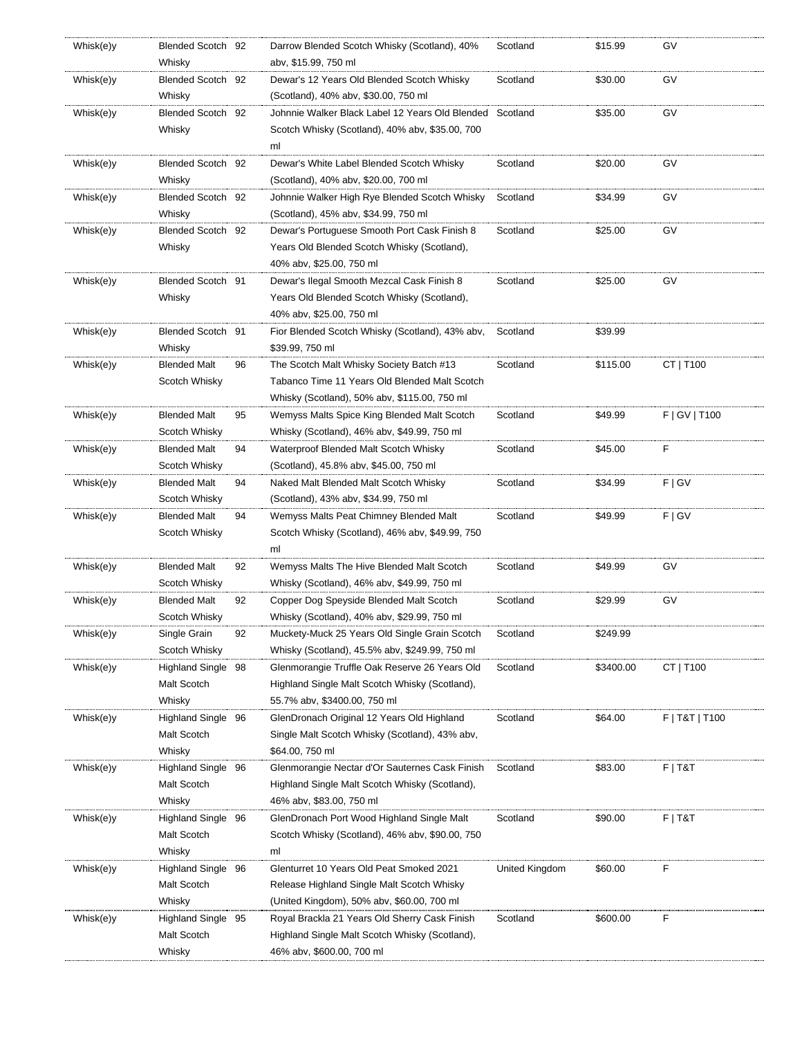| Whisk(e)y | Blended Scotch Whisky | 92 | Darrow Blended Scotch Whisky (Scotland), 40% abv, $15.99, 750 ml | Scotland | $15.99 | GV |
|---|---|---|---|---|---|---|
| Whisk(e)y | Blended Scotch Whisky | 92 | Dewar's 12 Years Old Blended Scotch Whisky (Scotland), 40% abv, $30.00, 750 ml | Scotland | $30.00 | GV |
| Whisk(e)y | Blended Scotch Whisky | 92 | Johnnie Walker Black Label 12 Years Old Blended Scotch Whisky (Scotland), 40% abv, $35.00, 700 ml | Scotland | $35.00 | GV |
| Whisk(e)y | Blended Scotch Whisky | 92 | Dewar's White Label Blended Scotch Whisky (Scotland), 40% abv, $20.00, 700 ml | Scotland | $20.00 | GV |
| Whisk(e)y | Blended Scotch Whisky | 92 | Johnnie Walker High Rye Blended Scotch Whisky (Scotland), 45% abv, $34.99, 750 ml | Scotland | $34.99 | GV |
| Whisk(e)y | Blended Scotch Whisky | 92 | Dewar's Portuguese Smooth Port Cask Finish 8 Years Old Blended Scotch Whisky (Scotland), 40% abv, $25.00, 750 ml | Scotland | $25.00 | GV |
| Whisk(e)y | Blended Scotch Whisky | 91 | Dewar's Ilegal Smooth Mezcal Cask Finish 8 Years Old Blended Scotch Whisky (Scotland), 40% abv, $25.00, 750 ml | Scotland | $25.00 | GV |
| Whisk(e)y | Blended Scotch Whisky | 91 | Fior Blended Scotch Whisky (Scotland), 43% abv, $39.99, 750 ml | Scotland | $39.99 | |
| Whisk(e)y | Blended Malt Scotch Whisky | 96 | The Scotch Malt Whisky Society Batch #13 Tabanco Time 11 Years Old Blended Malt Scotch Whisky (Scotland), 50% abv, $115.00, 750 ml | Scotland | $115.00 | CT \| T100 |
| Whisk(e)y | Blended Malt Scotch Whisky | 95 | Wemyss Malts Spice King Blended Malt Scotch Whisky (Scotland), 46% abv, $49.99, 750 ml | Scotland | $49.99 | F \| GV \| T100 |
| Whisk(e)y | Blended Malt Scotch Whisky | 94 | Waterproof Blended Malt Scotch Whisky (Scotland), 45.8% abv, $45.00, 750 ml | Scotland | $45.00 | F |
| Whisk(e)y | Blended Malt Scotch Whisky | 94 | Naked Malt Blended Malt Scotch Whisky (Scotland), 43% abv, $34.99, 750 ml | Scotland | $34.99 | F \| GV |
| Whisk(e)y | Blended Malt Scotch Whisky | 94 | Wemyss Malts Peat Chimney Blended Malt Scotch Whisky (Scotland), 46% abv, $49.99, 750 ml | Scotland | $49.99 | F \| GV |
| Whisk(e)y | Blended Malt Scotch Whisky | 92 | Wemyss Malts The Hive Blended Malt Scotch Whisky (Scotland), 46% abv, $49.99, 750 ml | Scotland | $49.99 | GV |
| Whisk(e)y | Blended Malt Scotch Whisky | 92 | Copper Dog Speyside Blended Malt Scotch Whisky (Scotland), 40% abv, $29.99, 750 ml | Scotland | $29.99 | GV |
| Whisk(e)y | Single Grain Scotch Whisky | 92 | Muckety-Muck 25 Years Old Single Grain Scotch Whisky (Scotland), 45.5% abv, $249.99, 750 ml | Scotland | $249.99 | |
| Whisk(e)y | Highland Single Malt Scotch Whisky | 98 | Glenmorangie Truffle Oak Reserve 26 Years Old Highland Single Malt Scotch Whisky (Scotland), 55.7% abv, $3400.00, 750 ml | Scotland | $3400.00 | CT \| T100 |
| Whisk(e)y | Highland Single Malt Scotch Whisky | 96 | GlenDronach Original 12 Years Old Highland Single Malt Scotch Whisky (Scotland), 43% abv, $64.00, 750 ml | Scotland | $64.00 | F \| T&T \| T100 |
| Whisk(e)y | Highland Single Malt Scotch Whisky | 96 | Glenmorangie Nectar d'Or Sauternes Cask Finish Highland Single Malt Scotch Whisky (Scotland), 46% abv, $83.00, 750 ml | Scotland | $83.00 | F \| T&T |
| Whisk(e)y | Highland Single Malt Scotch Whisky | 96 | GlenDronach Port Wood Highland Single Malt Scotch Whisky (Scotland), 46% abv, $90.00, 750 ml | Scotland | $90.00 | F \| T&T |
| Whisk(e)y | Highland Single Malt Scotch Whisky | 96 | Glenturret 10 Years Old Peat Smoked 2021 Release Highland Single Malt Scotch Whisky (United Kingdom), 50% abv, $60.00, 700 ml | United Kingdom | $60.00 | F |
| Whisk(e)y | Highland Single Malt Scotch Whisky | 95 | Royal Brackla 21 Years Old Sherry Cask Finish Highland Single Malt Scotch Whisky (Scotland), 46% abv, $600.00, 700 ml | Scotland | $600.00 | F |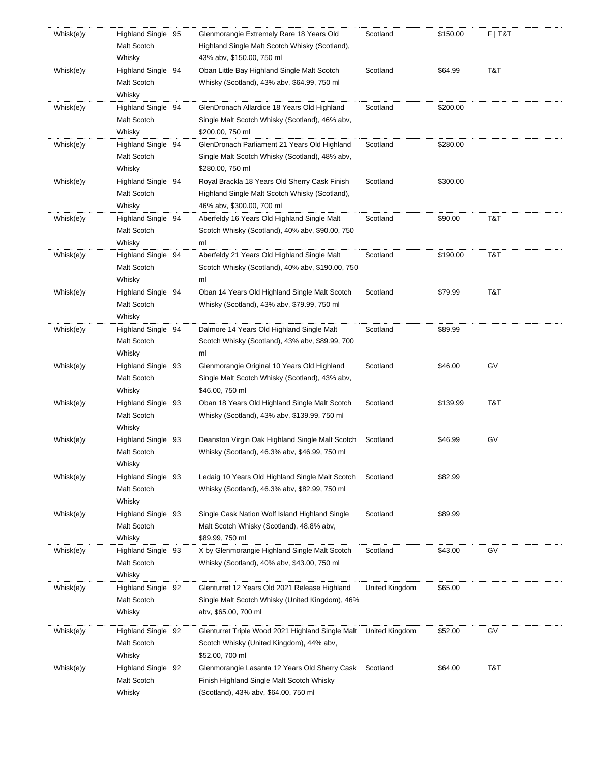| | | | | | | |
|---|---|---|---|---|---|---|
| Whisk(e)y | Highland Single Malt Scotch Whisky | 95 | Glenmorangie Extremely Rare 18 Years Old Highland Single Malt Scotch Whisky (Scotland), 43% abv, $150.00, 750 ml | Scotland | $150.00 | F \| T&T |
| Whisk(e)y | Highland Single Malt Scotch Whisky | 94 | Oban Little Bay Highland Single Malt Scotch Whisky (Scotland), 43% abv, $64.99, 750 ml | Scotland | $64.99 | T&T |
| Whisk(e)y | Highland Single Malt Scotch Whisky | 94 | GlenDronach Allardice 18 Years Old Highland Single Malt Scotch Whisky (Scotland), 46% abv, $200.00, 750 ml | Scotland | $200.00 | |
| Whisk(e)y | Highland Single Malt Scotch Whisky | 94 | GlenDronach Parliament 21 Years Old Highland Single Malt Scotch Whisky (Scotland), 48% abv, $280.00, 750 ml | Scotland | $280.00 | |
| Whisk(e)y | Highland Single Malt Scotch Whisky | 94 | Royal Brackla 18 Years Old Sherry Cask Finish Highland Single Malt Scotch Whisky (Scotland), 46% abv, $300.00, 700 ml | Scotland | $300.00 | |
| Whisk(e)y | Highland Single Malt Scotch Whisky | 94 | Aberfeldy 16 Years Old Highland Single Malt Scotch Whisky (Scotland), 40% abv, $90.00, 750 ml | Scotland | $90.00 | T&T |
| Whisk(e)y | Highland Single Malt Scotch Whisky | 94 | Aberfeldy 21 Years Old Highland Single Malt Scotch Whisky (Scotland), 40% abv, $190.00, 750 ml | Scotland | $190.00 | T&T |
| Whisk(e)y | Highland Single Malt Scotch Whisky | 94 | Oban 14 Years Old Highland Single Malt Scotch Whisky (Scotland), 43% abv, $79.99, 750 ml | Scotland | $79.99 | T&T |
| Whisk(e)y | Highland Single Malt Scotch Whisky | 94 | Dalmore 14 Years Old Highland Single Malt Scotch Whisky (Scotland), 43% abv, $89.99, 700 ml | Scotland | $89.99 | |
| Whisk(e)y | Highland Single Malt Scotch Whisky | 93 | Glenmorangie Original 10 Years Old Highland Single Malt Scotch Whisky (Scotland), 43% abv, $46.00, 750 ml | Scotland | $46.00 | GV |
| Whisk(e)y | Highland Single Malt Scotch Whisky | 93 | Oban 18 Years Old Highland Single Malt Scotch Whisky (Scotland), 43% abv, $139.99, 750 ml | Scotland | $139.99 | T&T |
| Whisk(e)y | Highland Single Malt Scotch Whisky | 93 | Deanston Virgin Oak Highland Single Malt Scotch Whisky (Scotland), 46.3% abv, $46.99, 750 ml | Scotland | $46.99 | GV |
| Whisk(e)y | Highland Single Malt Scotch Whisky | 93 | Ledaig 10 Years Old Highland Single Malt Scotch Whisky (Scotland), 46.3% abv, $82.99, 750 ml | Scotland | $82.99 | |
| Whisk(e)y | Highland Single Malt Scotch Whisky | 93 | Single Cask Nation Wolf Island Highland Single Malt Scotch Whisky (Scotland), 48.8% abv, $89.99, 750 ml | Scotland | $89.99 | |
| Whisk(e)y | Highland Single Malt Scotch Whisky | 93 | X by Glenmorangie Highland Single Malt Scotch Whisky (Scotland), 40% abv, $43.00, 750 ml | Scotland | $43.00 | GV |
| Whisk(e)y | Highland Single Malt Scotch Whisky | 92 | Glenturret 12 Years Old 2021 Release Highland Single Malt Scotch Whisky (United Kingdom), 46% abv, $65.00, 700 ml | United Kingdom | $65.00 | |
| Whisk(e)y | Highland Single Malt Scotch Whisky | 92 | Glenturret Triple Wood 2021 Highland Single Malt Scotch Whisky (United Kingdom), 44% abv, $52.00, 700 ml | United Kingdom | $52.00 | GV |
| Whisk(e)y | Highland Single Malt Scotch Whisky | 92 | Glenmorangie Lasanta 12 Years Old Sherry Cask Finish Highland Single Malt Scotch Whisky (Scotland), 43% abv, $64.00, 750 ml | Scotland | $64.00 | T&T |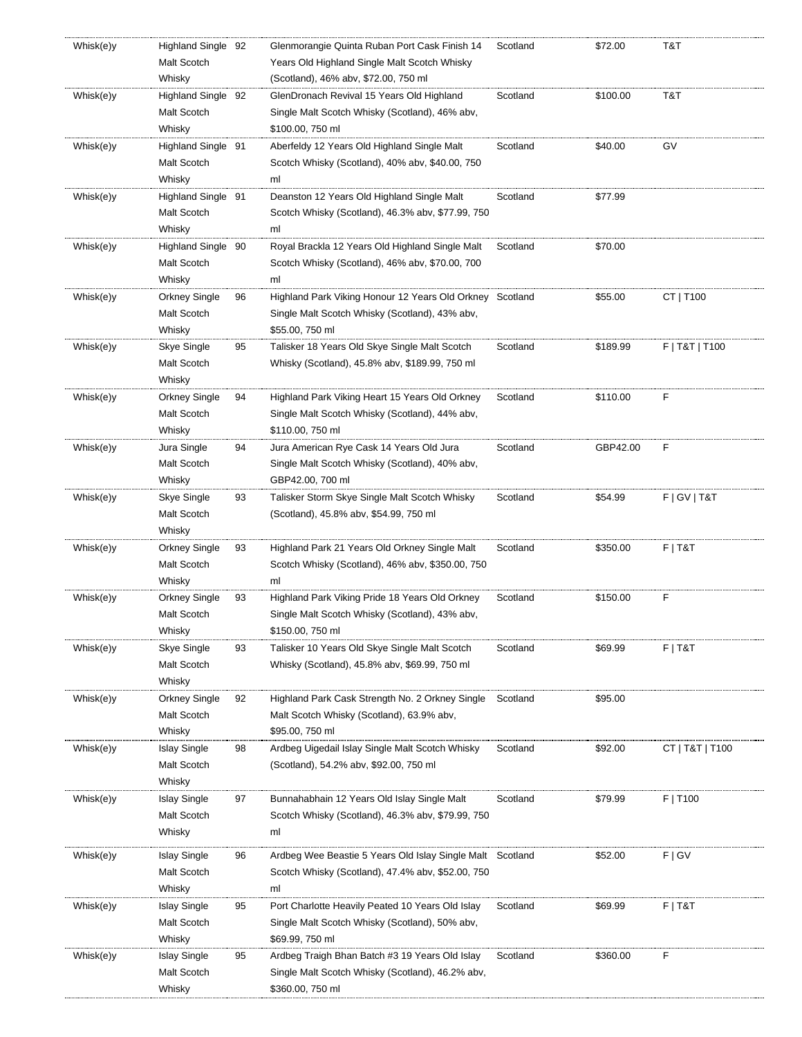| Whisk(e)y | Highland Single Malt Scotch Whisky | 92 | Glenmorangie Quinta Ruban Port Cask Finish 14 Years Old Highland Single Malt Scotch Whisky (Scotland), 46% abv, $72.00, 750 ml | Scotland | $72.00 | T&T |
|---|---|---|---|---|---|---|
| Whisk(e)y | Highland Single Malt Scotch Whisky | 92 | GlenDronach Revival 15 Years Old Highland Single Malt Scotch Whisky (Scotland), 46% abv, $100.00, 750 ml | Scotland | $100.00 | T&T |
| Whisk(e)y | Highland Single Malt Scotch Whisky | 91 | Aberfeldy 12 Years Old Highland Single Malt Scotch Whisky (Scotland), 40% abv, $40.00, 750 ml | Scotland | $40.00 | GV |
| Whisk(e)y | Highland Single Malt Scotch Whisky | 91 | Deanston 12 Years Old Highland Single Malt Scotch Whisky (Scotland), 46.3% abv, $77.99, 750 ml | Scotland | $77.99 | |
| Whisk(e)y | Highland Single Malt Scotch Whisky | 90 | Royal Brackla 12 Years Old Highland Single Malt Scotch Whisky (Scotland), 46% abv, $70.00, 700 ml | Scotland | $70.00 | |
| Whisk(e)y | Orkney Single Malt Scotch Whisky | 96 | Highland Park Viking Honour 12 Years Old Orkney Single Malt Scotch Whisky (Scotland), 43% abv, $55.00, 750 ml | Scotland | $55.00 | CT \| T100 |
| Whisk(e)y | Skye Single Malt Scotch Whisky | 95 | Talisker 18 Years Old Skye Single Malt Scotch Whisky (Scotland), 45.8% abv, $189.99, 750 ml | Scotland | $189.99 | F \| T&T \| T100 |
| Whisk(e)y | Orkney Single Malt Scotch Whisky | 94 | Highland Park Viking Heart 15 Years Old Orkney Single Malt Scotch Whisky (Scotland), 44% abv, $110.00, 750 ml | Scotland | $110.00 | F |
| Whisk(e)y | Jura Single Malt Scotch Whisky | 94 | Jura American Rye Cask 14 Years Old Jura Single Malt Scotch Whisky (Scotland), 40% abv, GBP42.00, 700 ml | Scotland | GBP42.00 | F |
| Whisk(e)y | Skye Single Malt Scotch Whisky | 93 | Talisker Storm Skye Single Malt Scotch Whisky (Scotland), 45.8% abv, $54.99, 750 ml | Scotland | $54.99 | F \| GV \| T&T |
| Whisk(e)y | Orkney Single Malt Scotch Whisky | 93 | Highland Park 21 Years Old Orkney Single Malt Scotch Whisky (Scotland), 46% abv, $350.00, 750 ml | Scotland | $350.00 | F \| T&T |
| Whisk(e)y | Orkney Single Malt Scotch Whisky | 93 | Highland Park Viking Pride 18 Years Old Orkney Single Malt Scotch Whisky (Scotland), 43% abv, $150.00, 750 ml | Scotland | $150.00 | F |
| Whisk(e)y | Skye Single Malt Scotch Whisky | 93 | Talisker 10 Years Old Skye Single Malt Scotch Whisky (Scotland), 45.8% abv, $69.99, 750 ml | Scotland | $69.99 | F \| T&T |
| Whisk(e)y | Orkney Single Malt Scotch Whisky | 92 | Highland Park Cask Strength No. 2 Orkney Single Malt Scotch Whisky (Scotland), 63.9% abv, $95.00, 750 ml | Scotland | $95.00 | |
| Whisk(e)y | Islay Single Malt Scotch Whisky | 98 | Ardbeg Uigedail Islay Single Malt Scotch Whisky (Scotland), 54.2% abv, $92.00, 750 ml | Scotland | $92.00 | CT \| T&T \| T100 |
| Whisk(e)y | Islay Single Malt Scotch Whisky | 97 | Bunnahabhain 12 Years Old Islay Single Malt Scotch Whisky (Scotland), 46.3% abv, $79.99, 750 ml | Scotland | $79.99 | F \| T100 |
| Whisk(e)y | Islay Single Malt Scotch Whisky | 96 | Ardbeg Wee Beastie 5 Years Old Islay Single Malt Scotch Whisky (Scotland), 47.4% abv, $52.00, 750 ml | Scotland | $52.00 | F \| GV |
| Whisk(e)y | Islay Single Malt Scotch Whisky | 95 | Port Charlotte Heavily Peated 10 Years Old Islay Single Malt Scotch Whisky (Scotland), 50% abv, $69.99, 750 ml | Scotland | $69.99 | F \| T&T |
| Whisk(e)y | Islay Single Malt Scotch Whisky | 95 | Ardbeg Traigh Bhan Batch #3 19 Years Old Islay Single Malt Scotch Whisky (Scotland), 46.2% abv, $360.00, 750 ml | Scotland | $360.00 | F |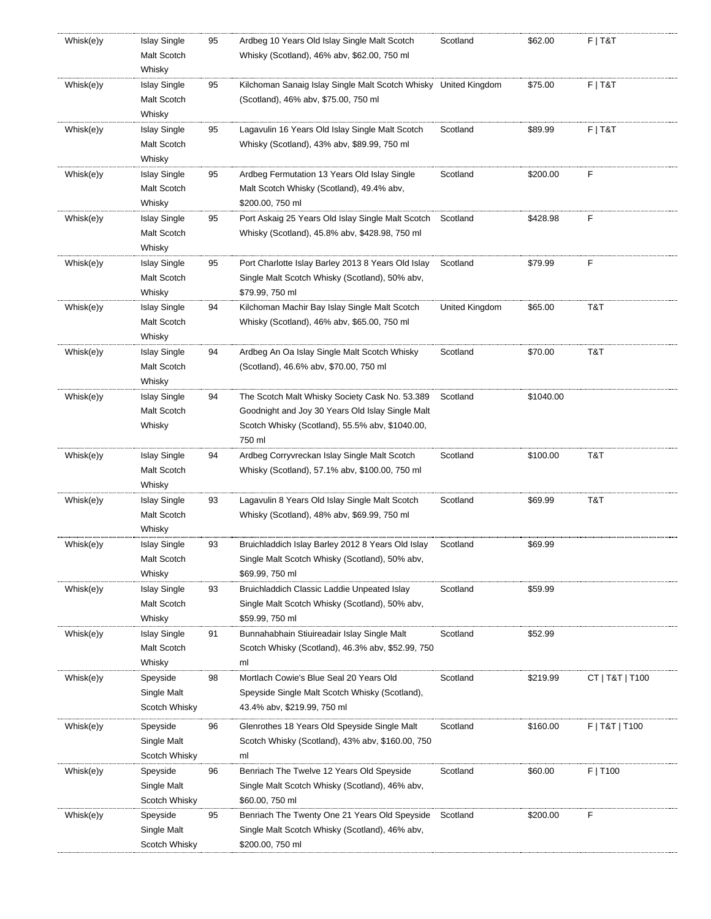| | | | | | | |
|---|---|---|---|---|---|---|
| Whisk(e)y | Islay Single Malt Scotch Whisky | 95 | Ardbeg 10 Years Old Islay Single Malt Scotch Whisky (Scotland), 46% abv, $62.00, 750 ml | Scotland | $62.00 | F \| T&T |
| Whisk(e)y | Islay Single Malt Scotch Whisky | 95 | Kilchoman Sanaig Islay Single Malt Scotch Whisky (Scotland), 46% abv, $75.00, 750 ml | United Kingdom | $75.00 | F \| T&T |
| Whisk(e)y | Islay Single Malt Scotch Whisky | 95 | Lagavulin 16 Years Old Islay Single Malt Scotch Whisky (Scotland), 43% abv, $89.99, 750 ml | Scotland | $89.99 | F \| T&T |
| Whisk(e)y | Islay Single Malt Scotch Whisky | 95 | Ardbeg Fermutation 13 Years Old Islay Single Malt Scotch Whisky (Scotland), 49.4% abv, $200.00, 750 ml | Scotland | $200.00 | F |
| Whisk(e)y | Islay Single Malt Scotch Whisky | 95 | Port Askaig 25 Years Old Islay Single Malt Scotch Whisky (Scotland), 45.8% abv, $428.98, 750 ml | Scotland | $428.98 | F |
| Whisk(e)y | Islay Single Malt Scotch Whisky | 95 | Port Charlotte Islay Barley 2013 8 Years Old Islay Single Malt Scotch Whisky (Scotland), 50% abv, $79.99, 750 ml | Scotland | $79.99 | F |
| Whisk(e)y | Islay Single Malt Scotch Whisky | 94 | Kilchoman Machir Bay Islay Single Malt Scotch Whisky (Scotland), 46% abv, $65.00, 750 ml | United Kingdom | $65.00 | T&T |
| Whisk(e)y | Islay Single Malt Scotch Whisky | 94 | Ardbeg An Oa Islay Single Malt Scotch Whisky (Scotland), 46.6% abv, $70.00, 750 ml | Scotland | $70.00 | T&T |
| Whisk(e)y | Islay Single Malt Scotch Whisky | 94 | The Scotch Malt Whisky Society Cask No. 53.389 Goodnight and Joy 30 Years Old Islay Single Malt Scotch Whisky (Scotland), 55.5% abv, $1040.00, 750 ml | Scotland | $1040.00 | |
| Whisk(e)y | Islay Single Malt Scotch Whisky | 94 | Ardbeg Corryvreckan Islay Single Malt Scotch Whisky (Scotland), 57.1% abv, $100.00, 750 ml | Scotland | $100.00 | T&T |
| Whisk(e)y | Islay Single Malt Scotch Whisky | 93 | Lagavulin 8 Years Old Islay Single Malt Scotch Whisky (Scotland), 48% abv, $69.99, 750 ml | Scotland | $69.99 | T&T |
| Whisk(e)y | Islay Single Malt Scotch Whisky | 93 | Bruichladdich Islay Barley 2012 8 Years Old Islay Single Malt Scotch Whisky (Scotland), 50% abv, $69.99, 750 ml | Scotland | $69.99 | |
| Whisk(e)y | Islay Single Malt Scotch Whisky | 93 | Bruichladdich Classic Laddie Unpeated Islay Single Malt Scotch Whisky (Scotland), 50% abv, $59.99, 750 ml | Scotland | $59.99 | |
| Whisk(e)y | Islay Single Malt Scotch Whisky | 91 | Bunnahabhain Stiuireadair Islay Single Malt Scotch Whisky (Scotland), 46.3% abv, $52.99, 750 ml | Scotland | $52.99 | |
| Whisk(e)y | Speyside Single Malt Scotch Whisky | 98 | Mortlach Cowie's Blue Seal 20 Years Old Speyside Single Malt Scotch Whisky (Scotland), 43.4% abv, $219.99, 750 ml | Scotland | $219.99 | CT \| T&T \| T100 |
| Whisk(e)y | Speyside Single Malt Scotch Whisky | 96 | Glenrothes 18 Years Old Speyside Single Malt Scotch Whisky (Scotland), 43% abv, $160.00, 750 ml | Scotland | $160.00 | F \| T&T \| T100 |
| Whisk(e)y | Speyside Single Malt Scotch Whisky | 96 | Benriach The Twelve 12 Years Old Speyside Single Malt Scotch Whisky (Scotland), 46% abv, $60.00, 750 ml | Scotland | $60.00 | F \| T100 |
| Whisk(e)y | Speyside Single Malt Scotch Whisky | 95 | Benriach The Twenty One 21 Years Old Speyside Single Malt Scotch Whisky (Scotland), 46% abv, $200.00, 750 ml | Scotland | $200.00 | F |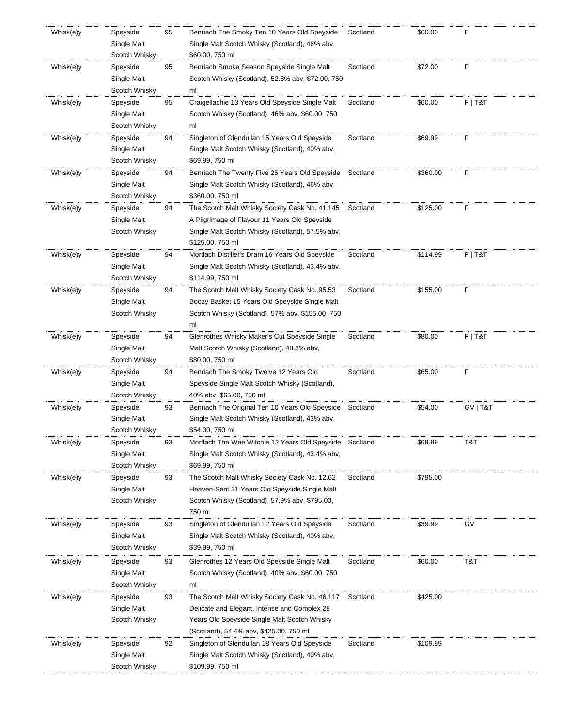| | | | | | | |
|---|---|---|---|---|---|---|
| Whisk(e)y | Speyside Single Malt Scotch Whisky | 95 | Benriach The Smoky Ten 10 Years Old Speyside Single Malt Scotch Whisky (Scotland), 46% abv, $60.00, 750 ml | Scotland | $60.00 | F |
| Whisk(e)y | Speyside Single Malt Scotch Whisky | 95 | Benriach Smoke Season Speyside Single Malt Scotch Whisky (Scotland), 52.8% abv, $72.00, 750 ml | Scotland | $72.00 | F |
| Whisk(e)y | Speyside Single Malt Scotch Whisky | 95 | Craigellachie 13 Years Old Speyside Single Malt Scotch Whisky (Scotland), 46% abv, $60.00, 750 ml | Scotland | $60.00 | F \| T&T |
| Whisk(e)y | Speyside Single Malt Scotch Whisky | 94 | Singleton of Glendullan 15 Years Old Speyside Single Malt Scotch Whisky (Scotland), 40% abv, $69.99, 750 ml | Scotland | $69.99 | F |
| Whisk(e)y | Speyside Single Malt Scotch Whisky | 94 | Benriach The Twenty Five 25 Years Old Speyside Single Malt Scotch Whisky (Scotland), 46% abv, $360.00, 750 ml | Scotland | $360.00 | F |
| Whisk(e)y | Speyside Single Malt Scotch Whisky | 94 | The Scotch Malt Whisky Society Cask No. 41.145 A Pilgrimage of Flavour 11 Years Old Speyside Single Malt Scotch Whisky (Scotland), 57.5% abv, $125.00, 750 ml | Scotland | $125.00 | F |
| Whisk(e)y | Speyside Single Malt Scotch Whisky | 94 | Mortlach Distiller's Dram 16 Years Old Speyside Single Malt Scotch Whisky (Scotland), 43.4% abv, $114.99, 750 ml | Scotland | $114.99 | F \| T&T |
| Whisk(e)y | Speyside Single Malt Scotch Whisky | 94 | The Scotch Malt Whisky Society Cask No. 95.53 Boozy Basket 15 Years Old Speyside Single Malt Scotch Whisky (Scotland), 57% abv, $155.00, 750 ml | Scotland | $155.00 | F |
| Whisk(e)y | Speyside Single Malt Scotch Whisky | 94 | Glenrothes Whisky Maker's Cut Speyside Single Malt Scotch Whisky (Scotland), 48.8% abv, $80.00, 750 ml | Scotland | $80.00 | F \| T&T |
| Whisk(e)y | Speyside Single Malt Scotch Whisky | 94 | Benriach The Smoky Twelve 12 Years Old Speyside Single Malt Scotch Whisky (Scotland), 40% abv, $65.00, 750 ml | Scotland | $65.00 | F |
| Whisk(e)y | Speyside Single Malt Scotch Whisky | 93 | Benriach The Original Ten 10 Years Old Speyside Single Malt Scotch Whisky (Scotland), 43% abv, $54.00, 750 ml | Scotland | $54.00 | GV \| T&T |
| Whisk(e)y | Speyside Single Malt Scotch Whisky | 93 | Mortlach The Wee Witchie 12 Years Old Speyside Single Malt Scotch Whisky (Scotland), 43.4% abv, $69.99, 750 ml | Scotland | $69.99 | T&T |
| Whisk(e)y | Speyside Single Malt Scotch Whisky | 93 | The Scotch Malt Whisky Society Cask No. 12.62 Heaven-Sent 31 Years Old Speyside Single Malt Scotch Whisky (Scotland), 57.9% abv, $795.00, 750 ml | Scotland | $795.00 | |
| Whisk(e)y | Speyside Single Malt Scotch Whisky | 93 | Singleton of Glendullan 12 Years Old Speyside Single Malt Scotch Whisky (Scotland), 40% abv, $39.99, 750 ml | Scotland | $39.99 | GV |
| Whisk(e)y | Speyside Single Malt Scotch Whisky | 93 | Glenrothes 12 Years Old Speyside Single Malt Scotch Whisky (Scotland), 40% abv, $60.00, 750 ml | Scotland | $60.00 | T&T |
| Whisk(e)y | Speyside Single Malt Scotch Whisky | 93 | The Scotch Malt Whisky Society Cask No. 46.117 Delicate and Elegant, Intense and Complex 28 Years Old Speyside Single Malt Scotch Whisky (Scotland), 54.4% abv, $425.00, 750 ml | Scotland | $425.00 | |
| Whisk(e)y | Speyside Single Malt Scotch Whisky | 92 | Singleton of Glendullan 18 Years Old Speyside Single Malt Scotch Whisky (Scotland), 40% abv, $109.99, 750 ml | Scotland | $109.99 | |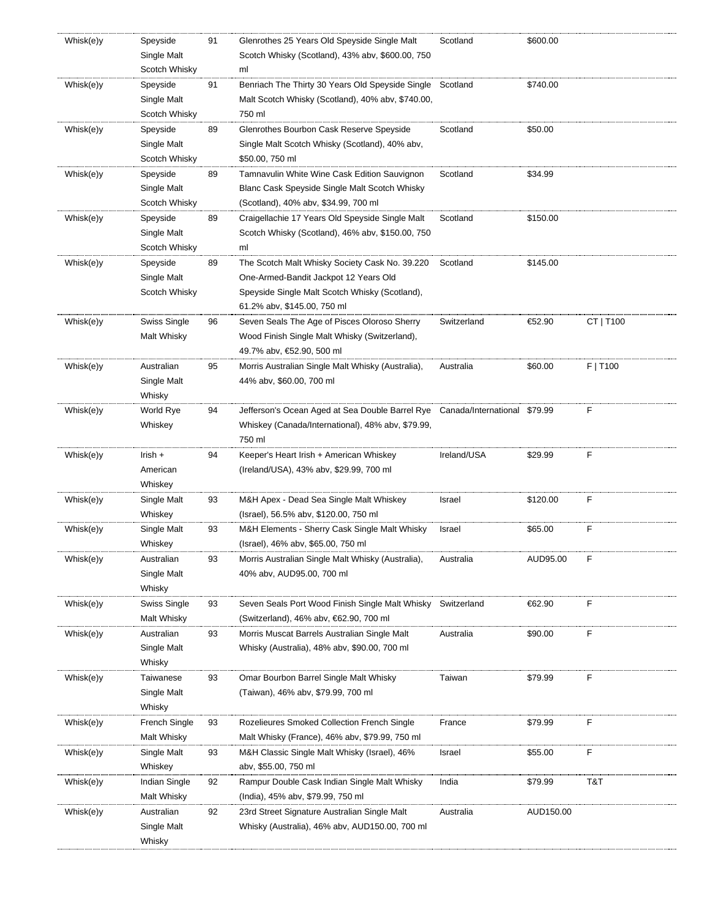| Whisk(e)y | Speyside Single Malt Scotch Whisky | 91 | Glenrothes 25 Years Old Speyside Single Malt Scotch Whisky (Scotland), 43% abv, $600.00, 750 ml | Scotland | $600.00 | |
|---|---|---|---|---|---|---|
| Whisk(e)y | Speyside Single Malt Scotch Whisky | 91 | Benriach The Thirty 30 Years Old Speyside Single Malt Scotch Whisky (Scotland), 40% abv, $740.00, 750 ml | Scotland | $740.00 | |
| Whisk(e)y | Speyside Single Malt Scotch Whisky | 89 | Glenrothes Bourbon Cask Reserve Speyside Single Malt Scotch Whisky (Scotland), 40% abv, $50.00, 750 ml | Scotland | $50.00 | |
| Whisk(e)y | Speyside Single Malt Scotch Whisky | 89 | Tamnavulin White Wine Cask Edition Sauvignon Blanc Cask Speyside Single Malt Scotch Whisky (Scotland), 40% abv, $34.99, 700 ml | Scotland | $34.99 | |
| Whisk(e)y | Speyside Single Malt Scotch Whisky | 89 | Craigellachie 17 Years Old Speyside Single Malt Scotch Whisky (Scotland), 46% abv, $150.00, 750 ml | Scotland | $150.00 | |
| Whisk(e)y | Speyside Single Malt Scotch Whisky | 89 | The Scotch Malt Whisky Society Cask No. 39.220 One-Armed-Bandit Jackpot 12 Years Old Speyside Single Malt Scotch Whisky (Scotland), 61.2% abv, $145.00, 750 ml | Scotland | $145.00 | |
| Whisk(e)y | Swiss Single Malt Whisky | 96 | Seven Seals The Age of Pisces Oloroso Sherry Wood Finish Single Malt Whisky (Switzerland), 49.7% abv, €52.90, 500 ml | Switzerland | €52.90 | CT \| T100 |
| Whisk(e)y | Australian Single Malt Whisky | 95 | Morris Australian Single Malt Whisky (Australia), 44% abv, $60.00, 700 ml | Australia | $60.00 | F \| T100 |
| Whisk(e)y | World Rye Whiskey | 94 | Jefferson's Ocean Aged at Sea Double Barrel Rye Whiskey (Canada/International), 48% abv, $79.99, 750 ml | Canada/International | $79.99 | F |
| Whisk(e)y | Irish + American Whiskey | 94 | Keeper's Heart Irish + American Whiskey (Ireland/USA), 43% abv, $29.99, 700 ml | Ireland/USA | $29.99 | F |
| Whisk(e)y | Single Malt Whiskey | 93 | M&H Apex - Dead Sea Single Malt Whiskey (Israel), 56.5% abv, $120.00, 750 ml | Israel | $120.00 | F |
| Whisk(e)y | Single Malt Whiskey | 93 | M&H Elements - Sherry Cask Single Malt Whisky (Israel), 46% abv, $65.00, 750 ml | Israel | $65.00 | F |
| Whisk(e)y | Australian Single Malt Whisky | 93 | Morris Australian Single Malt Whisky (Australia), 40% abv, AUD95.00, 700 ml | Australia | AUD95.00 | F |
| Whisk(e)y | Swiss Single Malt Whisky | 93 | Seven Seals Port Wood Finish Single Malt Whisky (Switzerland), 46% abv, €62.90, 700 ml | Switzerland | €62.90 | F |
| Whisk(e)y | Australian Single Malt Whisky | 93 | Morris Muscat Barrels Australian Single Malt Whisky (Australia), 48% abv, $90.00, 700 ml | Australia | $90.00 | F |
| Whisk(e)y | Taiwanese Single Malt Whisky | 93 | Omar Bourbon Barrel Single Malt Whisky (Taiwan), 46% abv, $79.99, 700 ml | Taiwan | $79.99 | F |
| Whisk(e)y | French Single Malt Whisky | 93 | Rozelieures Smoked Collection French Single Malt Whisky (France), 46% abv, $79.99, 750 ml | France | $79.99 | F |
| Whisk(e)y | Single Malt Whiskey | 93 | M&H Classic Single Malt Whisky (Israel), 46% abv, $55.00, 750 ml | Israel | $55.00 | F |
| Whisk(e)y | Indian Single Malt Whisky | 92 | Rampur Double Cask Indian Single Malt Whisky (India), 45% abv, $79.99, 750 ml | India | $79.99 | T&T |
| Whisk(e)y | Australian Single Malt Whisky | 92 | 23rd Street Signature Australian Single Malt Whisky (Australia), 46% abv, AUD150.00, 700 ml | Australia | AUD150.00 | |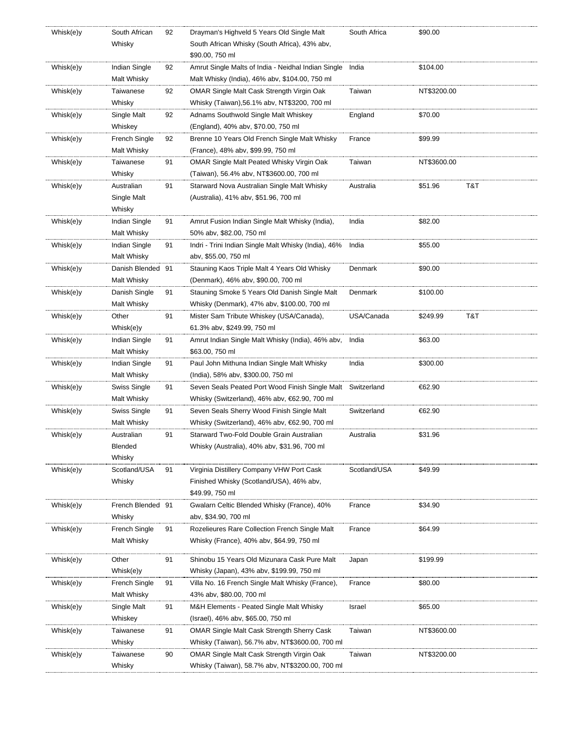| | | | | | | |
|---|---|---|---|---|---|---|
| Whisk(e)y | South African Whisky | 92 | Drayman's Highveld 5 Years Old Single Malt South African Whisky (South Africa), 43% abv, $90.00, 750 ml | South Africa | $90.00 | |
| Whisk(e)y | Indian Single Malt Whisky | 92 | Amrut Single Malts of India - Neidhal Indian Single Malt Whisky (India), 46% abv, $104.00, 750 ml | India | $104.00 | |
| Whisk(e)y | Taiwanese Whisky | 92 | OMAR Single Malt Cask Strength Virgin Oak Whisky (Taiwan),56.1% abv, NT$3200, 700 ml | Taiwan | NT$3200.00 | |
| Whisk(e)y | Single Malt Whiskey | 92 | Adnams Southwold Single Malt Whiskey (England), 40% abv, $70.00, 750 ml | England | $70.00 | |
| Whisk(e)y | French Single Malt Whisky | 92 | Brenne 10 Years Old French Single Malt Whisky (France), 48% abv, $99.99, 750 ml | France | $99.99 | |
| Whisk(e)y | Taiwanese Whisky | 91 | OMAR Single Malt Peated Whisky Virgin Oak (Taiwan), 56.4% abv, NT$3600.00, 700 ml | Taiwan | NT$3600.00 | |
| Whisk(e)y | Australian Single Malt Whisky | 91 | Starward Nova Australian Single Malt Whisky (Australia), 41% abv, $51.96, 700 ml | Australia | $51.96 | T&T |
| Whisk(e)y | Indian Single Malt Whisky | 91 | Amrut Fusion Indian Single Malt Whisky (India), 50% abv, $82.00, 750 ml | India | $82.00 | |
| Whisk(e)y | Indian Single Malt Whisky | 91 | Indri - Trini Indian Single Malt Whisky (India), 46% abv, $55.00, 750 ml | India | $55.00 | |
| Whisk(e)y | Danish Blended Malt Whisky | 91 | Stauning Kaos Triple Malt 4 Years Old Whisky (Denmark), 46% abv, $90.00, 700 ml | Denmark | $90.00 | |
| Whisk(e)y | Danish Single Malt Whisky | 91 | Stauning Smoke 5 Years Old Danish Single Malt Whisky (Denmark), 47% abv, $100.00, 700 ml | Denmark | $100.00 | |
| Whisk(e)y | Other Whisk(e)y | 91 | Mister Sam Tribute Whiskey (USA/Canada), 61.3% abv, $249.99, 750 ml | USA/Canada | $249.99 | T&T |
| Whisk(e)y | Indian Single Malt Whisky | 91 | Amrut Indian Single Malt Whisky (India), 46% abv, $63.00, 750 ml | India | $63.00 | |
| Whisk(e)y | Indian Single Malt Whisky | 91 | Paul John Mithuna Indian Single Malt Whisky (India), 58% abv, $300.00, 750 ml | India | $300.00 | |
| Whisk(e)y | Swiss Single Malt Whisky | 91 | Seven Seals Peated Port Wood Finish Single Malt Whisky (Switzerland), 46% abv, €62.90, 700 ml | Switzerland | €62.90 | |
| Whisk(e)y | Swiss Single Malt Whisky | 91 | Seven Seals Sherry Wood Finish Single Malt Whisky (Switzerland), 46% abv, €62.90, 700 ml | Switzerland | €62.90 | |
| Whisk(e)y | Australian Blended Whisky | 91 | Starward Two-Fold Double Grain Australian Whisky (Australia), 40% abv, $31.96, 700 ml | Australia | $31.96 | |
| Whisk(e)y | Scotland/USA Whisky | 91 | Virginia Distillery Company VHW Port Cask Finished Whisky (Scotland/USA), 46% abv, $49.99, 750 ml | Scotland/USA | $49.99 | |
| Whisk(e)y | French Blended Whisky | 91 | Gwalarn Celtic Blended Whisky (France), 40% abv, $34.90, 700 ml | France | $34.90 | |
| Whisk(e)y | French Single Malt Whisky | 91 | Rozelieures Rare Collection French Single Malt Whisky (France), 40% abv, $64.99, 750 ml | France | $64.99 | |
| Whisk(e)y | Other Whisk(e)y | 91 | Shinobu 15 Years Old Mizunara Cask Pure Malt Whisky (Japan), 43% abv, $199.99, 750 ml | Japan | $199.99 | |
| Whisk(e)y | French Single Malt Whisky | 91 | Villa No. 16 French Single Malt Whisky (France), 43% abv, $80.00, 700 ml | France | $80.00 | |
| Whisk(e)y | Single Malt Whiskey | 91 | M&H Elements - Peated Single Malt Whisky (Israel), 46% abv, $65.00, 750 ml | Israel | $65.00 | |
| Whisk(e)y | Taiwanese Whisky | 91 | OMAR Single Malt Cask Strength Sherry Cask Whisky (Taiwan), 56.7% abv, NT$3600.00, 700 ml | Taiwan | NT$3600.00 | |
| Whisk(e)y | Taiwanese Whisky | 90 | OMAR Single Malt Cask Strength Virgin Oak Whisky (Taiwan), 58.7% abv, NT$3200.00, 700 ml | Taiwan | NT$3200.00 | |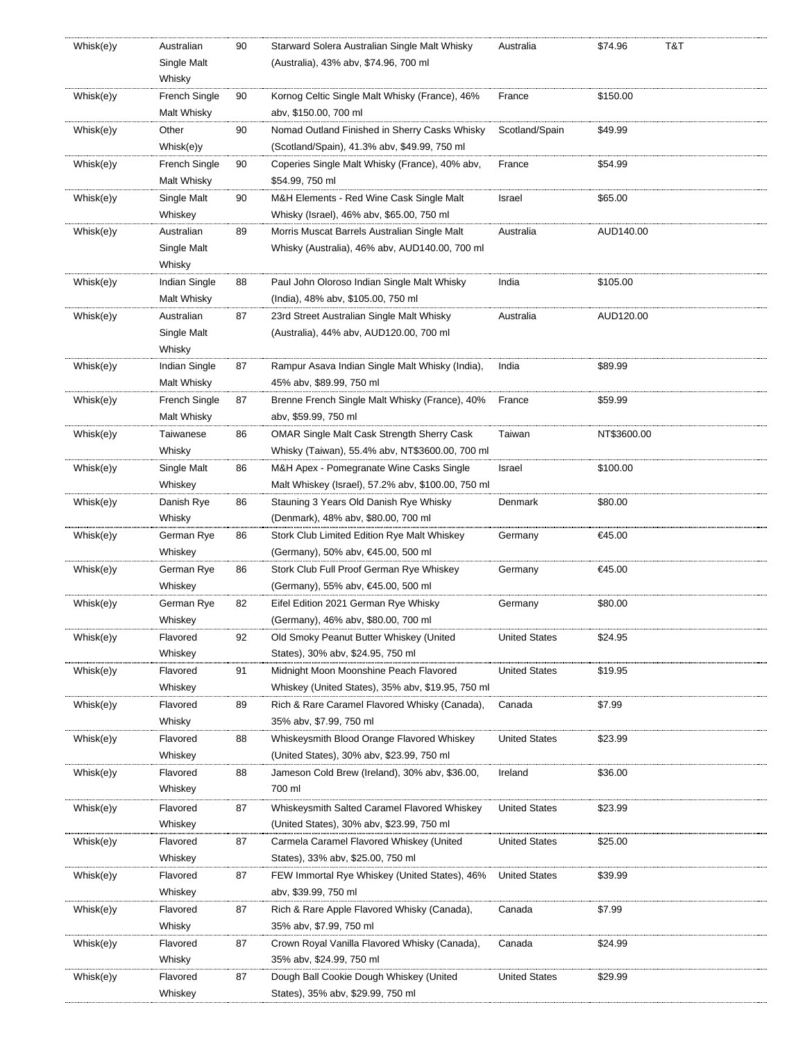| Whisk(e)y | Australian Single Malt Whisky | 90 | Starward Solera Australian Single Malt Whisky (Australia), 43% abv, $74.96, 700 ml | Australia | $74.96 | T&T |
|---|---|---|---|---|---|---|
| Whisk(e)y | French Single Malt Whisky | 90 | Kornog Celtic Single Malt Whisky (France), 46% abv, $150.00, 700 ml | France | $150.00 | |
| Whisk(e)y | Other Whisk(e)y | 90 | Nomad Outland Finished in Sherry Casks Whisky (Scotland/Spain), 41.3% abv, $49.99, 750 ml | Scotland/Spain | $49.99 | |
| Whisk(e)y | French Single Malt Whisky | 90 | Coperies Single Malt Whisky (France), 40% abv, $54.99, 750 ml | France | $54.99 | |
| Whisk(e)y | Single Malt Whiskey | 90 | M&H Elements - Red Wine Cask Single Malt Whisky (Israel), 46% abv, $65.00, 750 ml | Israel | $65.00 | |
| Whisk(e)y | Australian Single Malt Whisky | 89 | Morris Muscat Barrels Australian Single Malt Whisky (Australia), 46% abv, AUD140.00, 700 ml | Australia | AUD140.00 | |
| Whisk(e)y | Indian Single Malt Whisky | 88 | Paul John Oloroso Indian Single Malt Whisky (India), 48% abv, $105.00, 750 ml | India | $105.00 | |
| Whisk(e)y | Australian Single Malt Whisky | 87 | 23rd Street Australian Single Malt Whisky (Australia), 44% abv, AUD120.00, 700 ml | Australia | AUD120.00 | |
| Whisk(e)y | Indian Single Malt Whisky | 87 | Rampur Asava Indian Single Malt Whisky (India), 45% abv, $89.99, 750 ml | India | $89.99 | |
| Whisk(e)y | French Single Malt Whisky | 87 | Brenne French Single Malt Whisky (France), 40% abv, $59.99, 750 ml | France | $59.99 | |
| Whisk(e)y | Taiwanese Whisky | 86 | OMAR Single Malt Cask Strength Sherry Cask Whisky (Taiwan), 55.4% abv, NT$3600.00, 700 ml | Taiwan | NT$3600.00 | |
| Whisk(e)y | Single Malt Whiskey | 86 | M&H Apex - Pomegranate Wine Casks Single Malt Whiskey (Israel), 57.2% abv, $100.00, 750 ml | Israel | $100.00 | |
| Whisk(e)y | Danish Rye Whisky | 86 | Stauning 3 Years Old Danish Rye Whisky (Denmark), 48% abv, $80.00, 700 ml | Denmark | $80.00 | |
| Whisk(e)y | German Rye Whiskey | 86 | Stork Club Limited Edition Rye Malt Whiskey (Germany), 50% abv, €45.00, 500 ml | Germany | €45.00 | |
| Whisk(e)y | German Rye Whiskey | 86 | Stork Club Full Proof German Rye Whiskey (Germany), 55% abv, €45.00, 500 ml | Germany | €45.00 | |
| Whisk(e)y | German Rye Whiskey | 82 | Eifel Edition 2021 German Rye Whisky (Germany), 46% abv, $80.00, 700 ml | Germany | $80.00 | |
| Whisk(e)y | Flavored Whiskey | 92 | Old Smoky Peanut Butter Whiskey (United States), 30% abv, $24.95, 750 ml | United States | $24.95 | |
| Whisk(e)y | Flavored Whiskey | 91 | Midnight Moon Moonshine Peach Flavored Whiskey (United States), 35% abv, $19.95, 750 ml | United States | $19.95 | |
| Whisk(e)y | Flavored Whisky | 89 | Rich & Rare Caramel Flavored Whisky (Canada), 35% abv, $7.99, 750 ml | Canada | $7.99 | |
| Whisk(e)y | Flavored Whiskey | 88 | Whiskeysmith Blood Orange Flavored Whiskey (United States), 30% abv, $23.99, 750 ml | United States | $23.99 | |
| Whisk(e)y | Flavored Whiskey | 88 | Jameson Cold Brew (Ireland), 30% abv, $36.00, 700 ml | Ireland | $36.00 | |
| Whisk(e)y | Flavored Whiskey | 87 | Whiskeysmith Salted Caramel Flavored Whiskey (United States), 30% abv, $23.99, 750 ml | United States | $23.99 | |
| Whisk(e)y | Flavored Whiskey | 87 | Carmela Caramel Flavored Whiskey (United States), 33% abv, $25.00, 750 ml | United States | $25.00 | |
| Whisk(e)y | Flavored Whiskey | 87 | FEW Immortal Rye Whiskey (United States), 46% abv, $39.99, 750 ml | United States | $39.99 | |
| Whisk(e)y | Flavored Whisky | 87 | Rich & Rare Apple Flavored Whisky (Canada), 35% abv, $7.99, 750 ml | Canada | $7.99 | |
| Whisk(e)y | Flavored Whisky | 87 | Crown Royal Vanilla Flavored Whisky (Canada), 35% abv, $24.99, 750 ml | Canada | $24.99 | |
| Whisk(e)y | Flavored Whiskey | 87 | Dough Ball Cookie Dough Whiskey (United States), 35% abv, $29.99, 750 ml | United States | $29.99 | |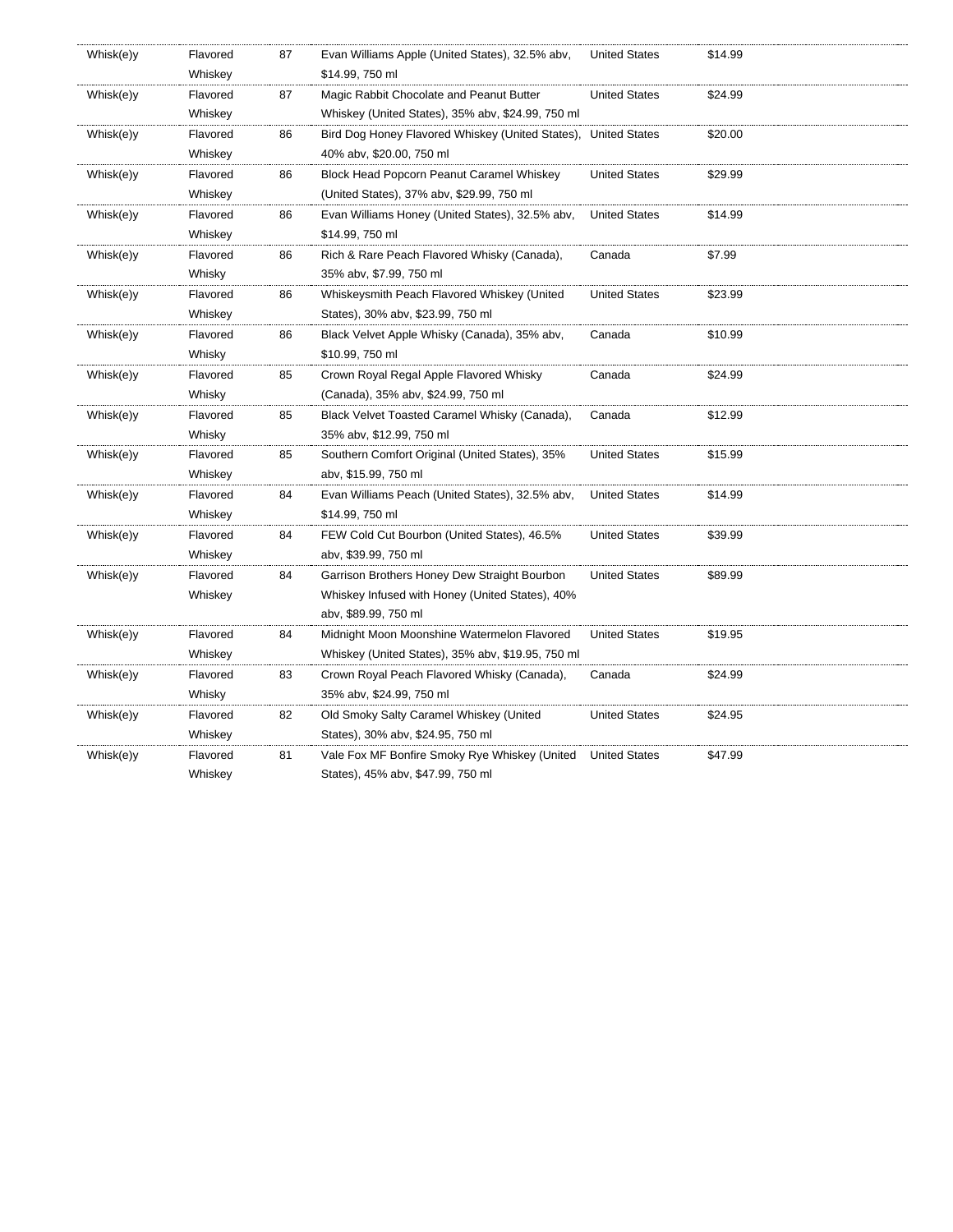| | | | | | |
|---|---|---|---|---|---|
| Whisk(e)y | Flavored Whiskey | 87 | Evan Williams Apple (United States), 32.5% abv, $14.99, 750 ml | United States | $14.99 |
| Whisk(e)y | Flavored Whiskey | 87 | Magic Rabbit Chocolate and Peanut Butter Whiskey (United States), 35% abv, $24.99, 750 ml | United States | $24.99 |
| Whisk(e)y | Flavored Whiskey | 86 | Bird Dog Honey Flavored Whiskey (United States), 40% abv, $20.00, 750 ml | United States | $20.00 |
| Whisk(e)y | Flavored Whiskey | 86 | Block Head Popcorn Peanut Caramel Whiskey (United States), 37% abv, $29.99, 750 ml | United States | $29.99 |
| Whisk(e)y | Flavored Whiskey | 86 | Evan Williams Honey (United States), 32.5% abv, $14.99, 750 ml | United States | $14.99 |
| Whisk(e)y | Flavored Whisky | 86 | Rich & Rare Peach Flavored Whisky (Canada), 35% abv, $7.99, 750 ml | Canada | $7.99 |
| Whisk(e)y | Flavored Whiskey | 86 | Whiskeysmith Peach Flavored Whiskey (United States), 30% abv, $23.99, 750 ml | United States | $23.99 |
| Whisk(e)y | Flavored Whisky | 86 | Black Velvet Apple Whisky (Canada), 35% abv, $10.99, 750 ml | Canada | $10.99 |
| Whisk(e)y | Flavored Whisky | 85 | Crown Royal Regal Apple Flavored Whisky (Canada), 35% abv, $24.99, 750 ml | Canada | $24.99 |
| Whisk(e)y | Flavored Whisky | 85 | Black Velvet Toasted Caramel Whisky (Canada), 35% abv, $12.99, 750 ml | Canada | $12.99 |
| Whisk(e)y | Flavored Whiskey | 85 | Southern Comfort Original (United States), 35% abv, $15.99, 750 ml | United States | $15.99 |
| Whisk(e)y | Flavored Whiskey | 84 | Evan Williams Peach (United States), 32.5% abv, $14.99, 750 ml | United States | $14.99 |
| Whisk(e)y | Flavored Whiskey | 84 | FEW Cold Cut Bourbon (United States), 46.5% abv, $39.99, 750 ml | United States | $39.99 |
| Whisk(e)y | Flavored Whiskey | 84 | Garrison Brothers Honey Dew Straight Bourbon Whiskey Infused with Honey (United States), 40% abv, $89.99, 750 ml | United States | $89.99 |
| Whisk(e)y | Flavored Whiskey | 84 | Midnight Moon Moonshine Watermelon Flavored Whiskey (United States), 35% abv, $19.95, 750 ml | United States | $19.95 |
| Whisk(e)y | Flavored Whisky | 83 | Crown Royal Peach Flavored Whisky (Canada), 35% abv, $24.99, 750 ml | Canada | $24.99 |
| Whisk(e)y | Flavored Whiskey | 82 | Old Smoky Salty Caramel Whiskey (United States), 30% abv, $24.95, 750 ml | United States | $24.95 |
| Whisk(e)y | Flavored Whiskey | 81 | Vale Fox MF Bonfire Smoky Rye Whiskey (United States), 45% abv, $47.99, 750 ml | United States | $47.99 |